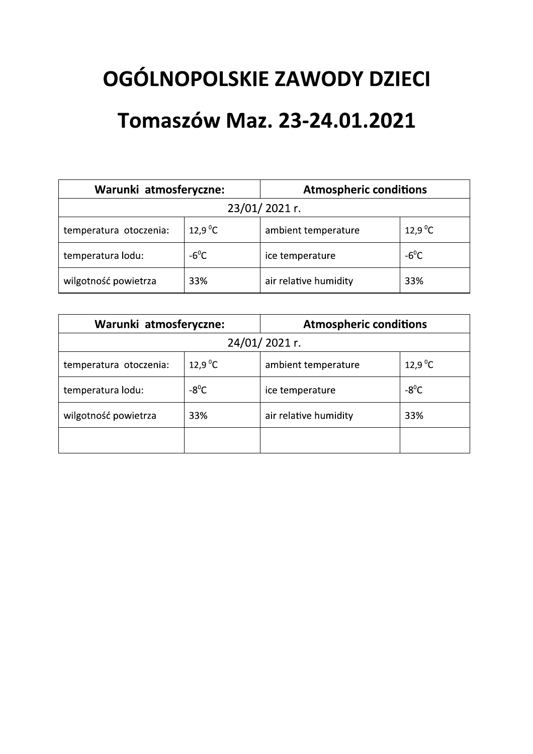# OGÓLNOPOLSKIE ZAWODY DZIECI

# Tomaszów Maz. 23-24.01.2021

| Warunki atmosferyczne: | | Atmospheric conditions | |
|---|---|---|---|
| 23/01/ 2021 r. | | | |
| temperatura otoczenia: | 12,9 $^0$C | ambient temperature | 12,9 $^0$C |
| temperatura lodu: | -6$^0$C | ice temperature | -6$^0$C |
| wilgotność powietrza | 33% | air relative humidity | 33% |

| Warunki atmosferyczne: | | Atmospheric conditions | |
|---|---|---|---|
| 24/01/ 2021 r. | | | |
| temperatura otoczenia: | 12,9 $^0$C | ambient temperature | 12,9 $^0$C |
| temperatura lodu: | -8$^0$C | ice temperature | -8$^0$C |
| wilgotność powietrza | 33% | air relative humidity | 33% |
| | | | |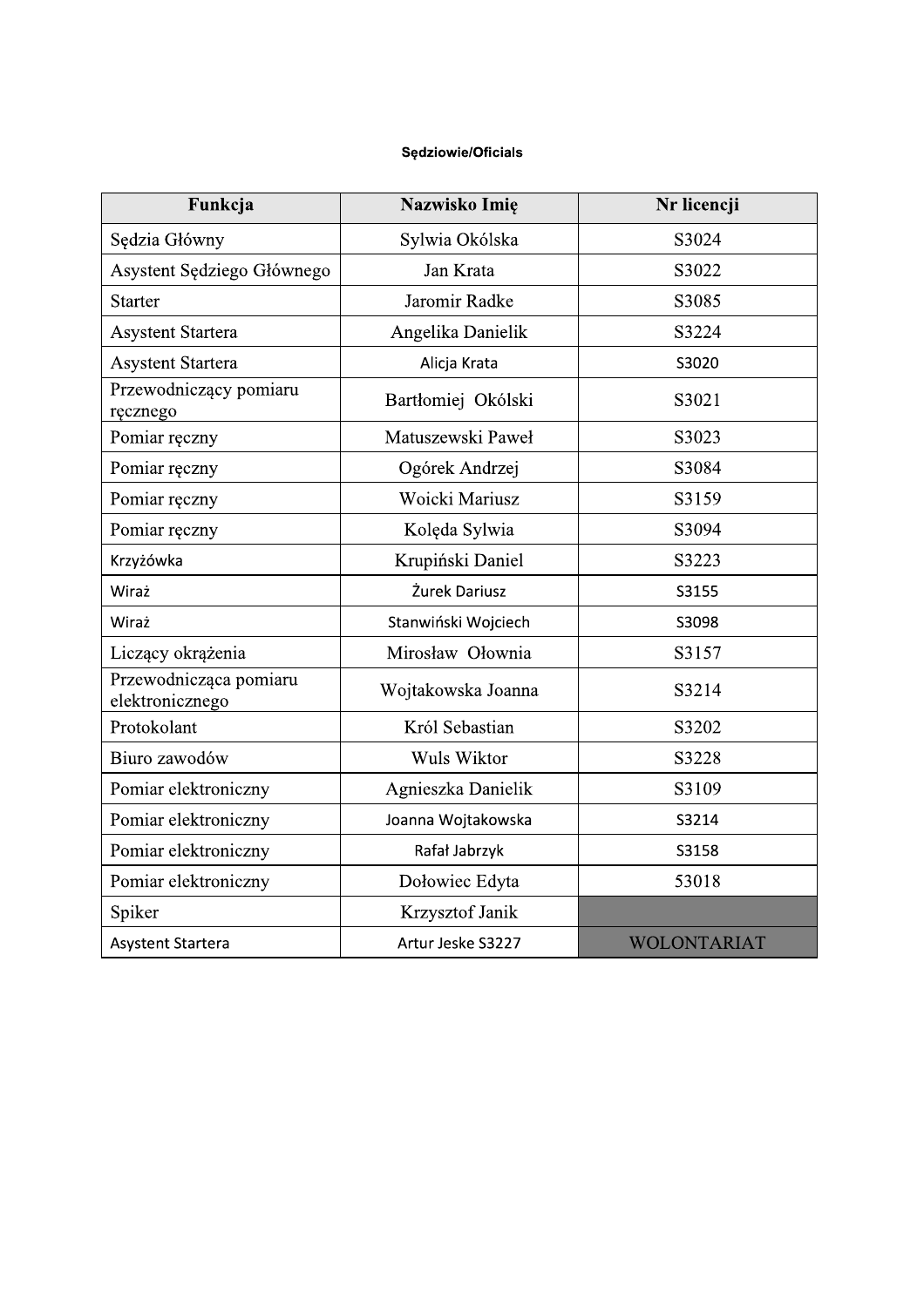**Sędziowie/Oficials**

| Funkcja | Nazwisko Imię | Nr licencji |
| --- | --- | --- |
| Sędzia Główny | Sylwia Okólska | S3024 |
| Asystent Sędziego Głównego | Jan Krata | S3022 |
| Starter | Jaromir Radke | S3085 |
| Asystent Startera | Angelika Danielik | S3224 |
| Asystent Startera | Alicja Krata | S3020 |
| Przewodniczący pomiaru ręcznego | Bartłomiej Okólski | S3021 |
| Pomiar ręczny | Matuszewski Paweł | S3023 |
| Pomiar ręczny | Ogórek Andrzej | S3084 |
| Pomiar ręczny | Woicki Mariusz | S3159 |
| Pomiar ręczny | Kolęda Sylwia | S3094 |
| Krzyżówka | Krupiński Daniel | S3223 |
| Wiraż | Żurek Dariusz | S3155 |
| Wiraż | Stanwiński Wojciech | S3098 |
| Liczący okrążenia | Mirosław Ołownia | S3157 |
| Przewodnicząca pomiaru elektronicznego | Wojtakowska Joanna | S3214 |
| Protokolant | Król Sebastian | S3202 |
| Biuro zawodów | Wuls Wiktor | S3228 |
| Pomiar elektroniczny | Agnieszka Danielik | S3109 |
| Pomiar elektroniczny | Joanna Wojtakowska | S3214 |
| Pomiar elektroniczny | Rafał Jabrzyk | S3158 |
| Pomiar elektroniczny | Dołowiec Edyta | 53018 |
| Spiker | Krzysztof Janik | |
| Asystent Startera | Artur Jeske S3227 | WOLONTARIAT |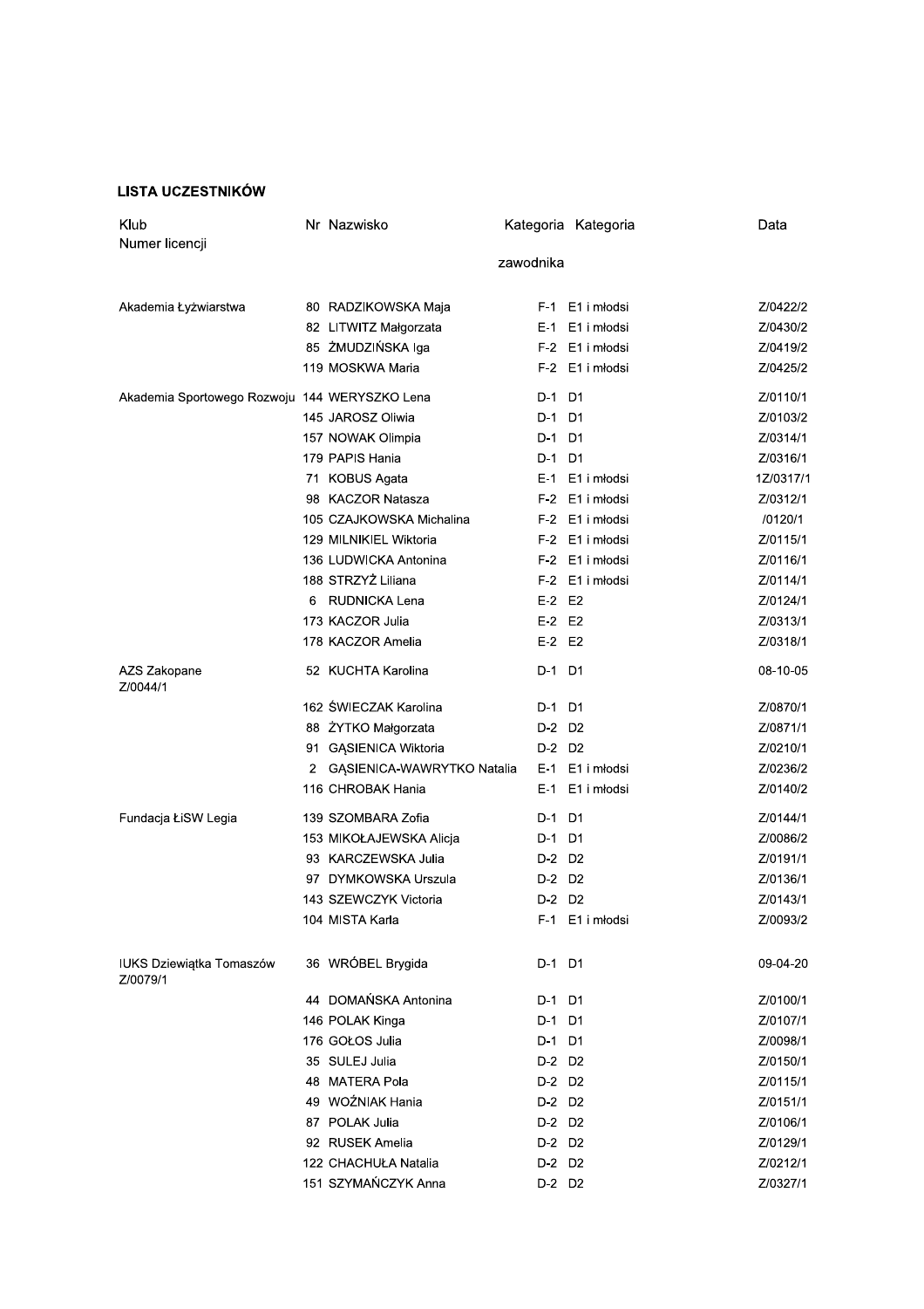### LISTA UCZESTNIKÓW

| Klub<br>Numer licencji | Nr | Nazwisko | Kategoria zawodnika | Kategoria | Data |
|---|---|---|---|---|---|
| Akademia Łyżwiarstwa | 80 | RADZIKOWSKA Maja | F-1 | E1 i młodsi | Z/0422/2 |
| | 82 | LITWITZ Małgorzata | E-1 | E1 i młodsi | Z/0430/2 |
| | 85 | ŻMUDZIŃSKA Iga | F-2 | E1 i młodsi | Z/0419/2 |
| | 119 | MOSKWA Maria | F-2 | E1 i młodsi | Z/0425/2 |
| Akademia Sportowego Rozwoju | 144 | WERYSZKO Lena | D-1 | D1 | Z/0110/1 |
| | 145 | JAROSZ Oliwia | D-1 | D1 | Z/0103/2 |
| | 157 | NOWAK Olimpia | D-1 | D1 | Z/0314/1 |
| | 179 | PAPIS Hania | D-1 | D1 | Z/0316/1 |
| | 71 | KOBUS Agata | E-1 | E1 i młodsi | 1Z/0317/1 |
| | 98 | KACZOR Natasza | F-2 | E1 i młodsi | Z/0312/1 |
| | 105 | CZAJKOWSKA Michalina | F-2 | E1 i młodsi | /0120/1 |
| | 129 | MILNIKIEL Wiktoria | F-2 | E1 i młodsi | Z/0115/1 |
| | 136 | LUDWICKA Antonina | F-2 | E1 i młodsi | Z/0116/1 |
| | 188 | STRZYŻ Liliana | F-2 | E1 i młodsi | Z/0114/1 |
| | 6 | RUDNICKA Lena | E-2 | E2 | Z/0124/1 |
| | 173 | KACZOR Julia | E-2 | E2 | Z/0313/1 |
| | 178 | KACZOR Amelia | E-2 | E2 | Z/0318/1 |
| AZS Zakopane<br>Z/0044/1 | 52 | KUCHTA Karolina | D-1 | D1 | 08-10-05 |
| | 162 | ŚWIECZAK Karolina | D-1 | D1 | Z/0870/1 |
| | 88 | ŻYTKO Małgorzata | D-2 | D2 | Z/0871/1 |
| | 91 | GĄSIENICA Wiktoria | D-2 | D2 | Z/0210/1 |
| | 2 | GĄSIENICA-WAWRYTKO Natalia | E-1 | E1 i młodsi | Z/0236/2 |
| | 116 | CHROBAK Hania | E-1 | E1 i młodsi | Z/0140/2 |
| Fundacja ŁiSW Legia | 139 | SZOMBARA Zofia | D-1 | D1 | Z/0144/1 |
| | 153 | MIKOŁAJEWSKA Alicja | D-1 | D1 | Z/0086/2 |
| | 93 | KARCZEWSKA Julia | D-2 | D2 | Z/0191/1 |
| | 97 | DYMKOWSKA Urszula | D-2 | D2 | Z/0136/1 |
| | 143 | SZEWCZYK Victoria | D-2 | D2 | Z/0143/1 |
| | 104 | MISTA Karla | F-1 | E1 i młodsi | Z/0093/2 |
| IUKS Dziewiątka Tomaszów<br>Z/0079/1 | 36 | WRÓBEL Brygida | D-1 | D1 | 09-04-20 |
| | 44 | DOMAŃSKA Antonina | D-1 | D1 | Z/0100/1 |
| | 146 | POLAK Kinga | D-1 | D1 | Z/0107/1 |
| | 176 | GOŁOS Julia | D-1 | D1 | Z/0098/1 |
| | 35 | SULEJ Julia | D-2 | D2 | Z/0150/1 |
| | 48 | MATERA Pola | D-2 | D2 | Z/0115/1 |
| | 49 | WOŹNIAK Hania | D-2 | D2 | Z/0151/1 |
| | 87 | POLAK Julia | D-2 | D2 | Z/0106/1 |
| | 92 | RUSEK Amelia | D-2 | D2 | Z/0129/1 |
| | 122 | CHACHUŁA Natalia | D-2 | D2 | Z/0212/1 |
| | 151 | SZYMAŃCZYK Anna | D-2 | D2 | Z/0327/1 |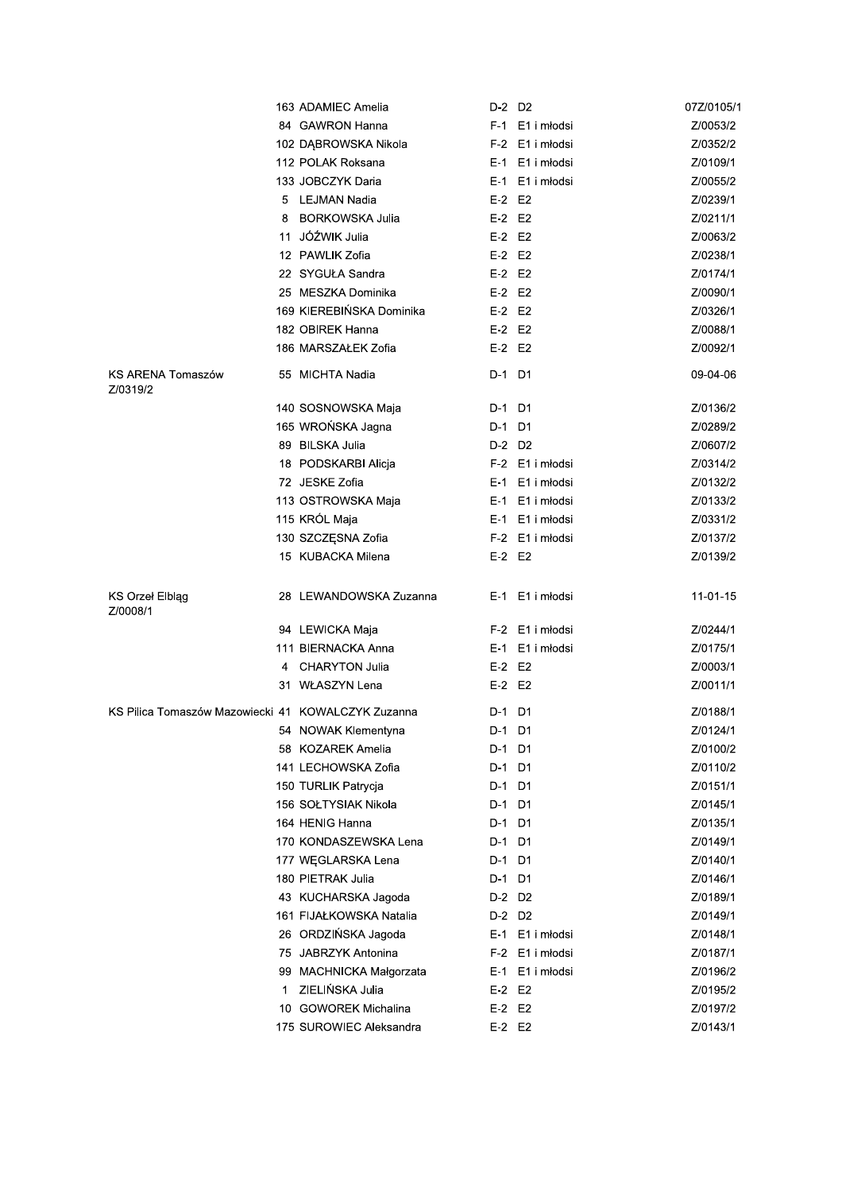| Klub | Nr | Zawodniczka | Kat. | Grupa | Licencja |
|---|---|---|---|---|---|
| | 163 | ADAMIEC Amelia | D-2 | D2 | 07Z/0105/1 |
| | 84 | GAWRON Hanna | F-1 | E1 i młodsi | Z/0053/2 |
| | 102 | DĄBROWSKA Nikola | F-2 | E1 i młodsi | Z/0352/2 |
| | 112 | POLAK Roksana | E-1 | E1 i młodsi | Z/0109/1 |
| | 133 | JOBCZYK Daria | E-1 | E1 i młodsi | Z/0055/2 |
| | 5 | LEJMAN Nadia | E-2 | E2 | Z/0239/1 |
| | 8 | BORKOWSKA Julia | E-2 | E2 | Z/0211/1 |
| | 11 | JÓŹWIK Julia | E-2 | E2 | Z/0063/2 |
| | 12 | PAWLIK Zofia | E-2 | E2 | Z/0238/1 |
| | 22 | SYGUŁA Sandra | E-2 | E2 | Z/0174/1 |
| | 25 | MESZKA Dominika | E-2 | E2 | Z/0090/1 |
| | 169 | KIEREBIŃSKA Dominika | E-2 | E2 | Z/0326/1 |
| | 182 | OBIREK Hanna | E-2 | E2 | Z/0088/1 |
| | 186 | MARSZAŁEK Zofia | E-2 | E2 | Z/0092/1 |
| KS ARENA Tomaszów Z/0319/2 | 55 | MICHTA Nadia | D-1 | D1 | 09-04-06 |
| | 140 | SOSNOWSKA Maja | D-1 | D1 | Z/0136/2 |
| | 165 | WROŃSKA Jagna | D-1 | D1 | Z/0289/2 |
| | 89 | BILSKA Julia | D-2 | D2 | Z/0607/2 |
| | 18 | PODSKARBI Alicja | F-2 | E1 i młodsi | Z/0314/2 |
| | 72 | JESKE Zofia | E-1 | E1 i młodsi | Z/0132/2 |
| | 113 | OSTROWSKA Maja | E-1 | E1 i młodsi | Z/0133/2 |
| | 115 | KRÓL Maja | E-1 | E1 i młodsi | Z/0331/2 |
| | 130 | SZCZĘSNA Zofia | F-2 | E1 i młodsi | Z/0137/2 |
| | 15 | KUBACKA Milena | E-2 | E2 | Z/0139/2 |
| KS Orzeł Elbląg Z/0008/1 | 28 | LEWANDOWSKA Zuzanna | E-1 | E1 i młodsi | 11-01-15 |
| | 94 | LEWICKA Maja | F-2 | E1 i młodsi | Z/0244/1 |
| | 111 | BIERNACKA Anna | E-1 | E1 i młodsi | Z/0175/1 |
| | 4 | CHARYTON Julia | E-2 | E2 | Z/0003/1 |
| | 31 | WŁASZYN Lena | E-2 | E2 | Z/0011/1 |
| KS Pilica Tomaszów Mazowiecki | 41 | KOWALCZYK Zuzanna | D-1 | D1 | Z/0188/1 |
| | 54 | NOWAK Klementyna | D-1 | D1 | Z/0124/1 |
| | 58 | KOZAREK Amelia | D-1 | D1 | Z/0100/2 |
| | 141 | LECHOWSKA Zofia | D-1 | D1 | Z/0110/2 |
| | 150 | TURLIK Patrycja | D-1 | D1 | Z/0151/1 |
| | 156 | SOŁTYSIAK Nikola | D-1 | D1 | Z/0145/1 |
| | 164 | HENIG Hanna | D-1 | D1 | Z/0135/1 |
| | 170 | KONDASZEWSKA Lena | D-1 | D1 | Z/0149/1 |
| | 177 | WĘGLARSKA Lena | D-1 | D1 | Z/0140/1 |
| | 180 | PIETRAK Julia | D-1 | D1 | Z/0146/1 |
| | 43 | KUCHARSKA Jagoda | D-2 | D2 | Z/0189/1 |
| | 161 | FIJAŁKOWSKA Natalia | D-2 | D2 | Z/0149/1 |
| | 26 | ORDZIŃSKA Jagoda | E-1 | E1 i młodsi | Z/0148/1 |
| | 75 | JABRZYK Antonina | F-2 | E1 i młodsi | Z/0187/1 |
| | 99 | MACHNICKA Małgorzata | E-1 | E1 i młodsi | Z/0196/2 |
| | 1 | ZIELIŃSKA Julia | E-2 | E2 | Z/0195/2 |
| | 10 | GOWOREK Michalina | E-2 | E2 | Z/0197/2 |
| | 175 | SUROWIEC Aleksandra | E-2 | E2 | Z/0143/1 |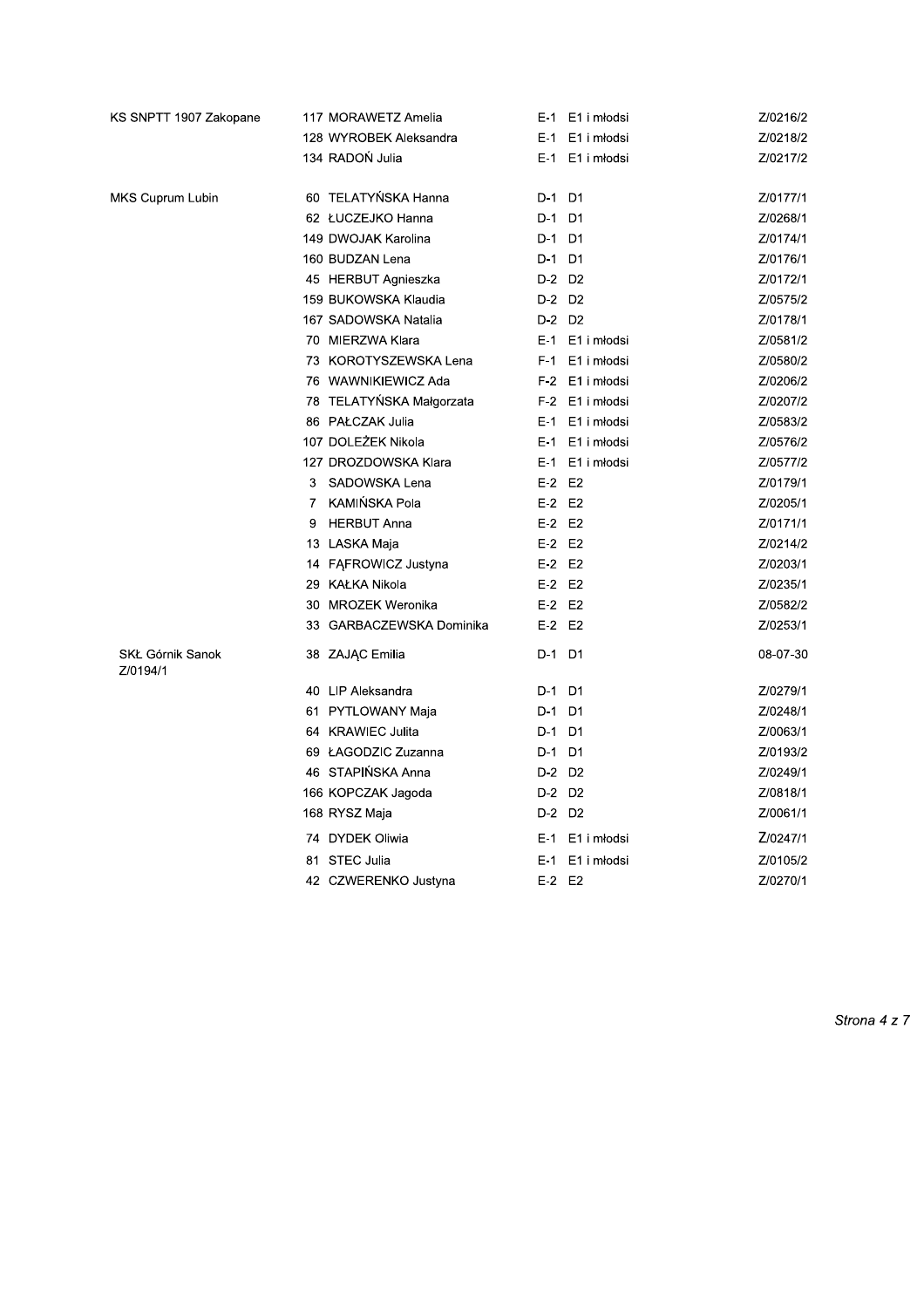| | | | | | |
|---|---|---|---|---|---|
| KS SNPTT 1907 Zakopane | 117 | MORAWETZ Amelia | E-1 | E1 i młodsi | Z/0216/2 |
| | 128 | WYROBEK Aleksandra | E-1 | E1 i młodsi | Z/0218/2 |
| | 134 | RADOŃ Julia | E-1 | E1 i młodsi | Z/0217/2 |
| MKS Cuprum Lubin | 60 | TELATYŃSKA Hanna | D-1 | D1 | Z/0177/1 |
| | 62 | ŁUCZEJKO Hanna | D-1 | D1 | Z/0268/1 |
| | 149 | DWOJAK Karolina | D-1 | D1 | Z/0174/1 |
| | 160 | BUDZAN Lena | D-1 | D1 | Z/0176/1 |
| | 45 | HERBUT Agnieszka | D-2 | D2 | Z/0172/1 |
| | 159 | BUKOWSKA Klaudia | D-2 | D2 | Z/0575/2 |
| | 167 | SADOWSKA Natalia | D-2 | D2 | Z/0178/1 |
| | 70 | MIERZWA Klara | E-1 | E1 i młodsi | Z/0581/2 |
| | 73 | KOROTYSZEWSKA Lena | F-1 | E1 i młodsi | Z/0580/2 |
| | 76 | WAWNIKIEWICZ Ada | F-2 | E1 i młodsi | Z/0206/2 |
| | 78 | TELATYŃSKA Małgorzata | F-2 | E1 i młodsi | Z/0207/2 |
| | 86 | PAŁCZAK Julia | E-1 | E1 i młodsi | Z/0583/2 |
| | 107 | DOLEŻEK Nikola | E-1 | E1 i młodsi | Z/0576/2 |
| | 127 | DROZDOWSKA Klara | E-1 | E1 i młodsi | Z/0577/2 |
| | 3 | SADOWSKA Lena | E-2 | E2 | Z/0179/1 |
| | 7 | KAMIŃSKA Pola | E-2 | E2 | Z/0205/1 |
| | 9 | HERBUT Anna | E-2 | E2 | Z/0171/1 |
| | 13 | LASKA Maja | E-2 | E2 | Z/0214/2 |
| | 14 | FĄFROWICZ Justyna | E-2 | E2 | Z/0203/1 |
| | 29 | KAŁKA Nikola | E-2 | E2 | Z/0235/1 |
| | 30 | MROZEK Weronika | E-2 | E2 | Z/0582/2 |
| | 33 | GARBACZEWSKA Dominika | E-2 | E2 | Z/0253/1 |
| SKŁ Górnik Sanok Z/0194/1 | 38 | ZAJĄC Emilia | D-1 | D1 | 08-07-30 |
| | 40 | LIP Aleksandra | D-1 | D1 | Z/0279/1 |
| | 61 | PYTLOWANY Maja | D-1 | D1 | Z/0248/1 |
| | 64 | KRAWIEC Julita | D-1 | D1 | Z/0063/1 |
| | 69 | ŁAGODZIC Zuzanna | D-1 | D1 | Z/0193/2 |
| | 46 | STAPIŃSKA Anna | D-2 | D2 | Z/0249/1 |
| | 166 | KOPCZAK Jagoda | D-2 | D2 | Z/0818/1 |
| | 168 | RYSZ Maja | D-2 | D2 | Z/0061/1 |
| | 74 | DYDEK Oliwia | E-1 | E1 i młodsi | Z/0247/1 |
| | 81 | STEC Julia | E-1 | E1 i młodsi | Z/0105/2 |
| | 42 | CZWERENKO Justyna | E-2 | E2 | Z/0270/1 |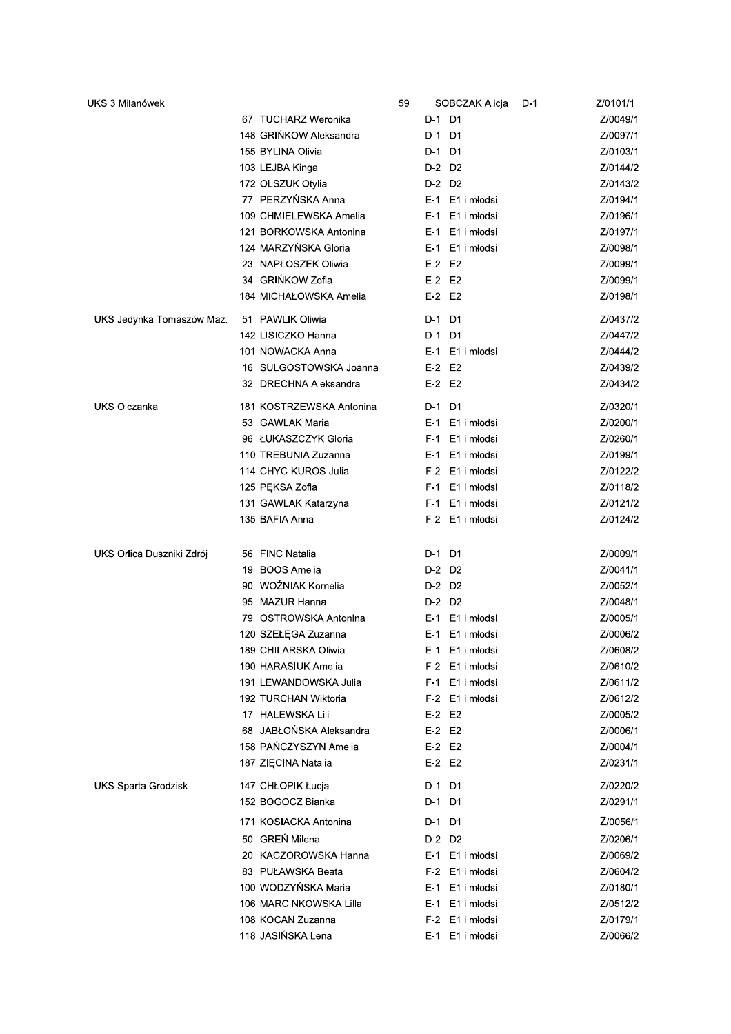| Klub | Nr | Zawodniczka | Kat. | Grupa | Licencja |
|---|---|---|---|---|---|
| UKS 3 Milanówek | 59 | SOBCZAK Alicja | D-1 | | Z/0101/1 |
| | 67 | TUCHARZ Weronika | D-1 | D1 | Z/0049/1 |
| | 148 | GRIŃKOW Aleksandra | D-1 | D1 | Z/0097/1 |
| | 155 | BYLINA Olivia | D-1 | D1 | Z/0103/1 |
| | 103 | LEJBA Kinga | D-2 | D2 | Z/0144/2 |
| | 172 | OLSZUK Otylia | D-2 | D2 | Z/0143/2 |
| | 77 | PERZYŃSKA Anna | E-1 | E1 i młodsi | Z/0194/1 |
| | 109 | CHMIELEWSKA Amelia | E-1 | E1 i młodsi | Z/0196/1 |
| | 121 | BORKOWSKA Antonina | E-1 | E1 i młodsi | Z/0197/1 |
| | 124 | MARZYŃSKA Gloria | E-1 | E1 i młodsi | Z/0098/1 |
| | 23 | NAPŁOSZEK Oliwia | E-2 | E2 | Z/0099/1 |
| | 34 | GRIŃKOW Zofia | E-2 | E2 | Z/0099/1 |
| | 184 | MICHAŁOWSKA Amelia | E-2 | E2 | Z/0198/1 |
| UKS Jedynka Tomaszów Maz. | 51 | PAWLIK Oliwia | D-1 | D1 | Z/0437/2 |
| | 142 | LISICZKO Hanna | D-1 | D1 | Z/0447/2 |
| | 101 | NOWACKA Anna | E-1 | E1 i młodsi | Z/0444/2 |
| | 16 | SULGOSTOWSKA Joanna | E-2 | E2 | Z/0439/2 |
| | 32 | DRECHNA Aleksandra | E-2 | E2 | Z/0434/2 |
| UKS Olczanka | 181 | KOSTRZEWSKA Antonina | D-1 | D1 | Z/0320/1 |
| | 53 | GAWLAK Maria | E-1 | E1 i młodsi | Z/0200/1 |
| | 96 | ŁUKASZCZYK Gloria | F-1 | E1 i młodsi | Z/0260/1 |
| | 110 | TREBUNIA Zuzanna | E-1 | E1 i młodsi | Z/0199/1 |
| | 114 | CHYC-KUROS Julia | F-2 | E1 i młodsi | Z/0122/2 |
| | 125 | PĘKSA Zofia | F-1 | E1 i młodsi | Z/0118/2 |
| | 131 | GAWLAK Katarzyna | F-1 | E1 i młodsi | Z/0121/2 |
| | 135 | BAFIA Anna | F-2 | E1 i młodsi | Z/0124/2 |
| UKS Orlica Duszniki Zdrój | 56 | FINC Natalia | D-1 | D1 | Z/0009/1 |
| | 19 | BOOS Amelia | D-2 | D2 | Z/0041/1 |
| | 90 | WOŹNIAK Kornelia | D-2 | D2 | Z/0052/1 |
| | 95 | MAZUR Hanna | D-2 | D2 | Z/0048/1 |
| | 79 | OSTROWSKA Antonina | E-1 | E1 i młodsi | Z/0005/1 |
| | 120 | SZEŁĘGA Zuzanna | E-1 | E1 i młodsi | Z/0006/2 |
| | 189 | CHILARSKA Oliwia | E-1 | E1 i młodsi | Z/0608/2 |
| | 190 | HARASIUK Amelia | F-2 | E1 i młodsi | Z/0610/2 |
| | 191 | LEWANDOWSKA Julia | F-1 | E1 i młodsi | Z/0611/2 |
| | 192 | TURCHAN Wiktoria | F-2 | E1 i młodsi | Z/0612/2 |
| | 17 | HALEWSKA Lili | E-2 | E2 | Z/0005/2 |
| | 68 | JABŁOŃSKA Aleksandra | E-2 | E2 | Z/0006/1 |
| | 158 | PAŃCZYSZYN Amelia | E-2 | E2 | Z/0004/1 |
| | 187 | ZIĘCINA Natalia | E-2 | E2 | Z/0231/1 |
| UKS Sparta Grodzisk | 147 | CHŁOPIK Łucja | D-1 | D1 | Z/0220/2 |
| | 152 | BOGOCZ Bianka | D-1 | D1 | Z/0291/1 |
| | 171 | KOSIACKA Antonina | D-1 | D1 | Z/0056/1 |
| | 50 | GREŃ Milena | D-2 | D2 | Z/0206/1 |
| | 20 | KACZOROWSKA Hanna | E-1 | E1 i młodsi | Z/0069/2 |
| | 83 | PUŁAWSKA Beata | F-2 | E1 i młodsi | Z/0604/2 |
| | 100 | WODZYŃSKA Maria | E-1 | E1 i młodsi | Z/0180/1 |
| | 106 | MARCINKOWSKA Lilla | E-1 | E1 i młodsi | Z/0512/2 |
| | 108 | KOCAN Zuzanna | F-2 | E1 i młodsi | Z/0179/1 |
| | 118 | JASIŃSKA Lena | E-1 | E1 i młodsi | Z/0066/2 |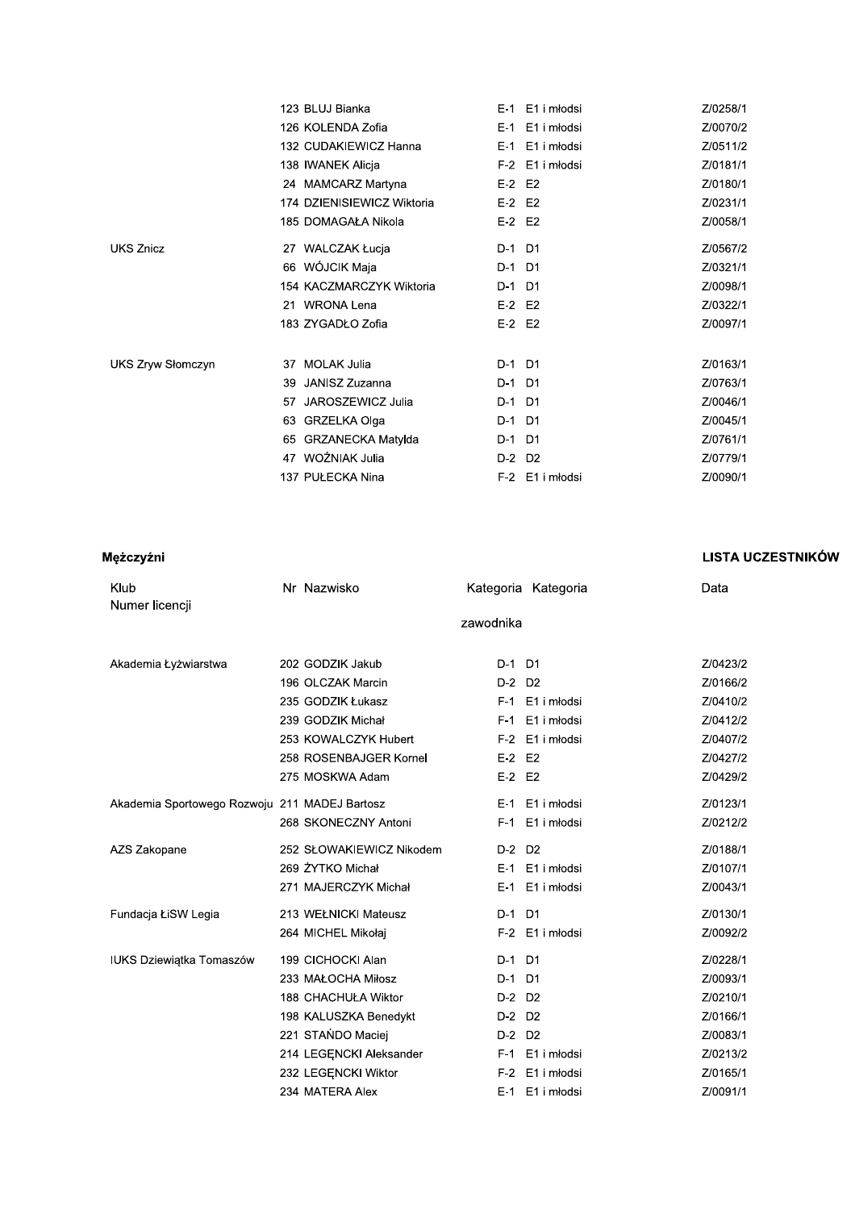| Klub | Nr | Nazwisko | Kategoria zawodnika | Kategoria | Numer licencji |
|---|---|---|---|---|---|
| | 123 | BLUJ Bianka | E-1 | E1 i młodsi | Z/0258/1 |
| | 126 | KOLENDA Zofia | E-1 | E1 i młodsi | Z/0070/2 |
| | 132 | CUDAKIEWICZ Hanna | E-1 | E1 i młodsi | Z/0511/2 |
| | 138 | IWANEK Alicja | F-2 | E1 i młodsi | Z/0181/1 |
| | 24 | MAMCARZ Martyna | E-2 | E2 | Z/0180/1 |
| | 174 | DZIENISIEWICZ Wiktoria | E-2 | E2 | Z/0231/1 |
| | 185 | DOMAGAŁA Nikola | E-2 | E2 | Z/0058/1 |
| UKS Znicz | 27 | WALCZAK Łucja | D-1 | D1 | Z/0567/2 |
| | 66 | WÓJCIK Maja | D-1 | D1 | Z/0321/1 |
| | 154 | KACZMARCZYK Wiktoria | D-1 | D1 | Z/0098/1 |
| | 21 | WRONA Lena | E-2 | E2 | Z/0322/1 |
| | 183 | ZYGADŁO Zofia | E-2 | E2 | Z/0097/1 |
| UKS Zryw Słomczyn | 37 | MOLAK Julia | D-1 | D1 | Z/0163/1 |
| | 39 | JANISZ Zuzanna | D-1 | D1 | Z/0763/1 |
| | 57 | JAROSZEWICZ Julia | D-1 | D1 | Z/0046/1 |
| | 63 | GRZELKA Olga | D-1 | D1 | Z/0045/1 |
| | 65 | GRZANECKA Matylda | D-1 | D1 | Z/0761/1 |
| | 47 | WOŹNIAK Julia | D-2 | D2 | Z/0779/1 |
| | 137 | PUŁECKA Nina | F-2 | E1 i młodsi | Z/0090/1 |

## Mężczyźni

**LISTA UCZESTNIKÓW**

| Klub | Nr | Nazwisko | Kategoria zawodnika | Kategoria | Data Numer licencji |
|---|---|---|---|---|---|
| Akademia Łyżwiarstwa | 202 | GODZIK Jakub | D-1 | D1 | Z/0423/2 |
| | 196 | OLCZAK Marcin | D-2 | D2 | Z/0166/2 |
| | 235 | GODZIK Łukasz | F-1 | E1 i młodsi | Z/0410/2 |
| | 239 | GODZIK Michał | F-1 | E1 i młodsi | Z/0412/2 |
| | 253 | KOWALCZYK Hubert | F-2 | E1 i młodsi | Z/0407/2 |
| | 258 | ROSENBAJGER Kornel | E-2 | E2 | Z/0427/2 |
| | 275 | MOSKWA Adam | E-2 | E2 | Z/0429/2 |
| Akademia Sportowego Rozwoju | 211 | MADEJ Bartosz | E-1 | E1 i młodsi | Z/0123/1 |
| | 268 | SKONECZNY Antoni | F-1 | E1 i młodsi | Z/0212/2 |
| AZS Zakopane | 252 | SŁOWAKIEWICZ Nikodem | D-2 | D2 | Z/0188/1 |
| | 269 | ŻYTKO Michał | E-1 | E1 i młodsi | Z/0107/1 |
| | 271 | MAJERCZYK Michał | E-1 | E1 i młodsi | Z/0043/1 |
| Fundacja ŁiSW Legia | 213 | WEŁNICKI Mateusz | D-1 | D1 | Z/0130/1 |
| | 264 | MICHEL Mikołaj | F-2 | E1 i młodsi | Z/0092/2 |
| IUKS Dziewiątka Tomaszów | 199 | CICHOCKI Alan | D-1 | D1 | Z/0228/1 |
| | 233 | MAŁOCHA Miłosz | D-1 | D1 | Z/0093/1 |
| | 188 | CHACHUŁA Wiktor | D-2 | D2 | Z/0210/1 |
| | 198 | KALUSZKA Benedykt | D-2 | D2 | Z/0166/1 |
| | 221 | STAŃDO Maciej | D-2 | D2 | Z/0083/1 |
| | 214 | LEGĘNCKI Aleksander | F-1 | E1 i młodsi | Z/0213/2 |
| | 232 | LEGĘNCKI Wiktor | F-2 | E1 i młodsi | Z/0165/1 |
| | 234 | MATERA Alex | E-1 | E1 i młodsi | Z/0091/1 |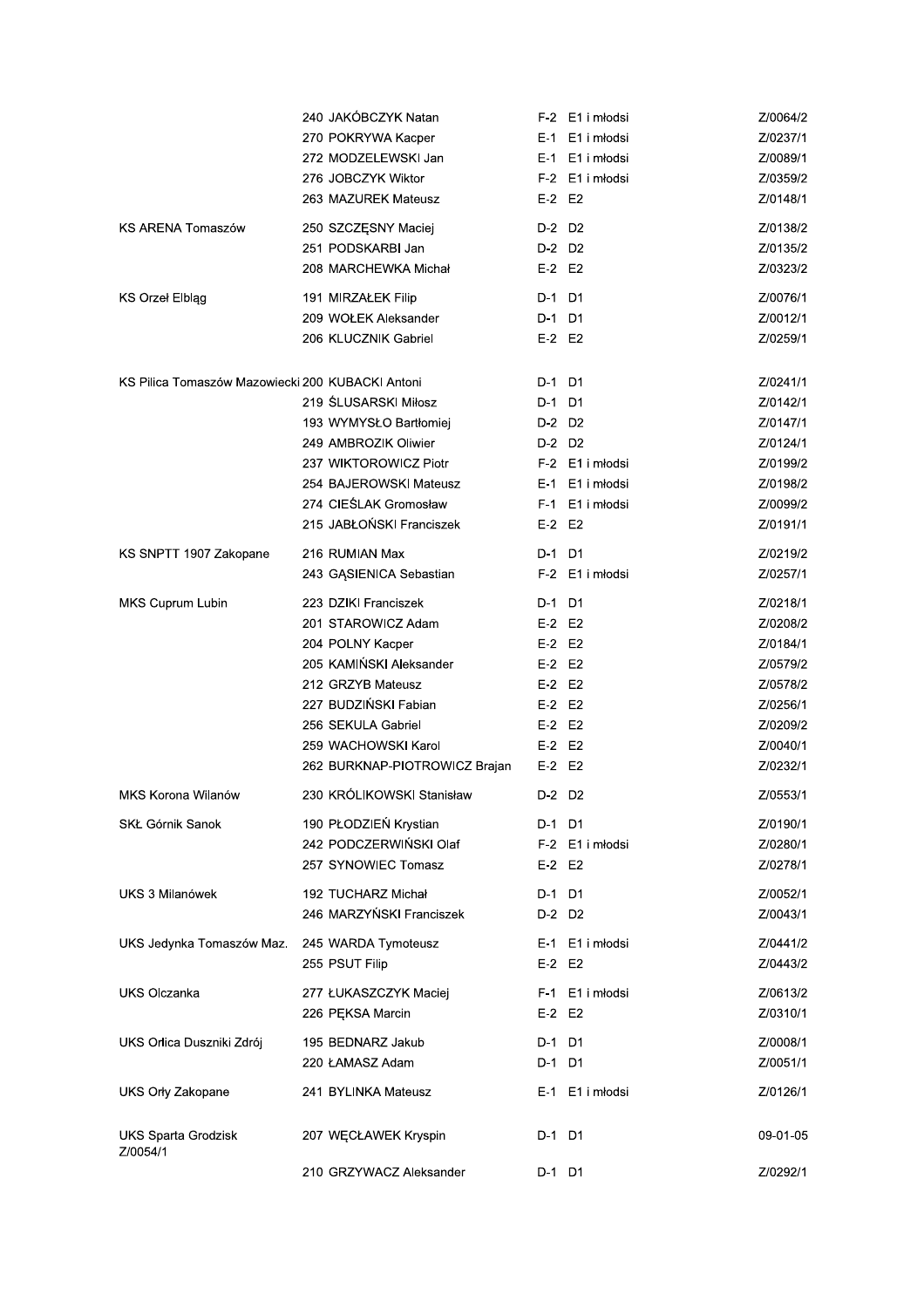| Club | No. | Name | Cat. | Group | License |
|---|---|---|---|---|---|
| | 240 | JAKÓBCZYK Natan | F-2 | E1 i młodsi | Z/0064/2 |
| | 270 | POKRYWA Kacper | E-1 | E1 i młodsi | Z/0237/1 |
| | 272 | MODZELEWSKI Jan | E-1 | E1 i młodsi | Z/0089/1 |
| | 276 | JOBCZYK Wiktor | F-2 | E1 i młodsi | Z/0359/2 |
| | 263 | MAZUREK Mateusz | E-2 | E2 | Z/0148/1 |
| KS ARENA Tomaszów | 250 | SZCZĘSNY Maciej | D-2 | D2 | Z/0138/2 |
| | 251 | PODSKARBI Jan | D-2 | D2 | Z/0135/2 |
| | 208 | MARCHEWKA Michał | E-2 | E2 | Z/0323/2 |
| KS Orzeł Elbląg | 191 | MIRZAŁEK Filip | D-1 | D1 | Z/0076/1 |
| | 209 | WOŁEK Aleksander | D-1 | D1 | Z/0012/1 |
| | 206 | KLUCZNIK Gabriel | E-2 | E2 | Z/0259/1 |
| KS Pilica Tomaszów Mazowiecki | 200 | KUBACKI Antoni | D-1 | D1 | Z/0241/1 |
| | 219 | ŚLUSARSKI Miłosz | D-1 | D1 | Z/0142/1 |
| | 193 | WYMYSŁO Bartłomiej | D-2 | D2 | Z/0147/1 |
| | 249 | AMBROZIK Oliwier | D-2 | D2 | Z/0124/1 |
| | 237 | WIKTOROWICZ Piotr | F-2 | E1 i młodsi | Z/0199/2 |
| | 254 | BAJEROWSKI Mateusz | E-1 | E1 i młodsi | Z/0198/2 |
| | 274 | CIEŚLAK Gromosław | F-1 | E1 i młodsi | Z/0099/2 |
| | 215 | JABŁOŃSKI Franciszek | E-2 | E2 | Z/0191/1 |
| KS SNPTT 1907 Zakopane | 216 | RUMIAN Max | D-1 | D1 | Z/0219/2 |
| | 243 | GĄSIENICA Sebastian | F-2 | E1 i młodsi | Z/0257/1 |
| MKS Cuprum Lubin | 223 | DZIKI Franciszek | D-1 | D1 | Z/0218/1 |
| | 201 | STAROWICZ Adam | E-2 | E2 | Z/0208/2 |
| | 204 | POLNY Kacper | E-2 | E2 | Z/0184/1 |
| | 205 | KAMIŃSKI Aleksander | E-2 | E2 | Z/0579/2 |
| | 212 | GRZYB Mateusz | E-2 | E2 | Z/0578/2 |
| | 227 | BUDZIŃSKI Fabian | E-2 | E2 | Z/0256/1 |
| | 256 | SEKULA Gabriel | E-2 | E2 | Z/0209/2 |
| | 259 | WACHOWSKI Karol | E-2 | E2 | Z/0040/1 |
| | 262 | BURKNAP-PIOTROWICZ Brajan | E-2 | E2 | Z/0232/1 |
| MKS Korona Wilanów | 230 | KRÓLIKOWSKI Stanisław | D-2 | D2 | Z/0553/1 |
| SKŁ Górnik Sanok | 190 | PŁODZIEŃ Krystian | D-1 | D1 | Z/0190/1 |
| | 242 | PODCZERWIŃSKI Olaf | F-2 | E1 i młodsi | Z/0280/1 |
| | 257 | SYNOWIEC Tomasz | E-2 | E2 | Z/0278/1 |
| UKS 3 Milanówek | 192 | TUCHARZ Michał | D-1 | D1 | Z/0052/1 |
| | 246 | MARZYŃSKI Franciszek | D-2 | D2 | Z/0043/1 |
| UKS Jedynka Tomaszów Maz. | 245 | WARDA Tymoteusz | E-1 | E1 i młodsi | Z/0441/2 |
| | 255 | PSUT Filip | E-2 | E2 | Z/0443/2 |
| UKS Olczanka | 277 | ŁUKASZCZYK Maciej | F-1 | E1 i młodsi | Z/0613/2 |
| | 226 | PĘKSA Marcin | E-2 | E2 | Z/0310/1 |
| UKS Orlica Duszniki Zdrój | 195 | BEDNARZ Jakub | D-1 | D1 | Z/0008/1 |
| | 220 | ŁAMASZ Adam | D-1 | D1 | Z/0051/1 |
| UKS Orły Zakopane | 241 | BYLINKA Mateusz | E-1 | E1 i młodsi | Z/0126/1 |
| UKS Sparta Grodzisk Z/0054/1 | 207 | WĘCŁAWEK Kryspin | D-1 | D1 | 09-01-05 |
| | 210 | GRZYWACZ Aleksander | D-1 | D1 | Z/0292/1 |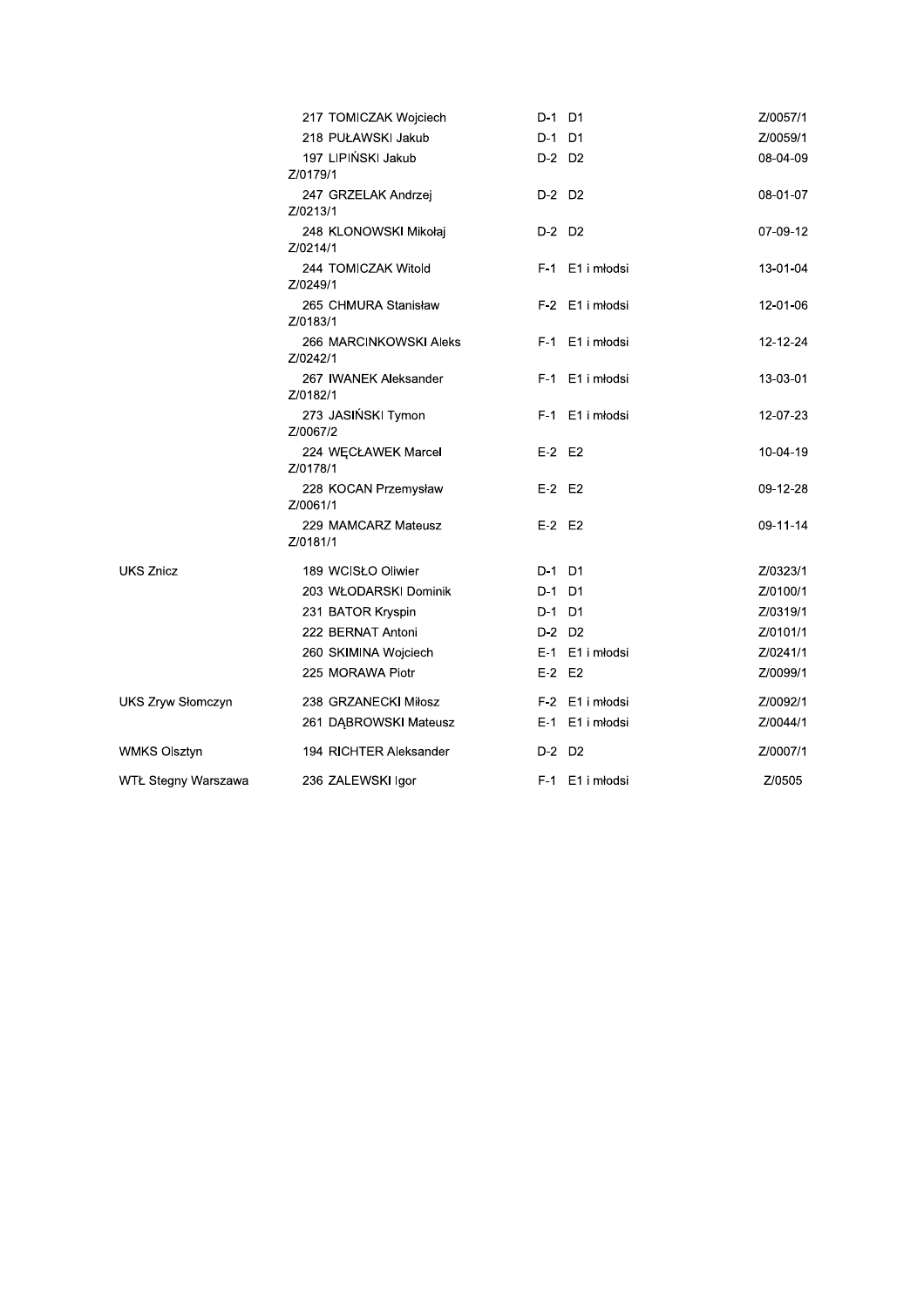| | | | | |
|---|---|---|---|---|
| | 217 TOMICZAK Wojciech | D-1 | D1 | Z/0057/1 |
| | 218 PUŁAWSKI Jakub | D-1 | D1 | Z/0059/1 |
| | 197 LIPIŃSKI Jakub Z/0179/1 | D-2 | D2 | 08-04-09 |
| | 247 GRZELAK Andrzej Z/0213/1 | D-2 | D2 | 08-01-07 |
| | 248 KLONOWSKI Mikołaj Z/0214/1 | D-2 | D2 | 07-09-12 |
| | 244 TOMICZAK Witold Z/0249/1 | F-1 | E1 i młodsi | 13-01-04 |
| | 265 CHMURA Stanisław Z/0183/1 | F-2 | E1 i młodsi | 12-01-06 |
| | 266 MARCINKOWSKI Aleks Z/0242/1 | F-1 | E1 i młodsi | 12-12-24 |
| | 267 IWANEK Aleksander Z/0182/1 | F-1 | E1 i młodsi | 13-03-01 |
| | 273 JASIŃSKI Tymon Z/0067/2 | F-1 | E1 i młodsi | 12-07-23 |
| | 224 WĘCŁAWEK Marcel Z/0178/1 | E-2 | E2 | 10-04-19 |
| | 228 KOCAN Przemysław Z/0061/1 | E-2 | E2 | 09-12-28 |
| | 229 MAMCARZ Mateusz Z/0181/1 | E-2 | E2 | 09-11-14 |
| UKS Znicz | 189 WCISŁO Oliwier | D-1 | D1 | Z/0323/1 |
| | 203 WŁODARSKI Dominik | D-1 | D1 | Z/0100/1 |
| | 231 BATOR Kryspin | D-1 | D1 | Z/0319/1 |
| | 222 BERNAT Antoni | D-2 | D2 | Z/0101/1 |
| | 260 SKIMINA Wojciech | E-1 | E1 i młodsi | Z/0241/1 |
| | 225 MORAWA Piotr | E-2 | E2 | Z/0099/1 |
| UKS Zryw Słomczyn | 238 GRZANECKI Miłosz | F-2 | E1 i młodsi | Z/0092/1 |
| | 261 DĄBROWSKI Mateusz | E-1 | E1 i młodsi | Z/0044/1 |
| WMKS Olsztyn | 194 RICHTER Aleksander | D-2 | D2 | Z/0007/1 |
| WTŁ Stegny Warszawa | 236 ZALEWSKI Igor | F-1 | E1 i młodsi | Z/0505 |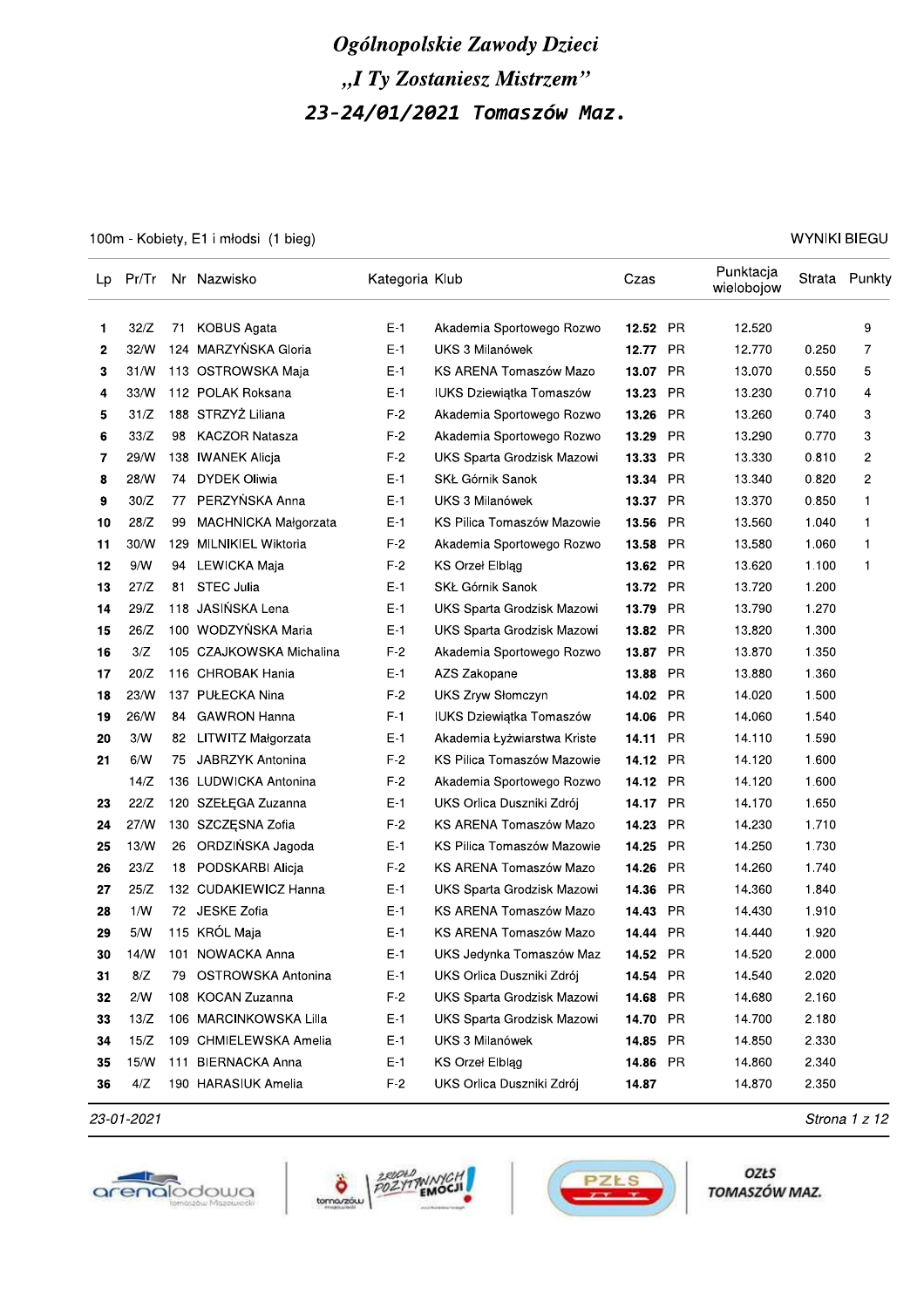# Ogólnopolskie Zawody Dzieci
## „I Ty Zostaniesz Mistrzem"
## 23-24/01/2021 Tomaszów Maz.

100m - Kobiety, E1 i młodsi (1 bieg)

WYNIKI BIEGU

| Lp | Pr/Tr | Nr | Nazwisko | Kategoria | Klub | Czas | | Punktacja wielobojowa | Strata | Punkty |
|---|---|---|---|---|---|---|---|---|---|---|
| 1 | 32/Z | 71 | KOBUS Agata | E-1 | Akademia Sportowego Rozwo | **12.52** | PR | 12.520 | | 9 |
| 2 | 32/W | 124 | MARZYŃSKA Gloria | E-1 | UKS 3 Milanówek | **12.77** | PR | 12.770 | 0.250 | 7 |
| 3 | 31/W | 113 | OSTROWSKA Maja | E-1 | KS ARENA Tomaszów Mazo | **13.07** | PR | 13.070 | 0.550 | 5 |
| 4 | 33/W | 112 | POLAK Roksana | E-1 | IUKS Dziewiątka Tomaszów | **13.23** | PR | 13.230 | 0.710 | 4 |
| 5 | 31/Z | 188 | STRZYŻ Liliana | F-2 | Akademia Sportowego Rozwo | **13.26** | PR | 13.260 | 0.740 | 3 |
| 6 | 33/Z | 98 | KACZOR Natasza | F-2 | Akademia Sportowego Rozwo | **13.29** | PR | 13.290 | 0.770 | 3 |
| 7 | 29/W | 138 | IWANEK Alicja | F-2 | UKS Sparta Grodzisk Mazowi | **13.33** | PR | 13.330 | 0.810 | 2 |
| 8 | 28/W | 74 | DYDEK Oliwia | E-1 | SKŁ Górnik Sanok | **13.34** | PR | 13.340 | 0.820 | 2 |
| 9 | 30/Z | 77 | PERZYŃSKA Anna | E-1 | UKS 3 Milanówek | **13.37** | PR | 13.370 | 0.850 | 1 |
| 10 | 28/Z | 99 | MACHNICKA Małgorzata | E-1 | KS Pilica Tomaszów Mazowie | **13.56** | PR | 13.560 | 1.040 | 1 |
| 11 | 30/W | 129 | MILNIKIEL Wiktoria | F-2 | Akademia Sportowego Rozwo | **13.58** | PR | 13.580 | 1.060 | 1 |
| 12 | 9/W | 94 | LEWICKA Maja | F-2 | KS Orzeł Elbląg | **13.62** | PR | 13.620 | 1.100 | 1 |
| 13 | 27/Z | 81 | STEC Julia | E-1 | SKŁ Górnik Sanok | **13.72** | PR | 13.720 | 1.200 | |
| 14 | 29/Z | 118 | JASIŃSKA Lena | E-1 | UKS Sparta Grodzisk Mazowi | **13.79** | PR | 13.790 | 1.270 | |
| 15 | 26/Z | 100 | WODZYŃSKA Maria | E-1 | UKS Sparta Grodzisk Mazowi | **13.82** | PR | 13.820 | 1.300 | |
| 16 | 3/Z | 105 | CZAJKOWSKA Michalina | F-2 | Akademia Sportowego Rozwo | **13.87** | PR | 13.870 | 1.350 | |
| 17 | 20/Z | 116 | CHROBAK Hania | E-1 | AZS Zakopane | **13.88** | PR | 13.880 | 1.360 | |
| 18 | 23/W | 137 | PUŁECKA Nina | F-2 | UKS Zryw Słomczyn | **14.02** | PR | 14.020 | 1.500 | |
| 19 | 26/W | 84 | GAWRON Hanna | F-1 | IUKS Dziewiątka Tomaszów | **14.06** | PR | 14.060 | 1.540 | |
| 20 | 3/W | 82 | LITWITZ Małgorzata | E-1 | Akademia Łyżwiarstwa Kriste | **14.11** | PR | 14.110 | 1.590 | |
| 21 | 6/W | 75 | JABRZYK Antonina | F-2 | KS Pilica Tomaszów Mazowie | **14.12** | PR | 14.120 | 1.600 | |
| | 14/Z | 136 | LUDWICKA Antonina | F-2 | Akademia Sportowego Rozwo | **14.12** | PR | 14.120 | 1.600 | |
| 23 | 22/Z | 120 | SZEŁĘGA Zuzanna | E-1 | UKS Orlica Duszniki Zdrój | **14.17** | PR | 14.170 | 1.650 | |
| 24 | 27/W | 130 | SZCZĘSNA Zofia | F-2 | KS ARENA Tomaszów Mazo | **14.23** | PR | 14.230 | 1.710 | |
| 25 | 13/W | 26 | ORDZIŃSKA Jagoda | E-1 | KS Pilica Tomaszów Mazowie | **14.25** | PR | 14.250 | 1.730 | |
| 26 | 23/Z | 18 | PODSKARBI Alicja | F-2 | KS ARENA Tomaszów Mazo | **14.26** | PR | 14.260 | 1.740 | |
| 27 | 25/Z | 132 | CUDAKIEWICZ Hanna | E-1 | UKS Sparta Grodzisk Mazowi | **14.36** | PR | 14.360 | 1.840 | |
| 28 | 1/W | 72 | JESKE Zofia | E-1 | KS ARENA Tomaszów Mazo | **14.43** | PR | 14.430 | 1.910 | |
| 29 | 5/W | 115 | KRÓL Maja | E-1 | KS ARENA Tomaszów Mazo | **14.44** | PR | 14.440 | 1.920 | |
| 30 | 14/W | 101 | NOWACKA Anna | E-1 | UKS Jedynka Tomaszów Maz | **14.52** | PR | 14.520 | 2.000 | |
| 31 | 8/Z | 79 | OSTROWSKA Antonina | E-1 | UKS Orlica Duszniki Zdrój | **14.54** | PR | 14.540 | 2.020 | |
| 32 | 2/W | 108 | KOCAN Zuzanna | F-2 | UKS Sparta Grodzisk Mazowi | **14.68** | PR | 14.680 | 2.160 | |
| 33 | 13/Z | 106 | MARCINKOWSKA Lilla | E-1 | UKS Sparta Grodzisk Mazowi | **14.70** | PR | 14.700 | 2.180 | |
| 34 | 15/Z | 109 | CHMIELEWSKA Amelia | E-1 | UKS 3 Milanówek | **14.85** | PR | 14.850 | 2.330 | |
| 35 | 15/W | 111 | BIERNACKA Anna | E-1 | KS Orzeł Elbląg | **14.86** | PR | 14.860 | 2.340 | |
| 36 | 4/Z | 190 | HARASIUK Amelia | F-2 | UKS Orlica Duszniki Zdrój | **14.87** | | 14.870 | 2.350 | |

23-01-2021

OZŁS TOMASZÓW MAZ.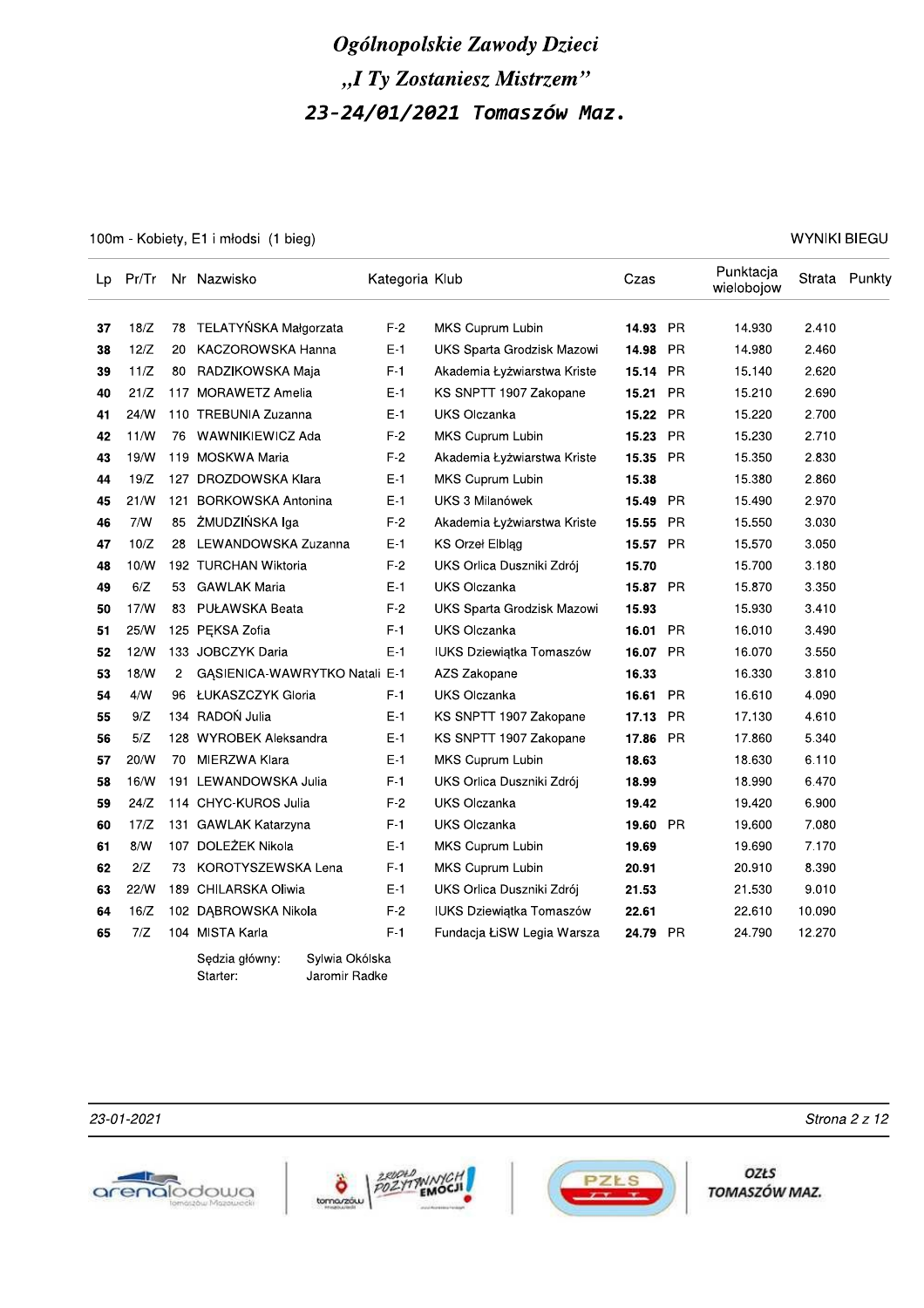# Ogólnopolskie Zawody Dzieci
## „I Ty Zostaniesz Mistrzem"
## 23-24/01/2021 Tomaszów Maz.

100m - Kobiety, E1 i młodsi (1 bieg) — WYNIKI BIEGU

| Lp | Pr/Tr | Nr | Nazwisko | Kategoria | Klub | Czas | | Punktacja wieloboiow | Strata | Punkty |
|---|---|---|---|---|---|---|---|---|---|---|
| **37** | 18/Z | 78 | TELATYŃSKA Małgorzata | F-2 | MKS Cuprum Lubin | **14.93** | PR | 14.930 | 2.410 | |
| **38** | 12/Z | 20 | KACZOROWSKA Hanna | E-1 | UKS Sparta Grodzisk Mazowi | **14.98** | PR | 14.980 | 2.460 | |
| **39** | 11/Z | 80 | RADZIKOWSKA Maja | F-1 | Akademia Łyżwiarstwa Kriste | **15.14** | PR | 15.140 | 2.620 | |
| **40** | 21/Z | 117 | MORAWETZ Amelia | E-1 | KS SNPTT 1907 Zakopane | **15.21** | PR | 15.210 | 2.690 | |
| **41** | 24/W | 110 | TREBUNIA Zuzanna | E-1 | UKS Olczanka | **15.22** | PR | 15.220 | 2.700 | |
| **42** | 11/W | 76 | WAWNIKIEWICZ Ada | F-2 | MKS Cuprum Lubin | **15.23** | PR | 15.230 | 2.710 | |
| **43** | 19/W | 119 | MOSKWA Maria | F-2 | Akademia Łyżwiarstwa Kriste | **15.35** | PR | 15.350 | 2.830 | |
| **44** | 19/Z | 127 | DROZDOWSKA Klara | E-1 | MKS Cuprum Lubin | **15.38** | | 15.380 | 2.860 | |
| **45** | 21/W | 121 | BORKOWSKA Antonina | E-1 | UKS 3 Milanówek | **15.49** | PR | 15.490 | 2.970 | |
| **46** | 7/W | 85 | ŻMUDZIŃSKA Iga | F-2 | Akademia Łyżwiarstwa Kriste | **15.55** | PR | 15.550 | 3.030 | |
| **47** | 10/Z | 28 | LEWANDOWSKA Zuzanna | E-1 | KS Orzeł Elbląg | **15.57** | PR | 15.570 | 3.050 | |
| **48** | 10/W | 192 | TURCHAN Wiktoria | F-2 | UKS Orlica Duszniki Zdrój | **15.70** | | 15.700 | 3.180 | |
| **49** | 6/Z | 53 | GAWLAK Maria | E-1 | UKS Olczanka | **15.87** | PR | 15.870 | 3.350 | |
| **50** | 17/W | 83 | PUŁAWSKA Beata | F-2 | UKS Sparta Grodzisk Mazowi | **15.93** | | 15.930 | 3.410 | |
| **51** | 25/W | 125 | PĘKSA Zofia | F-1 | UKS Olczanka | **16.01** | PR | 16.010 | 3.490 | |
| **52** | 12/W | 133 | JOBCZYK Daria | E-1 | IUKS Dziewiątka Tomaszów | **16.07** | PR | 16.070 | 3.550 | |
| **53** | 18/W | 2 | GĄSIENICA-WAWRYTKO Natali | E-1 | AZS Zakopane | **16.33** | | 16.330 | 3.810 | |
| **54** | 4/W | 96 | ŁUKASZCZYK Gloria | F-1 | UKS Olczanka | **16.61** | PR | 16.610 | 4.090 | |
| **55** | 9/Z | 134 | RADOŃ Julia | E-1 | KS SNPTT 1907 Zakopane | **17.13** | PR | 17.130 | 4.610 | |
| **56** | 5/Z | 128 | WYROBEK Aleksandra | E-1 | KS SNPTT 1907 Zakopane | **17.86** | PR | 17.860 | 5.340 | |
| **57** | 20/W | 70 | MIERZWA Klara | E-1 | MKS Cuprum Lubin | **18.63** | | 18.630 | 6.110 | |
| **58** | 16/W | 191 | LEWANDOWSKA Julia | F-1 | UKS Orlica Duszniki Zdrój | **18.99** | | 18.990 | 6.470 | |
| **59** | 24/Z | 114 | CHYC-KUROS Julia | F-2 | UKS Olczanka | **19.42** | | 19.420 | 6.900 | |
| **60** | 17/Z | 131 | GAWLAK Katarzyna | F-1 | UKS Olczanka | **19.60** | PR | 19.600 | 7.080 | |
| **61** | 8/W | 107 | DOLEŻEK Nikola | E-1 | MKS Cuprum Lubin | **19.69** | | 19.690 | 7.170 | |
| **62** | 2/Z | 73 | KOROTYSZEWSKA Lena | F-1 | MKS Cuprum Lubin | **20.91** | | 20.910 | 8.390 | |
| **63** | 22/W | 189 | CHILARSKA Oliwia | E-1 | UKS Orlica Duszniki Zdrój | **21.53** | | 21.530 | 9.010 | |
| **64** | 16/Z | 102 | DĄBROWSKA Nikola | F-2 | IUKS Dziewiątka Tomaszów | **22.61** | | 22.610 | 10.090 | |
| **65** | 7/Z | 104 | MISTA Karla | F-1 | Fundacja ŁiSW Legia Warsza | **24.79** | PR | 24.790 | 12.270 | |

Sędzia główny: Sylwia Okólska
Starter: Jaromir Radke

23-01-2021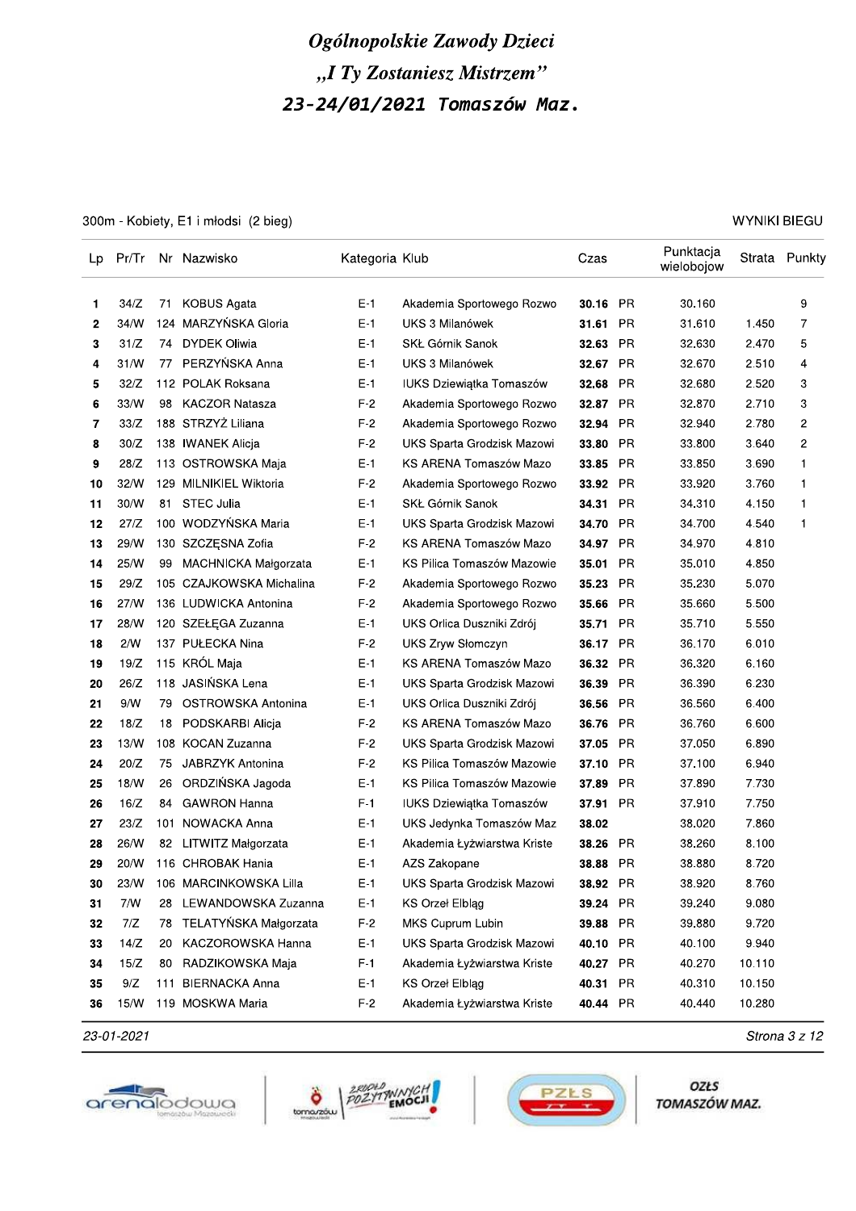# Ogólnopolskie Zawody Dzieci
## „I Ty Zostaniesz Mistrzem"
## 23-24/01/2021 Tomaszów Maz.

300m - Kobiety, E1 i młodsi (2 bieg) — WYNIKI BIEGU

| Lp | Pr/Tr | Nr | Nazwisko | Kategoria | Klub | Czas | | Punktacja wielobojow | Strata | Punkty |
|---|---|---|---|---|---|---|---|---|---|---|
| 1 | 34/Z | 71 | KOBUS Agata | E-1 | Akademia Sportowego Rozwo | **30.16** | PR | 30.160 | | 9 |
| 2 | 34/W | 124 | MARZYŃSKA Gloria | E-1 | UKS 3 Milanówek | **31.61** | PR | 31.610 | 1.450 | 7 |
| 3 | 31/Z | 74 | DYDEK Oliwia | E-1 | SKŁ Górnik Sanok | **32.63** | PR | 32.630 | 2.470 | 5 |
| 4 | 31/W | 77 | PERZYŃSKA Anna | E-1 | UKS 3 Milanówek | **32.67** | PR | 32.670 | 2.510 | 4 |
| 5 | 32/Z | 112 | POLAK Roksana | E-1 | IUKS Dziewiątka Tomaszów | **32.68** | PR | 32.680 | 2.520 | 3 |
| 6 | 33/W | 98 | KACZOR Natasza | F-2 | Akademia Sportowego Rozwo | **32.87** | PR | 32.870 | 2.710 | 3 |
| 7 | 33/Z | 188 | STRZYŻ Liliana | F-2 | Akademia Sportowego Rozwo | **32.94** | PR | 32.940 | 2.780 | 2 |
| 8 | 30/Z | 138 | IWANEK Alicja | F-2 | UKS Sparta Grodzisk Mazowi | **33.80** | PR | 33.800 | 3.640 | 2 |
| 9 | 28/Z | 113 | OSTROWSKA Maja | E-1 | KS ARENA Tomaszów Mazo | **33.85** | PR | 33.850 | 3.690 | 1 |
| 10 | 32/W | 129 | MILNIKIEL Wiktoria | F-2 | Akademia Sportowego Rozwo | **33.92** | PR | 33.920 | 3.760 | 1 |
| 11 | 30/W | 81 | STEC Julia | E-1 | SKŁ Górnik Sanok | **34.31** | PR | 34.310 | 4.150 | 1 |
| 12 | 27/Z | 100 | WODZYŃSKA Maria | E-1 | UKS Sparta Grodzisk Mazowi | **34.70** | PR | 34.700 | 4.540 | 1 |
| 13 | 29/W | 130 | SZCZĘSNA Zofia | F-2 | KS ARENA Tomaszów Mazo | **34.97** | PR | 34.970 | 4.810 | |
| 14 | 25/W | 99 | MACHNICKA Małgorzata | E-1 | KS Pilica Tomaszów Mazowie | **35.01** | PR | 35.010 | 4.850 | |
| 15 | 29/Z | 105 | CZAJKOWSKA Michalina | F-2 | Akademia Sportowego Rozwo | **35.23** | PR | 35.230 | 5.070 | |
| 16 | 27/W | 136 | LUDWICKA Antonina | F-2 | Akademia Sportowego Rozwo | **35.66** | PR | 35.660 | 5.500 | |
| 17 | 28/W | 120 | SZEŁĘGA Zuzanna | E-1 | UKS Orlica Duszniki Zdrój | **35.71** | PR | 35.710 | 5.550 | |
| 18 | 2/W | 137 | PUŁECKA Nina | F-2 | UKS Zryw Słomczyn | **36.17** | PR | 36.170 | 6.010 | |
| 19 | 19/Z | 115 | KRÓL Maja | E-1 | KS ARENA Tomaszów Mazo | **36.32** | PR | 36.320 | 6.160 | |
| 20 | 26/Z | 118 | JASIŃSKA Lena | E-1 | UKS Sparta Grodzisk Mazowi | **36.39** | PR | 36.390 | 6.230 | |
| 21 | 9/W | 79 | OSTROWSKA Antonina | E-1 | UKS Orlica Duszniki Zdrój | **36.56** | PR | 36.560 | 6.400 | |
| 22 | 18/Z | 18 | PODSKARBI Alicja | F-2 | KS ARENA Tomaszów Mazo | **36.76** | PR | 36.760 | 6.600 | |
| 23 | 13/W | 108 | KOCAN Zuzanna | F-2 | UKS Sparta Grodzisk Mazowi | **37.05** | PR | 37.050 | 6.890 | |
| 24 | 20/Z | 75 | JABRZYK Antonina | F-2 | KS Pilica Tomaszów Mazowie | **37.10** | PR | 37.100 | 6.940 | |
| 25 | 18/W | 26 | ORDZIŃSKA Jagoda | E-1 | KS Pilica Tomaszów Mazowie | **37.89** | PR | 37.890 | 7.730 | |
| 26 | 16/Z | 84 | GAWRON Hanna | F-1 | IUKS Dziewiątka Tomaszów | **37.91** | PR | 37.910 | 7.750 | |
| 27 | 23/Z | 101 | NOWACKA Anna | E-1 | UKS Jedynka Tomaszów Maz | **38.02** | | 38.020 | 7.860 | |
| 28 | 26/W | 82 | LITWITZ Małgorzata | E-1 | Akademia Łyżwiarstwa Kriste | **38.26** | PR | 38.260 | 8.100 | |
| 29 | 20/W | 116 | CHROBAK Hania | E-1 | AZS Zakopane | **38.88** | PR | 38.880 | 8.720 | |
| 30 | 23/W | 106 | MARCINKOWSKA Lilla | E-1 | UKS Sparta Grodzisk Mazowi | **38.92** | PR | 38.920 | 8.760 | |
| 31 | 7/W | 28 | LEWANDOWSKA Zuzanna | E-1 | KS Orzeł Elbląg | **39.24** | PR | 39.240 | 9.080 | |
| 32 | 7/Z | 78 | TELATYŃSKA Małgorzata | F-2 | MKS Cuprum Lubin | **39.88** | PR | 39.880 | 9.720 | |
| 33 | 14/Z | 20 | KACZOROWSKA Hanna | E-1 | UKS Sparta Grodzisk Mazowi | **40.10** | PR | 40.100 | 9.940 | |
| 34 | 15/Z | 80 | RADZIKOWSKA Maja | F-1 | Akademia Łyżwiarstwa Kriste | **40.27** | PR | 40.270 | 10.110 | |
| 35 | 9/Z | 111 | BIERNACKA Anna | E-1 | KS Orzeł Elbląg | **40.31** | PR | 40.310 | 10.150 | |
| 36 | 15/W | 119 | MOSKWA Maria | F-2 | Akademia Łyżwiarstwa Kriste | **40.44** | PR | 40.440 | 10.280 | |

*23-01-2021*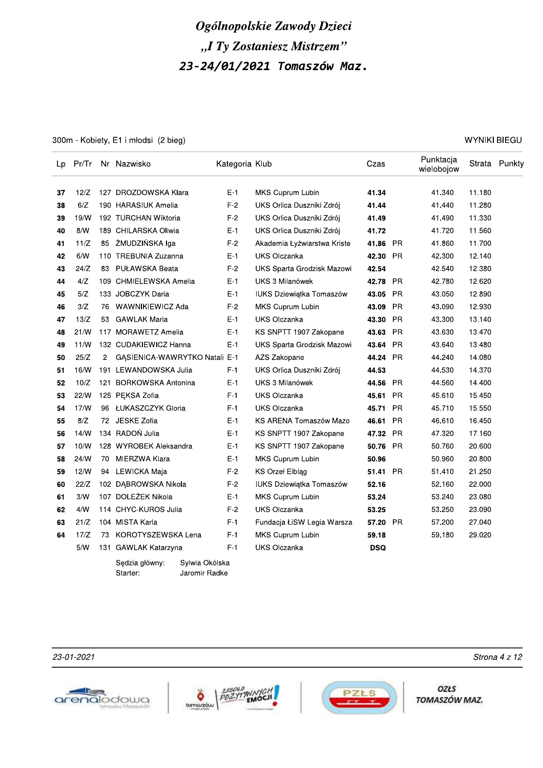# Ogólnopolskie Zawody Dzieci

## „I Ty Zostaniesz Mistrzem”

## 23-24/01/2021 Tomaszów Maz.

300m - Kobiety, E1 i młodsi (2 bieg)

WYNIKI BIEGU

| Lp | Pr/Tr | Nr | Nazwisko | Kategoria | Klub | Czas | | Punktacja wielobojow | Strata | Punkty |
|---|---|---|---|---|---|---|---|---|---|---|
| **37** | 12/Z | 127 | DROZDOWSKA Klara | E-1 | MKS Cuprum Lubin | **41.34** | | 41.340 | 11.180 | |
| **38** | 6/Z | 190 | HARASIUK Amelia | F-2 | UKS Orlica Duszniki Zdrój | **41.44** | | 41.440 | 11.280 | |
| **39** | 19/W | 192 | TURCHAN Wiktoria | F-2 | UKS Orlica Duszniki Zdrój | **41.49** | | 41.490 | 11.330 | |
| **40** | 8/W | 189 | CHILARSKA Oliwia | E-1 | UKS Orlica Duszniki Zdrój | **41.72** | | 41.720 | 11.560 | |
| **41** | 11/Z | 85 | ŻMUDZIŃSKA Iga | F-2 | Akademia Łyżwiarstwa Kriste | **41.86** | PR | 41.860 | 11.700 | |
| **42** | 6/W | 110 | TREBUNIA Zuzanna | E-1 | UKS Olczanka | **42.30** | PR | 42.300 | 12.140 | |
| **43** | 24/Z | 83 | PUŁAWSKA Beata | F-2 | UKS Sparta Grodzisk Mazowi | **42.54** | | 42.540 | 12.380 | |
| **44** | 4/Z | 109 | CHMIELEWSKA Amelia | E-1 | UKS 3 Milanówek | **42.78** | PR | 42.780 | 12.620 | |
| **45** | 5/Z | 133 | JOBCZYK Daria | E-1 | IUKS Dziewiątka Tomaszów | **43.05** | PR | 43.050 | 12.890 | |
| **46** | 3/Z | 76 | WAWNIKIEWICZ Ada | F-2 | MKS Cuprum Lubin | **43.09** | PR | 43.090 | 12.930 | |
| **47** | 13/Z | 53 | GAWLAK Maria | E-1 | UKS Olczanka | **43.30** | PR | 43.300 | 13.140 | |
| **48** | 21/W | 117 | MORAWETZ Amelia | E-1 | KS SNPTT 1907 Zakopane | **43.63** | PR | 43.630 | 13.470 | |
| **49** | 11/W | 132 | CUDAKIEWICZ Hanna | E-1 | UKS Sparta Grodzisk Mazowi | **43.64** | PR | 43.640 | 13.480 | |
| **50** | 25/Z | 2 | GĄSIENICA-WAWRYTKO Natali | E-1 | AZS Zakopane | **44.24** | PR | 44.240 | 14.080 | |
| **51** | 16/W | 191 | LEWANDOWSKA Julia | F-1 | UKS Orlica Duszniki Zdrój | **44.53** | | 44.530 | 14.370 | |
| **52** | 10/Z | 121 | BORKOWSKA Antonina | E-1 | UKS 3 Milanówek | **44.56** | PR | 44.560 | 14.400 | |
| **53** | 22/W | 125 | PĘKSA Zofia | F-1 | UKS Olczanka | **45.61** | PR | 45.610 | 15.450 | |
| **54** | 17/W | 96 | ŁUKASZCZYK Gloria | F-1 | UKS Olczanka | **45.71** | PR | 45.710 | 15.550 | |
| **55** | 8/Z | 72 | JESKE Zofia | E-1 | KS ARENA Tomaszów Mazo | **46.61** | PR | 46.610 | 16.450 | |
| **56** | 14/W | 134 | RADOŃ Julia | E-1 | KS SNPTT 1907 Zakopane | **47.32** | PR | 47.320 | 17.160 | |
| **57** | 10/W | 128 | WYROBEK Aleksandra | E-1 | KS SNPTT 1907 Zakopane | **50.76** | PR | 50.760 | 20.600 | |
| **58** | 24/W | 70 | MIERZWA Klara | E-1 | MKS Cuprum Lubin | **50.96** | | 50.960 | 20.800 | |
| **59** | 12/W | 94 | LEWICKA Maja | F-2 | KS Orzeł Elbląg | **51.41** | PR | 51.410 | 21.250 | |
| **60** | 22/Z | 102 | DĄBROWSKA Nikola | F-2 | IUKS Dziewiątka Tomaszów | **52.16** | | 52.160 | 22.000 | |
| **61** | 3/W | 107 | DOLEŻEK Nikola | E-1 | MKS Cuprum Lubin | **53.24** | | 53.240 | 23.080 | |
| **62** | 4/W | 114 | CHYC-KUROS Julia | F-2 | UKS Olczanka | **53.25** | | 53.250 | 23.090 | |
| **63** | 21/Z | 104 | MISTA Karla | F-1 | Fundacja ŁiSW Legia Warsza | **57.20** | PR | 57.200 | 27.040 | |
| **64** | 17/Z | 73 | KOROTYSZEWSKA Lena | F-1 | MKS Cuprum Lubin | **59.18** | | 59.180 | 29.020 | |
| | 5/W | 131 | GAWLAK Katarzyna | F-1 | UKS Olczanka | **DSQ** | | | | |

Sędzia główny: Sylwia Okólska

Starter: Jaromir Radke

23-01-2021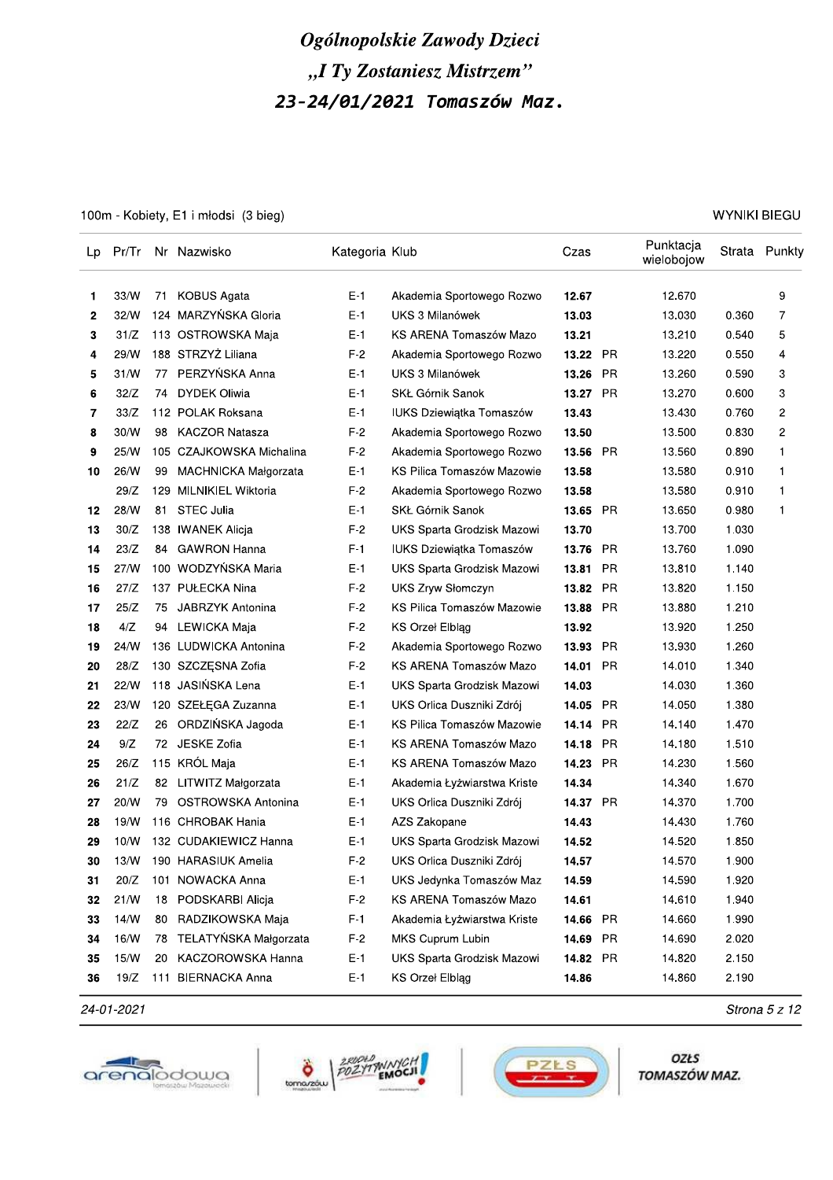# Ogólnopolskie Zawody Dzieci

## „I Ty Zostaniesz Mistrzem"

## 23-24/01/2021 Tomaszów Maz.

100m - Kobiety, E1 i młodsi (3 bieg) — WYNIKI BIEGU

| Lp | Pr/Tr | Nr | Nazwisko | Kategoria | Klub | Czas | | Punktacja wielobojow | Strata | Punkty |
|---|---|---|---|---|---|---|---|---|---|---|
| 1 | 33/W | 71 | KOBUS Agata | E-1 | Akademia Sportowego Rozwo | **12.67** | | 12.670 | | 9 |
| 2 | 32/W | 124 | MARZYŃSKA Gloria | E-1 | UKS 3 Milanówek | **13.03** | | 13.030 | 0.360 | 7 |
| 3 | 31/Z | 113 | OSTROWSKA Maja | E-1 | KS ARENA Tomaszów Mazo | **13.21** | | 13.210 | 0.540 | 5 |
| 4 | 29/W | 188 | STRZYŻ Liliana | F-2 | Akademia Sportowego Rozwo | **13.22** | PR | 13.220 | 0.550 | 4 |
| 5 | 31/W | 77 | PERZYŃSKA Anna | E-1 | UKS 3 Milanówek | **13.26** | PR | 13.260 | 0.590 | 3 |
| 6 | 32/Z | 74 | DYDEK Oliwia | E-1 | SKŁ Górnik Sanok | **13.27** | PR | 13.270 | 0.600 | 3 |
| 7 | 33/Z | 112 | POLAK Roksana | E-1 | IUKS Dziewiątka Tomaszów | **13.43** | | 13.430 | 0.760 | 2 |
| 8 | 30/W | 98 | KACZOR Natasza | F-2 | Akademia Sportowego Rozwo | **13.50** | | 13.500 | 0.830 | 2 |
| 9 | 25/W | 105 | CZAJKOWSKA Michalina | F-2 | Akademia Sportowego Rozwo | **13.56** | PR | 13.560 | 0.890 | 1 |
| 10 | 26/W | 99 | MACHNICKA Małgorzata | E-1 | KS Pilica Tomaszów Mazowie | **13.58** | | 13.580 | 0.910 | 1 |
| | 29/Z | 129 | MILNIKIEL Wiktoria | F-2 | Akademia Sportowego Rozwo | **13.58** | | 13.580 | 0.910 | 1 |
| 12 | 28/W | 81 | STEC Julia | E-1 | SKŁ Górnik Sanok | **13.65** | PR | 13.650 | 0.980 | 1 |
| 13 | 30/Z | 138 | IWANEK Alicja | F-2 | UKS Sparta Grodzisk Mazowi | **13.70** | | 13.700 | 1.030 | |
| 14 | 23/Z | 84 | GAWRON Hanna | F-1 | IUKS Dziewiątka Tomaszów | **13.76** | PR | 13.760 | 1.090 | |
| 15 | 27/W | 100 | WODZYŃSKA Maria | E-1 | UKS Sparta Grodzisk Mazowi | **13.81** | PR | 13.810 | 1.140 | |
| 16 | 27/Z | 137 | PUŁECKA Nina | F-2 | UKS Zryw Słomczyn | **13.82** | PR | 13.820 | 1.150 | |
| 17 | 25/Z | 75 | JABRZYK Antonina | F-2 | KS Pilica Tomaszów Mazowie | **13.88** | PR | 13.880 | 1.210 | |
| 18 | 4/Z | 94 | LEWICKA Maja | F-2 | KS Orzeł Elbląg | **13.92** | | 13.920 | 1.250 | |
| 19 | 24/W | 136 | LUDWICKA Antonina | F-2 | Akademia Sportowego Rozwo | **13.93** | PR | 13.930 | 1.260 | |
| 20 | 28/Z | 130 | SZCZĘSNA Zofia | F-2 | KS ARENA Tomaszów Mazo | **14.01** | PR | 14.010 | 1.340 | |
| 21 | 22/W | 118 | JASIŃSKA Lena | E-1 | UKS Sparta Grodzisk Mazowi | **14.03** | | 14.030 | 1.360 | |
| 22 | 23/W | 120 | SZEŁĘGA Zuzanna | E-1 | UKS Orlica Duszniki Zdrój | **14.05** | PR | 14.050 | 1.380 | |
| 23 | 22/Z | 26 | ORDZIŃSKA Jagoda | E-1 | KS Pilica Tomaszów Mazowie | **14.14** | PR | 14.140 | 1.470 | |
| 24 | 9/Z | 72 | JESKE Zofia | E-1 | KS ARENA Tomaszów Mazo | **14.18** | PR | 14.180 | 1.510 | |
| 25 | 26/Z | 115 | KRÓL Maja | E-1 | KS ARENA Tomaszów Mazo | **14.23** | PR | 14.230 | 1.560 | |
| 26 | 21/Z | 82 | LITWITZ Małgorzata | E-1 | Akademia Łyżwiarstwa Kriste | **14.34** | | 14.340 | 1.670 | |
| 27 | 20/W | 79 | OSTROWSKA Antonina | E-1 | UKS Orlica Duszniki Zdrój | **14.37** | PR | 14.370 | 1.700 | |
| 28 | 19/W | 116 | CHROBAK Hania | E-1 | AZS Zakopane | **14.43** | | 14.430 | 1.760 | |
| 29 | 10/W | 132 | CUDAKIEWICZ Hanna | E-1 | UKS Sparta Grodzisk Mazowi | **14.52** | | 14.520 | 1.850 | |
| 30 | 13/W | 190 | HARASIUK Amelia | F-2 | UKS Orlica Duszniki Zdrój | **14.57** | | 14.570 | 1.900 | |
| 31 | 20/Z | 101 | NOWACKA Anna | E-1 | UKS Jedynka Tomaszów Maz | **14.59** | | 14.590 | 1.920 | |
| 32 | 21/W | 18 | PODSKARBI Alicja | F-2 | KS ARENA Tomaszów Mazo | **14.61** | | 14.610 | 1.940 | |
| 33 | 14/W | 80 | RADZIKOWSKA Maja | F-1 | Akademia Łyżwiarstwa Kriste | **14.66** | PR | 14.660 | 1.990 | |
| 34 | 16/W | 78 | TELATYŃSKA Małgorzata | F-2 | MKS Cuprum Lubin | **14.69** | PR | 14.690 | 2.020 | |
| 35 | 15/W | 20 | KACZOROWSKA Hanna | E-1 | UKS Sparta Grodzisk Mazowi | **14.82** | PR | 14.820 | 2.150 | |
| 36 | 19/Z | 111 | BIERNACKA Anna | E-1 | KS Orzeł Elbląg | **14.86** | | 14.860 | 2.190 | |

24-01-2021

OZŁS TOMASZÓW MAZ.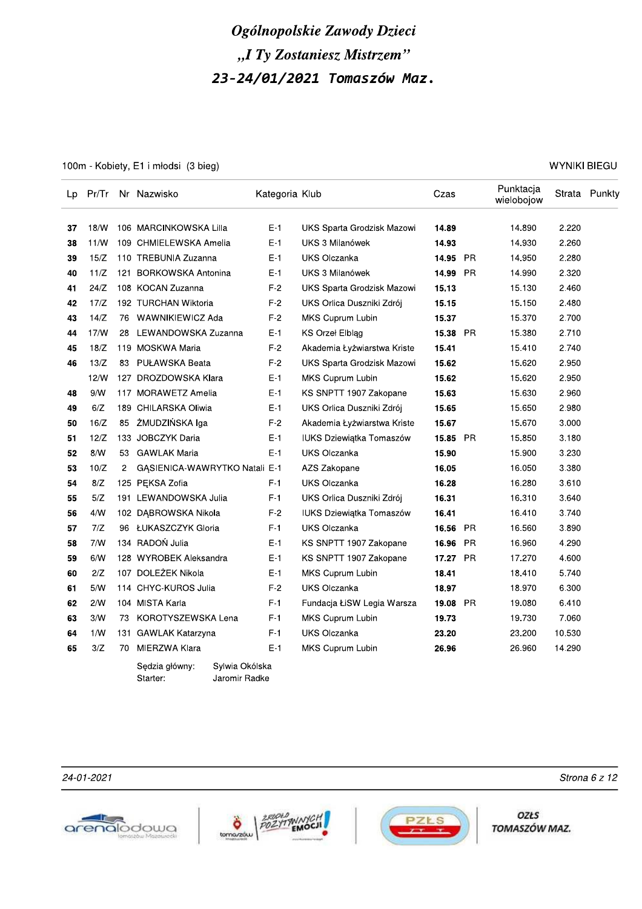# Ogólnopolskie Zawody Dzieci

## „I Ty Zostaniesz Mistrzem"

## 23-24/01/2021 Tomaszów Maz.

100m - Kobiety, E1 i młodsi (3 bieg)

WYNIKI BIEGU

| Lp | Pr/Tr | Nr | Nazwisko | Kategoria | Klub | Czas | | Punktacja wielobojow | Strata | Punkty |
|---|---|---|---|---|---|---|---|---|---|---|
| **37** | 18/W | 106 | MARCINKOWSKA Lilla | E-1 | UKS Sparta Grodzisk Mazowi | **14.89** | | 14.890 | 2.220 | |
| **38** | 11/W | 109 | CHMIELEWSKA Amelia | E-1 | UKS 3 Milanówek | **14.93** | | 14.930 | 2.260 | |
| **39** | 15/Z | 110 | TREBUNIA Zuzanna | E-1 | UKS Olczanka | **14.95** | PR | 14.950 | 2.280 | |
| **40** | 11/Z | 121 | BORKOWSKA Antonina | E-1 | UKS 3 Milanówek | **14.99** | PR | 14.990 | 2.320 | |
| **41** | 24/Z | 108 | KOCAN Zuzanna | F-2 | UKS Sparta Grodzisk Mazowi | **15.13** | | 15.130 | 2.460 | |
| **42** | 17/Z | 192 | TURCHAN Wiktoria | F-2 | UKS Orlica Duszniki Zdrój | **15.15** | | 15.150 | 2.480 | |
| **43** | 14/Z | 76 | WAWNIKIEWICZ Ada | F-2 | MKS Cuprum Lubin | **15.37** | | 15.370 | 2.700 | |
| **44** | 17/W | 28 | LEWANDOWSKA Zuzanna | E-1 | KS Orzeł Elbląg | **15.38** | PR | 15.380 | 2.710 | |
| **45** | 18/Z | 119 | MOSKWA Maria | F-2 | Akademia Łyżwiarstwa Kriste | **15.41** | | 15.410 | 2.740 | |
| **46** | 13/Z | 83 | PUŁAWSKA Beata | F-2 | UKS Sparta Grodzisk Mazowi | **15.62** | | 15.620 | 2.950 | |
| | 12/W | 127 | DROZDOWSKA Klara | E-1 | MKS Cuprum Lubin | **15.62** | | 15.620 | 2.950 | |
| **48** | 9/W | 117 | MORAWETZ Amelia | E-1 | KS SNPTT 1907 Zakopane | **15.63** | | 15.630 | 2.960 | |
| **49** | 6/Z | 189 | CHILARSKA Oliwia | E-1 | UKS Orlica Duszniki Zdrój | **15.65** | | 15.650 | 2.980 | |
| **50** | 16/Z | 85 | ŻMUDZIŃSKA Iga | F-2 | Akademia Łyżwiarstwa Kriste | **15.67** | | 15.670 | 3.000 | |
| **51** | 12/Z | 133 | JOBCZYK Daria | E-1 | IUKS Dziewiątka Tomaszów | **15.85** | PR | 15.850 | 3.180 | |
| **52** | 8/W | 53 | GAWLAK Maria | E-1 | UKS Olczanka | **15.90** | | 15.900 | 3.230 | |
| **53** | 10/Z | 2 | GĄSIENICA-WAWRYTKO Natali | E-1 | AZS Zakopane | **16.05** | | 16.050 | 3.380 | |
| **54** | 8/Z | 125 | PĘKSA Zofia | F-1 | UKS Olczanka | **16.28** | | 16.280 | 3.610 | |
| **55** | 5/Z | 191 | LEWANDOWSKA Julia | F-1 | UKS Orlica Duszniki Zdrój | **16.31** | | 16.310 | 3.640 | |
| **56** | 4/W | 102 | DĄBROWSKA Nikola | F-2 | IUKS Dziewiątka Tomaszów | **16.41** | | 16.410 | 3.740 | |
| **57** | 7/Z | 96 | ŁUKASZCZYK Gloria | F-1 | UKS Olczanka | **16.56** | PR | 16.560 | 3.890 | |
| **58** | 7/W | 134 | RADOŃ Julia | E-1 | KS SNPTT 1907 Zakopane | **16.96** | PR | 16.960 | 4.290 | |
| **59** | 6/W | 128 | WYROBEK Aleksandra | E-1 | KS SNPTT 1907 Zakopane | **17.27** | PR | 17.270 | 4.600 | |
| **60** | 2/Z | 107 | DOLEŻEK Nikola | E-1 | MKS Cuprum Lubin | **18.41** | | 18.410 | 5.740 | |
| **61** | 5/W | 114 | CHYC-KUROS Julia | F-2 | UKS Olczanka | **18.97** | | 18.970 | 6.300 | |
| **62** | 2/W | 104 | MISTA Karla | F-1 | Fundacja ŁiSW Legia Warsza | **19.08** | PR | 19.080 | 6.410 | |
| **63** | 3/W | 73 | KOROTYSZEWSKA Lena | F-1 | MKS Cuprum Lubin | **19.73** | | 19.730 | 7.060 | |
| **64** | 1/W | 131 | GAWLAK Katarzyna | F-1 | UKS Olczanka | **23.20** | | 23.200 | 10.530 | |
| **65** | 3/Z | 70 | MIERZWA Klara | E-1 | MKS Cuprum Lubin | **26.96** | | 26.960 | 14.290 | |

Sędzia główny: Sylwia Okólska
Starter: Jaromir Radke

*24-01-2021*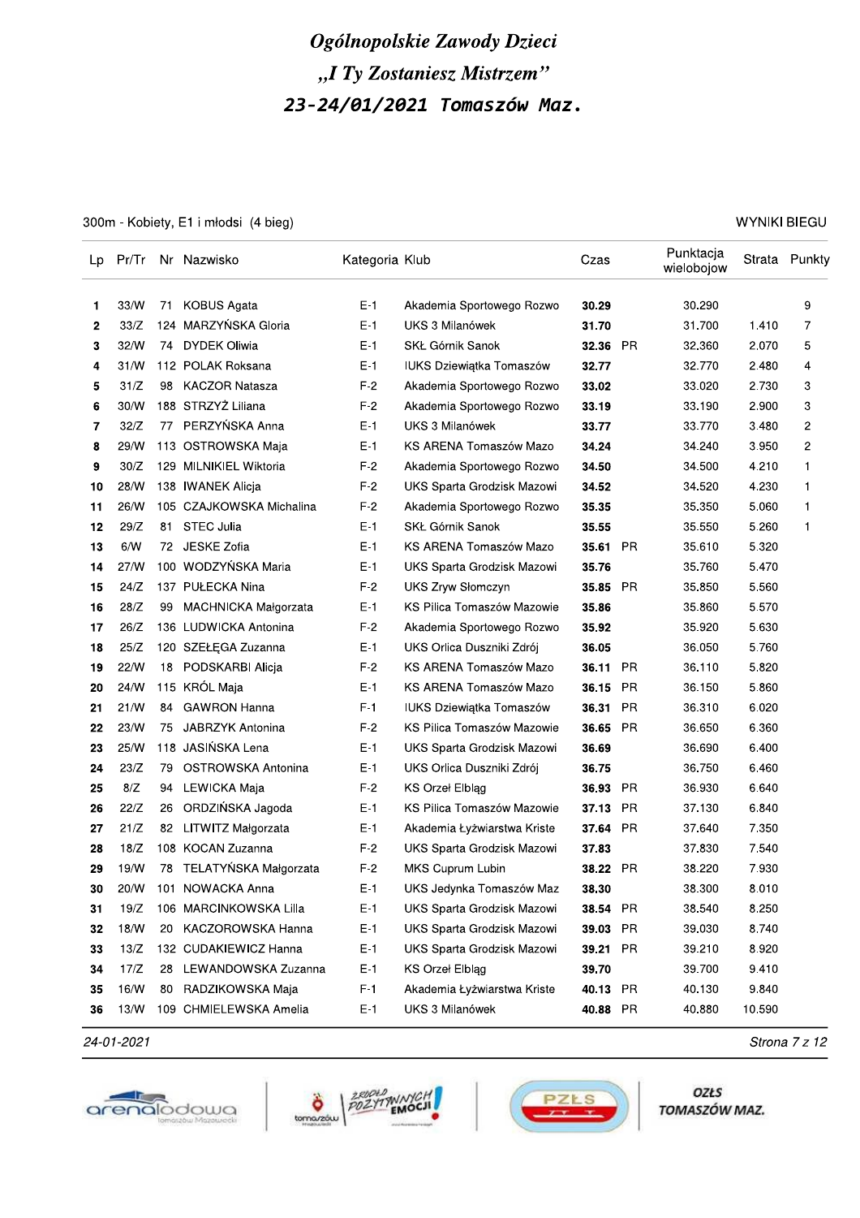# Ogólnopolskie Zawody Dzieci

## „I Ty Zostaniesz Mistrzem"

## 23-24/01/2021 Tomaszów Maz.

300m - Kobiety, E1 i młodsi (4 bieg) — WYNIKI BIEGU

| Lp | Pr/Tr | Nr | Nazwisko | Kategoria | Klub | Czas | | Punktacja wielobojow | Strata | Punkty |
|---|---|---|---|---|---|---|---|---|---|---|
| 1 | 33/W | 71 | KOBUS Agata | E-1 | Akademia Sportowego Rozwo | **30.29** | | 30.290 | | 9 |
| 2 | 33/Z | 124 | MARZYŃSKA Gloria | E-1 | UKS 3 Milanówek | **31.70** | | 31.700 | 1.410 | 7 |
| 3 | 32/W | 74 | DYDEK Oliwia | E-1 | SKŁ Górnik Sanok | **32.36** | PR | 32.360 | 2.070 | 5 |
| 4 | 31/W | 112 | POLAK Roksana | E-1 | IUKS Dziewiątka Tomaszów | **32.77** | | 32.770 | 2.480 | 4 |
| 5 | 31/Z | 98 | KACZOR Natasza | F-2 | Akademia Sportowego Rozwo | **33.02** | | 33.020 | 2.730 | 3 |
| 6 | 30/W | 188 | STRZYŻ Liliana | F-2 | Akademia Sportowego Rozwo | **33.19** | | 33.190 | 2.900 | 3 |
| 7 | 32/Z | 77 | PERZYŃSKA Anna | E-1 | UKS 3 Milanówek | **33.77** | | 33.770 | 3.480 | 2 |
| 8 | 29/W | 113 | OSTROWSKA Maja | E-1 | KS ARENA Tomaszów Mazo | **34.24** | | 34.240 | 3.950 | 2 |
| 9 | 30/Z | 129 | MILNIKIEL Wiktoria | F-2 | Akademia Sportowego Rozwo | **34.50** | | 34.500 | 4.210 | 1 |
| 10 | 28/W | 138 | IWANEK Alicja | F-2 | UKS Sparta Grodzisk Mazowi | **34.52** | | 34.520 | 4.230 | 1 |
| 11 | 26/W | 105 | CZAJKOWSKA Michalina | F-2 | Akademia Sportowego Rozwo | **35.35** | | 35.350 | 5.060 | 1 |
| 12 | 29/Z | 81 | STEC Julia | E-1 | SKŁ Górnik Sanok | **35.55** | | 35.550 | 5.260 | 1 |
| 13 | 6/W | 72 | JESKE Zofia | E-1 | KS ARENA Tomaszów Mazo | **35.61** | PR | 35.610 | 5.320 | |
| 14 | 27/W | 100 | WODZYŃSKA Maria | E-1 | UKS Sparta Grodzisk Mazowi | **35.76** | | 35.760 | 5.470 | |
| 15 | 24/Z | 137 | PUŁECKA Nina | F-2 | UKS Zryw Słomczyn | **35.85** | PR | 35.850 | 5.560 | |
| 16 | 28/Z | 99 | MACHNICKA Małgorzata | E-1 | KS Pilica Tomaszów Mazowie | **35.86** | | 35.860 | 5.570 | |
| 17 | 26/Z | 136 | LUDWICKA Antonina | F-2 | Akademia Sportowego Rozwo | **35.92** | | 35.920 | 5.630 | |
| 18 | 25/Z | 120 | SZEŁĘGA Zuzanna | E-1 | UKS Orlica Duszniki Zdrój | **36.05** | | 36.050 | 5.760 | |
| 19 | 22/W | 18 | PODSKARBI Alicja | F-2 | KS ARENA Tomaszów Mazo | **36.11** | PR | 36.110 | 5.820 | |
| 20 | 24/W | 115 | KRÓL Maja | E-1 | KS ARENA Tomaszów Mazo | **36.15** | PR | 36.150 | 5.860 | |
| 21 | 21/W | 84 | GAWRON Hanna | F-1 | IUKS Dziewiątka Tomaszów | **36.31** | PR | 36.310 | 6.020 | |
| 22 | 23/W | 75 | JABRZYK Antonina | F-2 | KS Pilica Tomaszów Mazowie | **36.65** | PR | 36.650 | 6.360 | |
| 23 | 25/W | 118 | JASIŃSKA Lena | E-1 | UKS Sparta Grodzisk Mazowi | **36.69** | | 36.690 | 6.400 | |
| 24 | 23/Z | 79 | OSTROWSKA Antonina | E-1 | UKS Orlica Duszniki Zdrój | **36.75** | | 36.750 | 6.460 | |
| 25 | 8/Z | 94 | LEWICKA Maja | F-2 | KS Orzeł Elbląg | **36.93** | PR | 36.930 | 6.640 | |
| 26 | 22/Z | 26 | ORDZIŃSKA Jagoda | E-1 | KS Pilica Tomaszów Mazowie | **37.13** | PR | 37.130 | 6.840 | |
| 27 | 21/Z | 82 | LITWITZ Małgorzata | E-1 | Akademia Łyżwiarstwa Kriste | **37.64** | PR | 37.640 | 7.350 | |
| 28 | 18/Z | 108 | KOCAN Zuzanna | F-2 | UKS Sparta Grodzisk Mazowi | **37.83** | | 37.830 | 7.540 | |
| 29 | 19/W | 78 | TELATYŃSKA Małgorzata | F-2 | MKS Cuprum Lubin | **38.22** | PR | 38.220 | 7.930 | |
| 30 | 20/W | 101 | NOWACKA Anna | E-1 | UKS Jedynka Tomaszów Maz | **38.30** | | 38.300 | 8.010 | |
| 31 | 19/Z | 106 | MARCINKOWSKA Lilla | E-1 | UKS Sparta Grodzisk Mazowi | **38.54** | PR | 38.540 | 8.250 | |
| 32 | 18/W | 20 | KACZOROWSKA Hanna | E-1 | UKS Sparta Grodzisk Mazowi | **39.03** | PR | 39.030 | 8.740 | |
| 33 | 13/Z | 132 | CUDAKIEWICZ Hanna | E-1 | UKS Sparta Grodzisk Mazowi | **39.21** | PR | 39.210 | 8.920 | |
| 34 | 17/Z | 28 | LEWANDOWSKA Zuzanna | E-1 | KS Orzeł Elbląg | **39.70** | | 39.700 | 9.410 | |
| 35 | 16/W | 80 | RADZIKOWSKA Maja | F-1 | Akademia Łyżwiarstwa Kriste | **40.13** | PR | 40.130 | 9.840 | |
| 36 | 13/W | 109 | CHMIELEWSKA Amelia | E-1 | UKS 3 Milanówek | **40.88** | PR | 40.880 | 10.590 | |

24-01-2021

OZŁS TOMASZÓW MAZ.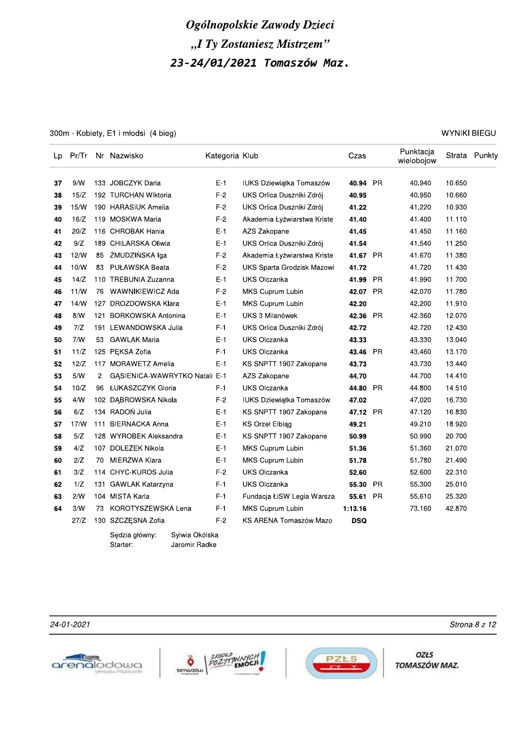# Ogólnopolskie Zawody Dzieci
# „I Ty Zostaniesz Mistrzem"
# 23-24/01/2021 Tomaszów Maz.

300m - Kobiety, E1 i młodsi (4 bieg) — WYNIKI BIEGU

| Lp | Pr/Tr | Nr | Nazwisko | Kategoria | Klub | Czas | | Punktacja wielobojow | Strata | Punkty |
|---|---|---|---|---|---|---|---|---|---|---|
| **37** | 9/W | 133 | JOBCZYK Daria | E-1 | IUKS Dziewiątka Tomaszów | **40.94** | PR | 40.940 | 10.650 | |
| **38** | 15/Z | 192 | TURCHAN Wiktoria | F-2 | UKS Orlica Duszniki Zdrój | **40.95** | | 40.950 | 10.660 | |
| **39** | 15/W | 190 | HARASIUK Amelia | F-2 | UKS Orlica Duszniki Zdrój | **41.22** | | 41.220 | 10.930 | |
| **40** | 16/Z | 119 | MOSKWA Maria | F-2 | Akademia Łyżwiarstwa Kriste | **41.40** | | 41.400 | 11.110 | |
| **41** | 20/Z | 116 | CHROBAK Hania | E-1 | AZS Zakopane | **41.45** | | 41.450 | 11.160 | |
| **42** | 9/Z | 189 | CHILARSKA Oliwia | E-1 | UKS Orlica Duszniki Zdrój | **41.54** | | 41.540 | 11.250 | |
| **43** | 12/W | 85 | ŻMUDZIŃSKA Iga | F-2 | Akademia Łyżwiarstwa Kriste | **41.67** | PR | 41.670 | 11.380 | |
| **44** | 10/W | 83 | PUŁAWSKA Beata | F-2 | UKS Sparta Grodzisk Mazowi | **41.72** | | 41.720 | 11.430 | |
| **45** | 14/Z | 110 | TREBUNIA Zuzanna | E-1 | UKS Olczanka | **41.99** | PR | 41.990 | 11.700 | |
| **46** | 11/W | 76 | WAWNIKIEWICZ Ada | F-2 | MKS Cuprum Lubin | **42.07** | PR | 42.070 | 11.780 | |
| **47** | 14/W | 127 | DROZDOWSKA Klara | E-1 | MKS Cuprum Lubin | **42.20** | | 42.200 | 11.910 | |
| **48** | 8/W | 121 | BORKOWSKA Antonina | E-1 | UKS 3 Milanówek | **42.36** | PR | 42.360 | 12.070 | |
| **49** | 7/Z | 191 | LEWANDOWSKA Julia | F-1 | UKS Orlica Duszniki Zdrój | **42.72** | | 42.720 | 12.430 | |
| **50** | 7/W | 53 | GAWLAK Maria | E-1 | UKS Olczanka | **43.33** | | 43.330 | 13.040 | |
| **51** | 11/Z | 125 | PĘKSA Zofia | F-1 | UKS Olczanka | **43.46** | PR | 43.460 | 13.170 | |
| **52** | 12/Z | 117 | MORAWETZ Amelia | E-1 | KS SNPTT 1907 Zakopane | **43.73** | | 43.730 | 13.440 | |
| **53** | 5/W | 2 | GĄSIENICA-WAWRYTKO Natali | E-1 | AZS Zakopane | **44.70** | | 44.700 | 14.410 | |
| **54** | 10/Z | 96 | ŁUKASZCZYK Gloria | F-1 | UKS Olczanka | **44.80** | PR | 44.800 | 14.510 | |
| **55** | 4/W | 102 | DĄBROWSKA Nikola | F-2 | IUKS Dziewiątka Tomaszów | **47.02** | | 47.020 | 16.730 | |
| **56** | 6/Z | 134 | RADOŃ Julia | E-1 | KS SNPTT 1907 Zakopane | **47.12** | PR | 47.120 | 16.830 | |
| **57** | 17/W | 111 | BIERNACKA Anna | E-1 | KS Orzeł Elbląg | **49.21** | | 49.210 | 18.920 | |
| **58** | 5/Z | 128 | WYROBEK Aleksandra | E-1 | KS SNPTT 1907 Zakopane | **50.99** | | 50.990 | 20.700 | |
| **59** | 4/Z | 107 | DOLEŻEK Nikola | E-1 | MKS Cuprum Lubin | **51.36** | | 51.360 | 21.070 | |
| **60** | 2/Z | 70 | MIERZWA Klara | E-1 | MKS Cuprum Lubin | **51.78** | | 51.780 | 21.490 | |
| **61** | 3/Z | 114 | CHYC-KUROS Julia | F-2 | UKS Olczanka | **52.60** | | 52.600 | 22.310 | |
| **62** | 1/Z | 131 | GAWLAK Katarzyna | F-1 | UKS Olczanka | **55.30** | PR | 55.300 | 25.010 | |
| **63** | 2/W | 104 | MISTA Karla | F-1 | Fundacja ŁiSW Legia Warsza | **55.61** | PR | 55.610 | 25.320 | |
| **64** | 3/W | 73 | KOROTYSZEWSKA Lena | F-1 | MKS Cuprum Lubin | **1:13.16** | | 73.160 | 42.870 | |
| | 27/Z | 130 | SZCZĘSNA Zofia | F-2 | KS ARENA Tomaszów Mazo | **DSQ** | | | | |

Sędzia główny: Sylwia Okólska
Starter: Jaromir Radke

24-01-2021

arenalodowa Tomaszów Mazowiecki | tomaszów – źródło pozytywnych emocji | PZŁS | OZŁS TOMASZÓW MAZ.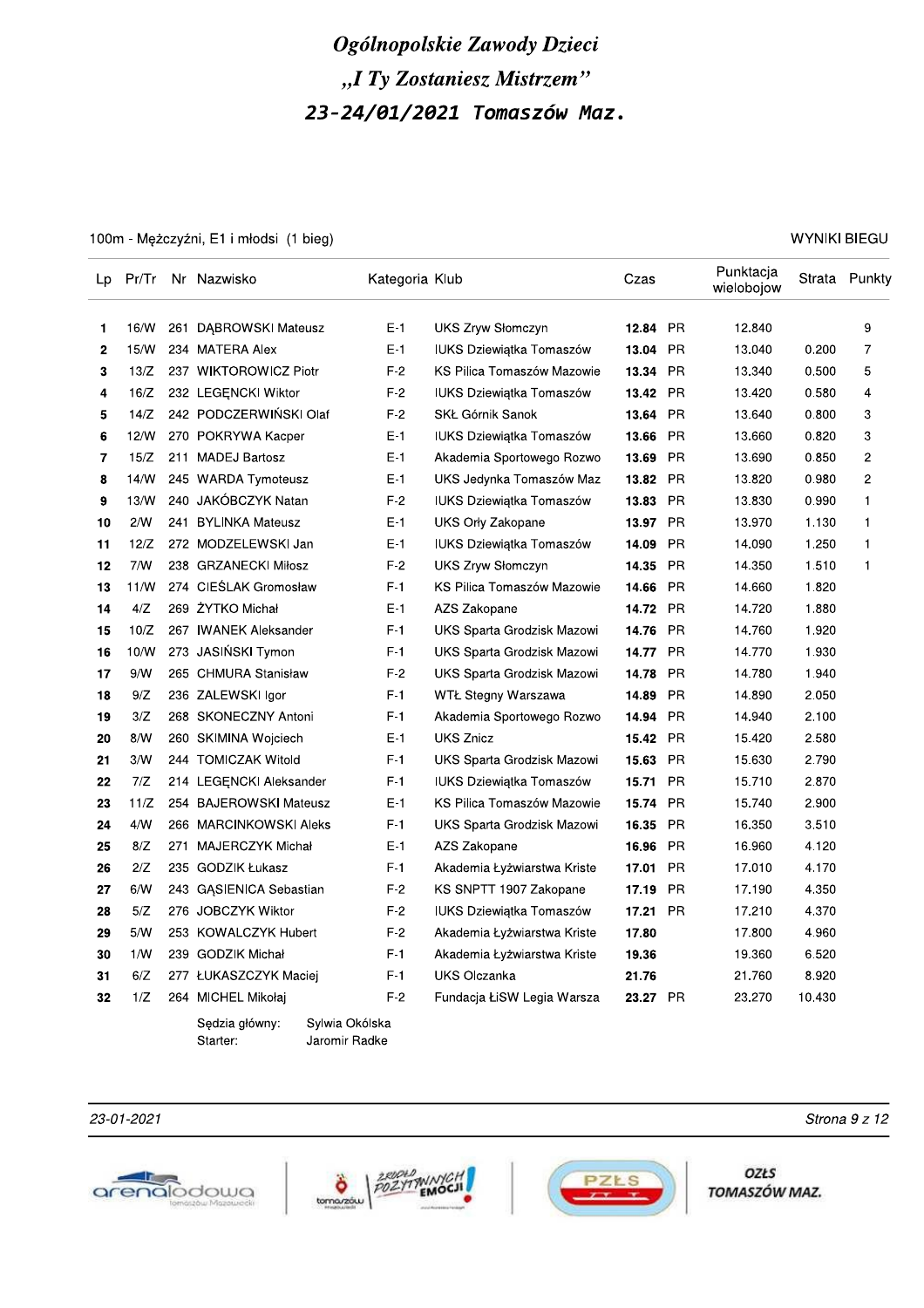# *Ogólnopolskie Zawody Dzieci*

# *„I Ty Zostaniesz Mistrzem"*

## *23-24/01/2021 Tomaszów Maz.*

100m - Mężczyźni, E1 i młodsi (1 bieg) WYNIKI BIEGU

| Lp | Pr/Tr | Nr | Nazwisko | Kategoria | Klub | Czas | | Punktacja wielobojow | Strata | Punkty |
|---|---|---|---|---|---|---|---|---|---|---|
| 1 | 16/W | 261 | DĄBROWSKI Mateusz | E-1 | UKS Zryw Słomczyn | **12.84** | PR | 12.840 | | 9 |
| 2 | 15/W | 234 | MATERA Alex | E-1 | IUKS Dziewiątka Tomaszów | **13.04** | PR | 13.040 | 0.200 | 7 |
| 3 | 13/Z | 237 | WIKTOROWICZ Piotr | F-2 | KS Pilica Tomaszów Mazowie | **13.34** | PR | 13.340 | 0.500 | 5 |
| 4 | 16/Z | 232 | LEGĘNCKI Wiktor | F-2 | IUKS Dziewiątka Tomaszów | **13.42** | PR | 13.420 | 0.580 | 4 |
| 5 | 14/Z | 242 | PODCZERWIŃSKI Olaf | F-2 | SKŁ Górnik Sanok | **13.64** | PR | 13.640 | 0.800 | 3 |
| 6 | 12/W | 270 | POKRYWA Kacper | E-1 | IUKS Dziewiątka Tomaszów | **13.66** | PR | 13.660 | 0.820 | 3 |
| 7 | 15/Z | 211 | MADEJ Bartosz | E-1 | Akademia Sportowego Rozwo | **13.69** | PR | 13.690 | 0.850 | 2 |
| 8 | 14/W | 245 | WARDA Tymoteusz | E-1 | UKS Jedynka Tomaszów Maz | **13.82** | PR | 13.820 | 0.980 | 2 |
| 9 | 13/W | 240 | JAKÓBCZYK Natan | F-2 | IUKS Dziewiątka Tomaszów | **13.83** | PR | 13.830 | 0.990 | 1 |
| 10 | 2/W | 241 | BYLINKA Mateusz | E-1 | UKS Orły Zakopane | **13.97** | PR | 13.970 | 1.130 | 1 |
| 11 | 12/Z | 272 | MODZELEWSKI Jan | E-1 | IUKS Dziewiątka Tomaszów | **14.09** | PR | 14.090 | 1.250 | 1 |
| 12 | 7/W | 238 | GRZANECKI Miłosz | F-2 | UKS Zryw Słomczyn | **14.35** | PR | 14.350 | 1.510 | 1 |
| 13 | 11/W | 274 | CIEŚLAK Gromosław | F-1 | KS Pilica Tomaszów Mazowie | **14.66** | PR | 14.660 | 1.820 | |
| 14 | 4/Z | 269 | ŻYTKO Michał | E-1 | AZS Zakopane | **14.72** | PR | 14.720 | 1.880 | |
| 15 | 10/Z | 267 | IWANEK Aleksander | F-1 | UKS Sparta Grodzisk Mazowi | **14.76** | PR | 14.760 | 1.920 | |
| 16 | 10/W | 273 | JASIŃSKI Tymon | F-1 | UKS Sparta Grodzisk Mazowi | **14.77** | PR | 14.770 | 1.930 | |
| 17 | 9/W | 265 | CHMURA Stanisław | F-2 | UKS Sparta Grodzisk Mazowi | **14.78** | PR | 14.780 | 1.940 | |
| 18 | 9/Z | 236 | ZALEWSKI Igor | F-1 | WTŁ Stegny Warszawa | **14.89** | PR | 14.890 | 2.050 | |
| 19 | 3/Z | 268 | SKONECZNY Antoni | F-1 | Akademia Sportowego Rozwo | **14.94** | PR | 14.940 | 2.100 | |
| 20 | 8/W | 260 | SKIMINA Wojciech | E-1 | UKS Znicz | **15.42** | PR | 15.420 | 2.580 | |
| 21 | 3/W | 244 | TOMICZAK Witold | F-1 | UKS Sparta Grodzisk Mazowi | **15.63** | PR | 15.630 | 2.790 | |
| 22 | 7/Z | 214 | LEGĘNCKI Aleksander | F-1 | IUKS Dziewiątka Tomaszów | **15.71** | PR | 15.710 | 2.870 | |
| 23 | 11/Z | 254 | BAJEROWSKI Mateusz | E-1 | KS Pilica Tomaszów Mazowie | **15.74** | PR | 15.740 | 2.900 | |
| 24 | 4/W | 266 | MARCINKOWSKI Aleks | F-1 | UKS Sparta Grodzisk Mazowi | **16.35** | PR | 16.350 | 3.510 | |
| 25 | 8/Z | 271 | MAJERCZYK Michał | E-1 | AZS Zakopane | **16.96** | PR | 16.960 | 4.120 | |
| 26 | 2/Z | 235 | GODZIK Łukasz | F-1 | Akademia Łyżwiarstwa Kriste | **17.01** | PR | 17.010 | 4.170 | |
| 27 | 6/W | 243 | GĄSIENICA Sebastian | F-2 | KS SNPTT 1907 Zakopane | **17.19** | PR | 17.190 | 4.350 | |
| 28 | 5/Z | 276 | JOBCZYK Wiktor | F-2 | IUKS Dziewiątka Tomaszów | **17.21** | PR | 17.210 | 4.370 | |
| 29 | 5/W | 253 | KOWALCZYK Hubert | F-2 | Akademia Łyżwiarstwa Kriste | **17.80** | | 17.800 | 4.960 | |
| 30 | 1/W | 239 | GODZIK Michał | F-1 | Akademia Łyżwiarstwa Kriste | **19.36** | | 19.360 | 6.520 | |
| 31 | 6/Z | 277 | ŁUKASZCZYK Maciej | F-1 | UKS Olczanka | **21.76** | | 21.760 | 8.920 | |
| 32 | 1/Z | 264 | MICHEL Mikołaj | F-2 | Fundacja ŁiSW Legia Warsza | **23.27** | PR | 23.270 | 10.430 | |

Sędzia główny: Sylwia Okólska
Starter: Jaromir Radke

23-01-2021

arenalodowa Tomaszów Mazowiecki | tomaszów – źródło pozytywnych emocji | PZŁS | OZŁS TOMASZÓW MAZ.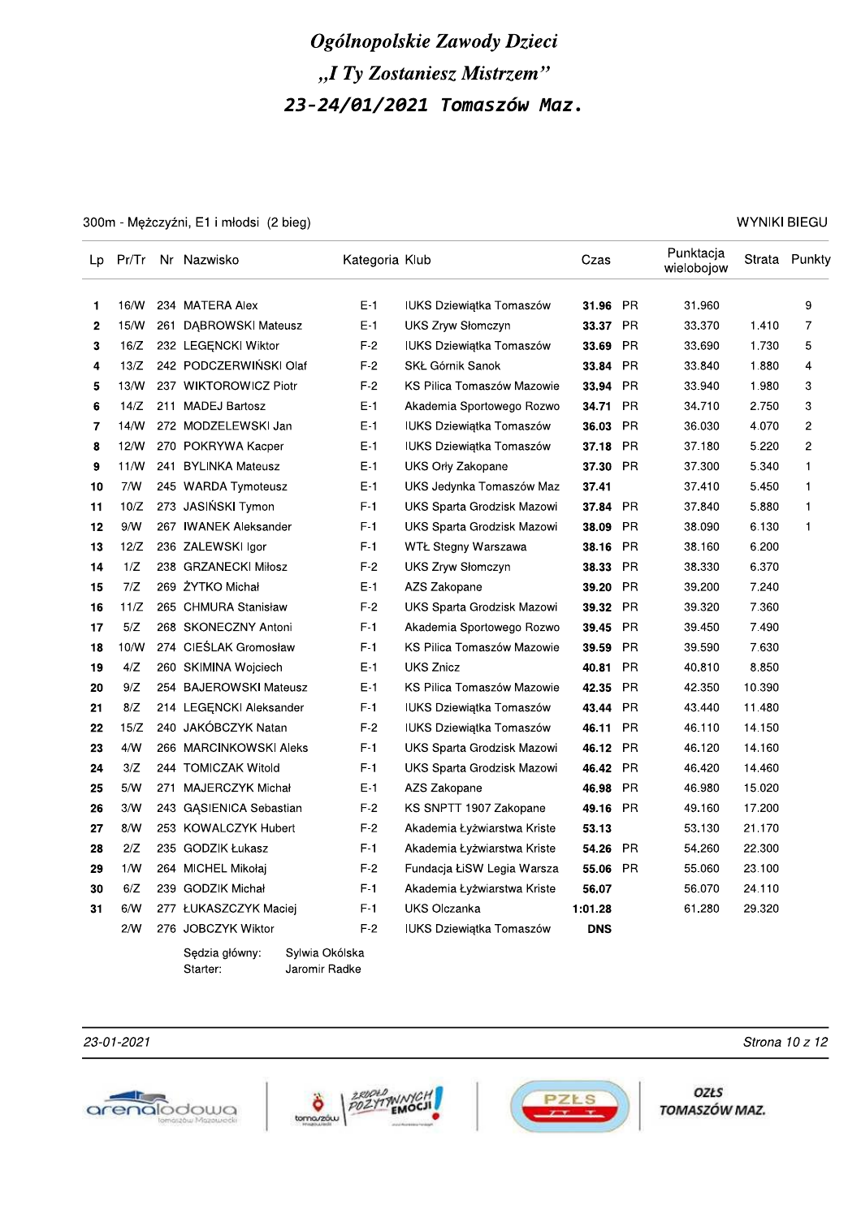# *Ogólnopolskie Zawody Dzieci*
# *„I Ty Zostaniesz Mistrzem"*
## *23-24/01/2021 Tomaszów Maz.*

300m - Mężczyźni, E1 i młodsi (2 bieg)

WYNIKI BIEGU

| Lp | Pr/Tr | Nr | Nazwisko | Kategoria | Klub | Czas | | Punktacja wielobojowa | Strata | Punkty |
|---|---|---|---|---|---|---|---|---|---|---|
| 1 | 16/W | 234 | MATERA Alex | E-1 | IUKS Dziewiątka Tomaszów | **31.96** | PR | 31.960 | | 9 |
| 2 | 15/W | 261 | DĄBROWSKI Mateusz | E-1 | UKS Zryw Słomczyn | **33.37** | PR | 33.370 | 1.410 | 7 |
| 3 | 16/Z | 232 | LEGĘNCKI Wiktor | F-2 | IUKS Dziewiątka Tomaszów | **33.69** | PR | 33.690 | 1.730 | 5 |
| 4 | 13/Z | 242 | PODCZERWIŃSKI Olaf | F-2 | SKŁ Górnik Sanok | **33.84** | PR | 33.840 | 1.880 | 4 |
| 5 | 13/W | 237 | WIKTOROWICZ Piotr | F-2 | KS Pilica Tomaszów Mazowie | **33.94** | PR | 33.940 | 1.980 | 3 |
| 6 | 14/Z | 211 | MADEJ Bartosz | E-1 | Akademia Sportowego Rozwo | **34.71** | PR | 34.710 | 2.750 | 3 |
| 7 | 14/W | 272 | MODZELEWSKI Jan | E-1 | IUKS Dziewiątka Tomaszów | **36.03** | PR | 36.030 | 4.070 | 2 |
| 8 | 12/W | 270 | POKRYWA Kacper | E-1 | IUKS Dziewiątka Tomaszów | **37.18** | PR | 37.180 | 5.220 | 2 |
| 9 | 11/W | 241 | BYLINKA Mateusz | E-1 | UKS Orły Zakopane | **37.30** | PR | 37.300 | 5.340 | 1 |
| 10 | 7/W | 245 | WARDA Tymoteusz | E-1 | UKS Jedynka Tomaszów Maz | **37.41** | | 37.410 | 5.450 | 1 |
| 11 | 10/Z | 273 | JASIŃSKI Tymon | F-1 | UKS Sparta Grodzisk Mazowi | **37.84** | PR | 37.840 | 5.880 | 1 |
| 12 | 9/W | 267 | IWANEK Aleksander | F-1 | UKS Sparta Grodzisk Mazowi | **38.09** | PR | 38.090 | 6.130 | 1 |
| 13 | 12/Z | 236 | ZALEWSKI Igor | F-1 | WTŁ Stegny Warszawa | **38.16** | PR | 38.160 | 6.200 | |
| 14 | 1/Z | 238 | GRZANECKI Miłosz | F-2 | UKS Zryw Słomczyn | **38.33** | PR | 38.330 | 6.370 | |
| 15 | 7/Z | 269 | ŻYTKO Michał | E-1 | AZS Zakopane | **39.20** | PR | 39.200 | 7.240 | |
| 16 | 11/Z | 265 | CHMURA Stanisław | F-2 | UKS Sparta Grodzisk Mazowi | **39.32** | PR | 39.320 | 7.360 | |
| 17 | 5/Z | 268 | SKONECZNY Antoni | F-1 | Akademia Sportowego Rozwo | **39.45** | PR | 39.450 | 7.490 | |
| 18 | 10/W | 274 | CIEŚLAK Gromosław | F-1 | KS Pilica Tomaszów Mazowie | **39.59** | PR | 39.590 | 7.630 | |
| 19 | 4/Z | 260 | SKIMINA Wojciech | E-1 | UKS Znicz | **40.81** | PR | 40.810 | 8.850 | |
| 20 | 9/Z | 254 | BAJEROWSKI Mateusz | E-1 | KS Pilica Tomaszów Mazowie | **42.35** | PR | 42.350 | 10.390 | |
| 21 | 8/Z | 214 | LEGĘNCKI Aleksander | F-1 | IUKS Dziewiątka Tomaszów | **43.44** | PR | 43.440 | 11.480 | |
| 22 | 15/Z | 240 | JAKÓBCZYK Natan | F-2 | IUKS Dziewiątka Tomaszów | **46.11** | PR | 46.110 | 14.150 | |
| 23 | 4/W | 266 | MARCINKOWSKI Aleks | F-1 | UKS Sparta Grodzisk Mazowi | **46.12** | PR | 46.120 | 14.160 | |
| 24 | 3/Z | 244 | TOMICZAK Witold | F-1 | UKS Sparta Grodzisk Mazowi | **46.42** | PR | 46.420 | 14.460 | |
| 25 | 5/W | 271 | MAJERCZYK Michał | E-1 | AZS Zakopane | **46.98** | PR | 46.980 | 15.020 | |
| 26 | 3/W | 243 | GĄSIENICA Sebastian | F-2 | KS SNPTT 1907 Zakopane | **49.16** | PR | 49.160 | 17.200 | |
| 27 | 8/W | 253 | KOWALCZYK Hubert | F-2 | Akademia Łyżwiarstwa Kriste | **53.13** | | 53.130 | 21.170 | |
| 28 | 2/Z | 235 | GODZIK Łukasz | F-1 | Akademia Łyżwiarstwa Kriste | **54.26** | PR | 54.260 | 22.300 | |
| 29 | 1/W | 264 | MICHEL Mikołaj | F-2 | Fundacja ŁiSW Legia Warsza | **55.06** | PR | 55.060 | 23.100 | |
| 30 | 6/Z | 239 | GODZIK Michał | F-1 | Akademia Łyżwiarstwa Kriste | **56.07** | | 56.070 | 24.110 | |
| 31 | 6/W | 277 | ŁUKASZCZYK Maciej | F-1 | UKS Olczanka | **1:01.28** | | 61.280 | 29.320 | |
| | 2/W | 276 | JOBCZYK Wiktor | F-2 | IUKS Dziewiątka Tomaszów | **DNS** | | | | |

Sędzia główny: Sylwia Okólska
Starter: Jaromir Radke

23-01-2021

OZŁS TOMASZÓW MAZ.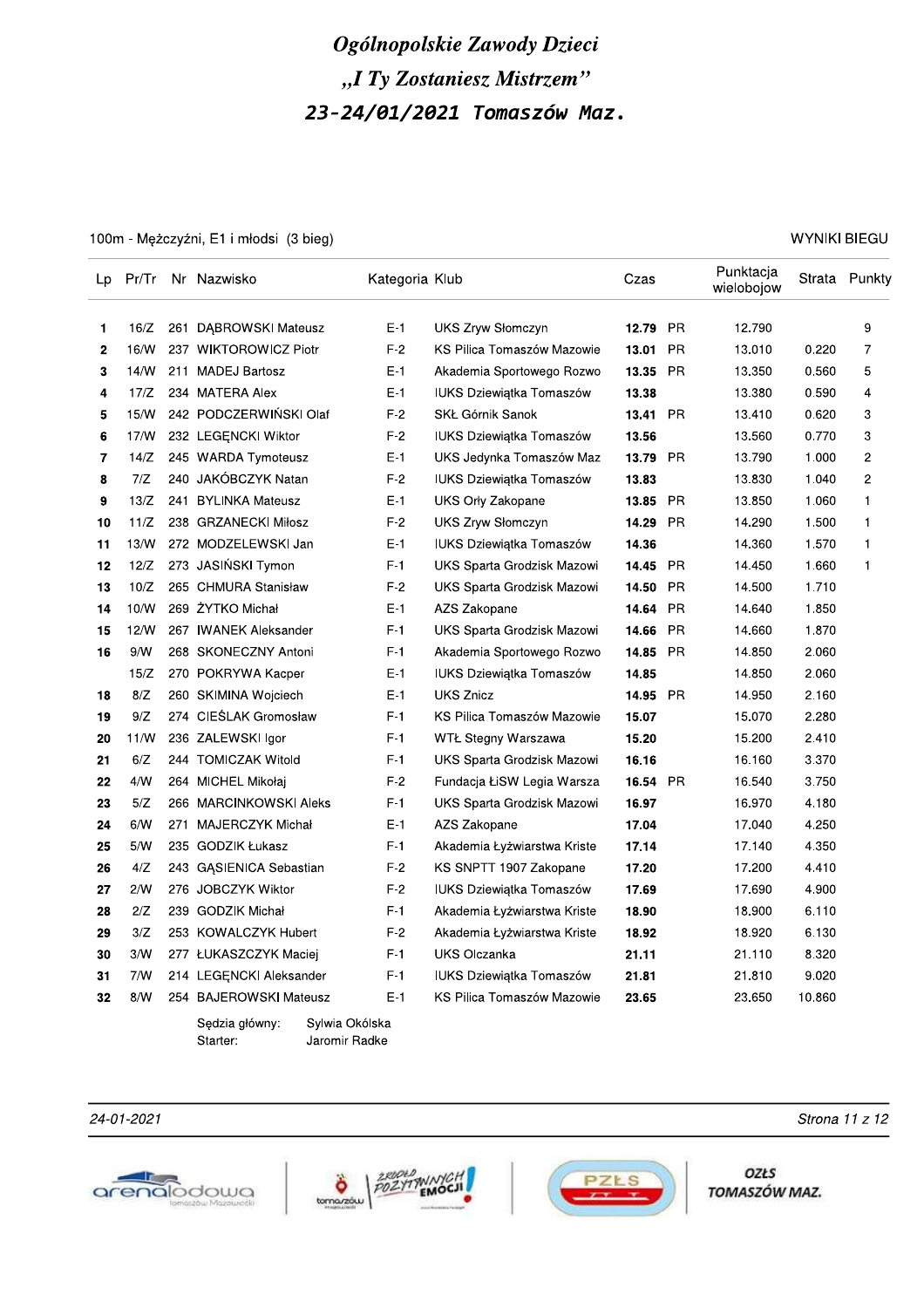# *Ogólnopolskie Zawody Dzieci*

# *„I Ty Zostaniesz Mistrzem"*

## *23-24/01/2021 Tomaszów Maz.*

100m - Mężczyźni, E1 i młodsi (3 bieg) — WYNIKI BIEGU

| Lp | Pr/Tr | Nr | Nazwisko | Kategoria | Klub | Czas | | Punktacja wielobojow | Strata | Punkty |
|---|---|---|---|---|---|---|---|---|---|---|
| 1 | 16/Z | 261 | DĄBROWSKI Mateusz | E-1 | UKS Zryw Słomczyn | **12.79** | PR | 12.790 | | 9 |
| 2 | 16/W | 237 | WIKTOROWICZ Piotr | F-2 | KS Pilica Tomaszów Mazowie | **13.01** | PR | 13.010 | 0.220 | 7 |
| 3 | 14/W | 211 | MADEJ Bartosz | E-1 | Akademia Sportowego Rozwo | **13.35** | PR | 13.350 | 0.560 | 5 |
| 4 | 17/Z | 234 | MATERA Alex | E-1 | IUKS Dziewiątka Tomaszów | **13.38** | | 13.380 | 0.590 | 4 |
| 5 | 15/W | 242 | PODCZERWIŃSKI Olaf | F-2 | SKŁ Górnik Sanok | **13.41** | PR | 13.410 | 0.620 | 3 |
| 6 | 17/W | 232 | LEGĘNCKI Wiktor | F-2 | IUKS Dziewiątka Tomaszów | **13.56** | | 13.560 | 0.770 | 3 |
| 7 | 14/Z | 245 | WARDA Tymoteusz | E-1 | UKS Jedynka Tomaszów Maz | **13.79** | PR | 13.790 | 1.000 | 2 |
| 8 | 7/Z | 240 | JAKÓBCZYK Natan | F-2 | IUKS Dziewiątka Tomaszów | **13.83** | | 13.830 | 1.040 | 2 |
| 9 | 13/Z | 241 | BYLINKA Mateusz | E-1 | UKS Orły Zakopane | **13.85** | PR | 13.850 | 1.060 | 1 |
| 10 | 11/Z | 238 | GRZANECKI Miłosz | F-2 | UKS Zryw Słomczyn | **14.29** | PR | 14.290 | 1.500 | 1 |
| 11 | 13/W | 272 | MODZELEWSKI Jan | E-1 | IUKS Dziewiątka Tomaszów | **14.36** | | 14.360 | 1.570 | 1 |
| 12 | 12/Z | 273 | JASIŃSKI Tymon | F-1 | UKS Sparta Grodzisk Mazowi | **14.45** | PR | 14.450 | 1.660 | 1 |
| 13 | 10/Z | 265 | CHMURA Stanisław | F-2 | UKS Sparta Grodzisk Mazowi | **14.50** | PR | 14.500 | 1.710 | |
| 14 | 10/W | 269 | ŻYTKO Michał | E-1 | AZS Zakopane | **14.64** | PR | 14.640 | 1.850 | |
| 15 | 12/W | 267 | IWANEK Aleksander | F-1 | UKS Sparta Grodzisk Mazowi | **14.66** | PR | 14.660 | 1.870 | |
| 16 | 9/W | 268 | SKONECZNY Antoni | F-1 | Akademia Sportowego Rozwo | **14.85** | PR | 14.850 | 2.060 | |
| | 15/Z | 270 | POKRYWA Kacper | E-1 | IUKS Dziewiątka Tomaszów | **14.85** | | 14.850 | 2.060 | |
| 18 | 8/Z | 260 | SKIMINA Wojciech | E-1 | UKS Znicz | **14.95** | PR | 14.950 | 2.160 | |
| 19 | 9/Z | 274 | CIEŚLAK Gromosław | F-1 | KS Pilica Tomaszów Mazowie | **15.07** | | 15.070 | 2.280 | |
| 20 | 11/W | 236 | ZALEWSKI Igor | F-1 | WTŁ Stegny Warszawa | **15.20** | | 15.200 | 2.410 | |
| 21 | 6/Z | 244 | TOMICZAK Witold | F-1 | UKS Sparta Grodzisk Mazowi | **16.16** | | 16.160 | 3.370 | |
| 22 | 4/W | 264 | MICHEL Mikołaj | F-2 | Fundacja ŁiSW Legia Warsza | **16.54** | PR | 16.540 | 3.750 | |
| 23 | 5/Z | 266 | MARCINKOWSKI Aleks | F-1 | UKS Sparta Grodzisk Mazowi | **16.97** | | 16.970 | 4.180 | |
| 24 | 6/W | 271 | MAJERCZYK Michał | E-1 | AZS Zakopane | **17.04** | | 17.040 | 4.250 | |
| 25 | 5/W | 235 | GODZIK Łukasz | F-1 | Akademia Łyżwiarstwa Kriste | **17.14** | | 17.140 | 4.350 | |
| 26 | 4/Z | 243 | GĄSIENICA Sebastian | F-2 | KS SNPTT 1907 Zakopane | **17.20** | | 17.200 | 4.410 | |
| 27 | 2/W | 276 | JOBCZYK Wiktor | F-2 | IUKS Dziewiątka Tomaszów | **17.69** | | 17.690 | 4.900 | |
| 28 | 2/Z | 239 | GODZIK Michał | F-1 | Akademia Łyżwiarstwa Kriste | **18.90** | | 18.900 | 6.110 | |
| 29 | 3/Z | 253 | KOWALCZYK Hubert | F-2 | Akademia Łyżwiarstwa Kriste | **18.92** | | 18.920 | 6.130 | |
| 30 | 3/W | 277 | ŁUKASZCZYK Maciej | F-1 | UKS Olczanka | **21.11** | | 21.110 | 8.320 | |
| 31 | 7/W | 214 | LEGĘNCKI Aleksander | F-1 | IUKS Dziewiątka Tomaszów | **21.81** | | 21.810 | 9.020 | |
| 32 | 8/W | 254 | BAJEROWSKI Mateusz | E-1 | KS Pilica Tomaszów Mazowie | **23.65** | | 23.650 | 10.860 | |

Sędzia główny: Sylwia Okólska
Starter: Jaromir Radke

*24-01-2021*

OZŁS TOMASZÓW MAZ.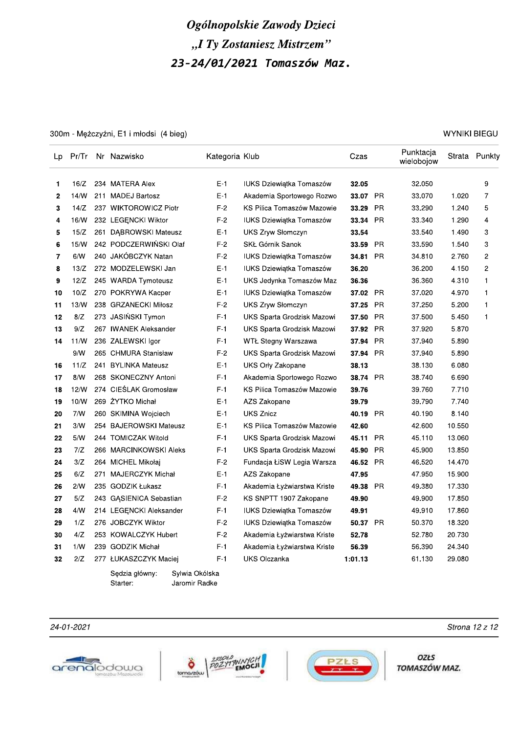# *Ogólnopolskie Zawody Dzieci*

## *„I Ty Zostaniesz Mistrzem"*

## *23-24/01/2021 Tomaszów Maz.*

300m - Mężczyźni, E1 i młodsi (4 bieg) WYNIKI BIEGU

| Lp | Pr/Tr | Nr | Nazwisko | Kategoria | Klub | Czas | | Punktacja wielobojow | Strata | Punkty |
|---|---|---|---|---|---|---|---|---|---|---|
| 1 | 16/Z | 234 | MATERA Alex | E-1 | IUKS Dziewiątka Tomaszów | **32.05** | | 32.050 | | 9 |
| 2 | 14/W | 211 | MADEJ Bartosz | E-1 | Akademia Sportowego Rozwo | **33.07** | PR | 33.070 | 1.020 | 7 |
| 3 | 14/Z | 237 | WIKTOROWICZ Piotr | F-2 | KS Pilica Tomaszów Mazowie | **33.29** | PR | 33.290 | 1.240 | 5 |
| 4 | 16/W | 232 | LEGĘNCKI Wiktor | F-2 | IUKS Dziewiątka Tomaszów | **33.34** | PR | 33.340 | 1.290 | 4 |
| 5 | 15/Z | 261 | DĄBROWSKI Mateusz | E-1 | UKS Zryw Słomczyn | **33.54** | | 33.540 | 1.490 | 3 |
| 6 | 15/W | 242 | PODCZERWIŃSKI Olaf | F-2 | SKŁ Górnik Sanok | **33.59** | PR | 33.590 | 1.540 | 3 |
| 7 | 6/W | 240 | JAKÓBCZYK Natan | F-2 | IUKS Dziewiątka Tomaszów | **34.81** | PR | 34.810 | 2.760 | 2 |
| 8 | 13/Z | 272 | MODZELEWSKI Jan | E-1 | IUKS Dziewiątka Tomaszów | **36.20** | | 36.200 | 4.150 | 2 |
| 9 | 12/Z | 245 | WARDA Tymoteusz | E-1 | UKS Jedynka Tomaszów Maz | **36.36** | | 36.360 | 4.310 | 1 |
| 10 | 10/Z | 270 | POKRYWA Kacper | E-1 | IUKS Dziewiątka Tomaszów | **37.02** | PR | 37.020 | 4.970 | 1 |
| 11 | 13/W | 238 | GRZANECKI Miłosz | F-2 | UKS Zryw Słomczyn | **37.25** | PR | 37.250 | 5.200 | 1 |
| 12 | 8/Z | 273 | JASIŃSKI Tymon | F-1 | UKS Sparta Grodzisk Mazowi | **37.50** | PR | 37.500 | 5.450 | 1 |
| 13 | 9/Z | 267 | IWANEK Aleksander | F-1 | UKS Sparta Grodzisk Mazowi | **37.92** | PR | 37.920 | 5.870 | |
| 14 | 11/W | 236 | ZALEWSKI Igor | F-1 | WTŁ Stegny Warszawa | **37.94** | PR | 37.940 | 5.890 | |
| | 9/W | 265 | CHMURA Stanisław | F-2 | UKS Sparta Grodzisk Mazowi | **37.94** | PR | 37.940 | 5.890 | |
| 16 | 11/Z | 241 | BYLINKA Mateusz | E-1 | UKS Orły Zakopane | **38.13** | | 38.130 | 6.080 | |
| 17 | 8/W | 268 | SKONECZNY Antoni | F-1 | Akademia Sportowego Rozwo | **38.74** | PR | 38.740 | 6.690 | |
| 18 | 12/W | 274 | CIEŚLAK Gromosław | F-1 | KS Pilica Tomaszów Mazowie | **39.76** | | 39.760 | 7.710 | |
| 19 | 10/W | 269 | ŻYTKO Michał | E-1 | AZS Zakopane | **39.79** | | 39.790 | 7.740 | |
| 20 | 7/W | 260 | SKIMINA Wojciech | E-1 | UKS Znicz | **40.19** | PR | 40.190 | 8.140 | |
| 21 | 3/W | 254 | BAJEROWSKI Mateusz | E-1 | KS Pilica Tomaszów Mazowie | **42.60** | | 42.600 | 10.550 | |
| 22 | 5/W | 244 | TOMICZAK Witold | F-1 | UKS Sparta Grodzisk Mazowi | **45.11** | PR | 45.110 | 13.060 | |
| 23 | 7/Z | 266 | MARCINKOWSKI Aleks | F-1 | UKS Sparta Grodzisk Mazowi | **45.90** | PR | 45.900 | 13.850 | |
| 24 | 3/Z | 264 | MICHEL Mikołaj | F-2 | Fundacja ŁiSW Legia Warsza | **46.52** | PR | 46.520 | 14.470 | |
| 25 | 6/Z | 271 | MAJERCZYK Michał | E-1 | AZS Zakopane | **47.95** | | 47.950 | 15.900 | |
| 26 | 2/W | 235 | GODZIK Łukasz | F-1 | Akademia Łyżwiarstwa Kriste | **49.38** | PR | 49.380 | 17.330 | |
| 27 | 5/Z | 243 | GĄSIENICA Sebastian | F-2 | KS SNPTT 1907 Zakopane | **49.90** | | 49.900 | 17.850 | |
| 28 | 4/W | 214 | LEGĘNCKI Aleksander | F-1 | IUKS Dziewiątka Tomaszów | **49.91** | | 49.910 | 17.860 | |
| 29 | 1/Z | 276 | JOBCZYK Wiktor | F-2 | IUKS Dziewiątka Tomaszów | **50.37** | PR | 50.370 | 18.320 | |
| 30 | 4/Z | 253 | KOWALCZYK Hubert | F-2 | Akademia Łyżwiarstwa Kriste | **52.78** | | 52.780 | 20.730 | |
| 31 | 1/W | 239 | GODZIK Michał | F-1 | Akademia Łyżwiarstwa Kriste | **56.39** | | 56.390 | 24.340 | |
| 32 | 2/Z | 277 | ŁUKASZCZYK Maciej | F-1 | UKS Olczanka | **1:01.13** | | 61.130 | 29.080 | |

Sędzia główny: Sylwia Okólska
Starter: Jaromir Radke

*24-01-2021*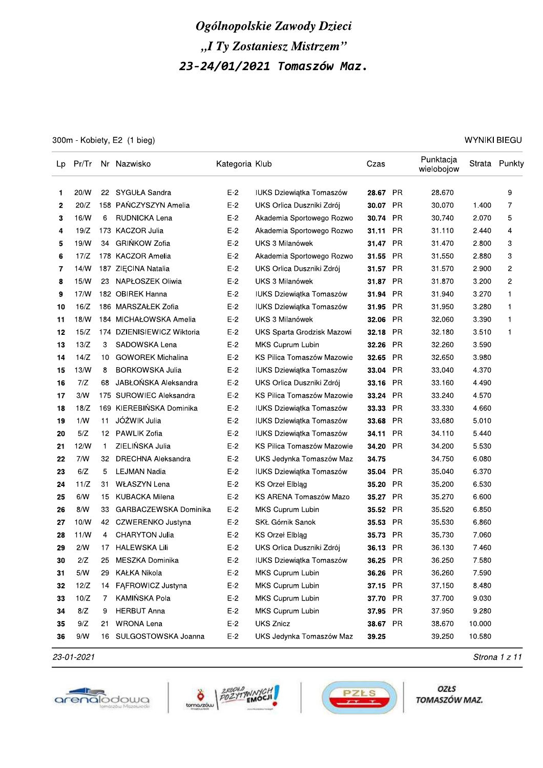# Ogólnopolskie Zawody Dzieci

## „I Ty Zostaniesz Mistrzem"

## 23-24/01/2021 Tomaszów Maz.

300m - Kobiety, E2 (1 bieg) — WYNIKI BIEGU

| Lp | Pr/Tr | Nr | Nazwisko | Kategoria | Klub | Czas | | Punktacja wielobojow | Strata | Punkty |
|---|---|---|---|---|---|---|---|---|---|---|
| 1 | 20/W | 22 | SYGUŁA Sandra | E-2 | IUKS Dziewiątka Tomaszów | **28.67** | PR | 28.670 | | 9 |
| 2 | 20/Z | 158 | PAŃCZYSZYN Amelia | E-2 | UKS Orlica Duszniki Zdrój | **30.07** | PR | 30.070 | 1.400 | 7 |
| 3 | 16/W | 6 | RUDNICKA Lena | E-2 | Akademia Sportowego Rozwo | **30.74** | PR | 30.740 | 2.070 | 5 |
| 4 | 19/Z | 173 | KACZOR Julia | E-2 | Akademia Sportowego Rozwo | **31.11** | PR | 31.110 | 2.440 | 4 |
| 5 | 19/W | 34 | GRIŃKOW Zofia | E-2 | UKS 3 Milanówek | **31.47** | PR | 31.470 | 2.800 | 3 |
| 6 | 17/Z | 178 | KACZOR Amelia | E-2 | Akademia Sportowego Rozwo | **31.55** | PR | 31.550 | 2.880 | 3 |
| 7 | 14/W | 187 | ZIĘCINA Natalia | E-2 | UKS Orlica Duszniki Zdrój | **31.57** | PR | 31.570 | 2.900 | 2 |
| 8 | 15/W | 23 | NAPŁOSZEK Oliwia | E-2 | UKS 3 Milanówek | **31.87** | PR | 31.870 | 3.200 | 2 |
| 9 | 17/W | 182 | OBIREK Hanna | E-2 | IUKS Dziewiątka Tomaszów | **31.94** | PR | 31.940 | 3.270 | 1 |
| 10 | 16/Z | 186 | MARSZAŁEK Zofia | E-2 | IUKS Dziewiątka Tomaszów | **31.95** | PR | 31.950 | 3.280 | 1 |
| 11 | 18/W | 184 | MICHAŁOWSKA Amelia | E-2 | UKS 3 Milanówek | **32.06** | PR | 32.060 | 3.390 | 1 |
| 12 | 15/Z | 174 | DZIENISIEWICZ Wiktoria | E-2 | UKS Sparta Grodzisk Mazowi | **32.18** | PR | 32.180 | 3.510 | 1 |
| 13 | 13/Z | 3 | SADOWSKA Lena | E-2 | MKS Cuprum Lubin | **32.26** | PR | 32.260 | 3.590 | |
| 14 | 14/Z | 10 | GOWOREK Michalina | E-2 | KS Pilica Tomaszów Mazowie | **32.65** | PR | 32.650 | 3.980 | |
| 15 | 13/W | 8 | BORKOWSKA Julia | E-2 | IUKS Dziewiątka Tomaszów | **33.04** | PR | 33.040 | 4.370 | |
| 16 | 7/Z | 68 | JABŁOŃSKA Aleksandra | E-2 | UKS Orlica Duszniki Zdrój | **33.16** | PR | 33.160 | 4.490 | |
| 17 | 3/W | 175 | SUROWIEC Aleksandra | E-2 | KS Pilica Tomaszów Mazowie | **33.24** | PR | 33.240 | 4.570 | |
| 18 | 18/Z | 169 | KIEREBIŃSKA Dominika | E-2 | IUKS Dziewiątka Tomaszów | **33.33** | PR | 33.330 | 4.660 | |
| 19 | 1/W | 11 | JÓŹWIK Julia | E-2 | IUKS Dziewiątka Tomaszów | **33.68** | PR | 33.680 | 5.010 | |
| 20 | 5/Z | 12 | PAWLIK Zofia | E-2 | IUKS Dziewiątka Tomaszów | **34.11** | PR | 34.110 | 5.440 | |
| 21 | 12/W | 1 | ZIELIŃSKA Julia | E-2 | KS Pilica Tomaszów Mazowie | **34.20** | PR | 34.200 | 5.530 | |
| 22 | 7/W | 32 | DRECHNA Aleksandra | E-2 | UKS Jedynka Tomaszów Maz | **34.75** | | 34.750 | 6.080 | |
| 23 | 6/Z | 5 | LEJMAN Nadia | E-2 | IUKS Dziewiątka Tomaszów | **35.04** | PR | 35.040 | 6.370 | |
| 24 | 11/Z | 31 | WŁASZYN Lena | E-2 | KS Orzeł Elbląg | **35.20** | PR | 35.200 | 6.530 | |
| 25 | 6/W | 15 | KUBACKA Milena | E-2 | KS ARENA Tomaszów Mazo | **35.27** | PR | 35.270 | 6.600 | |
| 26 | 8/W | 33 | GARBACZEWSKA Dominika | E-2 | MKS Cuprum Lubin | **35.52** | PR | 35.520 | 6.850 | |
| 27 | 10/W | 42 | CZWERENKO Justyna | E-2 | SKŁ Górnik Sanok | **35.53** | PR | 35.530 | 6.860 | |
| 28 | 11/W | 4 | CHARYTON Julia | E-2 | KS Orzeł Elbląg | **35.73** | PR | 35.730 | 7.060 | |
| 29 | 2/W | 17 | HALEWSKA Lili | E-2 | UKS Orlica Duszniki Zdrój | **36.13** | PR | 36.130 | 7.460 | |
| 30 | 2/Z | 25 | MESZKA Dominika | E-2 | IUKS Dziewiątka Tomaszów | **36.25** | PR | 36.250 | 7.580 | |
| 31 | 5/W | 29 | KAŁKA Nikola | E-2 | MKS Cuprum Lubin | **36.26** | PR | 36.260 | 7.590 | |
| 32 | 12/Z | 14 | FĄFROWICZ Justyna | E-2 | MKS Cuprum Lubin | **37.15** | PR | 37.150 | 8.480 | |
| 33 | 10/Z | 7 | KAMIŃSKA Pola | E-2 | MKS Cuprum Lubin | **37.70** | PR | 37.700 | 9.030 | |
| 34 | 8/Z | 9 | HERBUT Anna | E-2 | MKS Cuprum Lubin | **37.95** | PR | 37.950 | 9.280 | |
| 35 | 9/Z | 21 | WRONA Lena | E-2 | UKS Znicz | **38.67** | PR | 38.670 | 10.000 | |
| 36 | 9/W | 16 | SULGOSTOWSKA Joanna | E-2 | UKS Jedynka Tomaszów Maz | **39.25** | | 39.250 | 10.580 | |

23-01-2021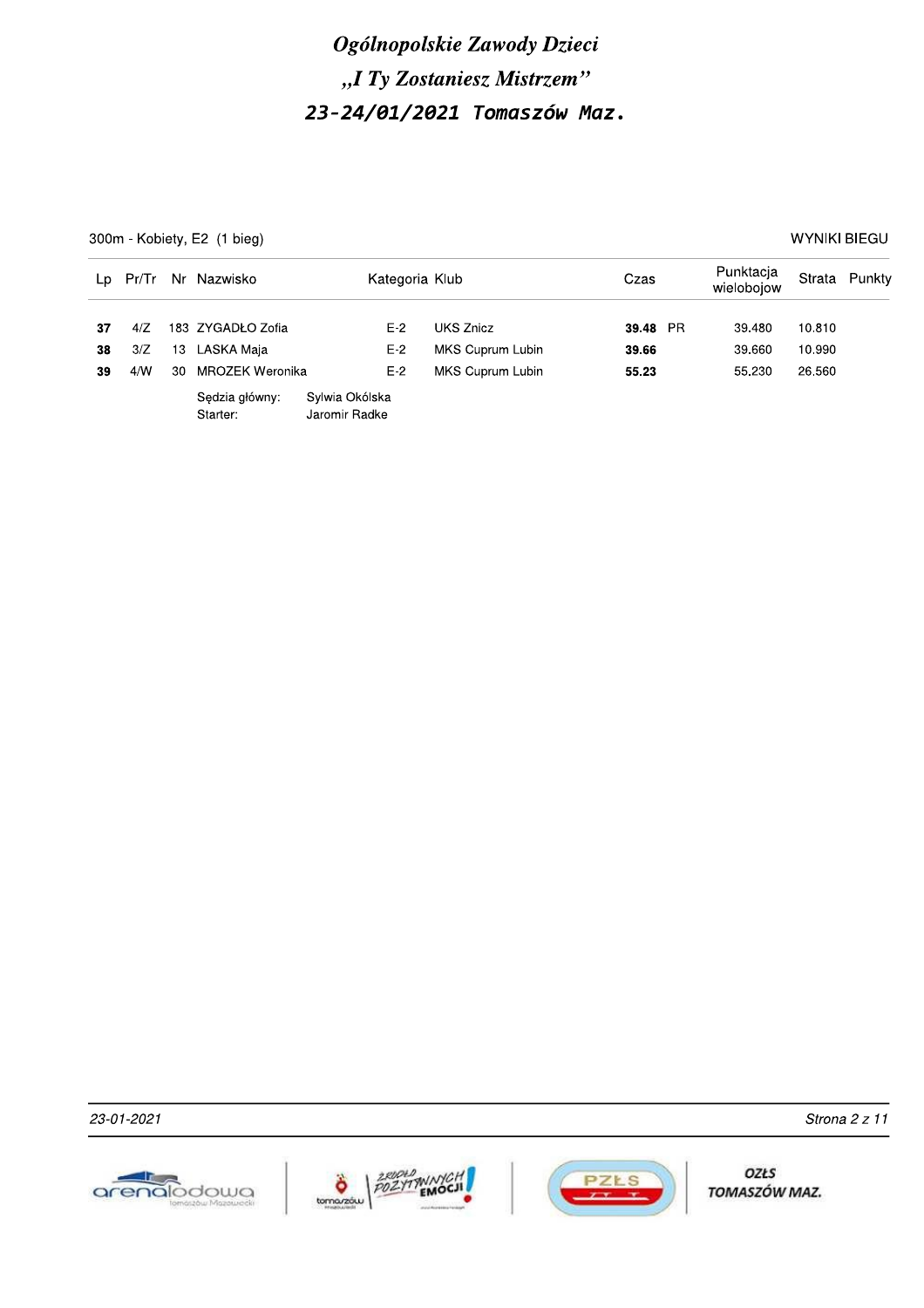# *Ogólnopolskie Zawody Dzieci*
# *„I Ty Zostaniesz Mistrzem”*
## *23-24/01/2021 Tomaszów Maz.*

300m - Kobiety, E2 (1 bieg) WYNIKI BIEGU

| Lp | Pr/Tr | Nr | Nazwisko | Kategoria | Klub | Czas | | Punktacja wielobojow | Strata | Punkty |
|---|---|---|---|---|---|---|---|---|---|---|
| **37** | 4/Z | 183 | ZYGADŁO Zofia | E-2 | UKS Znicz | **39.48** | PR | 39.480 | 10.810 | |
| **38** | 3/Z | 13 | LASKA Maja | E-2 | MKS Cuprum Lubin | **39.66** | | 39.660 | 10.990 | |
| **39** | 4/W | 30 | MROZEK Weronika | E-2 | MKS Cuprum Lubin | **55.23** | | 55.230 | 26.560 | |

Sędzia główny: Sylwia Okólska
Starter: Jaromir Radke

*23-01-2021*

OZŁS TOMASZÓW MAZ.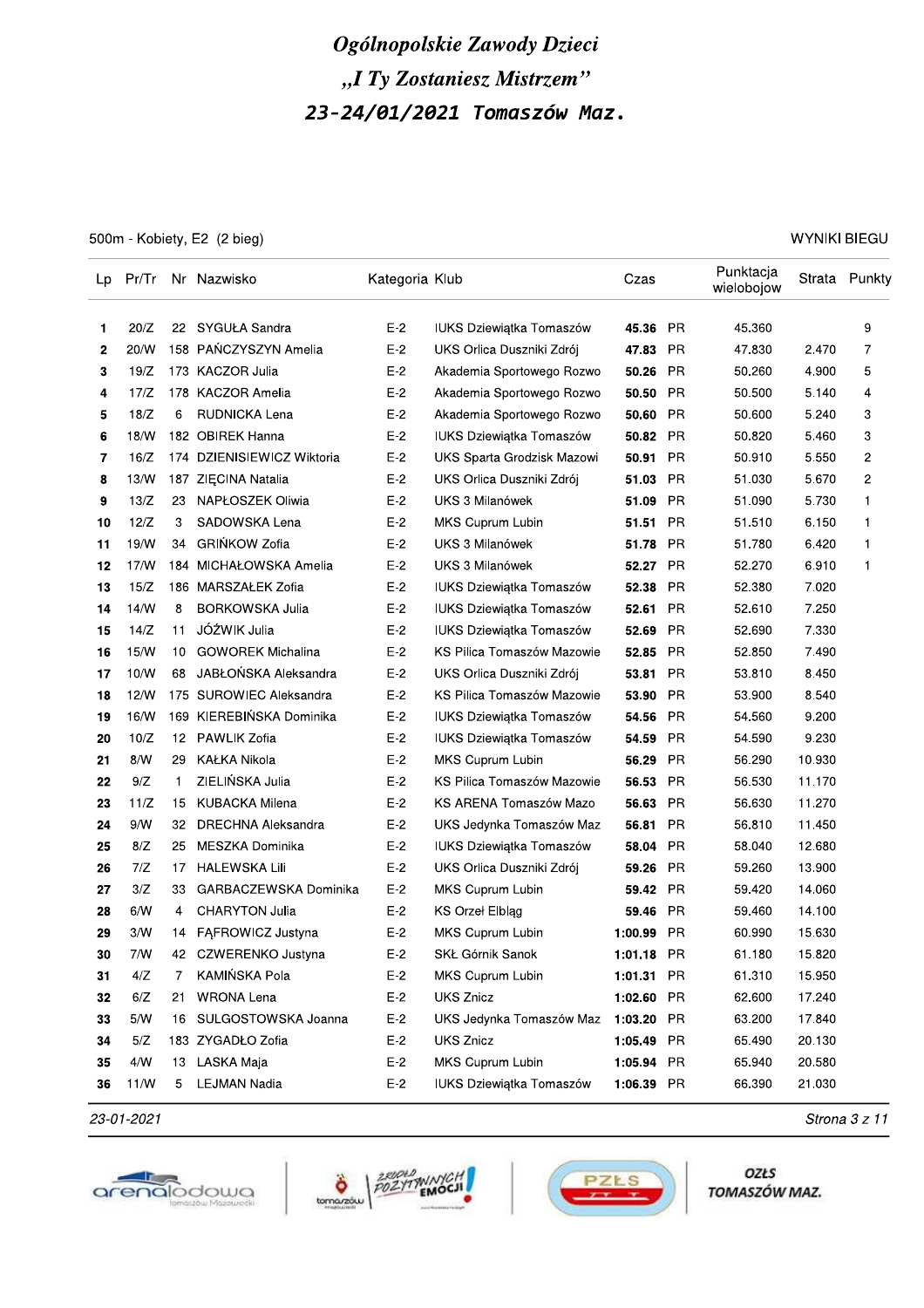# Ogólnopolskie Zawody Dzieci

# „I Ty Zostaniesz Mistrzem"

# 23-24/01/2021 Tomaszów Maz.

500m - Kobiety, E2 (2 bieg)

WYNIKI BIEGU

| Lp | Pr/Tr | Nr | Nazwisko | Kategoria | Klub | Czas | | Punktacja wielobojow | Strata | Punkty |
|---|---|---|---|---|---|---|---|---|---|---|
| 1 | 20/Z | 22 | SYGUŁA Sandra | E-2 | IUKS Dziewiątka Tomaszów | **45.36** | PR | 45.360 | | 9 |
| 2 | 20/W | 158 | PAŃCZYSZYN Amelia | E-2 | UKS Orlica Duszniki Zdrój | **47.83** | PR | 47.830 | 2.470 | 7 |
| 3 | 19/Z | 173 | KACZOR Julia | E-2 | Akademia Sportowego Rozwo | **50.26** | PR | 50.260 | 4.900 | 5 |
| 4 | 17/Z | 178 | KACZOR Amelia | E-2 | Akademia Sportowego Rozwo | **50.50** | PR | 50.500 | 5.140 | 4 |
| 5 | 18/Z | 6 | RUDNICKA Lena | E-2 | Akademia Sportowego Rozwo | **50.60** | PR | 50.600 | 5.240 | 3 |
| 6 | 18/W | 182 | OBIREK Hanna | E-2 | IUKS Dziewiątka Tomaszów | **50.82** | PR | 50.820 | 5.460 | 3 |
| 7 | 16/Z | 174 | DZIENISIEWICZ Wiktoria | E-2 | UKS Sparta Grodzisk Mazowi | **50.91** | PR | 50.910 | 5.550 | 2 |
| 8 | 13/W | 187 | ZIĘCINA Natalia | E-2 | UKS Orlica Duszniki Zdrój | **51.03** | PR | 51.030 | 5.670 | 2 |
| 9 | 13/Z | 23 | NAPŁOSZEK Oliwia | E-2 | UKS 3 Milanówek | **51.09** | PR | 51.090 | 5.730 | 1 |
| 10 | 12/Z | 3 | SADOWSKA Lena | E-2 | MKS Cuprum Lubin | **51.51** | PR | 51.510 | 6.150 | 1 |
| 11 | 19/W | 34 | GRIŃKOW Zofia | E-2 | UKS 3 Milanówek | **51.78** | PR | 51.780 | 6.420 | 1 |
| 12 | 17/W | 184 | MICHAŁOWSKA Amelia | E-2 | UKS 3 Milanówek | **52.27** | PR | 52.270 | 6.910 | 1 |
| 13 | 15/Z | 186 | MARSZAŁEK Zofia | E-2 | IUKS Dziewiątka Tomaszów | **52.38** | PR | 52.380 | 7.020 | |
| 14 | 14/W | 8 | BORKOWSKA Julia | E-2 | IUKS Dziewiątka Tomaszów | **52.61** | PR | 52.610 | 7.250 | |
| 15 | 14/Z | 11 | JÓŹWIK Julia | E-2 | IUKS Dziewiątka Tomaszów | **52.69** | PR | 52.690 | 7.330 | |
| 16 | 15/W | 10 | GOWOREK Michalina | E-2 | KS Pilica Tomaszów Mazowie | **52.85** | PR | 52.850 | 7.490 | |
| 17 | 10/W | 68 | JABŁOŃSKA Aleksandra | E-2 | UKS Orlica Duszniki Zdrój | **53.81** | PR | 53.810 | 8.450 | |
| 18 | 12/W | 175 | SUROWIEC Aleksandra | E-2 | KS Pilica Tomaszów Mazowie | **53.90** | PR | 53.900 | 8.540 | |
| 19 | 16/W | 169 | KIEREBIŃSKA Dominika | E-2 | IUKS Dziewiątka Tomaszów | **54.56** | PR | 54.560 | 9.200 | |
| 20 | 10/Z | 12 | PAWLIK Zofia | E-2 | IUKS Dziewiątka Tomaszów | **54.59** | PR | 54.590 | 9.230 | |
| 21 | 8/W | 29 | KAŁKA Nikola | E-2 | MKS Cuprum Lubin | **56.29** | PR | 56.290 | 10.930 | |
| 22 | 9/Z | 1 | ZIELIŃSKA Julia | E-2 | KS Pilica Tomaszów Mazowie | **56.53** | PR | 56.530 | 11.170 | |
| 23 | 11/Z | 15 | KUBACKA Milena | E-2 | KS ARENA Tomaszów Mazo | **56.63** | PR | 56.630 | 11.270 | |
| 24 | 9/W | 32 | DRECHNA Aleksandra | E-2 | UKS Jedynka Tomaszów Maz | **56.81** | PR | 56.810 | 11.450 | |
| 25 | 8/Z | 25 | MESZKA Dominika | E-2 | IUKS Dziewiątka Tomaszów | **58.04** | PR | 58.040 | 12.680 | |
| 26 | 7/Z | 17 | HALEWSKA Lili | E-2 | UKS Orlica Duszniki Zdrój | **59.26** | PR | 59.260 | 13.900 | |
| 27 | 3/Z | 33 | GARBACZEWSKA Dominika | E-2 | MKS Cuprum Lubin | **59.42** | PR | 59.420 | 14.060 | |
| 28 | 6/W | 4 | CHARYTON Julia | E-2 | KS Orzeł Elbląg | **59.46** | PR | 59.460 | 14.100 | |
| 29 | 3/W | 14 | FĄFROWICZ Justyna | E-2 | MKS Cuprum Lubin | **1:00.99** | PR | 60.990 | 15.630 | |
| 30 | 7/W | 42 | CZWERENKO Justyna | E-2 | SKŁ Górnik Sanok | **1:01.18** | PR | 61.180 | 15.820 | |
| 31 | 4/Z | 7 | KAMIŃSKA Pola | E-2 | MKS Cuprum Lubin | **1:01.31** | PR | 61.310 | 15.950 | |
| 32 | 6/Z | 21 | WRONA Lena | E-2 | UKS Znicz | **1:02.60** | PR | 62.600 | 17.240 | |
| 33 | 5/W | 16 | SULGOSTOWSKA Joanna | E-2 | UKS Jedynka Tomaszów Maz | **1:03.20** | PR | 63.200 | 17.840 | |
| 34 | 5/Z | 183 | ZYGADŁO Zofia | E-2 | UKS Znicz | **1:05.49** | PR | 65.490 | 20.130 | |
| 35 | 4/W | 13 | LASKA Maja | E-2 | MKS Cuprum Lubin | **1:05.94** | PR | 65.940 | 20.580 | |
| 36 | 11/W | 5 | LEJMAN Nadia | E-2 | IUKS Dziewiątka Tomaszów | **1:06.39** | PR | 66.390 | 21.030 | |

23-01-2021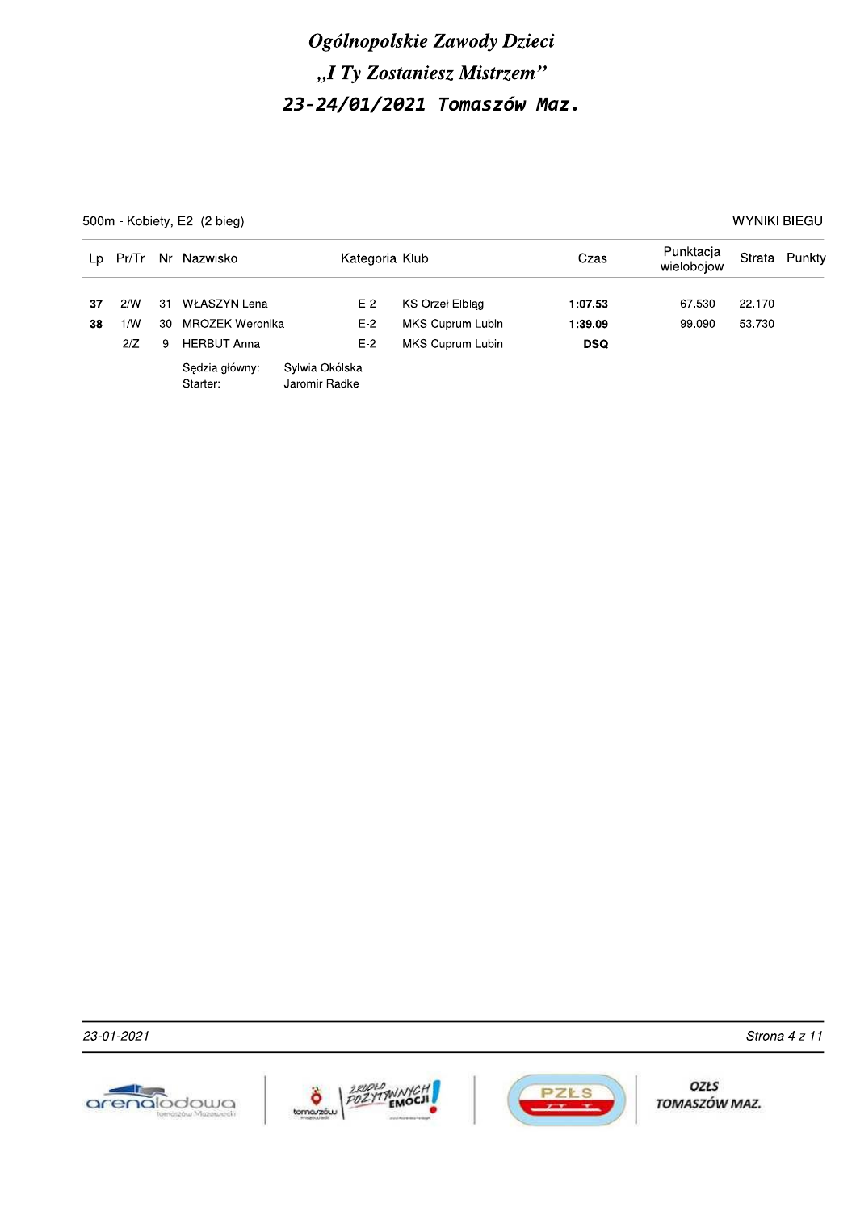# *Ogólnopolskie Zawody Dzieci*

# *„I Ty Zostaniesz Mistrzem"*

## *23-24/01/2021 Tomaszów Maz.*

500m - Kobiety, E2 (2 bieg) WYNIKI BIEGU

| Lp | Pr/Tr | Nr | Nazwisko | Kategoria | Klub | Czas | Punktacja wielobojow | Strata | Punkty |
|---|---|---|---|---|---|---|---|---|---|
| **37** | 2/W | 31 | WŁASZYN Lena | E-2 | KS Orzeł Elbląg | **1:07.53** | 67.530 | 22.170 | |
| **38** | 1/W | 30 | MROZEK Weronika | E-2 | MKS Cuprum Lubin | **1:39.09** | 99.090 | 53.730 | |
| | 2/Z | 9 | HERBUT Anna | E-2 | MKS Cuprum Lubin | **DSQ** | | | |

Sędzia główny: Sylwia Okólska
Starter: Jaromir Radke

23-01-2021

ARENA LODOWA Tomaszów Mazowiecki | tomaszów – ŹRÓDŁO POZYTYWNYCH EMOCJI! | PZŁS | OZŁS TOMASZÓW MAZ.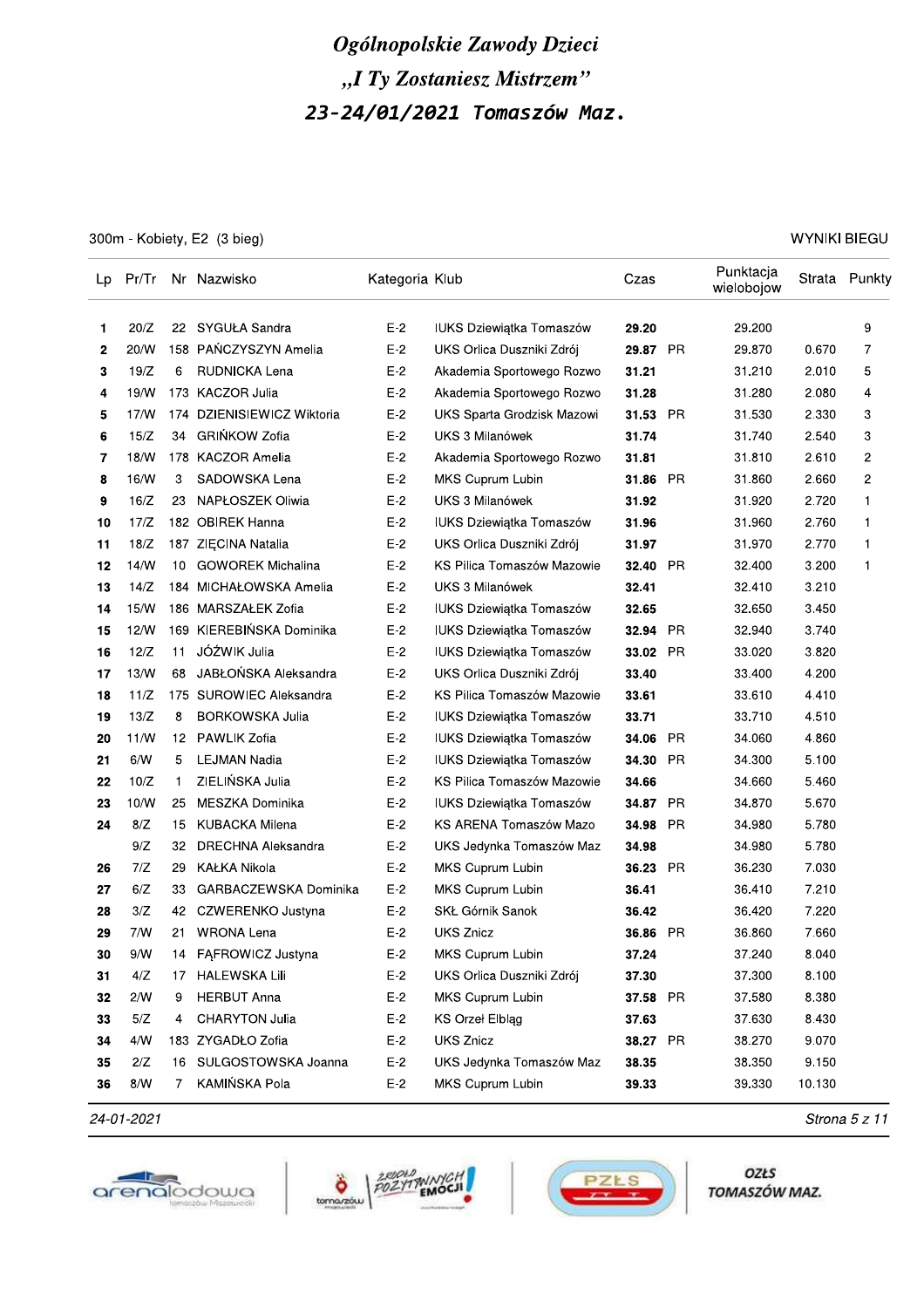# Ogólnopolskie Zawody Dzieci

## „I Ty Zostaniesz Mistrzem"

## 23-24/01/2021 Tomaszów Maz.

300m - Kobiety, E2 (3 bieg)

WYNIKI BIEGU

| Lp | Pr/Tr | Nr | Nazwisko | Kategoria | Klub | Czas | | Punktacja wielobojow | Strata | Punkty |
|---|---|---|---|---|---|---|---|---|---|---|
| 1 | 20/Z | 22 | SYGUŁA Sandra | E-2 | IUKS Dziewiątka Tomaszów | **29.20** | | 29.200 | | 9 |
| 2 | 20/W | 158 | PAŃCZYSZYN Amelia | E-2 | UKS Orlica Duszniki Zdrój | **29.87** | PR | 29.870 | 0.670 | 7 |
| 3 | 19/Z | 6 | RUDNICKA Lena | E-2 | Akademia Sportowego Rozwo | **31.21** | | 31.210 | 2.010 | 5 |
| 4 | 19/W | 173 | KACZOR Julia | E-2 | Akademia Sportowego Rozwo | **31.28** | | 31.280 | 2.080 | 4 |
| 5 | 17/W | 174 | DZIENISIEWICZ Wiktoria | E-2 | UKS Sparta Grodzisk Mazowi | **31.53** | PR | 31.530 | 2.330 | 3 |
| 6 | 15/Z | 34 | GRIŃKOW Zofia | E-2 | UKS 3 Milanówek | **31.74** | | 31.740 | 2.540 | 3 |
| 7 | 18/W | 178 | KACZOR Amelia | E-2 | Akademia Sportowego Rozwo | **31.81** | | 31.810 | 2.610 | 2 |
| 8 | 16/W | 3 | SADOWSKA Lena | E-2 | MKS Cuprum Lubin | **31.86** | PR | 31.860 | 2.660 | 2 |
| 9 | 16/Z | 23 | NAPŁOSZEK Oliwia | E-2 | UKS 3 Milanówek | **31.92** | | 31.920 | 2.720 | 1 |
| 10 | 17/Z | 182 | OBIREK Hanna | E-2 | IUKS Dziewiątka Tomaszów | **31.96** | | 31.960 | 2.760 | 1 |
| 11 | 18/Z | 187 | ZIĘCINA Natalia | E-2 | UKS Orlica Duszniki Zdrój | **31.97** | | 31.970 | 2.770 | 1 |
| 12 | 14/W | 10 | GOWOREK Michalina | E-2 | KS Pilica Tomaszów Mazowie | **32.40** | PR | 32.400 | 3.200 | 1 |
| 13 | 14/Z | 184 | MICHAŁOWSKA Amelia | E-2 | UKS 3 Milanówek | **32.41** | | 32.410 | 3.210 | |
| 14 | 15/W | 186 | MARSZAŁEK Zofia | E-2 | IUKS Dziewiątka Tomaszów | **32.65** | | 32.650 | 3.450 | |
| 15 | 12/W | 169 | KIEREBIŃSKA Dominika | E-2 | IUKS Dziewiątka Tomaszów | **32.94** | PR | 32.940 | 3.740 | |
| 16 | 12/Z | 11 | JÓŹWIK Julia | E-2 | IUKS Dziewiątka Tomaszów | **33.02** | PR | 33.020 | 3.820 | |
| 17 | 13/W | 68 | JABŁOŃSKA Aleksandra | E-2 | UKS Orlica Duszniki Zdrój | **33.40** | | 33.400 | 4.200 | |
| 18 | 11/Z | 175 | SUROWIEC Aleksandra | E-2 | KS Pilica Tomaszów Mazowie | **33.61** | | 33.610 | 4.410 | |
| 19 | 13/Z | 8 | BORKOWSKA Julia | E-2 | IUKS Dziewiątka Tomaszów | **33.71** | | 33.710 | 4.510 | |
| 20 | 11/W | 12 | PAWLIK Zofia | E-2 | IUKS Dziewiątka Tomaszów | **34.06** | PR | 34.060 | 4.860 | |
| 21 | 6/W | 5 | LEJMAN Nadia | E-2 | IUKS Dziewiątka Tomaszów | **34.30** | PR | 34.300 | 5.100 | |
| 22 | 10/Z | 1 | ZIELIŃSKA Julia | E-2 | KS Pilica Tomaszów Mazowie | **34.66** | | 34.660 | 5.460 | |
| 23 | 10/W | 25 | MESZKA Dominika | E-2 | IUKS Dziewiątka Tomaszów | **34.87** | PR | 34.870 | 5.670 | |
| 24 | 8/Z | 15 | KUBACKA Milena | E-2 | KS ARENA Tomaszów Mazo | **34.98** | PR | 34.980 | 5.780 | |
| | 9/Z | 32 | DRECHNA Aleksandra | E-2 | UKS Jedynka Tomaszów Maz | **34.98** | | 34.980 | 5.780 | |
| 26 | 7/Z | 29 | KAŁKA Nikola | E-2 | MKS Cuprum Lubin | **36.23** | PR | 36.230 | 7.030 | |
| 27 | 6/Z | 33 | GARBACZEWSKA Dominika | E-2 | MKS Cuprum Lubin | **36.41** | | 36.410 | 7.210 | |
| 28 | 3/Z | 42 | CZWERENKO Justyna | E-2 | SKŁ Górnik Sanok | **36.42** | | 36.420 | 7.220 | |
| 29 | 7/W | 21 | WRONA Lena | E-2 | UKS Znicz | **36.86** | PR | 36.860 | 7.660 | |
| 30 | 9/W | 14 | FĄFROWICZ Justyna | E-2 | MKS Cuprum Lubin | **37.24** | | 37.240 | 8.040 | |
| 31 | 4/Z | 17 | HALEWSKA Lili | E-2 | UKS Orlica Duszniki Zdrój | **37.30** | | 37.300 | 8.100 | |
| 32 | 2/W | 9 | HERBUT Anna | E-2 | MKS Cuprum Lubin | **37.58** | PR | 37.580 | 8.380 | |
| 33 | 5/Z | 4 | CHARYTON Julia | E-2 | KS Orzeł Elbląg | **37.63** | | 37.630 | 8.430 | |
| 34 | 4/W | 183 | ZYGADŁO Zofia | E-2 | UKS Znicz | **38.27** | PR | 38.270 | 9.070 | |
| 35 | 2/Z | 16 | SULGOSTOWSKA Joanna | E-2 | UKS Jedynka Tomaszów Maz | **38.35** | | 38.350 | 9.150 | |
| 36 | 8/W | 7 | KAMIŃSKA Pola | E-2 | MKS Cuprum Lubin | **39.33** | | 39.330 | 10.130 | |

24-01-2021

OZŁS TOMASZÓW MAZ.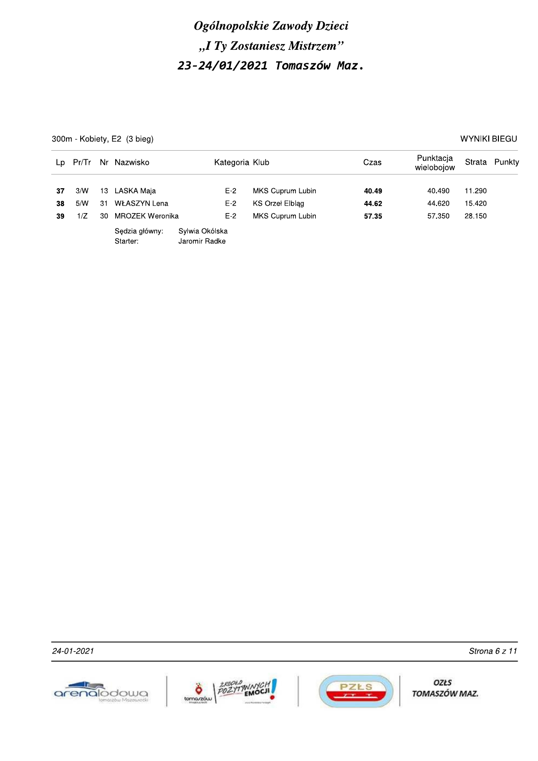# Ogólnopolskie Zawody Dzieci

## „I Ty Zostaniesz Mistrzem"

## 23-24/01/2021 Tomaszów Maz.

300m - Kobiety, E2 (3 bieg) | WYNIKI BIEGU

| Lp | Pr/Tr | Nr | Nazwisko | Kategoria | Klub | Czas | Punktacja wielobojow | Strata | Punkty |
|---|---|---|---|---|---|---|---|---|---|
| **37** | 3/W | 13 | LASKA Maja | E-2 | MKS Cuprum Lubin | **40.49** | 40.490 | 11.290 | |
| **38** | 5/W | 31 | WŁASZYN Lena | E-2 | KS Orzeł Elbląg | **44.62** | 44.620 | 15.420 | |
| **39** | 1/Z | 30 | MROZEK Weronika | E-2 | MKS Cuprum Lubin | **57.35** | 57.350 | 28.150 | |

Sędzia główny: Sylwia Okólska
Starter: Jaromir Radke

24-01-2021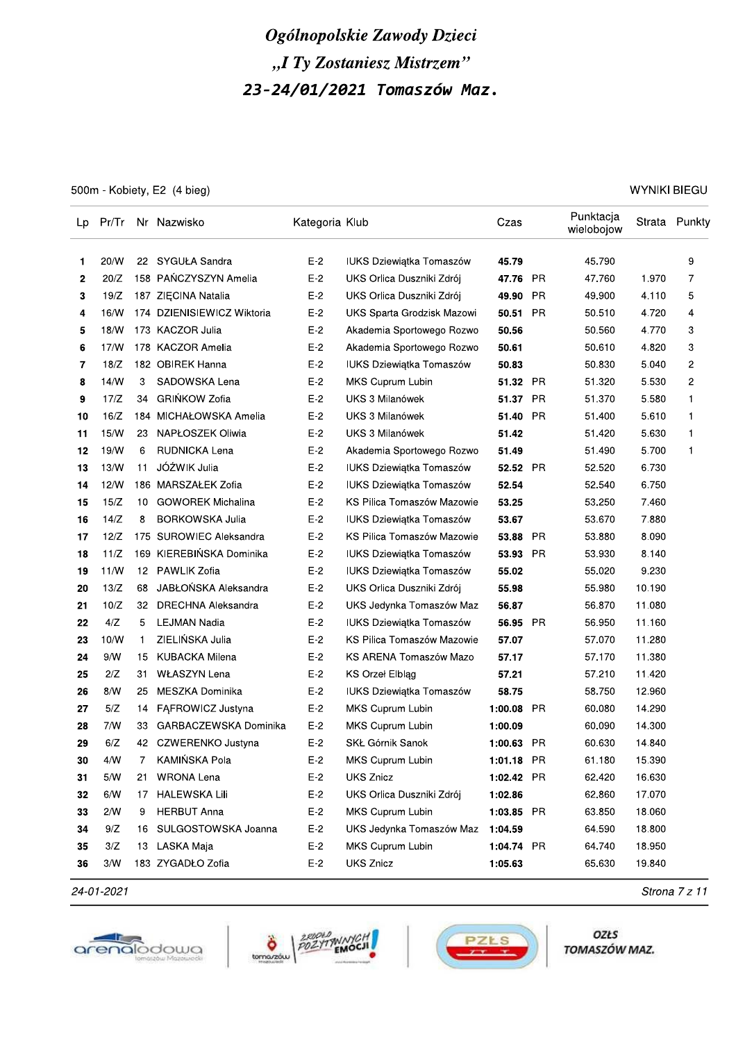# Ogólnopolskie Zawody Dzieci

## „I Ty Zostaniesz Mistrzem"

## 23-24/01/2021 Tomaszów Maz.

500m - Kobiety, E2 (4 bieg) — WYNIKI BIEGU

| Lp | Pr/Tr | Nr | Nazwisko | Kategoria | Klub | Czas | | Punktacja wielobojow | Strata | Punkty |
|---|---|---|---|---|---|---|---|---|---|---|
| 1 | 20/W | 22 | SYGUŁA Sandra | E-2 | IUKS Dziewiątka Tomaszów | **45.79** | | 45.790 | | 9 |
| 2 | 20/Z | 158 | PAŃCZYSZYN Amelia | E-2 | UKS Orlica Duszniki Zdrój | **47.76** | PR | 47.760 | 1.970 | 7 |
| 3 | 19/Z | 187 | ZIĘCINA Natalia | E-2 | UKS Orlica Duszniki Zdrój | **49.90** | PR | 49.900 | 4.110 | 5 |
| 4 | 16/W | 174 | DZIENISIEWICZ Wiktoria | E-2 | UKS Sparta Grodzisk Mazowi | **50.51** | PR | 50.510 | 4.720 | 4 |
| 5 | 18/W | 173 | KACZOR Julia | E-2 | Akademia Sportowego Rozwo | **50.56** | | 50.560 | 4.770 | 3 |
| 6 | 17/W | 178 | KACZOR Amelia | E-2 | Akademia Sportowego Rozwo | **50.61** | | 50.610 | 4.820 | 3 |
| 7 | 18/Z | 182 | OBIREK Hanna | E-2 | IUKS Dziewiątka Tomaszów | **50.83** | | 50.830 | 5.040 | 2 |
| 8 | 14/W | 3 | SADOWSKA Lena | E-2 | MKS Cuprum Lubin | **51.32** | PR | 51.320 | 5.530 | 2 |
| 9 | 17/Z | 34 | GRIŃKOW Zofia | E-2 | UKS 3 Milanówek | **51.37** | PR | 51.370 | 5.580 | 1 |
| 10 | 16/Z | 184 | MICHAŁOWSKA Amelia | E-2 | UKS 3 Milanówek | **51.40** | PR | 51.400 | 5.610 | 1 |
| 11 | 15/W | 23 | NAPŁOSZEK Oliwia | E-2 | UKS 3 Milanówek | **51.42** | | 51.420 | 5.630 | 1 |
| 12 | 19/W | 6 | RUDNICKA Lena | E-2 | Akademia Sportowego Rozwo | **51.49** | | 51.490 | 5.700 | 1 |
| 13 | 13/W | 11 | JÓŹWIK Julia | E-2 | IUKS Dziewiątka Tomaszów | **52.52** | PR | 52.520 | 6.730 | |
| 14 | 12/W | 186 | MARSZAŁEK Zofia | E-2 | IUKS Dziewiątka Tomaszów | **52.54** | | 52.540 | 6.750 | |
| 15 | 15/Z | 10 | GOWOREK Michalina | E-2 | KS Pilica Tomaszów Mazowie | **53.25** | | 53.250 | 7.460 | |
| 16 | 14/Z | 8 | BORKOWSKA Julia | E-2 | IUKS Dziewiątka Tomaszów | **53.67** | | 53.670 | 7.880 | |
| 17 | 12/Z | 175 | SUROWIEC Aleksandra | E-2 | KS Pilica Tomaszów Mazowie | **53.88** | PR | 53.880 | 8.090 | |
| 18 | 11/Z | 169 | KIEREBIŃSKA Dominika | E-2 | IUKS Dziewiątka Tomaszów | **53.93** | PR | 53.930 | 8.140 | |
| 19 | 11/W | 12 | PAWLIK Zofia | E-2 | IUKS Dziewiątka Tomaszów | **55.02** | | 55.020 | 9.230 | |
| 20 | 13/Z | 68 | JABŁOŃSKA Aleksandra | E-2 | UKS Orlica Duszniki Zdrój | **55.98** | | 55.980 | 10.190 | |
| 21 | 10/Z | 32 | DRECHNA Aleksandra | E-2 | UKS Jedynka Tomaszów Maz | **56.87** | | 56.870 | 11.080 | |
| 22 | 4/Z | 5 | LEJMAN Nadia | E-2 | IUKS Dziewiątka Tomaszów | **56.95** | PR | 56.950 | 11.160 | |
| 23 | 10/W | 1 | ZIELIŃSKA Julia | E-2 | KS Pilica Tomaszów Mazowie | **57.07** | | 57.070 | 11.280 | |
| 24 | 9/W | 15 | KUBACKA Milena | E-2 | KS ARENA Tomaszów Mazo | **57.17** | | 57.170 | 11.380 | |
| 25 | 2/Z | 31 | WŁASZYN Lena | E-2 | KS Orzeł Elbląg | **57.21** | | 57.210 | 11.420 | |
| 26 | 8/W | 25 | MESZKA Dominika | E-2 | IUKS Dziewiątka Tomaszów | **58.75** | | 58.750 | 12.960 | |
| 27 | 5/Z | 14 | FĄFROWICZ Justyna | E-2 | MKS Cuprum Lubin | **1:00.08** | PR | 60.080 | 14.290 | |
| 28 | 7/W | 33 | GARBACZEWSKA Dominika | E-2 | MKS Cuprum Lubin | **1:00.09** | | 60.090 | 14.300 | |
| 29 | 6/Z | 42 | CZWERENKO Justyna | E-2 | SKŁ Górnik Sanok | **1:00.63** | PR | 60.630 | 14.840 | |
| 30 | 4/W | 7 | KAMIŃSKA Pola | E-2 | MKS Cuprum Lubin | **1:01.18** | PR | 61.180 | 15.390 | |
| 31 | 5/W | 21 | WRONA Lena | E-2 | UKS Znicz | **1:02.42** | PR | 62.420 | 16.630 | |
| 32 | 6/W | 17 | HALEWSKA Lili | E-2 | UKS Orlica Duszniki Zdrój | **1:02.86** | | 62.860 | 17.070 | |
| 33 | 2/W | 9 | HERBUT Anna | E-2 | MKS Cuprum Lubin | **1:03.85** | PR | 63.850 | 18.060 | |
| 34 | 9/Z | 16 | SULGOSTOWSKA Joanna | E-2 | UKS Jedynka Tomaszów Maz | **1:04.59** | | 64.590 | 18.800 | |
| 35 | 3/Z | 13 | LASKA Maja | E-2 | MKS Cuprum Lubin | **1:04.74** | PR | 64.740 | 18.950 | |
| 36 | 3/W | 183 | ZYGADŁO Zofia | E-2 | UKS Znicz | **1:05.63** | | 65.630 | 19.840 | |

*24-01-2021*

OZŁS TOMASZÓW MAZ.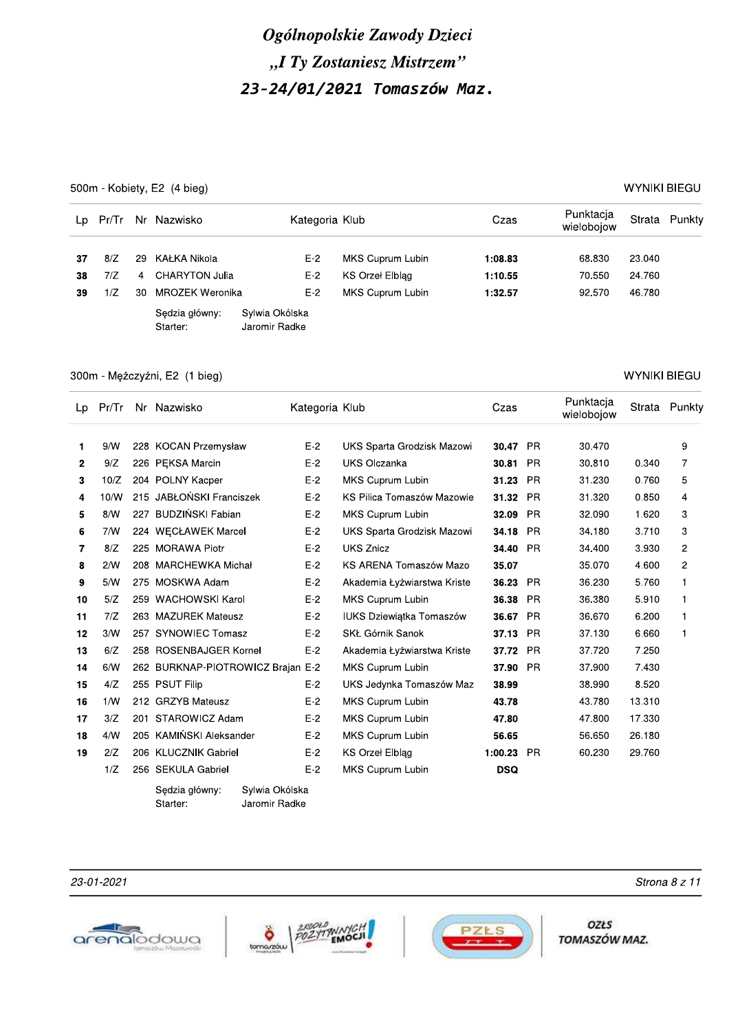# Ogólnopolskie Zawody Dzieci
## „I Ty Zostaniesz Mistrzem"
## 23-24/01/2021 Tomaszów Maz.

### 500m - Kobiety, E2 (4 bieg)

WYNIKI BIEGU

| Lp | Pr/Tr | Nr | Nazwisko | Kategoria | Klub | Czas | | Punktacja wielobojow | Strata | Punkty |
|---|---|---|---|---|---|---|---|---|---|---|
| **37** | 8/Z | 29 | KAŁKA Nikola | E-2 | MKS Cuprum Lubin | **1:08.83** | | 68.830 | 23.040 | |
| **38** | 7/Z | 4 | CHARYTON Julia | E-2 | KS Orzeł Elbląg | **1:10.55** | | 70.550 | 24.760 | |
| **39** | 1/Z | 30 | MROZEK Weronika | E-2 | MKS Cuprum Lubin | **1:32.57** | | 92.570 | 46.780 | |

Sędzia główny: Sylwia Okólska
Starter: Jaromir Radke

### 300m - Mężczyźni, E2 (1 bieg)

WYNIKI BIEGU

| Lp | Pr/Tr | Nr | Nazwisko | Kategoria | Klub | Czas | | Punktacja wielobojow | Strata | Punkty |
|---|---|---|---|---|---|---|---|---|---|---|
| **1** | 9/W | 228 | KOCAN Przemysław | E-2 | UKS Sparta Grodzisk Mazowi | **30.47** | PR | 30.470 | | 9 |
| **2** | 9/Z | 226 | PĘKSA Marcin | E-2 | UKS Olczanka | **30.81** | PR | 30.810 | 0.340 | 7 |
| **3** | 10/Z | 204 | POLNY Kacper | E-2 | MKS Cuprum Lubin | **31.23** | PR | 31.230 | 0.760 | 5 |
| **4** | 10/W | 215 | JABŁOŃSKI Franciszek | E-2 | KS Pilica Tomaszów Mazowie | **31.32** | PR | 31.320 | 0.850 | 4 |
| **5** | 8/W | 227 | BUDZIŃSKI Fabian | E-2 | MKS Cuprum Lubin | **32.09** | PR | 32.090 | 1.620 | 3 |
| **6** | 7/W | 224 | WĘCŁAWEK Marcel | E-2 | UKS Sparta Grodzisk Mazowi | **34.18** | PR | 34.180 | 3.710 | 3 |
| **7** | 8/Z | 225 | MORAWA Piotr | E-2 | UKS Znicz | **34.40** | PR | 34.400 | 3.930 | 2 |
| **8** | 2/W | 208 | MARCHEWKA Michał | E-2 | KS ARENA Tomaszów Mazo | **35.07** | | 35.070 | 4.600 | 2 |
| **9** | 5/W | 275 | MOSKWA Adam | E-2 | Akademia Łyżwiarstwa Kriste | **36.23** | PR | 36.230 | 5.760 | 1 |
| **10** | 5/Z | 259 | WACHOWSKI Karol | E-2 | MKS Cuprum Lubin | **36.38** | PR | 36.380 | 5.910 | 1 |
| **11** | 7/Z | 263 | MAZUREK Mateusz | E-2 | IUKS Dziewiątka Tomaszów | **36.67** | PR | 36.670 | 6.200 | 1 |
| **12** | 3/W | 257 | SYNOWIEC Tomasz | E-2 | SKŁ Górnik Sanok | **37.13** | PR | 37.130 | 6.660 | 1 |
| **13** | 6/Z | 258 | ROSENBAJGER Kornel | E-2 | Akademia Łyżwiarstwa Kriste | **37.72** | PR | 37.720 | 7.250 | |
| **14** | 6/W | 262 | BURKNAP-PIOTROWICZ Brajan | E-2 | MKS Cuprum Lubin | **37.90** | PR | 37.900 | 7.430 | |
| **15** | 4/Z | 255 | PSUT Filip | E-2 | UKS Jedynka Tomaszów Maz | **38.99** | | 38.990 | 8.520 | |
| **16** | 1/W | 212 | GRZYB Mateusz | E-2 | MKS Cuprum Lubin | **43.78** | | 43.780 | 13.310 | |
| **17** | 3/Z | 201 | STAROWICZ Adam | E-2 | MKS Cuprum Lubin | **47.80** | | 47.800 | 17.330 | |
| **18** | 4/W | 205 | KAMIŃSKI Aleksander | E-2 | MKS Cuprum Lubin | **56.65** | | 56.650 | 26.180 | |
| **19** | 2/Z | 206 | KLUCZNIK Gabriel | E-2 | KS Orzeł Elbląg | **1:00.23** | PR | 60.230 | 29.760 | |
| | 1/Z | 256 | SEKULA Gabriel | E-2 | MKS Cuprum Lubin | **DSQ** | | | | |

Sędzia główny: Sylwia Okólska
Starter: Jaromir Radke

23-01-2021

OZŁS TOMASZÓW MAZ.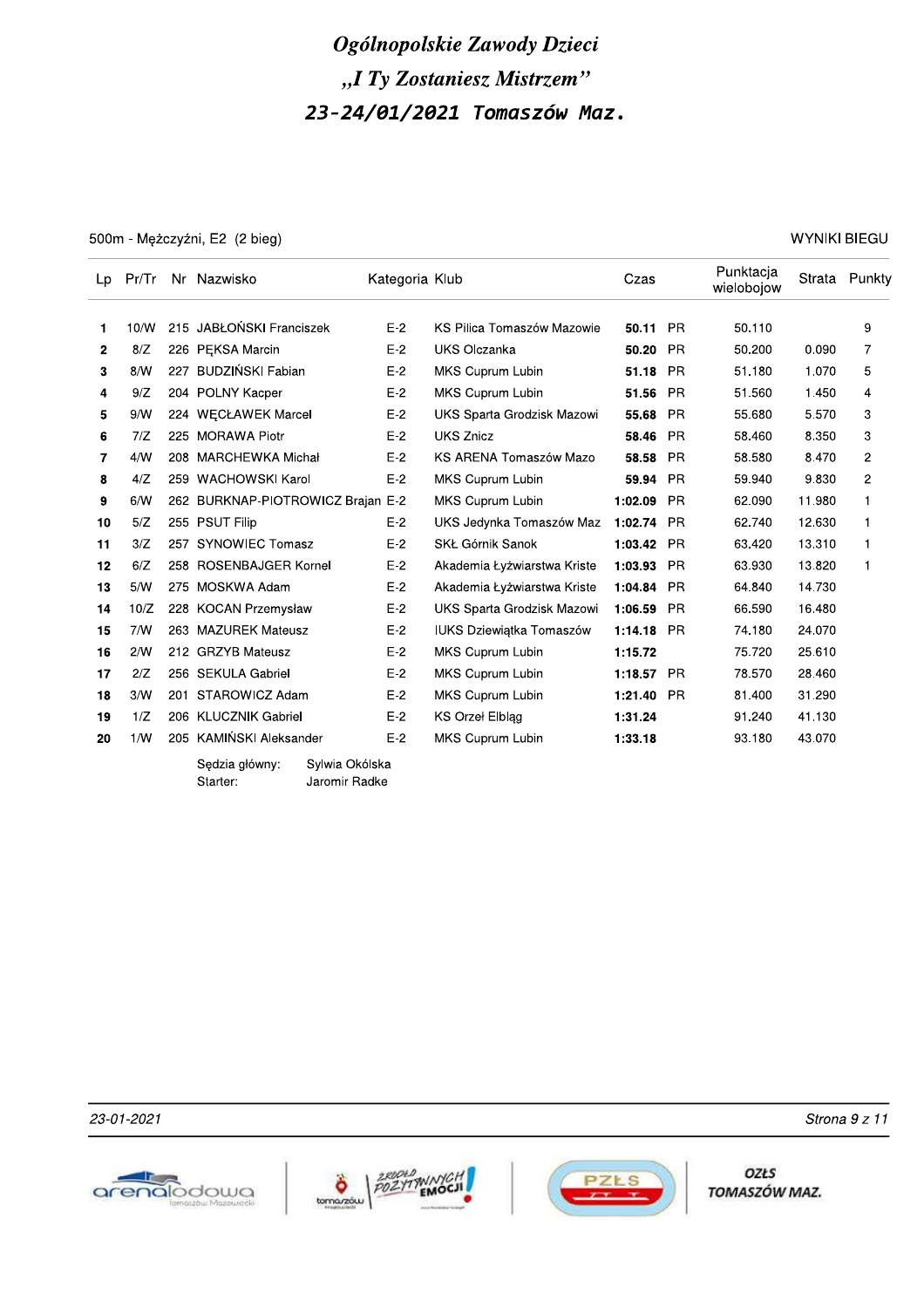# Ogólnopolskie Zawody Dzieci

## „I Ty Zostaniesz Mistrzem"

## 23-24/01/2021 Tomaszów Maz.

500m - Mężczyźni, E2 (2 bieg) — WYNIKI BIEGU

| Lp | Pr/Tr | Nr | Nazwisko | Kategoria | Klub | Czas | | Punktacja wielobojow | Strata | Punkty |
|---|---|---|---|---|---|---|---|---|---|---|
| 1 | 10/W | 215 | JABŁOŃSKI Franciszek | E-2 | KS Pilica Tomaszów Mazowie | **50.11** | PR | 50.110 | | 9 |
| 2 | 8/Z | 226 | PĘKSA Marcin | E-2 | UKS Olczanka | **50.20** | PR | 50.200 | 0.090 | 7 |
| 3 | 8/W | 227 | BUDZIŃSKI Fabian | E-2 | MKS Cuprum Lubin | **51.18** | PR | 51.180 | 1.070 | 5 |
| 4 | 9/Z | 204 | POLNY Kacper | E-2 | MKS Cuprum Lubin | **51.56** | PR | 51.560 | 1.450 | 4 |
| 5 | 9/W | 224 | WĘCŁAWEK Marcel | E-2 | UKS Sparta Grodzisk Mazowi | **55.68** | PR | 55.680 | 5.570 | 3 |
| 6 | 7/Z | 225 | MORAWA Piotr | E-2 | UKS Znicz | **58.46** | PR | 58.460 | 8.350 | 3 |
| 7 | 4/W | 208 | MARCHEWKA Michał | E-2 | KS ARENA Tomaszów Mazo | **58.58** | PR | 58.580 | 8.470 | 2 |
| 8 | 4/Z | 259 | WACHOWSKI Karol | E-2 | MKS Cuprum Lubin | **59.94** | PR | 59.940 | 9.830 | 2 |
| 9 | 6/W | 262 | BURKNAP-PIOTROWICZ Brajan | E-2 | MKS Cuprum Lubin | **1:02.09** | PR | 62.090 | 11.980 | 1 |
| 10 | 5/Z | 255 | PSUT Filip | E-2 | UKS Jedynka Tomaszów Maz | **1:02.74** | PR | 62.740 | 12.630 | 1 |
| 11 | 3/Z | 257 | SYNOWIEC Tomasz | E-2 | SKŁ Górnik Sanok | **1:03.42** | PR | 63.420 | 13.310 | 1 |
| 12 | 6/Z | 258 | ROSENBAJGER Kornel | E-2 | Akademia Łyżwiarstwa Kriste | **1:03.93** | PR | 63.930 | 13.820 | 1 |
| 13 | 5/W | 275 | MOSKWA Adam | E-2 | Akademia Łyżwiarstwa Kriste | **1:04.84** | PR | 64.840 | 14.730 | |
| 14 | 10/Z | 228 | KOCAN Przemysław | E-2 | UKS Sparta Grodzisk Mazowi | **1:06.59** | PR | 66.590 | 16.480 | |
| 15 | 7/W | 263 | MAZUREK Mateusz | E-2 | IUKS Dziewiątka Tomaszów | **1:14.18** | PR | 74.180 | 24.070 | |
| 16 | 2/W | 212 | GRZYB Mateusz | E-2 | MKS Cuprum Lubin | **1:15.72** | | 75.720 | 25.610 | |
| 17 | 2/Z | 256 | SEKULA Gabriel | E-2 | MKS Cuprum Lubin | **1:18.57** | PR | 78.570 | 28.460 | |
| 18 | 3/W | 201 | STAROWICZ Adam | E-2 | MKS Cuprum Lubin | **1:21.40** | PR | 81.400 | 31.290 | |
| 19 | 1/Z | 206 | KLUCZNIK Gabriel | E-2 | KS Orzeł Elbląg | **1:31.24** | | 91.240 | 41.130 | |
| 20 | 1/W | 205 | KAMIŃSKI Aleksander | E-2 | MKS Cuprum Lubin | **1:33.18** | | 93.180 | 43.070 | |

Sędzia główny: Sylwia Okólska
Starter: Jaromir Radke

23-01-2021

arenalodowa Tomaszów Mazowiecki | tomaszów – Źródło pozytywnych emocji! | PZŁS | OZŁS TOMASZÓW MAZ.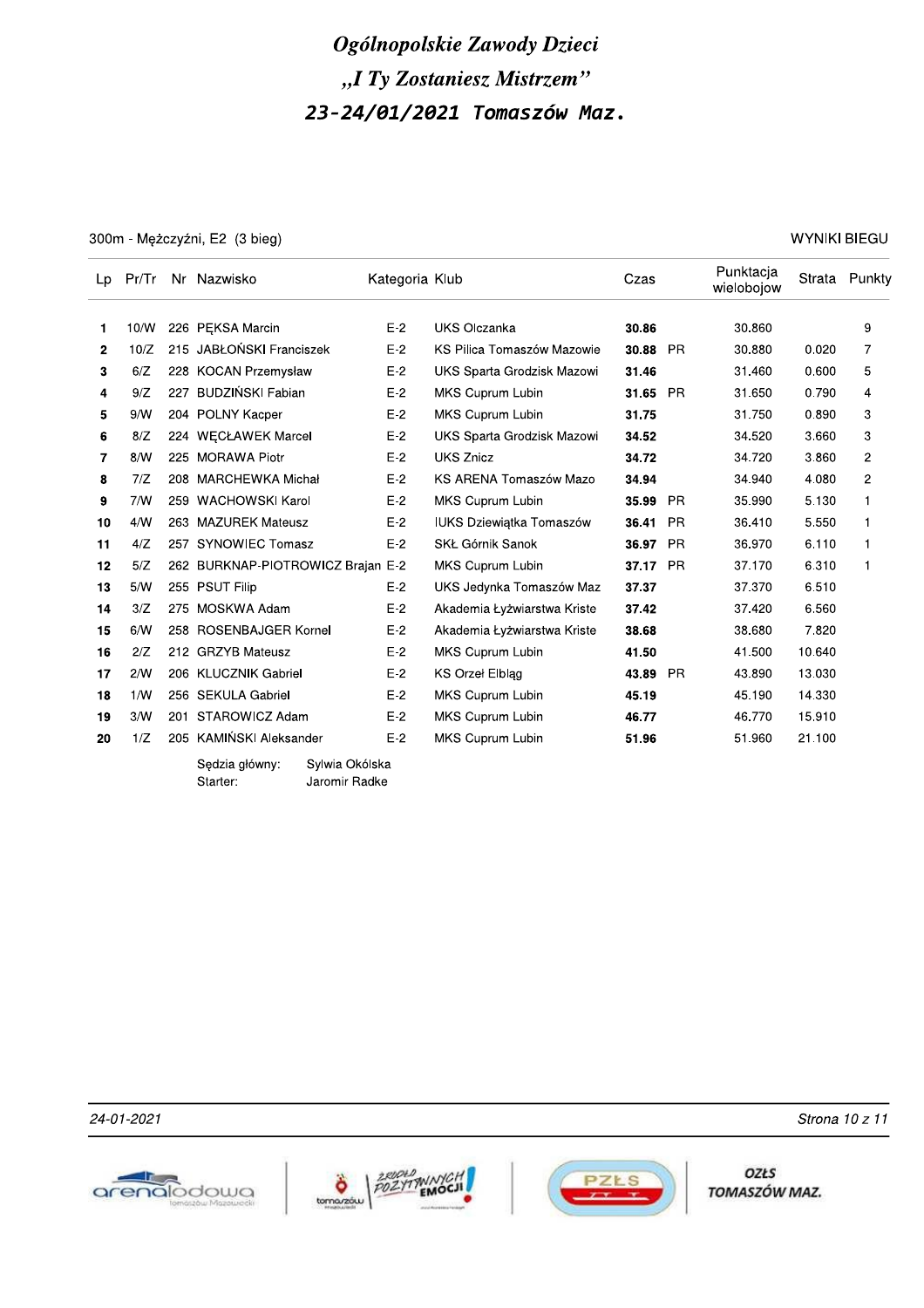# Ogólnopolskie Zawody Dzieci
# „I Ty Zostaniesz Mistrzem"
# 23-24/01/2021 Tomaszów Maz.

300m - Mężczyźni, E2 (3 bieg) — WYNIKI BIEGU

| Lp | Pr/Tr | Nr | Nazwisko | Kategoria | Klub | Czas | | Punktacja wielobojow | Strata | Punkty |
|---|---|---|---|---|---|---|---|---|---|---|
| 1 | 10/W | 226 | PĘKSA Marcin | E-2 | UKS Olczanka | **30.86** | | 30.860 | | 9 |
| 2 | 10/Z | 215 | JABŁOŃSKI Franciszek | E-2 | KS Pilica Tomaszów Mazowie | **30.88** | PR | 30.880 | 0.020 | 7 |
| 3 | 6/Z | 228 | KOCAN Przemysław | E-2 | UKS Sparta Grodzisk Mazowi | **31.46** | | 31.460 | 0.600 | 5 |
| 4 | 9/Z | 227 | BUDZIŃSKI Fabian | E-2 | MKS Cuprum Lubin | **31.65** | PR | 31.650 | 0.790 | 4 |
| 5 | 9/W | 204 | POLNY Kacper | E-2 | MKS Cuprum Lubin | **31.75** | | 31.750 | 0.890 | 3 |
| 6 | 8/Z | 224 | WĘCŁAWEK Marcel | E-2 | UKS Sparta Grodzisk Mazowi | **34.52** | | 34.520 | 3.660 | 3 |
| 7 | 8/W | 225 | MORAWA Piotr | E-2 | UKS Znicz | **34.72** | | 34.720 | 3.860 | 2 |
| 8 | 7/Z | 208 | MARCHEWKA Michał | E-2 | KS ARENA Tomaszów Mazo | **34.94** | | 34.940 | 4.080 | 2 |
| 9 | 7/W | 259 | WACHOWSKI Karol | E-2 | MKS Cuprum Lubin | **35.99** | PR | 35.990 | 5.130 | 1 |
| 10 | 4/W | 263 | MAZUREK Mateusz | E-2 | IUKS Dziewiątka Tomaszów | **36.41** | PR | 36.410 | 5.550 | 1 |
| 11 | 4/Z | 257 | SYNOWIEC Tomasz | E-2 | SKŁ Górnik Sanok | **36.97** | PR | 36.970 | 6.110 | 1 |
| 12 | 5/Z | 262 | BURKNAP-PIOTROWICZ Brajan | E-2 | MKS Cuprum Lubin | **37.17** | PR | 37.170 | 6.310 | 1 |
| 13 | 5/W | 255 | PSUT Filip | E-2 | UKS Jedynka Tomaszów Maz | **37.37** | | 37.370 | 6.510 | |
| 14 | 3/Z | 275 | MOSKWA Adam | E-2 | Akademia Łyżwiarstwa Kriste | **37.42** | | 37.420 | 6.560 | |
| 15 | 6/W | 258 | ROSENBAJGER Kornel | E-2 | Akademia Łyżwiarstwa Kriste | **38.68** | | 38.680 | 7.820 | |
| 16 | 2/Z | 212 | GRZYB Mateusz | E-2 | MKS Cuprum Lubin | **41.50** | | 41.500 | 10.640 | |
| 17 | 2/W | 206 | KLUCZNIK Gabriel | E-2 | KS Orzeł Elbląg | **43.89** | PR | 43.890 | 13.030 | |
| 18 | 1/W | 256 | SEKULA Gabriel | E-2 | MKS Cuprum Lubin | **45.19** | | 45.190 | 14.330 | |
| 19 | 3/W | 201 | STAROWICZ Adam | E-2 | MKS Cuprum Lubin | **46.77** | | 46.770 | 15.910 | |
| 20 | 1/Z | 205 | KAMIŃSKI Aleksander | E-2 | MKS Cuprum Lubin | **51.96** | | 51.960 | 21.100 | |

Sędzia główny: Sylwia Okólska
Starter: Jaromir Radke

24-01-2021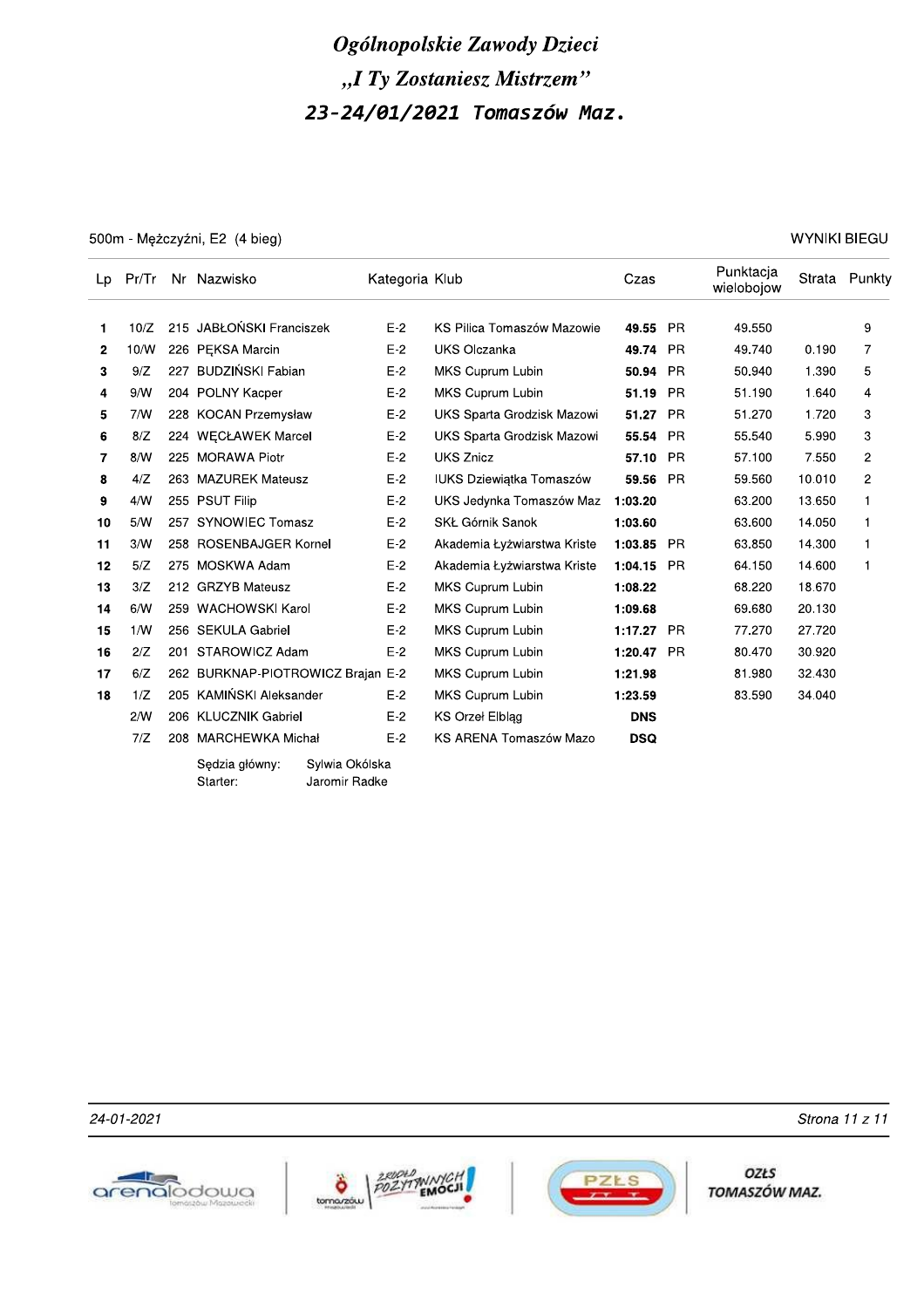# *Ogólnopolskie Zawody Dzieci*
# *„I Ty Zostaniesz Mistrzem"*
# *23-24/01/2021 Tomaszów Maz.*

500m - Mężczyźni, E2 (4 bieg) WYNIKI BIEGU

| Lp | Pr/Tr | Nr | Nazwisko | Kategoria | Klub | Czas | | Punktacja wielobojow | Strata | Punkty |
|---|---|---|---|---|---|---|---|---|---|---|
| **1** | 10/Z | 215 | JABŁOŃSKI Franciszek | E-2 | KS Pilica Tomaszów Mazowie | **49.55** | PR | 49.550 | | 9 |
| **2** | 10/W | 226 | PĘKSA Marcin | E-2 | UKS Olczanka | **49.74** | PR | 49.740 | 0.190 | 7 |
| **3** | 9/Z | 227 | BUDZIŃSKI Fabian | E-2 | MKS Cuprum Lubin | **50.94** | PR | 50.940 | 1.390 | 5 |
| **4** | 9/W | 204 | POLNY Kacper | E-2 | MKS Cuprum Lubin | **51.19** | PR | 51.190 | 1.640 | 4 |
| **5** | 7/W | 228 | KOCAN Przemysław | E-2 | UKS Sparta Grodzisk Mazowi | **51.27** | PR | 51.270 | 1.720 | 3 |
| **6** | 8/Z | 224 | WĘCŁAWEK Marcel | E-2 | UKS Sparta Grodzisk Mazowi | **55.54** | PR | 55.540 | 5.990 | 3 |
| **7** | 8/W | 225 | MORAWA Piotr | E-2 | UKS Znicz | **57.10** | PR | 57.100 | 7.550 | 2 |
| **8** | 4/Z | 263 | MAZUREK Mateusz | E-2 | IUKS Dziewiątka Tomaszów | **59.56** | PR | 59.560 | 10.010 | 2 |
| **9** | 4/W | 255 | PSUT Filip | E-2 | UKS Jedynka Tomaszów Maz | **1:03.20** | | 63.200 | 13.650 | 1 |
| **10** | 5/W | 257 | SYNOWIEC Tomasz | E-2 | SKŁ Górnik Sanok | **1:03.60** | | 63.600 | 14.050 | 1 |
| **11** | 3/W | 258 | ROSENBAJGER Kornel | E-2 | Akademia Łyżwiarstwa Kriste | **1:03.85** | PR | 63.850 | 14.300 | 1 |
| **12** | 5/Z | 275 | MOSKWA Adam | E-2 | Akademia Łyżwiarstwa Kriste | **1:04.15** | PR | 64.150 | 14.600 | 1 |
| **13** | 3/Z | 212 | GRZYB Mateusz | E-2 | MKS Cuprum Lubin | **1:08.22** | | 68.220 | 18.670 | |
| **14** | 6/W | 259 | WACHOWSKI Karol | E-2 | MKS Cuprum Lubin | **1:09.68** | | 69.680 | 20.130 | |
| **15** | 1/W | 256 | SEKULA Gabriel | E-2 | MKS Cuprum Lubin | **1:17.27** | PR | 77.270 | 27.720 | |
| **16** | 2/Z | 201 | STAROWICZ Adam | E-2 | MKS Cuprum Lubin | **1:20.47** | PR | 80.470 | 30.920 | |
| **17** | 6/Z | 262 | BURKNAP-PIOTROWICZ Brajan | E-2 | MKS Cuprum Lubin | **1:21.98** | | 81.980 | 32.430 | |
| **18** | 1/Z | 205 | KAMIŃSKI Aleksander | E-2 | MKS Cuprum Lubin | **1:23.59** | | 83.590 | 34.040 | |
| | 2/W | 206 | KLUCZNIK Gabriel | E-2 | KS Orzeł Elbląg | **DNS** | | | | |
| | 7/Z | 208 | MARCHEWKA Michał | E-2 | KS ARENA Tomaszów Mazo | **DSQ** | | | | |

Sędzia główny: Sylwia Okólska
Starter: Jaromir Radke

*24-01-2021*

OZŁS TOMASZÓW MAZ.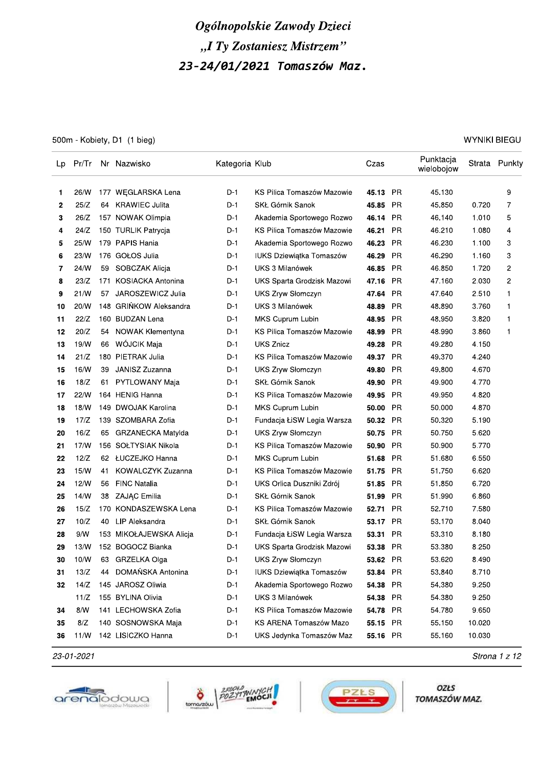# Ogólnopolskie Zawody Dzieci
## „I Ty Zostaniesz Mistrzem"
## 23-24/01/2021 Tomaszów Maz.

500m - Kobiety, D1 (1 bieg) — WYNIKI BIEGU

| Lp | Pr/Tr | Nr | Nazwisko | Kategoria | Klub | Czas | | Punktacja wielobojow | Strata | Punkty |
|---|---|---|---|---|---|---|---|---|---|---|
| 1 | 26/W | 177 | WĘGLARSKA Lena | D-1 | KS Pilica Tomaszów Mazowie | **45.13** | PR | 45.130 | | 9 |
| 2 | 25/Z | 64 | KRAWIEC Julita | D-1 | SKŁ Górnik Sanok | **45.85** | PR | 45.850 | 0.720 | 7 |
| 3 | 26/Z | 157 | NOWAK Olimpia | D-1 | Akademia Sportowego Rozwo | **46.14** | PR | 46.140 | 1.010 | 5 |
| 4 | 24/Z | 150 | TURLIK Patrycja | D-1 | KS Pilica Tomaszów Mazowie | **46.21** | PR | 46.210 | 1.080 | 4 |
| 5 | 25/W | 179 | PAPIS Hania | D-1 | Akademia Sportowego Rozwo | **46.23** | PR | 46.230 | 1.100 | 3 |
| 6 | 23/W | 176 | GOŁOS Julia | D-1 | IUKS Dziewiątka Tomaszów | **46.29** | PR | 46.290 | 1.160 | 3 |
| 7 | 24/W | 59 | SOBCZAK Alicja | D-1 | UKS 3 Milanówek | **46.85** | PR | 46.850 | 1.720 | 2 |
| 8 | 23/Z | 171 | KOSIACKA Antonina | D-1 | UKS Sparta Grodzisk Mazowi | **47.16** | PR | 47.160 | 2.030 | 2 |
| 9 | 21/W | 57 | JAROSZEWICZ Julia | D-1 | UKS Zryw Słomczyn | **47.64** | PR | 47.640 | 2.510 | 1 |
| 10 | 20/W | 148 | GRIŃKOW Aleksandra | D-1 | UKS 3 Milanówek | **48.89** | PR | 48.890 | 3.760 | 1 |
| 11 | 22/Z | 160 | BUDZAN Lena | D-1 | MKS Cuprum Lubin | **48.95** | PR | 48.950 | 3.820 | 1 |
| 12 | 20/Z | 54 | NOWAK Klementyna | D-1 | KS Pilica Tomaszów Mazowie | **48.99** | PR | 48.990 | 3.860 | 1 |
| 13 | 19/W | 66 | WÓJCIK Maja | D-1 | UKS Znicz | **49.28** | PR | 49.280 | 4.150 | |
| 14 | 21/Z | 180 | PIETRAK Julia | D-1 | KS Pilica Tomaszów Mazowie | **49.37** | PR | 49.370 | 4.240 | |
| 15 | 16/W | 39 | JANISZ Zuzanna | D-1 | UKS Zryw Słomczyn | **49.80** | PR | 49.800 | 4.670 | |
| 16 | 18/Z | 61 | PYTLOWANY Maja | D-1 | SKŁ Górnik Sanok | **49.90** | PR | 49.900 | 4.770 | |
| 17 | 22/W | 164 | HENIG Hanna | D-1 | KS Pilica Tomaszów Mazowie | **49.95** | PR | 49.950 | 4.820 | |
| 18 | 18/W | 149 | DWOJAK Karolina | D-1 | MKS Cuprum Lubin | **50.00** | PR | 50.000 | 4.870 | |
| 19 | 17/Z | 139 | SZOMBARA Zofia | D-1 | Fundacja ŁiSW Legia Warsza | **50.32** | PR | 50.320 | 5.190 | |
| 20 | 16/Z | 65 | GRZANECKA Matylda | D-1 | UKS Zryw Słomczyn | **50.75** | PR | 50.750 | 5.620 | |
| 21 | 17/W | 156 | SOŁTYSIAK Nikola | D-1 | KS Pilica Tomaszów Mazowie | **50.90** | PR | 50.900 | 5.770 | |
| 22 | 12/Z | 62 | ŁUCZEJKO Hanna | D-1 | MKS Cuprum Lubin | **51.68** | PR | 51.680 | 6.550 | |
| 23 | 15/W | 41 | KOWALCZYK Zuzanna | D-1 | KS Pilica Tomaszów Mazowie | **51.75** | PR | 51.750 | 6.620 | |
| 24 | 12/W | 56 | FINC Natalia | D-1 | UKS Orlica Duszniki Zdrój | **51.85** | PR | 51.850 | 6.720 | |
| 25 | 14/W | 38 | ZAJĄC Emilia | D-1 | SKŁ Górnik Sanok | **51.99** | PR | 51.990 | 6.860 | |
| 26 | 15/Z | 170 | KONDASZEWSKA Lena | D-1 | KS Pilica Tomaszów Mazowie | **52.71** | PR | 52.710 | 7.580 | |
| 27 | 10/Z | 40 | LIP Aleksandra | D-1 | SKŁ Górnik Sanok | **53.17** | PR | 53.170 | 8.040 | |
| 28 | 9/W | 153 | MIKOŁAJEWSKA Alicja | D-1 | Fundacja ŁiSW Legia Warsza | **53.31** | PR | 53.310 | 8.180 | |
| 29 | 13/W | 152 | BOGOCZ Bianka | D-1 | UKS Sparta Grodzisk Mazowi | **53.38** | PR | 53.380 | 8.250 | |
| 30 | 10/W | 63 | GRZELKA Olga | D-1 | UKS Zryw Słomczyn | **53.62** | PR | 53.620 | 8.490 | |
| 31 | 13/Z | 44 | DOMAŃSKA Antonina | D-1 | IUKS Dziewiątka Tomaszów | **53.84** | PR | 53.840 | 8.710 | |
| 32 | 14/Z | 145 | JAROSZ Oliwia | D-1 | Akademia Sportowego Rozwo | **54.38** | PR | 54.380 | 9.250 | |
| | 11/Z | 155 | BYLINA Olivia | D-1 | UKS 3 Milanówek | **54.38** | PR | 54.380 | 9.250 | |
| 34 | 8/W | 141 | LECHOWSKA Zofia | D-1 | KS Pilica Tomaszów Mazowie | **54.78** | PR | 54.780 | 9.650 | |
| 35 | 8/Z | 140 | SOSNOWSKA Maja | D-1 | KS ARENA Tomaszów Mazo | **55.15** | PR | 55.150 | 10.020 | |
| 36 | 11/W | 142 | LISICZKO Hanna | D-1 | UKS Jedynka Tomaszów Maz | **55.16** | PR | 55.160 | 10.030 | |

23-01-2021

arenalodowa Tomaszów Mazowiecki | tomaszów – Źródło Pozytywnych Emocji! | PZŁS | OZŁS TOMASZÓW MAZ.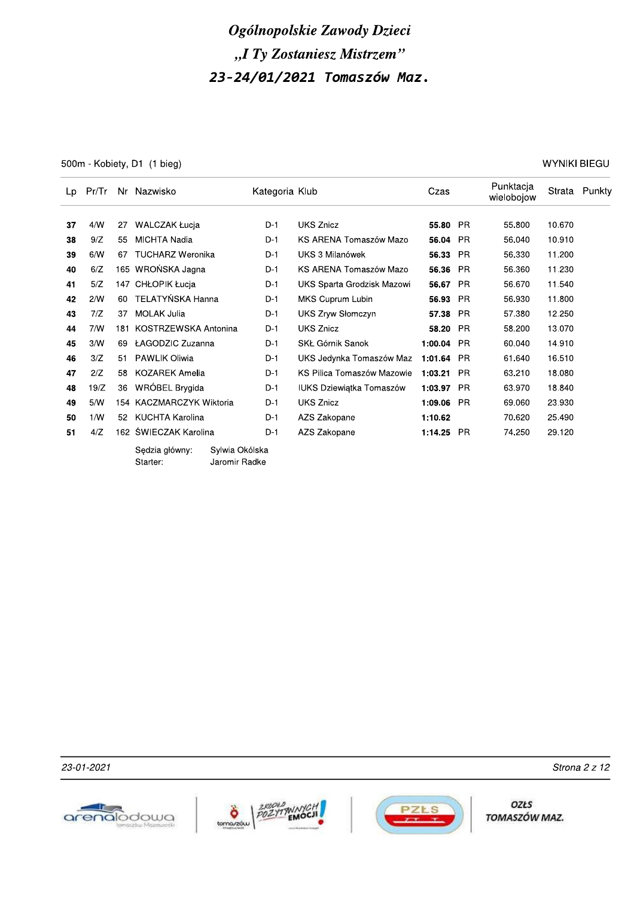# *Ogólnopolskie Zawody Dzieci*
# *„I Ty Zostaniesz Mistrzem"*
## 23-24/01/2021 Tomaszów Maz.

500m - Kobiety, D1 (1 bieg) — WYNIKI BIEGU

| Lp | Pr/Tr | Nr | Nazwisko | Kategoria | Klub | Czas | | Punktacja wielobojow | Strata | Punkty |
|---|---|---|---|---|---|---|---|---|---|---|
| **37** | 4/W | 27 | WALCZAK Łucja | D-1 | UKS Znicz | **55.80** | PR | 55.800 | 10.670 | |
| **38** | 9/Z | 55 | MICHTA Nadia | D-1 | KS ARENA Tomaszów Mazo | **56.04** | PR | 56.040 | 10.910 | |
| **39** | 6/W | 67 | TUCHARZ Weronika | D-1 | UKS 3 Milanówek | **56.33** | PR | 56.330 | 11.200 | |
| **40** | 6/Z | 165 | WROŃSKA Jagna | D-1 | KS ARENA Tomaszów Mazo | **56.36** | PR | 56.360 | 11.230 | |
| **41** | 5/Z | 147 | CHŁOPIK Łucja | D-1 | UKS Sparta Grodzisk Mazowi | **56.67** | PR | 56.670 | 11.540 | |
| **42** | 2/W | 60 | TELATYŃSKA Hanna | D-1 | MKS Cuprum Lubin | **56.93** | PR | 56.930 | 11.800 | |
| **43** | 7/Z | 37 | MOLAK Julia | D-1 | UKS Zryw Słomczyn | **57.38** | PR | 57.380 | 12.250 | |
| **44** | 7/W | 181 | KOSTRZEWSKA Antonina | D-1 | UKS Znicz | **58.20** | PR | 58.200 | 13.070 | |
| **45** | 3/W | 69 | ŁAGODZIC Zuzanna | D-1 | SKŁ Górnik Sanok | **1:00.04** | PR | 60.040 | 14.910 | |
| **46** | 3/Z | 51 | PAWLIK Oliwia | D-1 | UKS Jedynka Tomaszów Maz | **1:01.64** | PR | 61.640 | 16.510 | |
| **47** | 2/Z | 58 | KOZAREK Amelia | D-1 | KS Pilica Tomaszów Mazowie | **1:03.21** | PR | 63.210 | 18.080 | |
| **48** | 19/Z | 36 | WRÓBEL Brygida | D-1 | IUKS Dziewiątka Tomaszów | **1:03.97** | PR | 63.970 | 18.840 | |
| **49** | 5/W | 154 | KACZMARCZYK Wiktoria | D-1 | UKS Znicz | **1:09.06** | PR | 69.060 | 23.930 | |
| **50** | 1/W | 52 | KUCHTA Karolina | D-1 | AZS Zakopane | **1:10.62** | | 70.620 | 25.490 | |
| **51** | 4/Z | 162 | ŚWIECZAK Karolina | D-1 | AZS Zakopane | **1:14.25** | PR | 74.250 | 29.120 | |

Sędzia główny: Sylwia Okólska
Starter: Jaromir Radke

23-01-2021

OZŁS TOMASZÓW MAZ.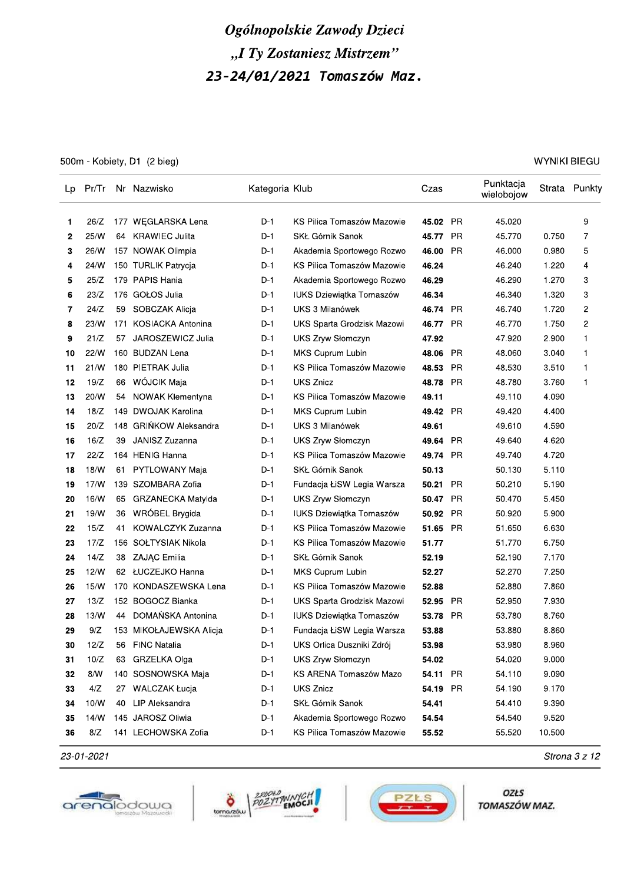# Ogólnopolskie Zawody Dzieci

## „I Ty Zostaniesz Mistrzem"

## 23-24/01/2021 Tomaszów Maz.

500m - Kobiety, D1 (2 bieg)

WYNIKI BIEGU

| Lp | Pr/Tr | Nr | Nazwisko | Kategoria | Klub | Czas | | Punktacja wielobojow | Strata | Punkty |
|---|---|---|---|---|---|---|---|---|---|---|
| 1 | 26/Z | 177 | WĘGLARSKA Lena | D-1 | KS Pilica Tomaszów Mazowie | **45.02** | PR | 45.020 | | 9 |
| 2 | 25/W | 64 | KRAWIEC Julita | D-1 | SKŁ Górnik Sanok | **45.77** | PR | 45.770 | 0.750 | 7 |
| 3 | 26/W | 157 | NOWAK Olimpia | D-1 | Akademia Sportowego Rozwo | **46.00** | PR | 46.000 | 0.980 | 5 |
| 4 | 24/W | 150 | TURLIK Patrycja | D-1 | KS Pilica Tomaszów Mazowie | **46.24** | | 46.240 | 1.220 | 4 |
| 5 | 25/Z | 179 | PAPIS Hania | D-1 | Akademia Sportowego Rozwo | **46.29** | | 46.290 | 1.270 | 3 |
| 6 | 23/Z | 176 | GOŁOS Julia | D-1 | IUKS Dziewiątka Tomaszów | **46.34** | | 46.340 | 1.320 | 3 |
| 7 | 24/Z | 59 | SOBCZAK Alicja | D-1 | UKS 3 Milanówek | **46.74** | PR | 46.740 | 1.720 | 2 |
| 8 | 23/W | 171 | KOSIACKA Antonina | D-1 | UKS Sparta Grodzisk Mazowi | **46.77** | PR | 46.770 | 1.750 | 2 |
| 9 | 21/Z | 57 | JAROSZEWICZ Julia | D-1 | UKS Zryw Słomczyn | **47.92** | | 47.920 | 2.900 | 1 |
| 10 | 22/W | 160 | BUDZAN Lena | D-1 | MKS Cuprum Lubin | **48.06** | PR | 48.060 | 3.040 | 1 |
| 11 | 21/W | 180 | PIETRAK Julia | D-1 | KS Pilica Tomaszów Mazowie | **48.53** | PR | 48.530 | 3.510 | 1 |
| 12 | 19/Z | 66 | WÓJCIK Maja | D-1 | UKS Znicz | **48.78** | PR | 48.780 | 3.760 | 1 |
| 13 | 20/W | 54 | NOWAK Klementyna | D-1 | KS Pilica Tomaszów Mazowie | **49.11** | | 49.110 | 4.090 | |
| 14 | 18/Z | 149 | DWOJAK Karolina | D-1 | MKS Cuprum Lubin | **49.42** | PR | 49.420 | 4.400 | |
| 15 | 20/Z | 148 | GRIŃKOW Aleksandra | D-1 | UKS 3 Milanówek | **49.61** | | 49.610 | 4.590 | |
| 16 | 16/Z | 39 | JANISZ Zuzanna | D-1 | UKS Zryw Słomczyn | **49.64** | PR | 49.640 | 4.620 | |
| 17 | 22/Z | 164 | HENIG Hanna | D-1 | KS Pilica Tomaszów Mazowie | **49.74** | PR | 49.740 | 4.720 | |
| 18 | 18/W | 61 | PYTLOWANY Maja | D-1 | SKŁ Górnik Sanok | **50.13** | | 50.130 | 5.110 | |
| 19 | 17/W | 139 | SZOMBARA Zofia | D-1 | Fundacja ŁiSW Legia Warsza | **50.21** | PR | 50.210 | 5.190 | |
| 20 | 16/W | 65 | GRZANECKA Matylda | D-1 | UKS Zryw Słomczyn | **50.47** | PR | 50.470 | 5.450 | |
| 21 | 19/W | 36 | WRÓBEL Brygida | D-1 | IUKS Dziewiątka Tomaszów | **50.92** | PR | 50.920 | 5.900 | |
| 22 | 15/Z | 41 | KOWALCZYK Zuzanna | D-1 | KS Pilica Tomaszów Mazowie | **51.65** | PR | 51.650 | 6.630 | |
| 23 | 17/Z | 156 | SOŁTYSIAK Nikola | D-1 | KS Pilica Tomaszów Mazowie | **51.77** | | 51.770 | 6.750 | |
| 24 | 14/Z | 38 | ZAJĄC Emilia | D-1 | SKŁ Górnik Sanok | **52.19** | | 52.190 | 7.170 | |
| 25 | 12/W | 62 | ŁUCZEJKO Hanna | D-1 | MKS Cuprum Lubin | **52.27** | | 52.270 | 7.250 | |
| 26 | 15/W | 170 | KONDASZEWSKA Lena | D-1 | KS Pilica Tomaszów Mazowie | **52.88** | | 52.880 | 7.860 | |
| 27 | 13/Z | 152 | BOGOCZ Bianka | D-1 | UKS Sparta Grodzisk Mazowi | **52.95** | PR | 52.950 | 7.930 | |
| 28 | 13/W | 44 | DOMAŃSKA Antonina | D-1 | IUKS Dziewiątka Tomaszów | **53.78** | PR | 53.780 | 8.760 | |
| 29 | 9/Z | 153 | MIKOŁAJEWSKA Alicja | D-1 | Fundacja ŁiSW Legia Warsza | **53.88** | | 53.880 | 8.860 | |
| 30 | 12/Z | 56 | FINC Natalia | D-1 | UKS Orlica Duszniki Zdrój | **53.98** | | 53.980 | 8.960 | |
| 31 | 10/Z | 63 | GRZELKA Olga | D-1 | UKS Zryw Słomczyn | **54.02** | | 54.020 | 9.000 | |
| 32 | 8/W | 140 | SOSNOWSKA Maja | D-1 | KS ARENA Tomaszów Mazo | **54.11** | PR | 54.110 | 9.090 | |
| 33 | 4/Z | 27 | WALCZAK Łucja | D-1 | UKS Znicz | **54.19** | PR | 54.190 | 9.170 | |
| 34 | 10/W | 40 | LIP Aleksandra | D-1 | SKŁ Górnik Sanok | **54.41** | | 54.410 | 9.390 | |
| 35 | 14/W | 145 | JAROSZ Oliwia | D-1 | Akademia Sportowego Rozwo | **54.54** | | 54.540 | 9.520 | |
| 36 | 8/Z | 141 | LECHOWSKA Zofia | D-1 | KS Pilica Tomaszów Mazowie | **55.52** | | 55.520 | 10.500 | |

23-01-2021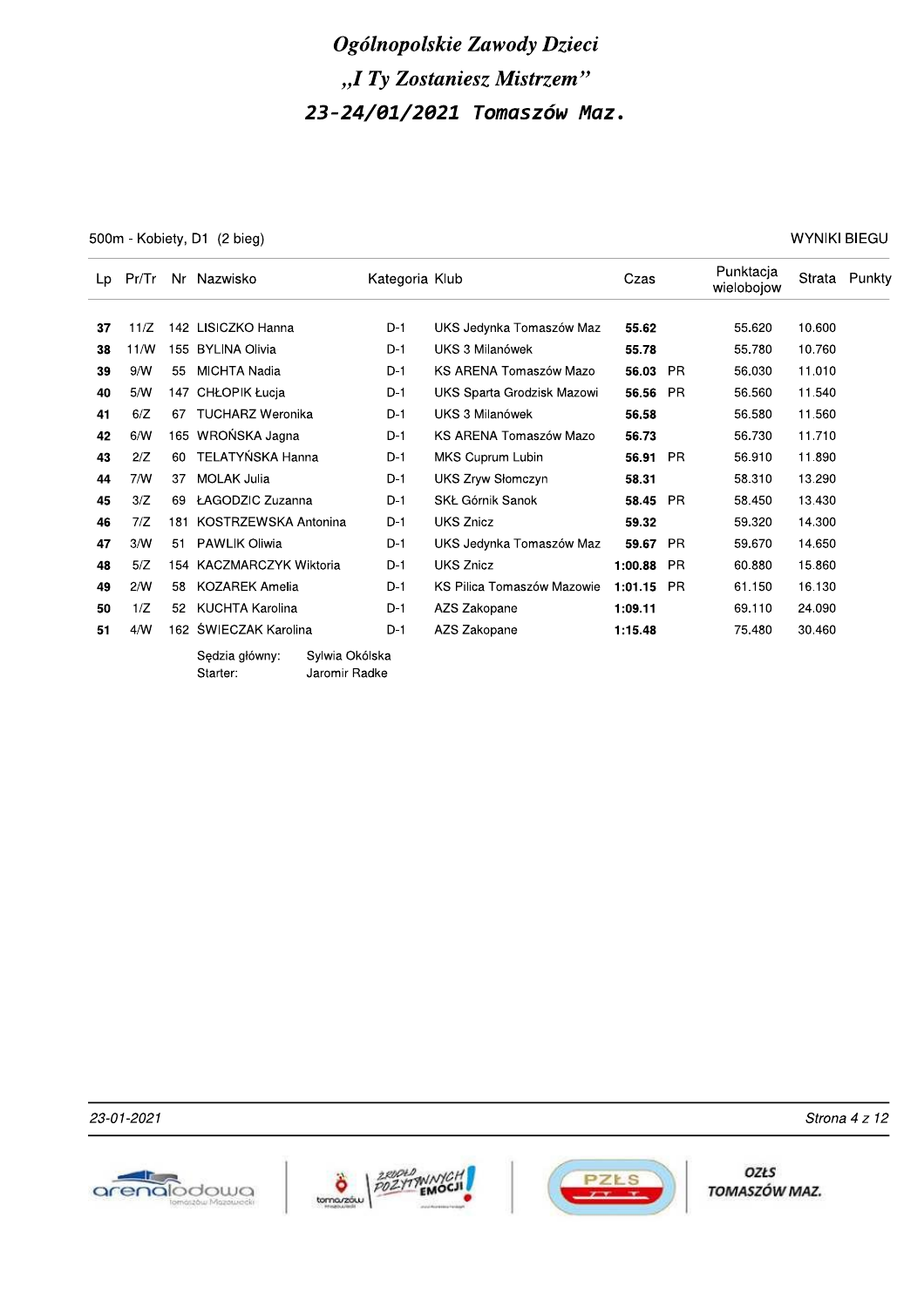# *Ogólnopolskie Zawody Dzieci*

# *„I Ty Zostaniesz Mistrzem”*

## *23-24/01/2021 Tomaszów Maz.*

500m - Kobiety, D1 (2 bieg) — WYNIKI BIEGU

| Lp | Pr/Tr | Nr | Nazwisko | Kategoria | Klub | Czas | | Punktacja wielobojow | Strata | Punkty |
|---|---|---|---|---|---|---|---|---|---|---|
| **37** | 11/Z | 142 | LISICZKO Hanna | D-1 | UKS Jedynka Tomaszów Maz | **55.62** | | 55.620 | 10.600 | |
| **38** | 11/W | 155 | BYLINA Olivia | D-1 | UKS 3 Milanówek | **55.78** | | 55.780 | 10.760 | |
| **39** | 9/W | 55 | MICHTA Nadia | D-1 | KS ARENA Tomaszów Mazo | **56.03** | PR | 56.030 | 11.010 | |
| **40** | 5/W | 147 | CHŁOPIK Łucja | D-1 | UKS Sparta Grodzisk Mazowi | **56.56** | PR | 56.560 | 11.540 | |
| **41** | 6/Z | 67 | TUCHARZ Weronika | D-1 | UKS 3 Milanówek | **56.58** | | 56.580 | 11.560 | |
| **42** | 6/W | 165 | WROŃSKA Jagna | D-1 | KS ARENA Tomaszów Mazo | **56.73** | | 56.730 | 11.710 | |
| **43** | 2/Z | 60 | TELATYŃSKA Hanna | D-1 | MKS Cuprum Lubin | **56.91** | PR | 56.910 | 11.890 | |
| **44** | 7/W | 37 | MOLAK Julia | D-1 | UKS Zryw Słomczyn | **58.31** | | 58.310 | 13.290 | |
| **45** | 3/Z | 69 | ŁAGODZIC Zuzanna | D-1 | SKŁ Górnik Sanok | **58.45** | PR | 58.450 | 13.430 | |
| **46** | 7/Z | 181 | KOSTRZEWSKA Antonina | D-1 | UKS Znicz | **59.32** | | 59.320 | 14.300 | |
| **47** | 3/W | 51 | PAWLIK Oliwia | D-1 | UKS Jedynka Tomaszów Maz | **59.67** | PR | 59.670 | 14.650 | |
| **48** | 5/Z | 154 | KACZMARCZYK Wiktoria | D-1 | UKS Znicz | **1:00.88** | PR | 60.880 | 15.860 | |
| **49** | 2/W | 58 | KOZAREK Amelia | D-1 | KS Pilica Tomaszów Mazowie | **1:01.15** | PR | 61.150 | 16.130 | |
| **50** | 1/Z | 52 | KUCHTA Karolina | D-1 | AZS Zakopane | **1:09.11** | | 69.110 | 24.090 | |
| **51** | 4/W | 162 | ŚWIECZAK Karolina | D-1 | AZS Zakopane | **1:15.48** | | 75.480 | 30.460 | |

Sędzia główny: Sylwia Okólska
Starter: Jaromir Radke

23-01-2021

OZŁS TOMASZÓW MAZ.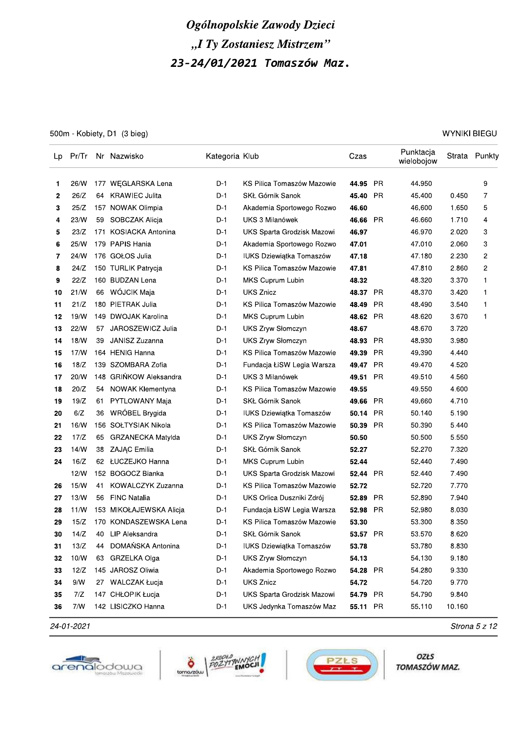# Ogólnopolskie Zawody Dzieci
# „I Ty Zostaniesz Mistrzem"
# 23-24/01/2021 Tomaszów Maz.

500m - Kobiety, D1 (3 bieg)

WYNIKI BIEGU

| Lp | Pr/Tr | Nr | Nazwisko | Kategoria | Klub | Czas | | Punktacja wielobojow | Strata | Punkty |
|---|---|---|---|---|---|---|---|---|---|---|
| 1 | 26/W | 177 | WĘGLARSKA Lena | D-1 | KS Pilica Tomaszów Mazowie | **44.95** | PR | 44.950 | | 9 |
| 2 | 26/Z | 64 | KRAWIEC Julita | D-1 | SKŁ Górnik Sanok | **45.40** | PR | 45.400 | 0.450 | 7 |
| 3 | 25/Z | 157 | NOWAK Olimpia | D-1 | Akademia Sportowego Rozwo | **46.60** | | 46.600 | 1.650 | 5 |
| 4 | 23/W | 59 | SOBCZAK Alicja | D-1 | UKS 3 Milanówek | **46.66** | PR | 46.660 | 1.710 | 4 |
| 5 | 23/Z | 171 | KOSIACKA Antonina | D-1 | UKS Sparta Grodzisk Mazowi | **46.97** | | 46.970 | 2.020 | 3 |
| 6 | 25/W | 179 | PAPIS Hania | D-1 | Akademia Sportowego Rozwo | **47.01** | | 47.010 | 2.060 | 3 |
| 7 | 24/W | 176 | GOŁOS Julia | D-1 | IUKS Dziewiątka Tomaszów | **47.18** | | 47.180 | 2.230 | 2 |
| 8 | 24/Z | 150 | TURLIK Patrycja | D-1 | KS Pilica Tomaszów Mazowie | **47.81** | | 47.810 | 2.860 | 2 |
| 9 | 22/Z | 160 | BUDZAN Lena | D-1 | MKS Cuprum Lubin | **48.32** | | 48.320 | 3.370 | 1 |
| 10 | 21/W | 66 | WÓJCIK Maja | D-1 | UKS Znicz | **48.37** | PR | 48.370 | 3.420 | 1 |
| 11 | 21/Z | 180 | PIETRAK Julia | D-1 | KS Pilica Tomaszów Mazowie | **48.49** | PR | 48.490 | 3.540 | 1 |
| 12 | 19/W | 149 | DWOJAK Karolina | D-1 | MKS Cuprum Lubin | **48.62** | PR | 48.620 | 3.670 | 1 |
| 13 | 22/W | 57 | JAROSZEWICZ Julia | D-1 | UKS Zryw Słomczyn | **48.67** | | 48.670 | 3.720 | |
| 14 | 18/W | 39 | JANISZ Zuzanna | D-1 | UKS Zryw Słomczyn | **48.93** | PR | 48.930 | 3.980 | |
| 15 | 17/W | 164 | HENIG Hanna | D-1 | KS Pilica Tomaszów Mazowie | **49.39** | PR | 49.390 | 4.440 | |
| 16 | 18/Z | 139 | SZOMBARA Zofia | D-1 | Fundacja ŁiSW Legia Warsza | **49.47** | PR | 49.470 | 4.520 | |
| 17 | 20/W | 148 | GRIŃKOW Aleksandra | D-1 | UKS 3 Milanówek | **49.51** | PR | 49.510 | 4.560 | |
| 18 | 20/Z | 54 | NOWAK Klementyna | D-1 | KS Pilica Tomaszów Mazowie | **49.55** | | 49.550 | 4.600 | |
| 19 | 19/Z | 61 | PYTLOWANY Maja | D-1 | SKŁ Górnik Sanok | **49.66** | PR | 49.660 | 4.710 | |
| 20 | 6/Z | 36 | WRÓBEL Brygida | D-1 | IUKS Dziewiątka Tomaszów | **50.14** | PR | 50.140 | 5.190 | |
| 21 | 16/W | 156 | SOŁTYSIAK Nikola | D-1 | KS Pilica Tomaszów Mazowie | **50.39** | PR | 50.390 | 5.440 | |
| 22 | 17/Z | 65 | GRZANECKA Matylda | D-1 | UKS Zryw Słomczyn | **50.50** | | 50.500 | 5.550 | |
| 23 | 14/W | 38 | ZAJĄC Emilia | D-1 | SKŁ Górnik Sanok | **52.27** | | 52.270 | 7.320 | |
| 24 | 16/Z | 62 | ŁUCZEJKO Hanna | D-1 | MKS Cuprum Lubin | **52.44** | | 52.440 | 7.490 | |
| | 12/W | 152 | BOGOCZ Bianka | D-1 | UKS Sparta Grodzisk Mazowi | **52.44** | PR | 52.440 | 7.490 | |
| 26 | 15/W | 41 | KOWALCZYK Zuzanna | D-1 | KS Pilica Tomaszów Mazowie | **52.72** | | 52.720 | 7.770 | |
| 27 | 13/W | 56 | FINC Natalia | D-1 | UKS Orlica Duszniki Zdrój | **52.89** | PR | 52.890 | 7.940 | |
| 28 | 11/W | 153 | MIKOŁAJEWSKA Alicja | D-1 | Fundacja ŁiSW Legia Warsza | **52.98** | PR | 52.980 | 8.030 | |
| 29 | 15/Z | 170 | KONDASZEWSKA Lena | D-1 | KS Pilica Tomaszów Mazowie | **53.30** | | 53.300 | 8.350 | |
| 30 | 14/Z | 40 | LIP Aleksandra | D-1 | SKŁ Górnik Sanok | **53.57** | PR | 53.570 | 8.620 | |
| 31 | 13/Z | 44 | DOMAŃSKA Antonina | D-1 | IUKS Dziewiątka Tomaszów | **53.78** | | 53.780 | 8.830 | |
| 32 | 10/W | 63 | GRZELKA Olga | D-1 | UKS Zryw Słomczyn | **54.13** | | 54.130 | 9.180 | |
| 33 | 12/Z | 145 | JAROSZ Oliwia | D-1 | Akademia Sportowego Rozwo | **54.28** | PR | 54.280 | 9.330 | |
| 34 | 9/W | 27 | WALCZAK Łucja | D-1 | UKS Znicz | **54.72** | | 54.720 | 9.770 | |
| 35 | 7/Z | 147 | CHŁOPIK Łucja | D-1 | UKS Sparta Grodzisk Mazowi | **54.79** | PR | 54.790 | 9.840 | |
| 36 | 7/W | 142 | LISICZKO Hanna | D-1 | UKS Jedynka Tomaszów Maz | **55.11** | PR | 55.110 | 10.160 | |

24-01-2021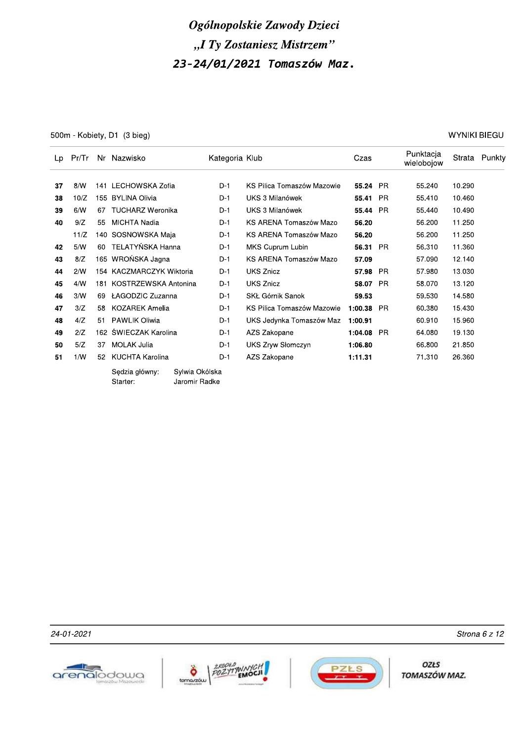# Ogólnopolskie Zawody Dzieci
## „I Ty Zostaniesz Mistrzem"
## 23-24/01/2021 Tomaszów Maz.

500m - Kobiety, D1 (3 bieg)

WYNIKI BIEGU

| Lp | Pr/Tr | Nr | Nazwisko | Kategoria | Klub | Czas | | Punktacja wielobojow | Strata | Punkty |
|---|---|---|---|---|---|---|---|---|---|---|
| **37** | 8/W | 141 | LECHOWSKA Zofia | D-1 | KS Pilica Tomaszów Mazowie | **55.24** | PR | 55.240 | 10.290 | |
| **38** | 10/Z | 155 | BYLINA Olivia | D-1 | UKS 3 Milanówek | **55.41** | PR | 55.410 | 10.460 | |
| **39** | 6/W | 67 | TUCHARZ Weronika | D-1 | UKS 3 Milanówek | **55.44** | PR | 55.440 | 10.490 | |
| **40** | 9/Z | 55 | MICHTA Nadia | D-1 | KS ARENA Tomaszów Mazo | **56.20** | | 56.200 | 11.250 | |
| | 11/Z | 140 | SOSNOWSKA Maja | D-1 | KS ARENA Tomaszów Mazo | **56.20** | | 56.200 | 11.250 | |
| **42** | 5/W | 60 | TELATYŃSKA Hanna | D-1 | MKS Cuprum Lubin | **56.31** | PR | 56.310 | 11.360 | |
| **43** | 8/Z | 165 | WROŃSKA Jagna | D-1 | KS ARENA Tomaszów Mazo | **57.09** | | 57.090 | 12.140 | |
| **44** | 2/W | 154 | KACZMARCZYK Wiktoria | D-1 | UKS Znicz | **57.98** | PR | 57.980 | 13.030 | |
| **45** | 4/W | 181 | KOSTRZEWSKA Antonina | D-1 | UKS Znicz | **58.07** | PR | 58.070 | 13.120 | |
| **46** | 3/W | 69 | ŁAGODZIC Zuzanna | D-1 | SKŁ Górnik Sanok | **59.53** | | 59.530 | 14.580 | |
| **47** | 3/Z | 58 | KOZAREK Amelia | D-1 | KS Pilica Tomaszów Mazowie | **1:00.38** | PR | 60.380 | 15.430 | |
| **48** | 4/Z | 51 | PAWLIK Oliwia | D-1 | UKS Jedynka Tomaszów Maz | **1:00.91** | | 60.910 | 15.960 | |
| **49** | 2/Z | 162 | ŚWIECZAK Karolina | D-1 | AZS Zakopane | **1:04.08** | PR | 64.080 | 19.130 | |
| **50** | 5/Z | 37 | MOLAK Julia | D-1 | UKS Zryw Słomczyn | **1:06.80** | | 66.800 | 21.850 | |
| **51** | 1/W | 52 | KUCHTA Karolina | D-1 | AZS Zakopane | **1:11.31** | | 71.310 | 26.360 | |

Sędzia główny: Sylwia Okólska
Starter: Jaromir Radke

24-01-2021

OZŁS TOMASZÓW MAZ.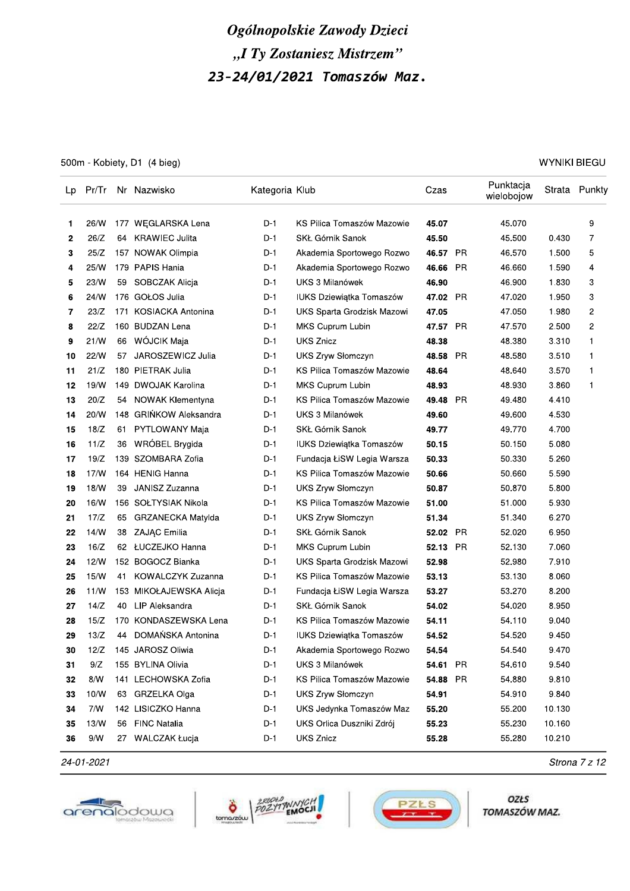# *Ogólnopolskie Zawody Dzieci*

## *„I Ty Zostaniesz Mistrzem”*

## *23-24/01/2021 Tomaszów Maz.*

500m - Kobiety, D1 (4 bieg) — WYNIKI BIEGU

| Lp | Pr/Tr | Nr | Nazwisko | Kategoria | Klub | Czas | | Punktacja wielobojow | Strata | Punkty |
|---|---|---|---|---|---|---|---|---|---|---|
| 1 | 26/W | 177 | WĘGLARSKA Lena | D-1 | KS Pilica Tomaszów Mazowie | **45.07** | | 45.070 | | 9 |
| 2 | 26/Z | 64 | KRAWIEC Julita | D-1 | SKŁ Górnik Sanok | **45.50** | | 45.500 | 0.430 | 7 |
| 3 | 25/Z | 157 | NOWAK Olimpia | D-1 | Akademia Sportowego Rozwo | **46.57** | PR | 46.570 | 1.500 | 5 |
| 4 | 25/W | 179 | PAPIS Hania | D-1 | Akademia Sportowego Rozwo | **46.66** | PR | 46.660 | 1.590 | 4 |
| 5 | 23/W | 59 | SOBCZAK Alicja | D-1 | UKS 3 Milanówek | **46.90** | | 46.900 | 1.830 | 3 |
| 6 | 24/W | 176 | GOŁOS Julia | D-1 | IUKS Dziewiątka Tomaszów | **47.02** | PR | 47.020 | 1.950 | 3 |
| 7 | 23/Z | 171 | KOSIACKA Antonina | D-1 | UKS Sparta Grodzisk Mazowi | **47.05** | | 47.050 | 1.980 | 2 |
| 8 | 22/Z | 160 | BUDZAN Lena | D-1 | MKS Cuprum Lubin | **47.57** | PR | 47.570 | 2.500 | 2 |
| 9 | 21/W | 66 | WÓJCIK Maja | D-1 | UKS Znicz | **48.38** | | 48.380 | 3.310 | 1 |
| 10 | 22/W | 57 | JAROSZEWICZ Julia | D-1 | UKS Zryw Słomczyn | **48.58** | PR | 48.580 | 3.510 | 1 |
| 11 | 21/Z | 180 | PIETRAK Julia | D-1 | KS Pilica Tomaszów Mazowie | **48.64** | | 48.640 | 3.570 | 1 |
| 12 | 19/W | 149 | DWOJAK Karolina | D-1 | MKS Cuprum Lubin | **48.93** | | 48.930 | 3.860 | 1 |
| 13 | 20/Z | 54 | NOWAK Klementyna | D-1 | KS Pilica Tomaszów Mazowie | **49.48** | PR | 49.480 | 4.410 | |
| 14 | 20/W | 148 | GRIŃKOW Aleksandra | D-1 | UKS 3 Milanówek | **49.60** | | 49.600 | 4.530 | |
| 15 | 18/Z | 61 | PYTLOWANY Maja | D-1 | SKŁ Górnik Sanok | **49.77** | | 49.770 | 4.700 | |
| 16 | 11/Z | 36 | WRÓBEL Brygida | D-1 | IUKS Dziewiątka Tomaszów | **50.15** | | 50.150 | 5.080 | |
| 17 | 19/Z | 139 | SZOMBARA Zofia | D-1 | Fundacja ŁiSW Legia Warsza | **50.33** | | 50.330 | 5.260 | |
| 18 | 17/W | 164 | HENIG Hanna | D-1 | KS Pilica Tomaszów Mazowie | **50.66** | | 50.660 | 5.590 | |
| 19 | 18/W | 39 | JANISZ Zuzanna | D-1 | UKS Zryw Słomczyn | **50.87** | | 50.870 | 5.800 | |
| 20 | 16/W | 156 | SOŁTYSIAK Nikola | D-1 | KS Pilica Tomaszów Mazowie | **51.00** | | 51.000 | 5.930 | |
| 21 | 17/Z | 65 | GRZANECKA Matylda | D-1 | UKS Zryw Słomczyn | **51.34** | | 51.340 | 6.270 | |
| 22 | 14/W | 38 | ZAJĄC Emilia | D-1 | SKŁ Górnik Sanok | **52.02** | PR | 52.020 | 6.950 | |
| 23 | 16/Z | 62 | ŁUCZEJKO Hanna | D-1 | MKS Cuprum Lubin | **52.13** | PR | 52.130 | 7.060 | |
| 24 | 12/W | 152 | BOGOCZ Bianka | D-1 | UKS Sparta Grodzisk Mazowi | **52.98** | | 52.980 | 7.910 | |
| 25 | 15/W | 41 | KOWALCZYK Zuzanna | D-1 | KS Pilica Tomaszów Mazowie | **53.13** | | 53.130 | 8.060 | |
| 26 | 11/W | 153 | MIKOŁAJEWSKA Alicja | D-1 | Fundacja ŁiSW Legia Warsza | **53.27** | | 53.270 | 8.200 | |
| 27 | 14/Z | 40 | LIP Aleksandra | D-1 | SKŁ Górnik Sanok | **54.02** | | 54.020 | 8.950 | |
| 28 | 15/Z | 170 | KONDASZEWSKA Lena | D-1 | KS Pilica Tomaszów Mazowie | **54.11** | | 54.110 | 9.040 | |
| 29 | 13/Z | 44 | DOMAŃSKA Antonina | D-1 | IUKS Dziewiątka Tomaszów | **54.52** | | 54.520 | 9.450 | |
| 30 | 12/Z | 145 | JAROSZ Oliwia | D-1 | Akademia Sportowego Rozwo | **54.54** | | 54.540 | 9.470 | |
| 31 | 9/Z | 155 | BYLINA Olivia | D-1 | UKS 3 Milanówek | **54.61** | PR | 54.610 | 9.540 | |
| 32 | 8/W | 141 | LECHOWSKA Zofia | D-1 | KS Pilica Tomaszów Mazowie | **54.88** | PR | 54.880 | 9.810 | |
| 33 | 10/W | 63 | GRZELKA Olga | D-1 | UKS Zryw Słomczyn | **54.91** | | 54.910 | 9.840 | |
| 34 | 7/W | 142 | LISICZKO Hanna | D-1 | UKS Jedynka Tomaszów Maz | **55.20** | | 55.200 | 10.130 | |
| 35 | 13/W | 56 | FINC Natalia | D-1 | UKS Orlica Duszniki Zdrój | **55.23** | | 55.230 | 10.160 | |
| 36 | 9/W | 27 | WALCZAK Łucja | D-1 | UKS Znicz | **55.28** | | 55.280 | 10.210 | |

*24-01-2021*

OZŁS TOMASZÓW MAZ.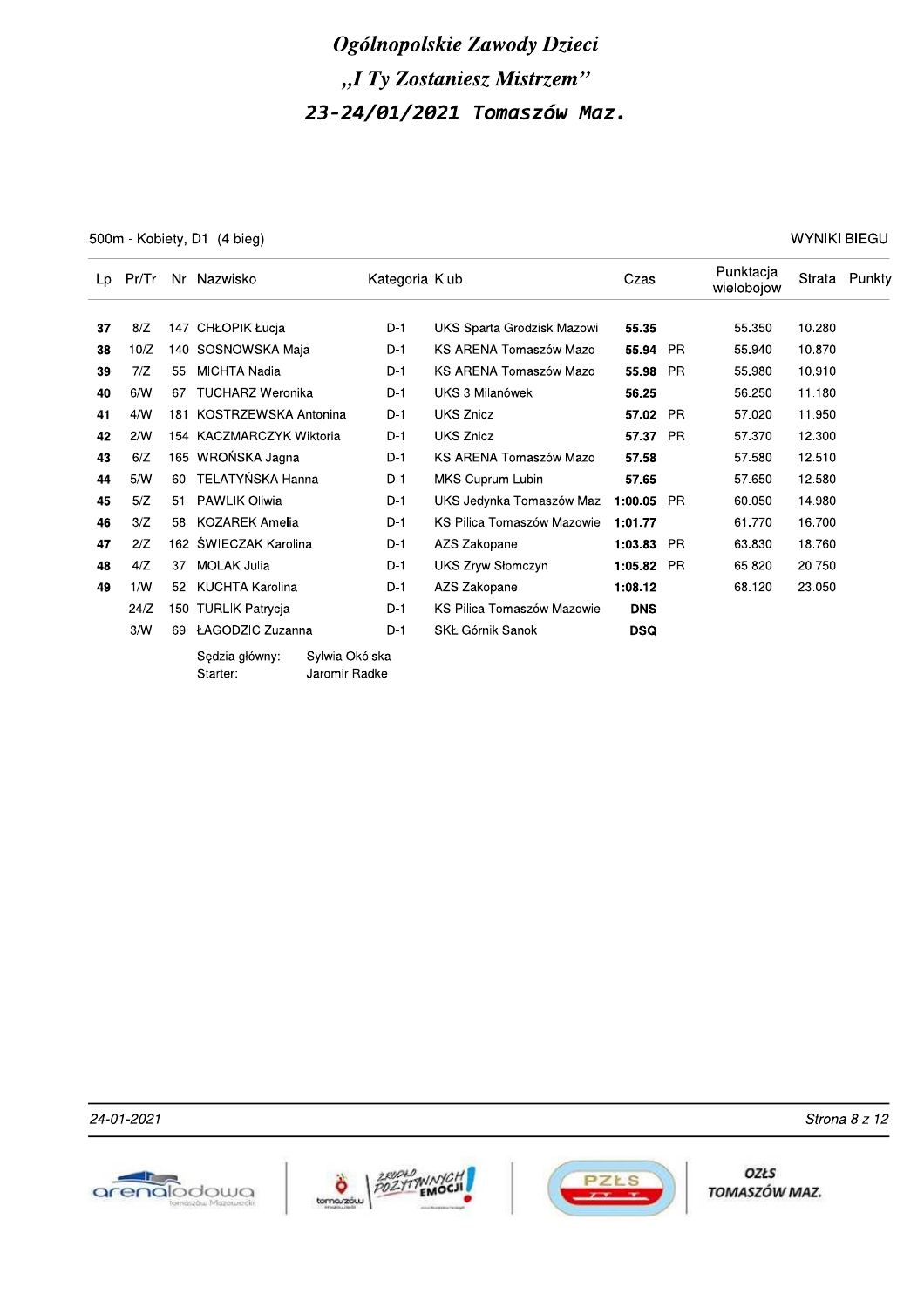# Ogólnopolskie Zawody Dzieci

## „I Ty Zostaniesz Mistrzem"

## 23-24/01/2021 Tomaszów Maz.

500m - Kobiety, D1 (4 bieg)

WYNIKI BIEGU

| Lp | Pr/Tr | Nr | Nazwisko | Kategoria | Klub | Czas | | Punktacja wielobojow | Strata | Punkty |
|---|---|---|---|---|---|---|---|---|---|---|
| **37** | 8/Z | 147 | CHŁOPIK Łucja | D-1 | UKS Sparta Grodzisk Mazowi | **55.35** | | 55.350 | 10.280 | |
| **38** | 10/Z | 140 | SOSNOWSKA Maja | D-1 | KS ARENA Tomaszów Mazo | **55.94** | PR | 55.940 | 10.870 | |
| **39** | 7/Z | 55 | MICHTA Nadia | D-1 | KS ARENA Tomaszów Mazo | **55.98** | PR | 55.980 | 10.910 | |
| **40** | 6/W | 67 | TUCHARZ Weronika | D-1 | UKS 3 Milanówek | **56.25** | | 56.250 | 11.180 | |
| **41** | 4/W | 181 | KOSTRZEWSKA Antonina | D-1 | UKS Znicz | **57.02** | PR | 57.020 | 11.950 | |
| **42** | 2/W | 154 | KACZMARCZYK Wiktoria | D-1 | UKS Znicz | **57.37** | PR | 57.370 | 12.300 | |
| **43** | 6/Z | 165 | WROŃSKA Jagna | D-1 | KS ARENA Tomaszów Mazo | **57.58** | | 57.580 | 12.510 | |
| **44** | 5/W | 60 | TELATYŃSKA Hanna | D-1 | MKS Cuprum Lubin | **57.65** | | 57.650 | 12.580 | |
| **45** | 5/Z | 51 | PAWLIK Oliwia | D-1 | UKS Jedynka Tomaszów Maz | **1:00.05** | PR | 60.050 | 14.980 | |
| **46** | 3/Z | 58 | KOZAREK Amelia | D-1 | KS Pilica Tomaszów Mazowie | **1:01.77** | | 61.770 | 16.700 | |
| **47** | 2/Z | 162 | ŚWIECZAK Karolina | D-1 | AZS Zakopane | **1:03.83** | PR | 63.830 | 18.760 | |
| **48** | 4/Z | 37 | MOLAK Julia | D-1 | UKS Zryw Słomczyn | **1:05.82** | PR | 65.820 | 20.750 | |
| **49** | 1/W | 52 | KUCHTA Karolina | D-1 | AZS Zakopane | **1:08.12** | | 68.120 | 23.050 | |
| | 24/Z | 150 | TURLIK Patrycja | D-1 | KS Pilica Tomaszów Mazowie | **DNS** | | | | |
| | 3/W | 69 | ŁAGODZIC Zuzanna | D-1 | SKŁ Górnik Sanok | **DSQ** | | | | |

Sędzia główny: Sylwia Okólska
Starter: Jaromir Radke

24-01-2021

OZŁS TOMASZÓW MAZ.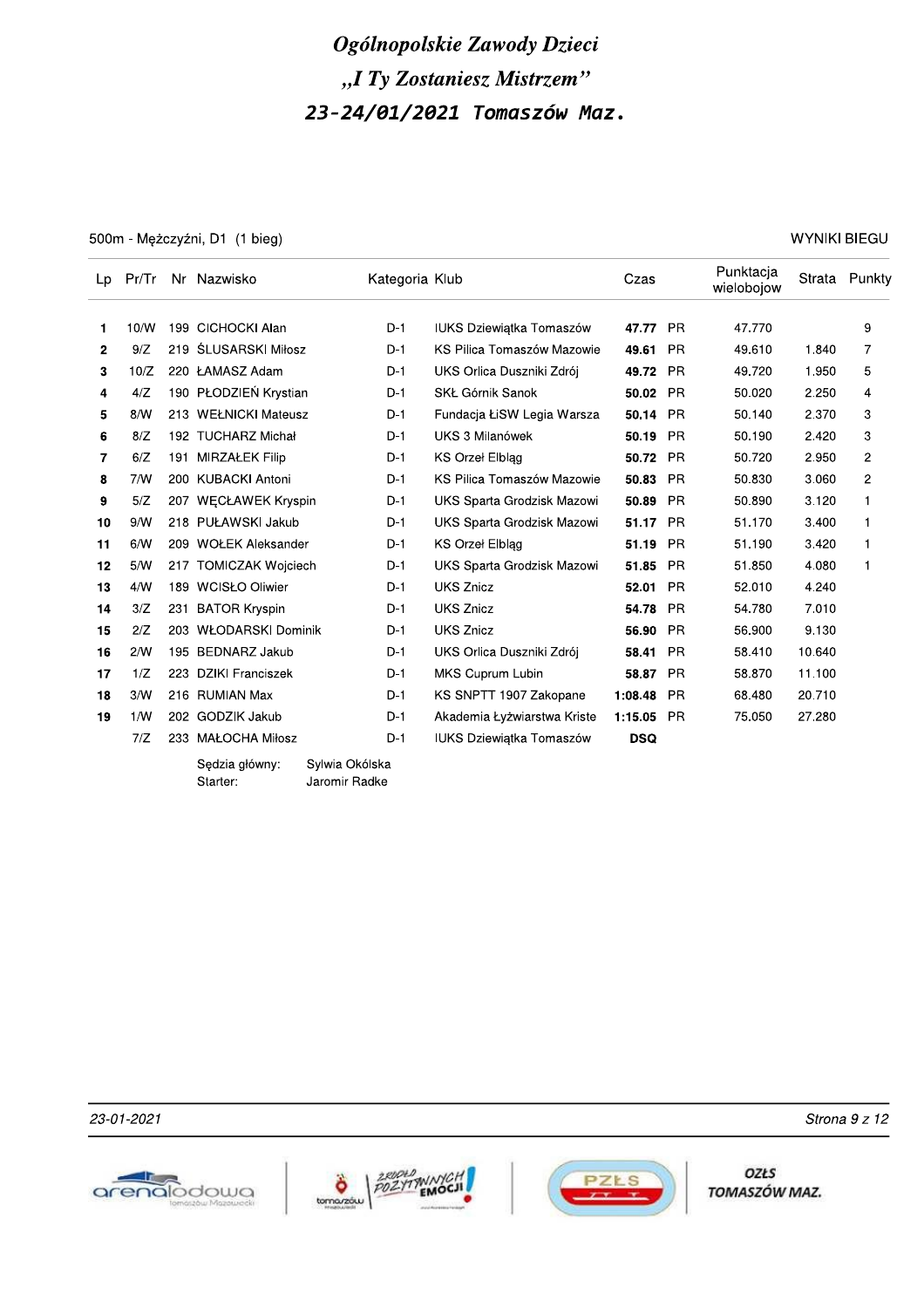# Ogólnopolskie Zawody Dzieci
# „I Ty Zostaniesz Mistrzem"
# 23-24/01/2021 Tomaszów Maz.

500m - Mężczyźni, D1 (1 bieg) — WYNIKI BIEGU

| Lp | Pr/Tr | Nr | Nazwisko | Kategoria | Klub | Czas | | Punktacja wieloboiow | Strata | Punkty |
|---|---|---|---|---|---|---|---|---|---|---|
| 1 | 10/W | 199 | CICHOCKI Alan | D-1 | IUKS Dziewiątka Tomaszów | **47.77** | PR | 47.770 | | 9 |
| 2 | 9/Z | 219 | ŚLUSARSKI Miłosz | D-1 | KS Pilica Tomaszów Mazowie | **49.61** | PR | 49.610 | 1.840 | 7 |
| 3 | 10/Z | 220 | ŁAMASZ Adam | D-1 | UKS Orlica Duszniki Zdrój | **49.72** | PR | 49.720 | 1.950 | 5 |
| 4 | 4/Z | 190 | PŁODZIEŃ Krystian | D-1 | SKŁ Górnik Sanok | **50.02** | PR | 50.020 | 2.250 | 4 |
| 5 | 8/W | 213 | WEŁNICKI Mateusz | D-1 | Fundacja ŁiSW Legia Warsza | **50.14** | PR | 50.140 | 2.370 | 3 |
| 6 | 8/Z | 192 | TUCHARZ Michał | D-1 | UKS 3 Milanówek | **50.19** | PR | 50.190 | 2.420 | 3 |
| 7 | 6/Z | 191 | MIRZAŁEK Filip | D-1 | KS Orzeł Elbląg | **50.72** | PR | 50.720 | 2.950 | 2 |
| 8 | 7/W | 200 | KUBACKI Antoni | D-1 | KS Pilica Tomaszów Mazowie | **50.83** | PR | 50.830 | 3.060 | 2 |
| 9 | 5/Z | 207 | WĘCŁAWEK Kryspin | D-1 | UKS Sparta Grodzisk Mazowi | **50.89** | PR | 50.890 | 3.120 | 1 |
| 10 | 9/W | 218 | PUŁAWSKI Jakub | D-1 | UKS Sparta Grodzisk Mazowi | **51.17** | PR | 51.170 | 3.400 | 1 |
| 11 | 6/W | 209 | WOŁEK Aleksander | D-1 | KS Orzeł Elbląg | **51.19** | PR | 51.190 | 3.420 | 1 |
| 12 | 5/W | 217 | TOMICZAK Wojciech | D-1 | UKS Sparta Grodzisk Mazowi | **51.85** | PR | 51.850 | 4.080 | 1 |
| 13 | 4/W | 189 | WCISŁO Oliwier | D-1 | UKS Znicz | **52.01** | PR | 52.010 | 4.240 | |
| 14 | 3/Z | 231 | BATOR Kryspin | D-1 | UKS Znicz | **54.78** | PR | 54.780 | 7.010 | |
| 15 | 2/Z | 203 | WŁODARSKI Dominik | D-1 | UKS Znicz | **56.90** | PR | 56.900 | 9.130 | |
| 16 | 2/W | 195 | BEDNARZ Jakub | D-1 | UKS Orlica Duszniki Zdrój | **58.41** | PR | 58.410 | 10.640 | |
| 17 | 1/Z | 223 | DZIKI Franciszek | D-1 | MKS Cuprum Lubin | **58.87** | PR | 58.870 | 11.100 | |
| 18 | 3/W | 216 | RUMIAN Max | D-1 | KS SNPTT 1907 Zakopane | **1:08.48** | PR | 68.480 | 20.710 | |
| 19 | 1/W | 202 | GODZIK Jakub | D-1 | Akademia Łyżwiarstwa Kriste | **1:15.05** | PR | 75.050 | 27.280 | |
| | 7/Z | 233 | MAŁOCHA Miłosz | D-1 | IUKS Dziewiątka Tomaszów | **DSQ** | | | | |

Sędzia główny: Sylwia Okólska
Starter: Jaromir Radke

23-01-2021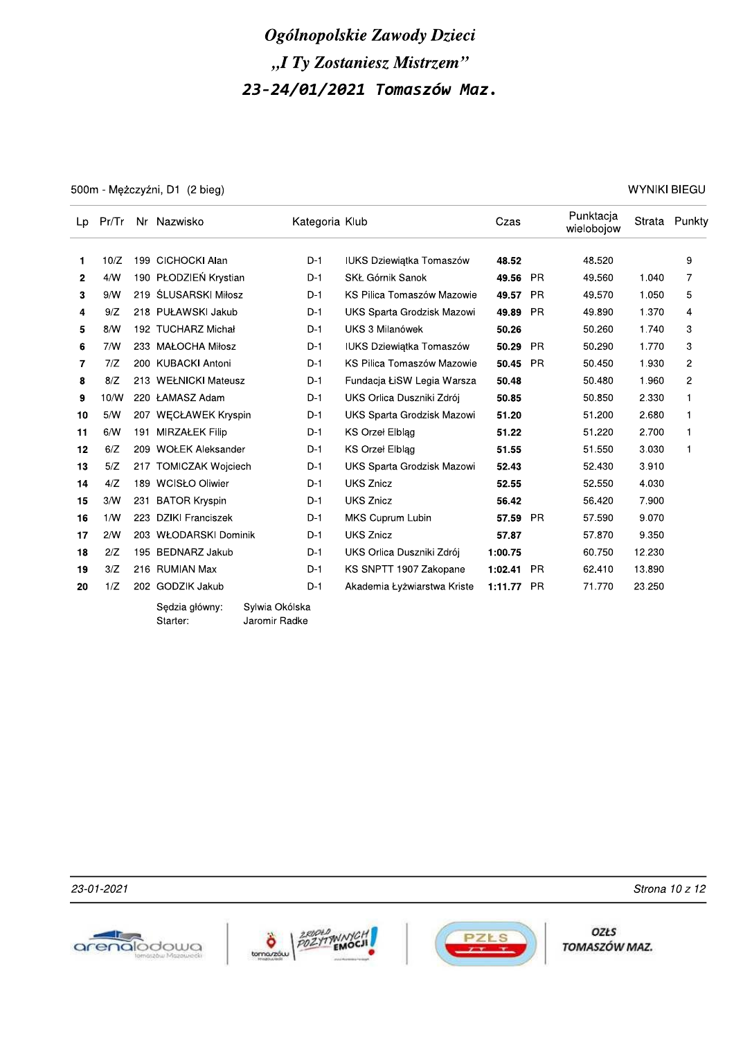# Ogólnopolskie Zawody Dzieci

## „I Ty Zostaniesz Mistrzem"

## 23-24/01/2021 Tomaszów Maz.

500m - Mężczyźni, D1 (2 bieg) — WYNIKI BIEGU

| Lp | Pr/Tr | Nr | Nazwisko | Kategoria | Klub | Czas | | Punktacja wielobojow | Strata | Punkty |
|---|---|---|---|---|---|---|---|---|---|---|
| 1 | 10/Z | 199 | CICHOCKI Alan | D-1 | IUKS Dziewiątka Tomaszów | **48.52** | | 48.520 | | 9 |
| 2 | 4/W | 190 | PŁODZIEŃ Krystian | D-1 | SKŁ Górnik Sanok | **49.56** | PR | 49.560 | 1.040 | 7 |
| 3 | 9/W | 219 | ŚLUSARSKI Miłosz | D-1 | KS Pilica Tomaszów Mazowie | **49.57** | PR | 49.570 | 1.050 | 5 |
| 4 | 9/Z | 218 | PUŁAWSKI Jakub | D-1 | UKS Sparta Grodzisk Mazowi | **49.89** | PR | 49.890 | 1.370 | 4 |
| 5 | 8/W | 192 | TUCHARZ Michał | D-1 | UKS 3 Milanówek | **50.26** | | 50.260 | 1.740 | 3 |
| 6 | 7/W | 233 | MAŁOCHA Miłosz | D-1 | IUKS Dziewiątka Tomaszów | **50.29** | PR | 50.290 | 1.770 | 3 |
| 7 | 7/Z | 200 | KUBACKI Antoni | D-1 | KS Pilica Tomaszów Mazowie | **50.45** | PR | 50.450 | 1.930 | 2 |
| 8 | 8/Z | 213 | WEŁNICKI Mateusz | D-1 | Fundacja ŁiSW Legia Warsza | **50.48** | | 50.480 | 1.960 | 2 |
| 9 | 10/W | 220 | ŁAMASZ Adam | D-1 | UKS Orlica Duszniki Zdrój | **50.85** | | 50.850 | 2.330 | 1 |
| 10 | 5/W | 207 | WĘCŁAWEK Kryspin | D-1 | UKS Sparta Grodzisk Mazowi | **51.20** | | 51.200 | 2.680 | 1 |
| 11 | 6/W | 191 | MIRZAŁEK Filip | D-1 | KS Orzeł Elbląg | **51.22** | | 51.220 | 2.700 | 1 |
| 12 | 6/Z | 209 | WOŁEK Aleksander | D-1 | KS Orzeł Elbląg | **51.55** | | 51.550 | 3.030 | 1 |
| 13 | 5/Z | 217 | TOMICZAK Wojciech | D-1 | UKS Sparta Grodzisk Mazowi | **52.43** | | 52.430 | 3.910 | |
| 14 | 4/Z | 189 | WCISŁO Oliwier | D-1 | UKS Znicz | **52.55** | | 52.550 | 4.030 | |
| 15 | 3/W | 231 | BATOR Kryspin | D-1 | UKS Znicz | **56.42** | | 56.420 | 7.900 | |
| 16 | 1/W | 223 | DZIKI Franciszek | D-1 | MKS Cuprum Lubin | **57.59** | PR | 57.590 | 9.070 | |
| 17 | 2/W | 203 | WŁODARSKI Dominik | D-1 | UKS Znicz | **57.87** | | 57.870 | 9.350 | |
| 18 | 2/Z | 195 | BEDNARZ Jakub | D-1 | UKS Orlica Duszniki Zdrój | **1:00.75** | | 60.750 | 12.230 | |
| 19 | 3/Z | 216 | RUMIAN Max | D-1 | KS SNPTT 1907 Zakopane | **1:02.41** | PR | 62.410 | 13.890 | |
| 20 | 1/Z | 202 | GODZIK Jakub | D-1 | Akademia Łyżwiarstwa Kriste | **1:11.77** | PR | 71.770 | 23.250 | |

Sędzia główny: Sylwia Okólska
Starter: Jaromir Radke

23-01-2021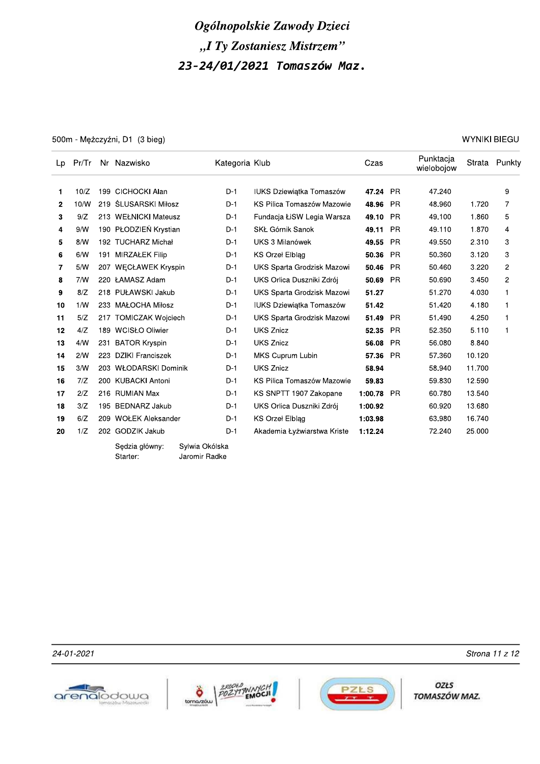# Ogólnopolskie Zawody Dzieci
# „I Ty Zostaniesz Mistrzem"
# 23-24/01/2021 Tomaszów Maz.

500m - Mężczyźni, D1 (3 bieg) — WYNIKI BIEGU

| Lp | Pr/Tr | Nr | Nazwisko | Kategoria | Klub | Czas | | Punktacja wielobojow | Strata | Punkty |
|---|---|---|---|---|---|---|---|---|---|---|
| **1** | 10/Z | 199 | CICHOCKI Alan | D-1 | IUKS Dziewiątka Tomaszów | **47.24** | PR | 47.240 | | 9 |
| **2** | 10/W | 219 | ŚLUSARSKI Miłosz | D-1 | KS Pilica Tomaszów Mazowie | **48.96** | PR | 48.960 | 1.720 | 7 |
| **3** | 9/Z | 213 | WEŁNICKI Mateusz | D-1 | Fundacja ŁiSW Legia Warsza | **49.10** | PR | 49.100 | 1.860 | 5 |
| **4** | 9/W | 190 | PŁODZIEŃ Krystian | D-1 | SKŁ Górnik Sanok | **49.11** | PR | 49.110 | 1.870 | 4 |
| **5** | 8/W | 192 | TUCHARZ Michał | D-1 | UKS 3 Milanówek | **49.55** | PR | 49.550 | 2.310 | 3 |
| **6** | 6/W | 191 | MIRZAŁEK Filip | D-1 | KS Orzeł Elbląg | **50.36** | PR | 50.360 | 3.120 | 3 |
| **7** | 5/W | 207 | WĘCŁAWEK Kryspin | D-1 | UKS Sparta Grodzisk Mazowi | **50.46** | PR | 50.460 | 3.220 | 2 |
| **8** | 7/W | 220 | ŁAMASZ Adam | D-1 | UKS Orlica Duszniki Zdrój | **50.69** | PR | 50.690 | 3.450 | 2 |
| **9** | 8/Z | 218 | PUŁAWSKI Jakub | D-1 | UKS Sparta Grodzisk Mazowi | **51.27** | | 51.270 | 4.030 | 1 |
| **10** | 1/W | 233 | MAŁOCHA Miłosz | D-1 | IUKS Dziewiątka Tomaszów | **51.42** | | 51.420 | 4.180 | 1 |
| **11** | 5/Z | 217 | TOMICZAK Wojciech | D-1 | UKS Sparta Grodzisk Mazowi | **51.49** | PR | 51.490 | 4.250 | 1 |
| **12** | 4/Z | 189 | WCISŁO Oliwier | D-1 | UKS Znicz | **52.35** | PR | 52.350 | 5.110 | 1 |
| **13** | 4/W | 231 | BATOR Kryspin | D-1 | UKS Znicz | **56.08** | PR | 56.080 | 8.840 | |
| **14** | 2/W | 223 | DZIKI Franciszek | D-1 | MKS Cuprum Lubin | **57.36** | PR | 57.360 | 10.120 | |
| **15** | 3/W | 203 | WŁODARSKI Dominik | D-1 | UKS Znicz | **58.94** | | 58.940 | 11.700 | |
| **16** | 7/Z | 200 | KUBACKI Antoni | D-1 | KS Pilica Tomaszów Mazowie | **59.83** | | 59.830 | 12.590 | |
| **17** | 2/Z | 216 | RUMIAN Max | D-1 | KS SNPTT 1907 Zakopane | **1:00.78** | PR | 60.780 | 13.540 | |
| **18** | 3/Z | 195 | BEDNARZ Jakub | D-1 | UKS Orlica Duszniki Zdrój | **1:00.92** | | 60.920 | 13.680 | |
| **19** | 6/Z | 209 | WOŁEK Aleksander | D-1 | KS Orzeł Elbląg | **1:03.98** | | 63.980 | 16.740 | |
| **20** | 1/Z | 202 | GODZIK Jakub | D-1 | Akademia Łyżwiarstwa Kriste | **1:12.24** | | 72.240 | 25.000 | |

Sędzia główny: Sylwia Okólska
Starter: Jaromir Radke

24-01-2021

OZŁS TOMASZÓW MAZ.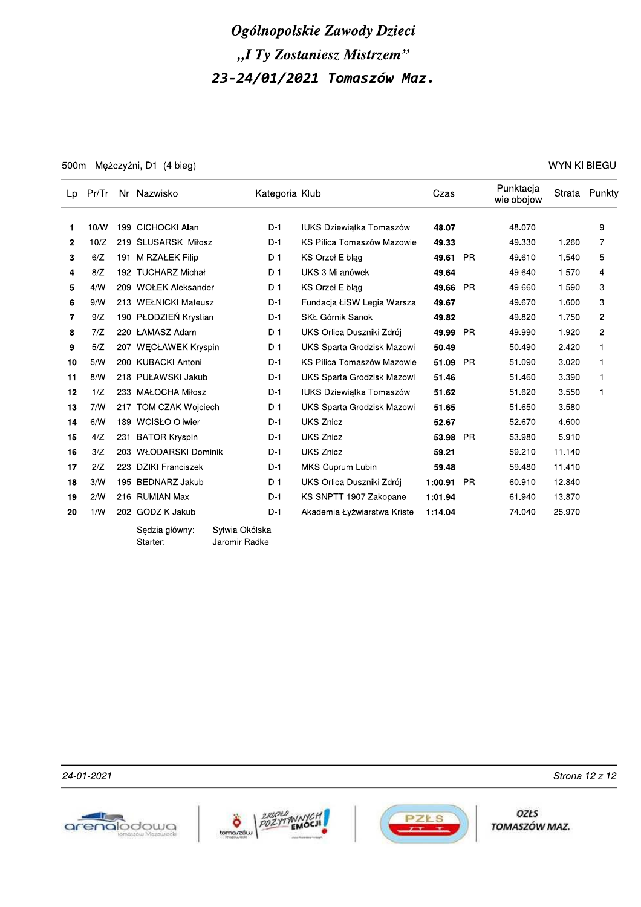# Ogólnopolskie Zawody Dzieci

# „I Ty Zostaniesz Mistrzem"

# 23-24/01/2021 Tomaszów Maz.

500m - Mężczyźni, D1 (4 bieg) — WYNIKI BIEGU

| Lp | Pr/Tr | Nr | Nazwisko | Kategoria | Klub | Czas | | Punktacja wielobojow | Strata | Punkty |
|---|---|---|---|---|---|---|---|---|---|---|
| 1 | 10/W | 199 | CICHOCKI Alan | D-1 | IUKS Dziewiątka Tomaszów | **48.07** | | 48.070 | | 9 |
| 2 | 10/Z | 219 | ŚLUSARSKI Miłosz | D-1 | KS Pilica Tomaszów Mazowie | **49.33** | | 49.330 | 1.260 | 7 |
| 3 | 6/Z | 191 | MIRZAŁEK Filip | D-1 | KS Orzeł Elbląg | **49.61** | PR | 49.610 | 1.540 | 5 |
| 4 | 8/Z | 192 | TUCHARZ Michał | D-1 | UKS 3 Milanówek | **49.64** | | 49.640 | 1.570 | 4 |
| 5 | 4/W | 209 | WOŁEK Aleksander | D-1 | KS Orzeł Elbląg | **49.66** | PR | 49.660 | 1.590 | 3 |
| 6 | 9/W | 213 | WEŁNICKI Mateusz | D-1 | Fundacja ŁiSW Legia Warsza | **49.67** | | 49.670 | 1.600 | 3 |
| 7 | 9/Z | 190 | PŁODZIEŃ Krystian | D-1 | SKŁ Górnik Sanok | **49.82** | | 49.820 | 1.750 | 2 |
| 8 | 7/Z | 220 | ŁAMASZ Adam | D-1 | UKS Orlica Duszniki Zdrój | **49.99** | PR | 49.990 | 1.920 | 2 |
| 9 | 5/Z | 207 | WĘCŁAWEK Kryspin | D-1 | UKS Sparta Grodzisk Mazowi | **50.49** | | 50.490 | 2.420 | 1 |
| 10 | 5/W | 200 | KUBACKI Antoni | D-1 | KS Pilica Tomaszów Mazowie | **51.09** | PR | 51.090 | 3.020 | 1 |
| 11 | 8/W | 218 | PUŁAWSKI Jakub | D-1 | UKS Sparta Grodzisk Mazowi | **51.46** | | 51.460 | 3.390 | 1 |
| 12 | 1/Z | 233 | MAŁOCHA Miłosz | D-1 | IUKS Dziewiątka Tomaszów | **51.62** | | 51.620 | 3.550 | 1 |
| 13 | 7/W | 217 | TOMICZAK Wojciech | D-1 | UKS Sparta Grodzisk Mazowi | **51.65** | | 51.650 | 3.580 | |
| 14 | 6/W | 189 | WCISŁO Oliwier | D-1 | UKS Znicz | **52.67** | | 52.670 | 4.600 | |
| 15 | 4/Z | 231 | BATOR Kryspin | D-1 | UKS Znicz | **53.98** | PR | 53.980 | 5.910 | |
| 16 | 3/Z | 203 | WŁODARSKI Dominik | D-1 | UKS Znicz | **59.21** | | 59.210 | 11.140 | |
| 17 | 2/Z | 223 | DZIKI Franciszek | D-1 | MKS Cuprum Lubin | **59.48** | | 59.480 | 11.410 | |
| 18 | 3/W | 195 | BEDNARZ Jakub | D-1 | UKS Orlica Duszniki Zdrój | **1:00.91** | PR | 60.910 | 12.840 | |
| 19 | 2/W | 216 | RUMIAN Max | D-1 | KS SNPTT 1907 Zakopane | **1:01.94** | | 61.940 | 13.870 | |
| 20 | 1/W | 202 | GODZIK Jakub | D-1 | Akademia Łyżwiarstwa Kriste | **1:14.04** | | 74.040 | 25.970 | |

Sędzia główny: Sylwia Okólska
Starter: Jaromir Radke

24-01-2021

OZŁS TOMASZÓW MAZ.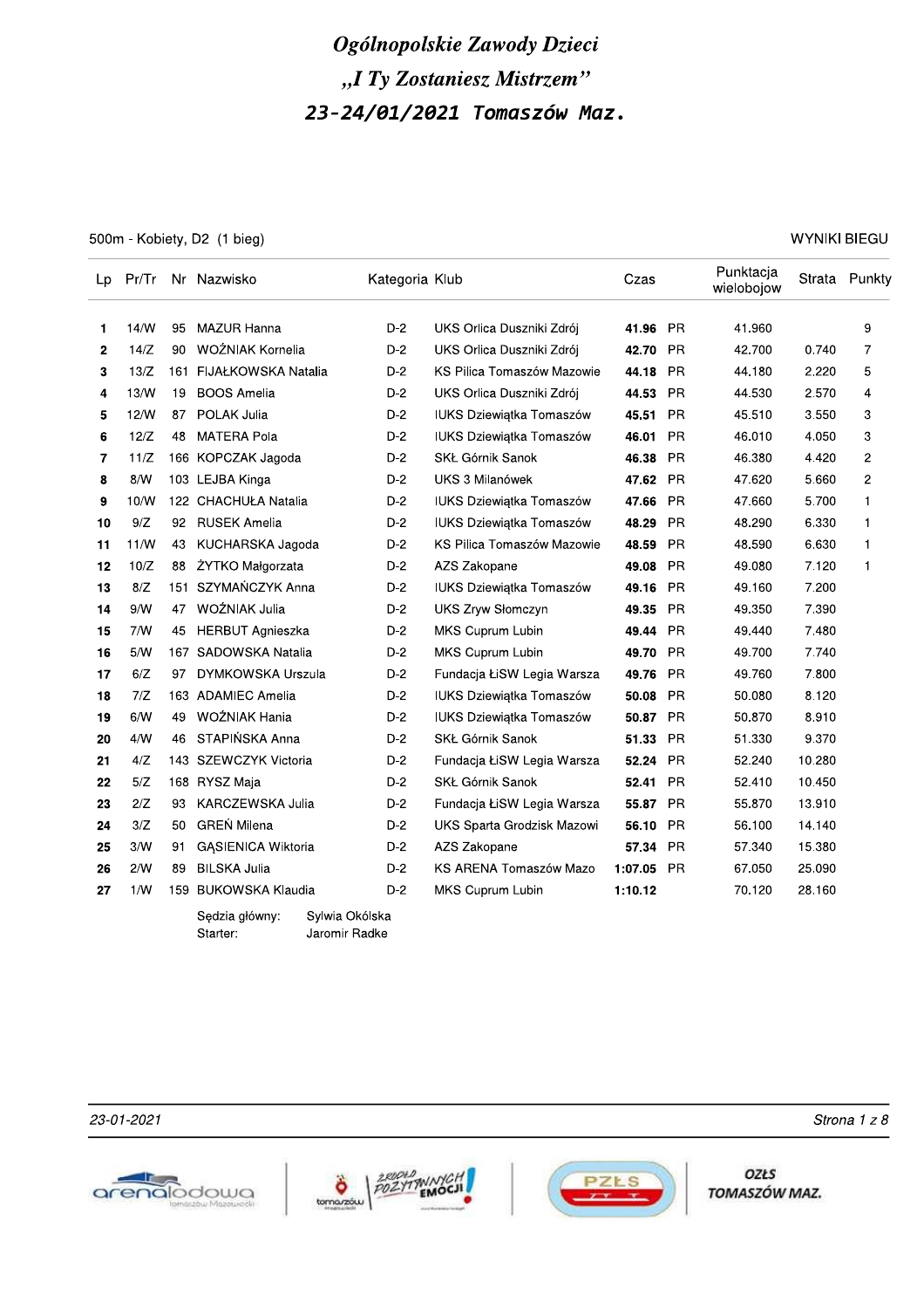# Ogólnopolskie Zawody Dzieci
## „I Ty Zostaniesz Mistrzem"
## 23-24/01/2021 Tomaszów Maz.

500m - Kobiety, D2 (1 bieg)

WYNIKI BIEGU

| Lp | Pr/Tr | Nr | Nazwisko | Kategoria | Klub | Czas | | Punktacja wielobojow | Strata | Punkty |
|---|---|---|---|---|---|---|---|---|---|---|
| 1 | 14/W | 95 | MAZUR Hanna | D-2 | UKS Orlica Duszniki Zdrój | **41.96** | PR | 41.960 | | 9 |
| 2 | 14/Z | 90 | WOŹNIAK Kornelia | D-2 | UKS Orlica Duszniki Zdrój | **42.70** | PR | 42.700 | 0.740 | 7 |
| 3 | 13/Z | 161 | FIJAŁKOWSKA Natalia | D-2 | KS Pilica Tomaszów Mazowie | **44.18** | PR | 44.180 | 2.220 | 5 |
| 4 | 13/W | 19 | BOOS Amelia | D-2 | UKS Orlica Duszniki Zdrój | **44.53** | PR | 44.530 | 2.570 | 4 |
| 5 | 12/W | 87 | POLAK Julia | D-2 | IUKS Dziewiątka Tomaszów | **45.51** | PR | 45.510 | 3.550 | 3 |
| 6 | 12/Z | 48 | MATERA Pola | D-2 | IUKS Dziewiątka Tomaszów | **46.01** | PR | 46.010 | 4.050 | 3 |
| 7 | 11/Z | 166 | KOPCZAK Jagoda | D-2 | SKŁ Górnik Sanok | **46.38** | PR | 46.380 | 4.420 | 2 |
| 8 | 8/W | 103 | LEJBA Kinga | D-2 | UKS 3 Milanówek | **47.62** | PR | 47.620 | 5.660 | 2 |
| 9 | 10/W | 122 | CHACHUŁA Natalia | D-2 | IUKS Dziewiątka Tomaszów | **47.66** | PR | 47.660 | 5.700 | 1 |
| 10 | 9/Z | 92 | RUSEK Amelia | D-2 | IUKS Dziewiątka Tomaszów | **48.29** | PR | 48.290 | 6.330 | 1 |
| 11 | 11/W | 43 | KUCHARSKA Jagoda | D-2 | KS Pilica Tomaszów Mazowie | **48.59** | PR | 48.590 | 6.630 | 1 |
| 12 | 10/Z | 88 | ŻYTKO Małgorzata | D-2 | AZS Zakopane | **49.08** | PR | 49.080 | 7.120 | 1 |
| 13 | 8/Z | 151 | SZYMAŃCZYK Anna | D-2 | IUKS Dziewiątka Tomaszów | **49.16** | PR | 49.160 | 7.200 | |
| 14 | 9/W | 47 | WOŹNIAK Julia | D-2 | UKS Zryw Słomczyn | **49.35** | PR | 49.350 | 7.390 | |
| 15 | 7/W | 45 | HERBUT Agnieszka | D-2 | MKS Cuprum Lubin | **49.44** | PR | 49.440 | 7.480 | |
| 16 | 5/W | 167 | SADOWSKA Natalia | D-2 | MKS Cuprum Lubin | **49.70** | PR | 49.700 | 7.740 | |
| 17 | 6/Z | 97 | DYMKOWSKA Urszula | D-2 | Fundacja ŁiSW Legia Warsza | **49.76** | PR | 49.760 | 7.800 | |
| 18 | 7/Z | 163 | ADAMIEC Amelia | D-2 | IUKS Dziewiątka Tomaszów | **50.08** | PR | 50.080 | 8.120 | |
| 19 | 6/W | 49 | WOŹNIAK Hania | D-2 | IUKS Dziewiątka Tomaszów | **50.87** | PR | 50.870 | 8.910 | |
| 20 | 4/W | 46 | STAPIŃSKA Anna | D-2 | SKŁ Górnik Sanok | **51.33** | PR | 51.330 | 9.370 | |
| 21 | 4/Z | 143 | SZEWCZYK Victoria | D-2 | Fundacja ŁiSW Legia Warsza | **52.24** | PR | 52.240 | 10.280 | |
| 22 | 5/Z | 168 | RYSZ Maja | D-2 | SKŁ Górnik Sanok | **52.41** | PR | 52.410 | 10.450 | |
| 23 | 2/Z | 93 | KARCZEWSKA Julia | D-2 | Fundacja ŁiSW Legia Warsza | **55.87** | PR | 55.870 | 13.910 | |
| 24 | 3/Z | 50 | GREŃ Milena | D-2 | UKS Sparta Grodzisk Mazowi | **56.10** | PR | 56.100 | 14.140 | |
| 25 | 3/W | 91 | GĄSIENICA Wiktoria | D-2 | AZS Zakopane | **57.34** | PR | 57.340 | 15.380 | |
| 26 | 2/W | 89 | BILSKA Julia | D-2 | KS ARENA Tomaszów Mazo | **1:07.05** | PR | 67.050 | 25.090 | |
| 27 | 1/W | 159 | BUKOWSKA Klaudia | D-2 | MKS Cuprum Lubin | **1:10.12** | | 70.120 | 28.160 | |

Sędzia główny: Sylwia Okólska
Starter: Jaromir Radke

23-01-2021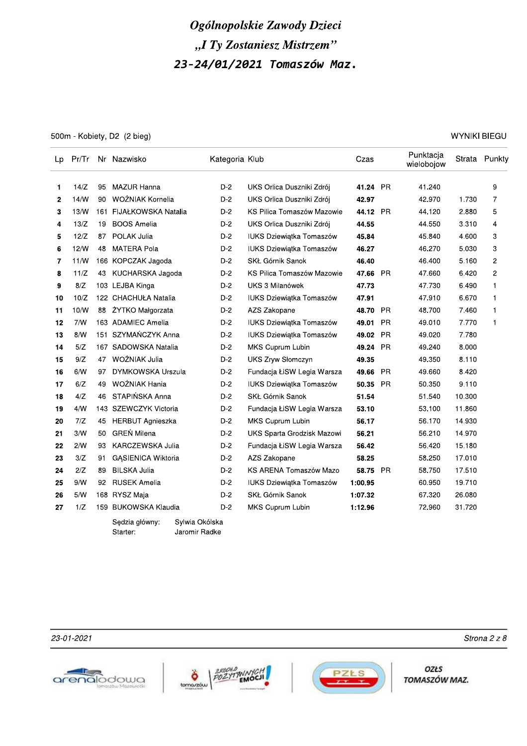# *Ogólnopolskie Zawody Dzieci*

# *„I Ty Zostaniesz Mistrzem”*

# *23-24/01/2021 Tomaszów Maz.*

500m - Kobiety, D2 (2 bieg) — WYNIKI BIEGU

| Lp | Pr/Tr | Nr | Nazwisko | Kategoria | Klub | Czas | | Punktacja wielobojow | Strata | Punkty |
|---|---|---|---|---|---|---|---|---|---|---|
| 1 | 14/Z | 95 | MAZUR Hanna | D-2 | UKS Orlica Duszniki Zdrój | **41.24** | PR | 41.240 | | 9 |
| 2 | 14/W | 90 | WOŹNIAK Kornelia | D-2 | UKS Orlica Duszniki Zdrój | **42.97** | | 42.970 | 1.730 | 7 |
| 3 | 13/W | 161 | FIJAŁKOWSKA Natalia | D-2 | KS Pilica Tomaszów Mazowie | **44.12** | PR | 44.120 | 2.880 | 5 |
| 4 | 13/Z | 19 | BOOS Amelia | D-2 | UKS Orlica Duszniki Zdrój | **44.55** | | 44.550 | 3.310 | 4 |
| 5 | 12/Z | 87 | POLAK Julia | D-2 | IUKS Dziewiątka Tomaszów | **45.84** | | 45.840 | 4.600 | 3 |
| 6 | 12/W | 48 | MATERA Pola | D-2 | IUKS Dziewiątka Tomaszów | **46.27** | | 46.270 | 5.030 | 3 |
| 7 | 11/W | 166 | KOPCZAK Jagoda | D-2 | SKŁ Górnik Sanok | **46.40** | | 46.400 | 5.160 | 2 |
| 8 | 11/Z | 43 | KUCHARSKA Jagoda | D-2 | KS Pilica Tomaszów Mazowie | **47.66** | PR | 47.660 | 6.420 | 2 |
| 9 | 8/Z | 103 | LEJBA Kinga | D-2 | UKS 3 Milanówek | **47.73** | | 47.730 | 6.490 | 1 |
| 10 | 10/Z | 122 | CHACHUŁA Natalia | D-2 | IUKS Dziewiątka Tomaszów | **47.91** | | 47.910 | 6.670 | 1 |
| 11 | 10/W | 88 | ŻYTKO Małgorzata | D-2 | AZS Zakopane | **48.70** | PR | 48.700 | 7.460 | 1 |
| 12 | 7/W | 163 | ADAMIEC Amelia | D-2 | IUKS Dziewiątka Tomaszów | **49.01** | PR | 49.010 | 7.770 | 1 |
| 13 | 8/W | 151 | SZYMAŃCZYK Anna | D-2 | IUKS Dziewiątka Tomaszów | **49.02** | PR | 49.020 | 7.780 | |
| 14 | 5/Z | 167 | SADOWSKA Natalia | D-2 | MKS Cuprum Lubin | **49.24** | PR | 49.240 | 8.000 | |
| 15 | 9/Z | 47 | WOŹNIAK Julia | D-2 | UKS Zryw Słomczyn | **49.35** | | 49.350 | 8.110 | |
| 16 | 6/W | 97 | DYMKOWSKA Urszula | D-2 | Fundacja ŁiSW Legia Warsza | **49.66** | PR | 49.660 | 8.420 | |
| 17 | 6/Z | 49 | WOŹNIAK Hania | D-2 | IUKS Dziewiątka Tomaszów | **50.35** | PR | 50.350 | 9.110 | |
| 18 | 4/Z | 46 | STAPIŃSKA Anna | D-2 | SKŁ Górnik Sanok | **51.54** | | 51.540 | 10.300 | |
| 19 | 4/W | 143 | SZEWCZYK Victoria | D-2 | Fundacja ŁiSW Legia Warsza | **53.10** | | 53.100 | 11.860 | |
| 20 | 7/Z | 45 | HERBUT Agnieszka | D-2 | MKS Cuprum Lubin | **56.17** | | 56.170 | 14.930 | |
| 21 | 3/W | 50 | GREŃ Milena | D-2 | UKS Sparta Grodzisk Mazowi | **56.21** | | 56.210 | 14.970 | |
| 22 | 2/W | 93 | KARCZEWSKA Julia | D-2 | Fundacja ŁiSW Legia Warsza | **56.42** | | 56.420 | 15.180 | |
| 23 | 3/Z | 91 | GĄSIENICA Wiktoria | D-2 | AZS Zakopane | **58.25** | | 58.250 | 17.010 | |
| 24 | 2/Z | 89 | BILSKA Julia | D-2 | KS ARENA Tomaszów Mazo | **58.75** | PR | 58.750 | 17.510 | |
| 25 | 9/W | 92 | RUSEK Amelia | D-2 | IUKS Dziewiątka Tomaszów | **1:00.95** | | 60.950 | 19.710 | |
| 26 | 5/W | 168 | RYSZ Maja | D-2 | SKŁ Górnik Sanok | **1:07.32** | | 67.320 | 26.080 | |
| 27 | 1/Z | 159 | BUKOWSKA Klaudia | D-2 | MKS Cuprum Lubin | **1:12.96** | | 72.960 | 31.720 | |

Sędzia główny: Sylwia Okólska
Starter: Jaromir Radke

23-01-2021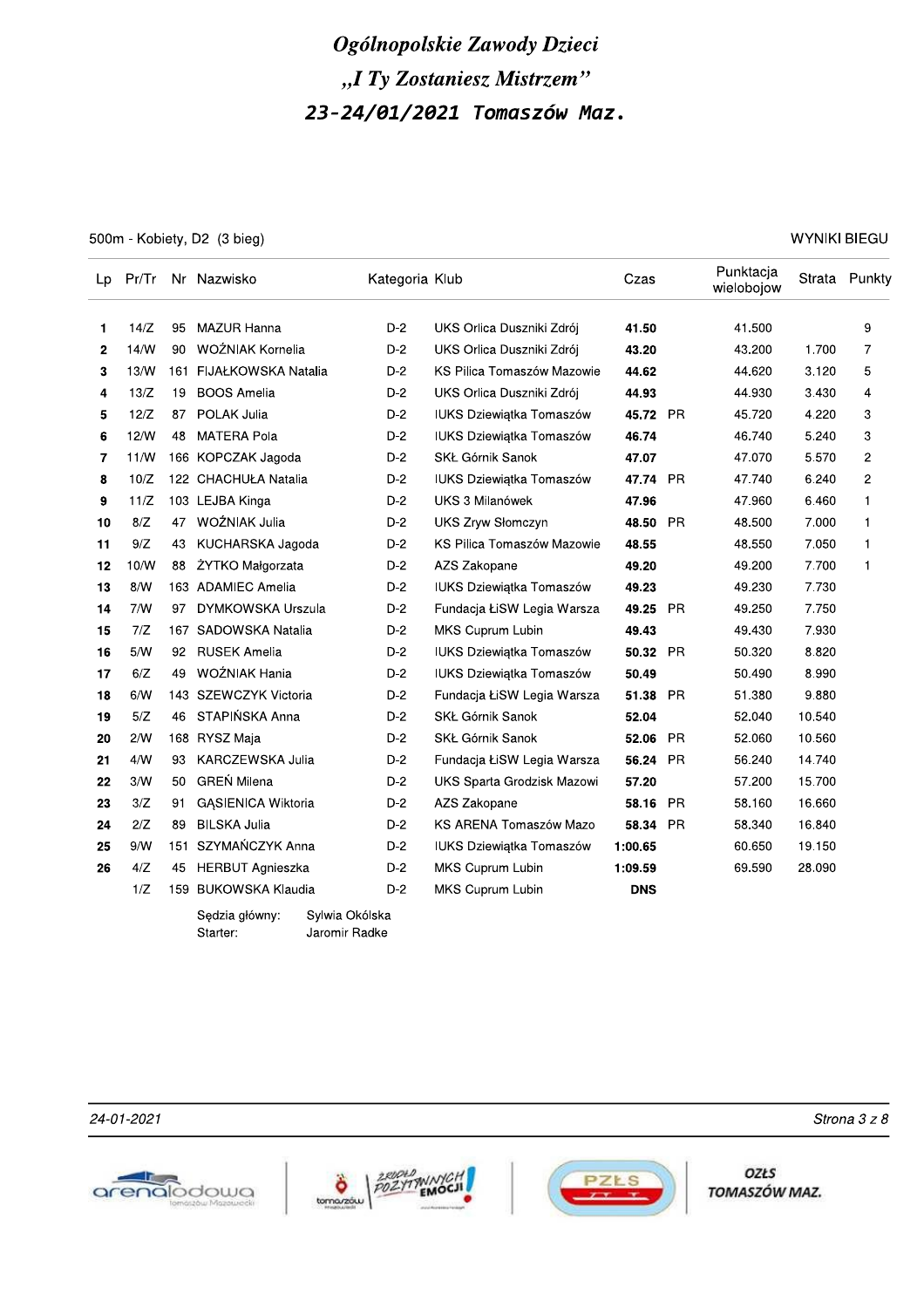# Ogólnopolskie Zawody Dzieci

## „I Ty Zostaniesz Mistrzem"

## 23-24/01/2021 Tomaszów Maz.

500m - Kobiety, D2 (3 bieg) — WYNIKI BIEGU

| Lp | Pr/Tr | Nr | Nazwisko | Kategoria | Klub | Czas | | Punktacja wielobojow | Strata | Punkty |
|---|---|---|---|---|---|---|---|---|---|---|
| 1 | 14/Z | 95 | MAZUR Hanna | D-2 | UKS Orlica Duszniki Zdrój | **41.50** | | 41.500 | | 9 |
| 2 | 14/W | 90 | WOŹNIAK Kornelia | D-2 | UKS Orlica Duszniki Zdrój | **43.20** | | 43.200 | 1.700 | 7 |
| 3 | 13/W | 161 | FIJAŁKOWSKA Natalia | D-2 | KS Pilica Tomaszów Mazowie | **44.62** | | 44.620 | 3.120 | 5 |
| 4 | 13/Z | 19 | BOOS Amelia | D-2 | UKS Orlica Duszniki Zdrój | **44.93** | | 44.930 | 3.430 | 4 |
| 5 | 12/Z | 87 | POLAK Julia | D-2 | IUKS Dziewiątka Tomaszów | **45.72** | PR | 45.720 | 4.220 | 3 |
| 6 | 12/W | 48 | MATERA Pola | D-2 | IUKS Dziewiątka Tomaszów | **46.74** | | 46.740 | 5.240 | 3 |
| 7 | 11/W | 166 | KOPCZAK Jagoda | D-2 | SKŁ Górnik Sanok | **47.07** | | 47.070 | 5.570 | 2 |
| 8 | 10/Z | 122 | CHACHUŁA Natalia | D-2 | IUKS Dziewiątka Tomaszów | **47.74** | PR | 47.740 | 6.240 | 2 |
| 9 | 11/Z | 103 | LEJBA Kinga | D-2 | UKS 3 Milanówek | **47.96** | | 47.960 | 6.460 | 1 |
| 10 | 8/Z | 47 | WOŹNIAK Julia | D-2 | UKS Zryw Słomczyn | **48.50** | PR | 48.500 | 7.000 | 1 |
| 11 | 9/Z | 43 | KUCHARSKA Jagoda | D-2 | KS Pilica Tomaszów Mazowie | **48.55** | | 48.550 | 7.050 | 1 |
| 12 | 10/W | 88 | ŻYTKO Małgorzata | D-2 | AZS Zakopane | **49.20** | | 49.200 | 7.700 | 1 |
| 13 | 8/W | 163 | ADAMIEC Amelia | D-2 | IUKS Dziewiątka Tomaszów | **49.23** | | 49.230 | 7.730 | |
| 14 | 7/W | 97 | DYMKOWSKA Urszula | D-2 | Fundacja ŁiSW Legia Warsza | **49.25** | PR | 49.250 | 7.750 | |
| 15 | 7/Z | 167 | SADOWSKA Natalia | D-2 | MKS Cuprum Lubin | **49.43** | | 49.430 | 7.930 | |
| 16 | 5/W | 92 | RUSEK Amelia | D-2 | IUKS Dziewiątka Tomaszów | **50.32** | PR | 50.320 | 8.820 | |
| 17 | 6/Z | 49 | WOŹNIAK Hania | D-2 | IUKS Dziewiątka Tomaszów | **50.49** | | 50.490 | 8.990 | |
| 18 | 6/W | 143 | SZEWCZYK Victoria | D-2 | Fundacja ŁiSW Legia Warsza | **51.38** | PR | 51.380 | 9.880 | |
| 19 | 5/Z | 46 | STAPIŃSKA Anna | D-2 | SKŁ Górnik Sanok | **52.04** | | 52.040 | 10.540 | |
| 20 | 2/W | 168 | RYSZ Maja | D-2 | SKŁ Górnik Sanok | **52.06** | PR | 52.060 | 10.560 | |
| 21 | 4/W | 93 | KARCZEWSKA Julia | D-2 | Fundacja ŁiSW Legia Warsza | **56.24** | PR | 56.240 | 14.740 | |
| 22 | 3/W | 50 | GREŃ Milena | D-2 | UKS Sparta Grodzisk Mazowi | **57.20** | | 57.200 | 15.700 | |
| 23 | 3/Z | 91 | GĄSIENICA Wiktoria | D-2 | AZS Zakopane | **58.16** | PR | 58.160 | 16.660 | |
| 24 | 2/Z | 89 | BILSKA Julia | D-2 | KS ARENA Tomaszów Mazo | **58.34** | PR | 58.340 | 16.840 | |
| 25 | 9/W | 151 | SZYMAŃCZYK Anna | D-2 | IUKS Dziewiątka Tomaszów | **1:00.65** | | 60.650 | 19.150 | |
| 26 | 4/Z | 45 | HERBUT Agnieszka | D-2 | MKS Cuprum Lubin | **1:09.59** | | 69.590 | 28.090 | |
| | 1/Z | 159 | BUKOWSKA Klaudia | D-2 | MKS Cuprum Lubin | **DNS** | | | | |

Sędzia główny: Sylwia Okólska
Starter: Jaromir Radke

24-01-2021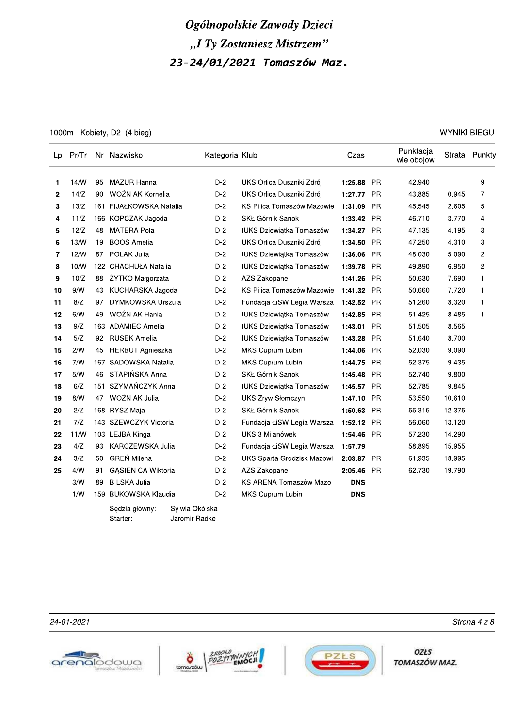# Ogólnopolskie Zawody Dzieci
## „I Ty Zostaniesz Mistrzem"
## 23-24/01/2021 Tomaszów Maz.

1000m - Kobiety, D2 (4 bieg)

WYNIKI BIEGU

| Lp | Pr/Tr | Nr | Nazwisko | Kategoria | Klub | Czas | | Punktacja wielobojow | Strata | Punkty |
|---|---|---|---|---|---|---|---|---|---|---|
| **1** | 14/W | 95 | MAZUR Hanna | D-2 | UKS Orlica Duszniki Zdrój | **1:25.88** | PR | 42.940 | | 9 |
| **2** | 14/Z | 90 | WOŹNIAK Kornelia | D-2 | UKS Orlica Duszniki Zdrój | **1:27.77** | PR | 43.885 | 0.945 | 7 |
| **3** | 13/Z | 161 | FIJAŁKOWSKA Natalia | D-2 | KS Pilica Tomaszów Mazowie | **1:31.09** | PR | 45.545 | 2.605 | 5 |
| **4** | 11/Z | 166 | KOPCZAK Jagoda | D-2 | SKŁ Górnik Sanok | **1:33.42** | PR | 46.710 | 3.770 | 4 |
| **5** | 12/Z | 48 | MATERA Pola | D-2 | IUKS Dziewiątka Tomaszów | **1:34.27** | PR | 47.135 | 4.195 | 3 |
| **6** | 13/W | 19 | BOOS Amelia | D-2 | UKS Orlica Duszniki Zdrój | **1:34.50** | PR | 47.250 | 4.310 | 3 |
| **7** | 12/W | 87 | POLAK Julia | D-2 | IUKS Dziewiątka Tomaszów | **1:36.06** | PR | 48.030 | 5.090 | 2 |
| **8** | 10/W | 122 | CHACHUŁA Natalia | D-2 | IUKS Dziewiątka Tomaszów | **1:39.78** | PR | 49.890 | 6.950 | 2 |
| **9** | 10/Z | 88 | ŻYTKO Małgorzata | D-2 | AZS Zakopane | **1:41.26** | PR | 50.630 | 7.690 | 1 |
| **10** | 9/W | 43 | KUCHARSKA Jagoda | D-2 | KS Pilica Tomaszów Mazowie | **1:41.32** | PR | 50.660 | 7.720 | 1 |
| **11** | 8/Z | 97 | DYMKOWSKA Urszula | D-2 | Fundacja ŁiSW Legia Warsza | **1:42.52** | PR | 51.260 | 8.320 | 1 |
| **12** | 6/W | 49 | WOŹNIAK Hania | D-2 | IUKS Dziewiątka Tomaszów | **1:42.85** | PR | 51.425 | 8.485 | 1 |
| **13** | 9/Z | 163 | ADAMIEC Amelia | D-2 | IUKS Dziewiątka Tomaszów | **1:43.01** | PR | 51.505 | 8.565 | |
| **14** | 5/Z | 92 | RUSEK Amelia | D-2 | IUKS Dziewiątka Tomaszów | **1:43.28** | PR | 51.640 | 8.700 | |
| **15** | 2/W | 45 | HERBUT Agnieszka | D-2 | MKS Cuprum Lubin | **1:44.06** | PR | 52.030 | 9.090 | |
| **16** | 7/W | 167 | SADOWSKA Natalia | D-2 | MKS Cuprum Lubin | **1:44.75** | PR | 52.375 | 9.435 | |
| **17** | 5/W | 46 | STAPIŃSKA Anna | D-2 | SKŁ Górnik Sanok | **1:45.48** | PR | 52.740 | 9.800 | |
| **18** | 6/Z | 151 | SZYMAŃCZYK Anna | D-2 | IUKS Dziewiątka Tomaszów | **1:45.57** | PR | 52.785 | 9.845 | |
| **19** | 8/W | 47 | WOŹNIAK Julia | D-2 | UKS Zryw Słomczyn | **1:47.10** | PR | 53.550 | 10.610 | |
| **20** | 2/Z | 168 | RYSZ Maja | D-2 | SKŁ Górnik Sanok | **1:50.63** | PR | 55.315 | 12.375 | |
| **21** | 7/Z | 143 | SZEWCZYK Victoria | D-2 | Fundacja ŁiSW Legia Warsza | **1:52.12** | PR | 56.060 | 13.120 | |
| **22** | 11/W | 103 | LEJBA Kinga | D-2 | UKS 3 Milanówek | **1:54.46** | PR | 57.230 | 14.290 | |
| **23** | 4/Z | 93 | KARCZEWSKA Julia | D-2 | Fundacja ŁiSW Legia Warsza | **1:57.79** | | 58.895 | 15.955 | |
| **24** | 3/Z | 50 | GREŃ Milena | D-2 | UKS Sparta Grodzisk Mazowi | **2:03.87** | PR | 61.935 | 18.995 | |
| **25** | 4/W | 91 | GĄSIENICA Wiktoria | D-2 | AZS Zakopane | **2:05.46** | PR | 62.730 | 19.790 | |
| | 3/W | 89 | BILSKA Julia | D-2 | KS ARENA Tomaszów Mazo | **DNS** | | | | |
| | 1/W | 159 | BUKOWSKA Klaudia | D-2 | MKS Cuprum Lubin | **DNS** | | | | |

Sędzia główny: Sylwia Okólska
Starter: Jaromir Radke

24-01-2021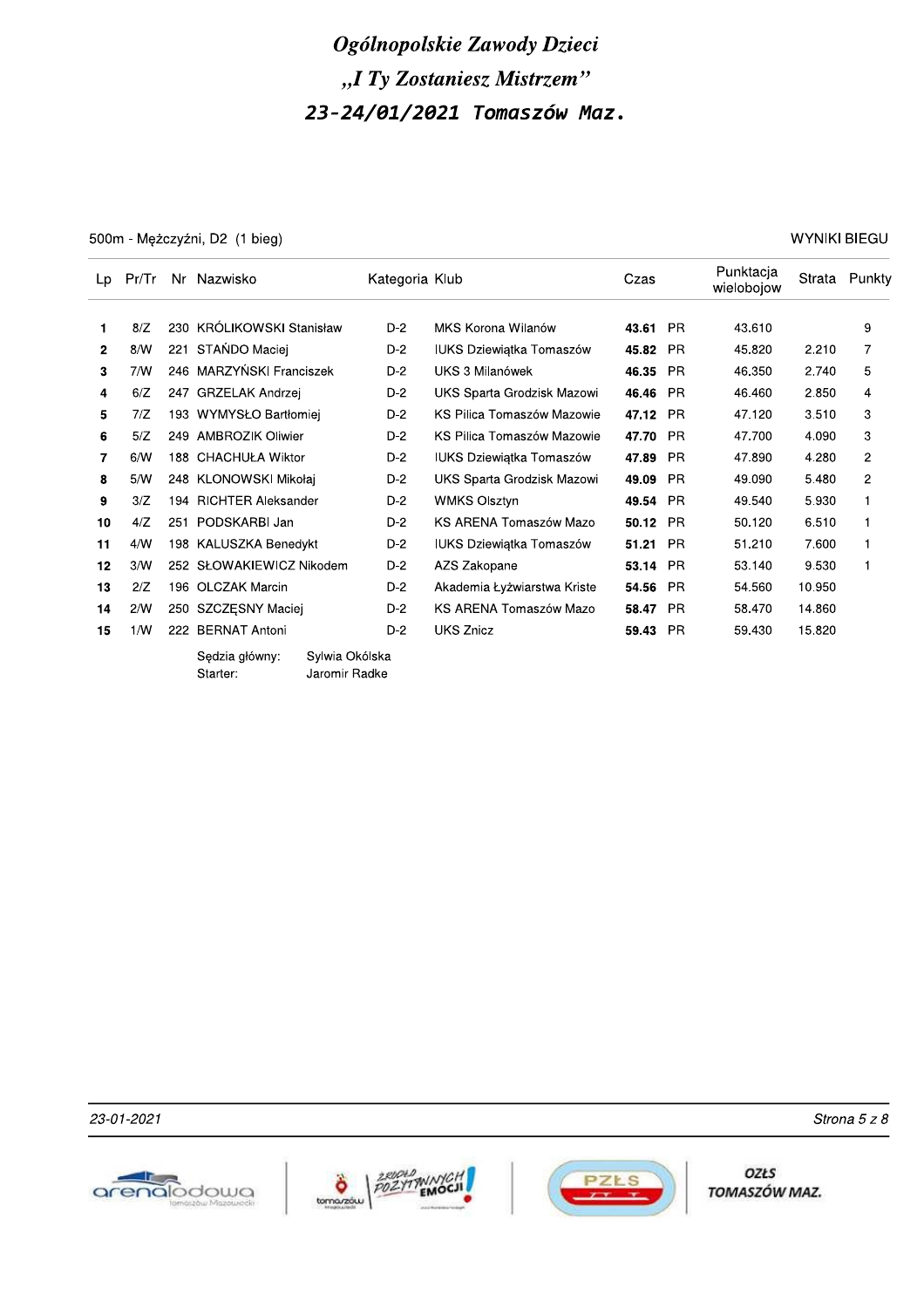# *Ogólnopolskie Zawody Dzieci*

# *„I Ty Zostaniesz Mistrzem"*

## *23-24/01/2021 Tomaszów Maz.*

500m - Mężczyźni, D2 (1 bieg) — WYNIKI BIEGU

| Lp | Pr/Tr | Nr | Nazwisko | Kategoria | Klub | Czas | | Punktacja wielobojow | Strata | Punkty |
|---|---|---|---|---|---|---|---|---|---|---|
| 1 | 8/Z | 230 | KRÓLIKOWSKI Stanisław | D-2 | MKS Korona Wilanów | **43.61** | PR | 43.610 | | 9 |
| 2 | 8/W | 221 | STAŃDO Maciej | D-2 | IUKS Dziewiątka Tomaszów | **45.82** | PR | 45.820 | 2.210 | 7 |
| 3 | 7/W | 246 | MARZYŃSKI Franciszek | D-2 | UKS 3 Milanówek | **46.35** | PR | 46.350 | 2.740 | 5 |
| 4 | 6/Z | 247 | GRZELAK Andrzej | D-2 | UKS Sparta Grodzisk Mazowi | **46.46** | PR | 46.460 | 2.850 | 4 |
| 5 | 7/Z | 193 | WYMYSŁO Bartłomiej | D-2 | KS Pilica Tomaszów Mazowie | **47.12** | PR | 47.120 | 3.510 | 3 |
| 6 | 5/Z | 249 | AMBROZIK Oliwier | D-2 | KS Pilica Tomaszów Mazowie | **47.70** | PR | 47.700 | 4.090 | 3 |
| 7 | 6/W | 188 | CHACHUŁA Wiktor | D-2 | IUKS Dziewiątka Tomaszów | **47.89** | PR | 47.890 | 4.280 | 2 |
| 8 | 5/W | 248 | KLONOWSKI Mikołaj | D-2 | UKS Sparta Grodzisk Mazowi | **49.09** | PR | 49.090 | 5.480 | 2 |
| 9 | 3/Z | 194 | RICHTER Aleksander | D-2 | WMKS Olsztyn | **49.54** | PR | 49.540 | 5.930 | 1 |
| 10 | 4/Z | 251 | PODSKARBI Jan | D-2 | KS ARENA Tomaszów Mazo | **50.12** | PR | 50.120 | 6.510 | 1 |
| 11 | 4/W | 198 | KALUSZKA Benedykt | D-2 | IUKS Dziewiątka Tomaszów | **51.21** | PR | 51.210 | 7.600 | 1 |
| 12 | 3/W | 252 | SŁOWAKIEWICZ Nikodem | D-2 | AZS Zakopane | **53.14** | PR | 53.140 | 9.530 | 1 |
| 13 | 2/Z | 196 | OLCZAK Marcin | D-2 | Akademia Łyżwiarstwa Kriste | **54.56** | PR | 54.560 | 10.950 | |
| 14 | 2/W | 250 | SZCZĘSNY Maciej | D-2 | KS ARENA Tomaszów Mazo | **58.47** | PR | 58.470 | 14.860 | |
| 15 | 1/W | 222 | BERNAT Antoni | D-2 | UKS Znicz | **59.43** | PR | 59.430 | 15.820 | |

Sędzia główny: Sylwia Okólska
Starter: Jaromir Radke

*23-01-2021*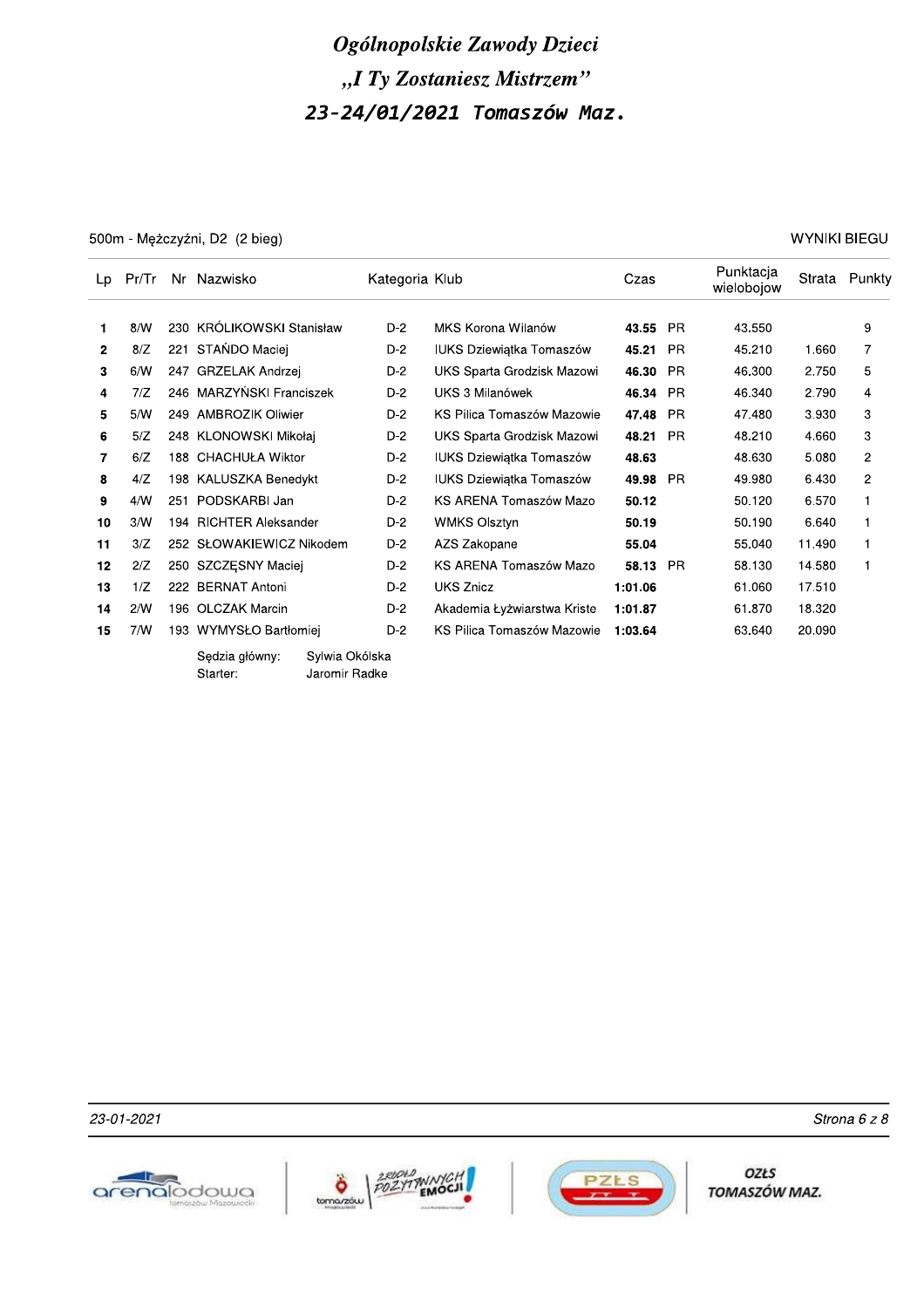# Ogólnopolskie Zawody Dzieci

## „I Ty Zostaniesz Mistrzem"

## 23-24/01/2021 Tomaszów Maz.

500m - Mężczyźni, D2 (2 bieg) — WYNIKI BIEGU

| Lp | Pr/Tr | Nr | Nazwisko | Kategoria | Klub | Czas | | Punktacja wielobojów | Strata | Punkty |
|---|---|---|---|---|---|---|---|---|---|---|
| 1 | 8/W | 230 | KRÓLIKOWSKI Stanisław | D-2 | MKS Korona Wilanów | **43.55** | PR | 43.550 | | 9 |
| 2 | 8/Z | 221 | STAŃDO Maciej | D-2 | IUKS Dziewiątka Tomaszów | **45.21** | PR | 45.210 | 1.660 | 7 |
| 3 | 6/W | 247 | GRZELAK Andrzej | D-2 | UKS Sparta Grodzisk Mazowi | **46.30** | PR | 46.300 | 2.750 | 5 |
| 4 | 7/Z | 246 | MARZYŃSKI Franciszek | D-2 | UKS 3 Milanówek | **46.34** | PR | 46.340 | 2.790 | 4 |
| 5 | 5/W | 249 | AMBROZIK Oliwier | D-2 | KS Pilica Tomaszów Mazowie | **47.48** | PR | 47.480 | 3.930 | 3 |
| 6 | 5/Z | 248 | KLONOWSKI Mikołaj | D-2 | UKS Sparta Grodzisk Mazowi | **48.21** | PR | 48.210 | 4.660 | 3 |
| 7 | 6/Z | 188 | CHACHUŁA Wiktor | D-2 | IUKS Dziewiątka Tomaszów | **48.63** | | 48.630 | 5.080 | 2 |
| 8 | 4/Z | 198 | KALUSZKA Benedykt | D-2 | IUKS Dziewiątka Tomaszów | **49.98** | PR | 49.980 | 6.430 | 2 |
| 9 | 4/W | 251 | PODSKARBI Jan | D-2 | KS ARENA Tomaszów Mazo | **50.12** | | 50.120 | 6.570 | 1 |
| 10 | 3/W | 194 | RICHTER Aleksander | D-2 | WMKS Olsztyn | **50.19** | | 50.190 | 6.640 | 1 |
| 11 | 3/Z | 252 | SŁOWAKIEWICZ Nikodem | D-2 | AZS Zakopane | **55.04** | | 55.040 | 11.490 | 1 |
| 12 | 2/Z | 250 | SZCZĘSNY Maciej | D-2 | KS ARENA Tomaszów Mazo | **58.13** | PR | 58.130 | 14.580 | 1 |
| 13 | 1/Z | 222 | BERNAT Antoni | D-2 | UKS Znicz | **1:01.06** | | 61.060 | 17.510 | |
| 14 | 2/W | 196 | OLCZAK Marcin | D-2 | Akademia Łyżwiarstwa Kriste | **1:01.87** | | 61.870 | 18.320 | |
| 15 | 7/W | 193 | WYMYSŁO Bartłomiej | D-2 | KS Pilica Tomaszów Mazowie | **1:03.64** | | 63.640 | 20.090 | |

Sędzia główny: Sylwia Okólska
Starter: Jaromir Radke

23-01-2021

OZŁS TOMASZÓW MAZ.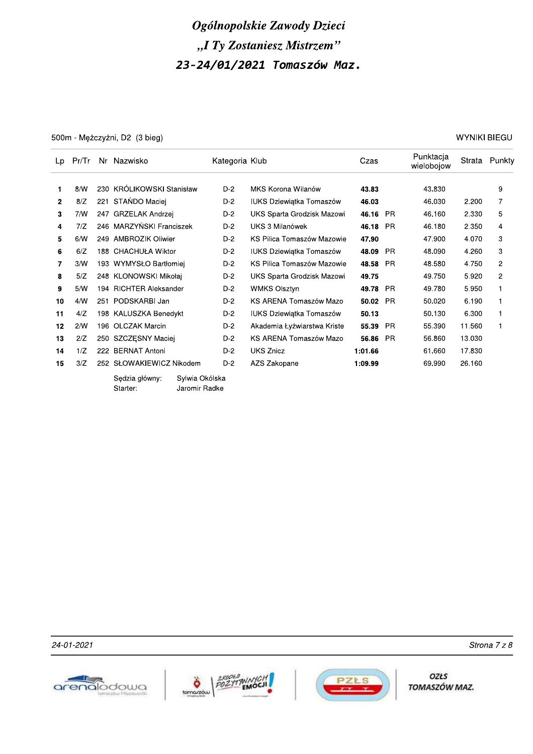# Ogólnopolskie Zawody Dzieci

## „I Ty Zostaniesz Mistrzem"

## 23-24/01/2021 Tomaszów Maz.

500m - Mężczyźni, D2 (3 bieg)

WYNIKI BIEGU

| Lp | Pr/Tr | Nr | Nazwisko | Kategoria | Klub | Czas | | Punktacja wielobojow | Strata | Punkty |
|---|---|---|---|---|---|---|---|---|---|---|
| 1 | 8/W | 230 | KRÓLIKOWSKI Stanisław | D-2 | MKS Korona Wilanów | **43.83** | | 43.830 | | 9 |
| 2 | 8/Z | 221 | STAŃDO Maciej | D-2 | IUKS Dziewiątka Tomaszów | **46.03** | | 46.030 | 2.200 | 7 |
| 3 | 7/W | 247 | GRZELAK Andrzej | D-2 | UKS Sparta Grodzisk Mazowi | **46.16** | PR | 46.160 | 2.330 | 5 |
| 4 | 7/Z | 246 | MARZYŃSKI Franciszek | D-2 | UKS 3 Milanówek | **46.18** | PR | 46.180 | 2.350 | 4 |
| 5 | 6/W | 249 | AMBROZIK Oliwier | D-2 | KS Pilica Tomaszów Mazowie | **47.90** | | 47.900 | 4.070 | 3 |
| 6 | 6/Z | 188 | CHACHUŁA Wiktor | D-2 | IUKS Dziewiątka Tomaszów | **48.09** | PR | 48.090 | 4.260 | 3 |
| 7 | 3/W | 193 | WYMYSŁO Bartłomiej | D-2 | KS Pilica Tomaszów Mazowie | **48.58** | PR | 48.580 | 4.750 | 2 |
| 8 | 5/Z | 248 | KLONOWSKI Mikołaj | D-2 | UKS Sparta Grodzisk Mazowi | **49.75** | | 49.750 | 5.920 | 2 |
| 9 | 5/W | 194 | RICHTER Aleksander | D-2 | WMKS Olsztyn | **49.78** | PR | 49.780 | 5.950 | 1 |
| 10 | 4/W | 251 | PODSKARBI Jan | D-2 | KS ARENA Tomaszów Mazo | **50.02** | PR | 50.020 | 6.190 | 1 |
| 11 | 4/Z | 198 | KALUSZKA Benedykt | D-2 | IUKS Dziewiątka Tomaszów | **50.13** | | 50.130 | 6.300 | 1 |
| 12 | 2/W | 196 | OLCZAK Marcin | D-2 | Akademia Łyżwiarstwa Kriste | **55.39** | PR | 55.390 | 11.560 | 1 |
| 13 | 2/Z | 250 | SZCZĘSNY Maciej | D-2 | KS ARENA Tomaszów Mazo | **56.86** | PR | 56.860 | 13.030 | |
| 14 | 1/Z | 222 | BERNAT Antoni | D-2 | UKS Znicz | **1:01.66** | | 61.660 | 17.830 | |
| 15 | 3/Z | 252 | SŁOWAKIEWICZ Nikodem | D-2 | AZS Zakopane | **1:09.99** | | 69.990 | 26.160 | |

Sędzia główny: Sylwia Okólska
Starter: Jaromir Radke

24-01-2021

OZŁS TOMASZÓW MAZ.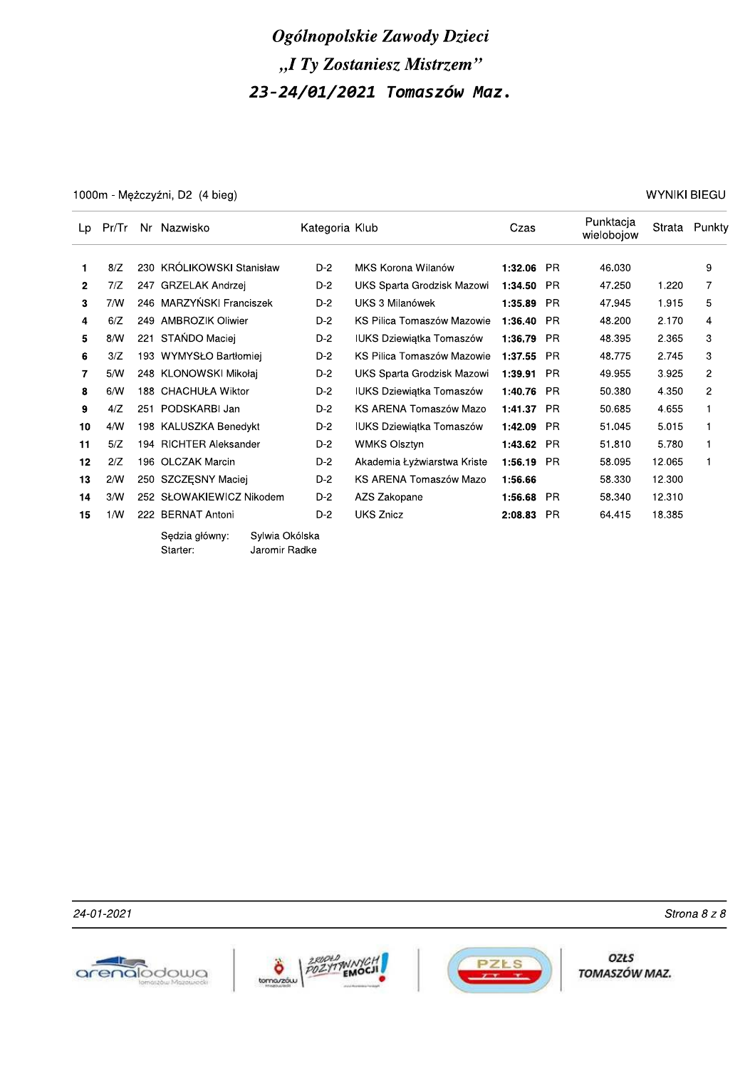# *Ogólnopolskie Zawody Dzieci*

## *„I Ty Zostaniesz Mistrzem"*

## *23-24/01/2021 Tomaszów Maz.*

1000m - Mężczyźni, D2 (4 bieg)

WYNIKI BIEGU

| Lp | Pr/Tr | Nr | Nazwisko | Kategoria | Klub | Czas | | Punktacja wielobojow | Strata | Punkty |
|---|---|---|---|---|---|---|---|---|---|---|
| **1** | 8/Z | 230 | KRÓLIKOWSKI Stanisław | D-2 | MKS Korona Wilanów | **1:32.06** | PR | 46.030 | | 9 |
| **2** | 7/Z | 247 | GRZELAK Andrzej | D-2 | UKS Sparta Grodzisk Mazowi | **1:34.50** | PR | 47.250 | 1.220 | 7 |
| **3** | 7/W | 246 | MARZYŃSKI Franciszek | D-2 | UKS 3 Milanówek | **1:35.89** | PR | 47.945 | 1.915 | 5 |
| **4** | 6/Z | 249 | AMBROZIK Oliwier | D-2 | KS Pilica Tomaszów Mazowie | **1:36.40** | PR | 48.200 | 2.170 | 4 |
| **5** | 8/W | 221 | STAŃDO Maciej | D-2 | IUKS Dziewiątka Tomaszów | **1:36.79** | PR | 48.395 | 2.365 | 3 |
| **6** | 3/Z | 193 | WYMYSŁO Bartłomiej | D-2 | KS Pilica Tomaszów Mazowie | **1:37.55** | PR | 48.775 | 2.745 | 3 |
| **7** | 5/W | 248 | KLONOWSKI Mikołaj | D-2 | UKS Sparta Grodzisk Mazowi | **1:39.91** | PR | 49.955 | 3.925 | 2 |
| **8** | 6/W | 188 | CHACHUŁA Wiktor | D-2 | IUKS Dziewiątka Tomaszów | **1:40.76** | PR | 50.380 | 4.350 | 2 |
| **9** | 4/Z | 251 | PODSKARBI Jan | D-2 | KS ARENA Tomaszów Mazo | **1:41.37** | PR | 50.685 | 4.655 | 1 |
| **10** | 4/W | 198 | KALUSZKA Benedykt | D-2 | IUKS Dziewiątka Tomaszów | **1:42.09** | PR | 51.045 | 5.015 | 1 |
| **11** | 5/Z | 194 | RICHTER Aleksander | D-2 | WMKS Olsztyn | **1:43.62** | PR | 51.810 | 5.780 | 1 |
| **12** | 2/Z | 196 | OLCZAK Marcin | D-2 | Akademia Łyżwiarstwa Kriste | **1:56.19** | PR | 58.095 | 12.065 | 1 |
| **13** | 2/W | 250 | SZCZĘSNY Maciej | D-2 | KS ARENA Tomaszów Mazo | **1:56.66** | | 58.330 | 12.300 | |
| **14** | 3/W | 252 | SŁOWAKIEWICZ Nikodem | D-2 | AZS Zakopane | **1:56.68** | PR | 58.340 | 12.310 | |
| **15** | 1/W | 222 | BERNAT Antoni | D-2 | UKS Znicz | **2:08.83** | PR | 64.415 | 18.385 | |

Sędzia główny: Sylwia Okólska
Starter: Jaromir Radke

*24-01-2021*

OZŁS TOMASZÓW MAZ.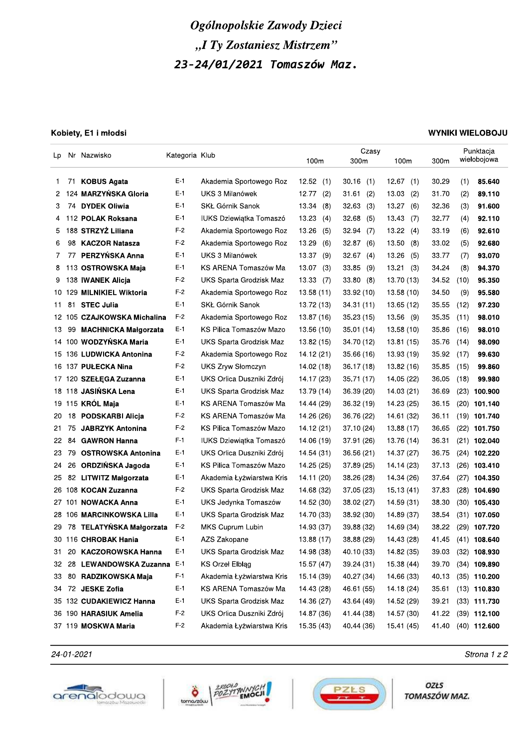# Ogólnopolskie Zawody Dzieci

## „I Ty Zostaniesz Mistrzem”

## 23-24/01/2021 Tomaszów Maz.

**Kobiety, E1 i młodsi** — **WYNIKI WIELOBOJU**

| Lp | Nr | Nazwisko | Kategoria | Klub | Czasy 100m | | Czasy 300m | | Czasy 100m | | Czasy 300m | | Punktacja wielobojowa |
|---|---|---|---|---|---|---|---|---|---|---|---|---|---|
| 1 | 71 | **KOBUS Agata** | E-1 | Akademia Sportowego Roz | 12.52 | (1) | 30.16 | (1) | 12.67 | (1) | 30.29 | (1) | **85.640** |
| 2 | 124 | **MARZYŃSKA Gloria** | E-1 | UKS 3 Milanówek | 12.77 | (2) | 31.61 | (2) | 13.03 | (2) | 31.70 | (2) | **89.110** |
| 3 | 74 | **DYDEK Oliwia** | E-1 | SKŁ Górnik Sanok | 13.34 | (8) | 32.63 | (3) | 13.27 | (6) | 32.36 | (3) | **91.600** |
| 4 | 112 | **POLAK Roksana** | E-1 | IUKS Dziewiątka Tomaszó | 13.23 | (4) | 32.68 | (5) | 13.43 | (7) | 32.77 | (4) | **92.110** |
| 5 | 188 | **STRZYŻ Liliana** | F-2 | Akademia Sportowego Roz | 13.26 | (5) | 32.94 | (7) | 13.22 | (4) | 33.19 | (6) | **92.610** |
| 6 | 98 | **KACZOR Natasza** | F-2 | Akademia Sportowego Roz | 13.29 | (6) | 32.87 | (6) | 13.50 | (8) | 33.02 | (5) | **92.680** |
| 7 | 77 | **PERZYŃSKA Anna** | E-1 | UKS 3 Milanówek | 13.37 | (9) | 32.67 | (4) | 13.26 | (5) | 33.77 | (7) | **93.070** |
| 8 | 113 | **OSTROWSKA Maja** | E-1 | KS ARENA Tomaszów Ma | 13.07 | (3) | 33.85 | (9) | 13.21 | (3) | 34.24 | (8) | **94.370** |
| 9 | 138 | **IWANEK Alicja** | F-2 | UKS Sparta Grodzisk Maz | 13.33 | (7) | 33.80 | (8) | 13.70 | (13) | 34.52 | (10) | **95.350** |
| 10 | 129 | **MILNIKIEL Wiktoria** | F-2 | Akademia Sportowego Roz | 13.58 | (11) | 33.92 | (10) | 13.58 | (10) | 34.50 | (9) | **95.580** |
| 11 | 81 | **STEC Julia** | E-1 | SKŁ Górnik Sanok | 13.72 | (13) | 34.31 | (11) | 13.65 | (12) | 35.55 | (12) | **97.230** |
| 12 | 105 | **CZAJKOWSKA Michalina** | F-2 | Akademia Sportowego Roz | 13.87 | (16) | 35.23 | (15) | 13.56 | (9) | 35.35 | (11) | **98.010** |
| 13 | 99 | **MACHNICKA Małgorzata** | E-1 | KS Pilica Tomaszów Mazo | 13.56 | (10) | 35.01 | (14) | 13.58 | (10) | 35.86 | (16) | **98.010** |
| 14 | 100 | **WODZYŃSKA Maria** | E-1 | UKS Sparta Grodzisk Maz | 13.82 | (15) | 34.70 | (12) | 13.81 | (15) | 35.76 | (14) | **98.090** |
| 15 | 136 | **LUDWICKA Antonina** | F-2 | Akademia Sportowego Roz | 14.12 | (21) | 35.66 | (16) | 13.93 | (19) | 35.92 | (17) | **99.630** |
| 16 | 137 | **PUŁECKA Nina** | F-2 | UKS Zryw Słomczyn | 14.02 | (18) | 36.17 | (18) | 13.82 | (16) | 35.85 | (15) | **99.860** |
| 17 | 120 | **SZEŁĘGA Zuzanna** | E-1 | UKS Orlica Duszniki Zdrój | 14.17 | (23) | 35.71 | (17) | 14.05 | (22) | 36.05 | (18) | **99.980** |
| 18 | 118 | **JASIŃSKA Lena** | E-1 | UKS Sparta Grodzisk Maz | 13.79 | (14) | 36.39 | (20) | 14.03 | (21) | 36.69 | (23) | **100.900** |
| 19 | 115 | **KRÓL Maja** | E-1 | KS ARENA Tomaszów Ma | 14.44 | (29) | 36.32 | (19) | 14.23 | (25) | 36.15 | (20) | **101.140** |
| 20 | 18 | **PODSKARBI Alicja** | F-2 | KS ARENA Tomaszów Ma | 14.26 | (26) | 36.76 | (22) | 14.61 | (32) | 36.11 | (19) | **101.740** |
| 21 | 75 | **JABRZYK Antonina** | F-2 | KS Pilica Tomaszów Mazo | 14.12 | (21) | 37.10 | (24) | 13.88 | (17) | 36.65 | (22) | **101.750** |
| 22 | 84 | **GAWRON Hanna** | F-1 | IUKS Dziewiątka Tomaszó | 14.06 | (19) | 37.91 | (26) | 13.76 | (14) | 36.31 | (21) | **102.040** |
| 23 | 79 | **OSTROWSKA Antonina** | E-1 | UKS Orlica Duszniki Zdrój | 14.54 | (31) | 36.56 | (21) | 14.37 | (27) | 36.75 | (24) | **102.220** |
| 24 | 26 | **ORDZIŃSKA Jagoda** | E-1 | KS Pilica Tomaszów Mazo | 14.25 | (25) | 37.89 | (25) | 14.14 | (23) | 37.13 | (26) | **103.410** |
| 25 | 82 | **LITWITZ Małgorzata** | E-1 | Akademia Łyżwiarstwa Kris | 14.11 | (20) | 38.26 | (28) | 14.34 | (26) | 37.64 | (27) | **104.350** |
| 26 | 108 | **KOCAN Zuzanna** | F-2 | UKS Sparta Grodzisk Maz | 14.68 | (32) | 37.05 | (23) | 15.13 | (41) | 37.83 | (28) | **104.690** |
| 27 | 101 | **NOWACKA Anna** | E-1 | UKS Jedynka Tomaszów | 14.52 | (30) | 38.02 | (27) | 14.59 | (31) | 38.30 | (30) | **105.430** |
| 28 | 106 | **MARCINKOWSKA Lilla** | E-1 | UKS Sparta Grodzisk Maz | 14.70 | (33) | 38.92 | (30) | 14.89 | (37) | 38.54 | (31) | **107.050** |
| 29 | 78 | **TELATYŃSKA Małgorzata** | F-2 | MKS Cuprum Lubin | 14.93 | (37) | 39.88 | (32) | 14.69 | (34) | 38.22 | (29) | **107.720** |
| 30 | 116 | **CHROBAK Hania** | E-1 | AZS Zakopane | 13.88 | (17) | 38.88 | (29) | 14.43 | (28) | 41.45 | (41) | **108.640** |
| 31 | 20 | **KACZOROWSKA Hanna** | E-1 | UKS Sparta Grodzisk Maz | 14.98 | (38) | 40.10 | (33) | 14.82 | (35) | 39.03 | (32) | **108.930** |
| 32 | 28 | **LEWANDOWSKA Zuzanna** | E-1 | KS Orzeł Elbląg | 15.57 | (47) | 39.24 | (31) | 15.38 | (44) | 39.70 | (34) | **109.890** |
| 33 | 80 | **RADZIKOWSKA Maja** | F-1 | Akademia Łyżwiarstwa Kris | 15.14 | (39) | 40.27 | (34) | 14.66 | (33) | 40.13 | (35) | **110.200** |
| 34 | 72 | **JESKE Zofia** | E-1 | KS ARENA Tomaszów Ma | 14.43 | (28) | 46.61 | (55) | 14.18 | (24) | 35.61 | (13) | **110.830** |
| 35 | 132 | **CUDAKIEWICZ Hanna** | E-1 | UKS Sparta Grodzisk Maz | 14.36 | (27) | 43.64 | (49) | 14.52 | (29) | 39.21 | (33) | **111.730** |
| 36 | 190 | **HARASIUK Amelia** | F-2 | UKS Orlica Duszniki Zdrój | 14.87 | (36) | 41.44 | (38) | 14.57 | (30) | 41.22 | (39) | **112.100** |
| 37 | 119 | **MOSKWA Maria** | F-2 | Akademia Łyżwiarstwa Kris | 15.35 | (43) | 40.44 | (36) | 15.41 | (45) | 41.40 | (40) | **112.600** |

24-01-2021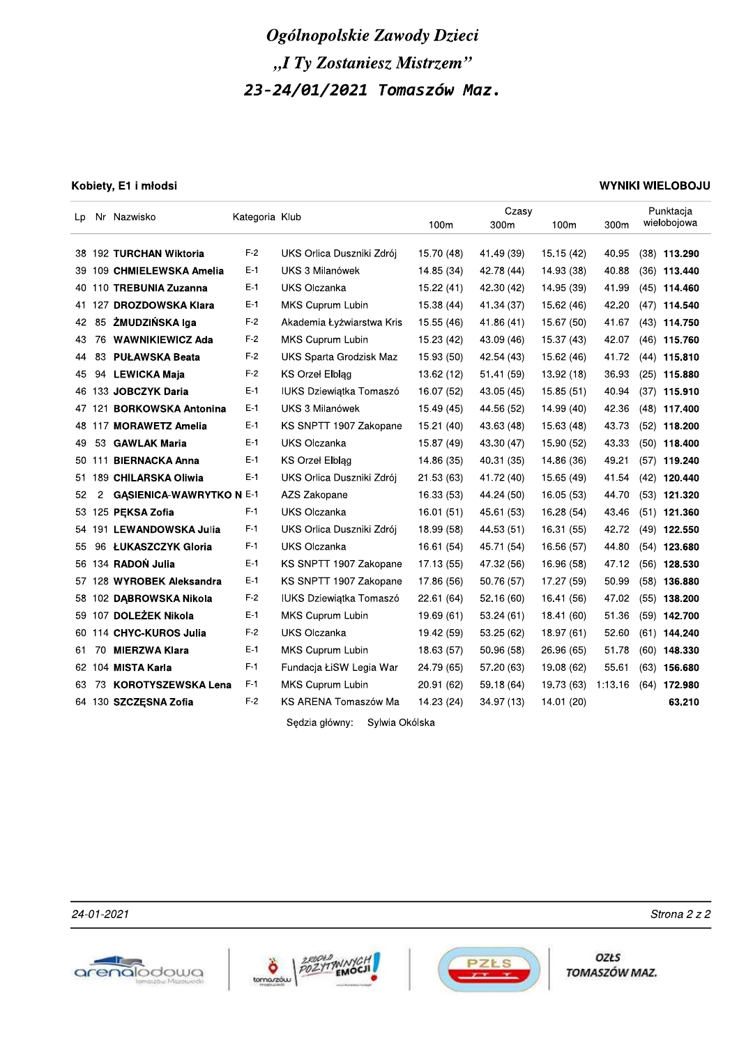# Ogólnopolskie Zawody Dzieci

## „I Ty Zostaniesz Mistrzem”

## 23-24/01/2021 Tomaszów Maz.

**Kobiety, E1 i młodsi** — **WYNIKI WIELOBOJU**

| Lp | Nr | Nazwisko | Kategoria | Klub | Czasy 100m | 300m | 100m | 300m | Punktacja wielobojowa |
|---|---|---|---|---|---|---|---|---|---|
| 38 | 192 | **TURCHAN Wiktoria** | F-2 | UKS Orlica Duszniki Zdrój | 15.70 (48) | 41.49 (39) | 15.15 (42) | 40.95 (38) | **113.290** |
| 39 | 109 | **CHMIELEWSKA Amelia** | E-1 | UKS 3 Milanówek | 14.85 (34) | 42.78 (44) | 14.93 (38) | 40.88 (36) | **113.440** |
| 40 | 110 | **TREBUNIA Zuzanna** | E-1 | UKS Olczanka | 15.22 (41) | 42.30 (42) | 14.95 (39) | 41.99 (45) | **114.460** |
| 41 | 127 | **DROZDOWSKA Klara** | E-1 | MKS Cuprum Lubin | 15.38 (44) | 41.34 (37) | 15.62 (46) | 42.20 (47) | **114.540** |
| 42 | 85 | **ŻMUDZIŃSKA Iga** | F-2 | Akademia Łyżwiarstwa Kris | 15.55 (46) | 41.86 (41) | 15.67 (50) | 41.67 (43) | **114.750** |
| 43 | 76 | **WAWNIKIEWICZ Ada** | F-2 | MKS Cuprum Lubin | 15.23 (42) | 43.09 (46) | 15.37 (43) | 42.07 (46) | **115.760** |
| 44 | 83 | **PUŁAWSKA Beata** | F-2 | UKS Sparta Grodzisk Maz | 15.93 (50) | 42.54 (43) | 15.62 (46) | 41.72 (44) | **115.810** |
| 45 | 94 | **LEWICKA Maja** | F-2 | KS Orzeł Elbląg | 13.62 (12) | 51.41 (59) | 13.92 (18) | 36.93 (25) | **115.880** |
| 46 | 133 | **JOBCZYK Daria** | E-1 | IUKS Dziewiątka Tomaszó | 16.07 (52) | 43.05 (45) | 15.85 (51) | 40.94 (37) | **115.910** |
| 47 | 121 | **BORKOWSKA Antonina** | E-1 | UKS 3 Milanówek | 15.49 (45) | 44.56 (52) | 14.99 (40) | 42.36 (48) | **117.400** |
| 48 | 117 | **MORAWETZ Amelia** | E-1 | KS SNPTT 1907 Zakopane | 15.21 (40) | 43.63 (48) | 15.63 (48) | 43.73 (52) | **118.200** |
| 49 | 53 | **GAWLAK Maria** | E-1 | UKS Olczanka | 15.87 (49) | 43.30 (47) | 15.90 (52) | 43.33 (50) | **118.400** |
| 50 | 111 | **BIERNACKA Anna** | E-1 | KS Orzeł Elbląg | 14.86 (35) | 40.31 (35) | 14.86 (36) | 49.21 (57) | **119.240** |
| 51 | 189 | **CHILARSKA Oliwia** | E-1 | UKS Orlica Duszniki Zdrój | 21.53 (63) | 41.72 (40) | 15.65 (49) | 41.54 (42) | **120.440** |
| 52 | 2 | **GĄSIENICA-WAWRYTKO N** | E-1 | AZS Zakopane | 16.33 (53) | 44.24 (50) | 16.05 (53) | 44.70 (53) | **121.320** |
| 53 | 125 | **PĘKSA Zofia** | F-1 | UKS Olczanka | 16.01 (51) | 45.61 (53) | 16.28 (54) | 43.46 (51) | **121.360** |
| 54 | 191 | **LEWANDOWSKA Julia** | F-1 | UKS Orlica Duszniki Zdrój | 18.99 (58) | 44.53 (51) | 16.31 (55) | 42.72 (49) | **122.550** |
| 55 | 96 | **ŁUKASZCZYK Gloria** | F-1 | UKS Olczanka | 16.61 (54) | 45.71 (54) | 16.56 (57) | 44.80 (54) | **123.680** |
| 56 | 134 | **RADOŃ Julia** | E-1 | KS SNPTT 1907 Zakopane | 17.13 (55) | 47.32 (56) | 16.96 (58) | 47.12 (56) | **128.530** |
| 57 | 128 | **WYROBEK Aleksandra** | E-1 | KS SNPTT 1907 Zakopane | 17.86 (56) | 50.76 (57) | 17.27 (59) | 50.99 (58) | **136.880** |
| 58 | 102 | **DĄBROWSKA Nikola** | F-2 | IUKS Dziewiątka Tomaszó | 22.61 (64) | 52.16 (60) | 16.41 (56) | 47.02 (55) | **138.200** |
| 59 | 107 | **DOLEŻEK Nikola** | E-1 | MKS Cuprum Lubin | 19.69 (61) | 53.24 (61) | 18.41 (60) | 51.36 (59) | **142.700** |
| 60 | 114 | **CHYC-KUROS Julia** | F-2 | UKS Olczanka | 19.42 (59) | 53.25 (62) | 18.97 (61) | 52.60 (61) | **144.240** |
| 61 | 70 | **MIERZWA Klara** | E-1 | MKS Cuprum Lubin | 18.63 (57) | 50.96 (58) | 26.96 (65) | 51.78 (60) | **148.330** |
| 62 | 104 | **MISTA Karla** | F-1 | Fundacja ŁiSW Legia War | 24.79 (65) | 57.20 (63) | 19.08 (62) | 55.61 (63) | **156.680** |
| 63 | 73 | **KOROTYSZEWSKA Lena** | F-1 | MKS Cuprum Lubin | 20.91 (62) | 59.18 (64) | 19.73 (63) | 1:13.16 (64) | **172.980** |
| 64 | 130 | **SZCZĘSNA Zofia** | F-2 | KS ARENA Tomaszów Ma | 14.23 (24) | 34.97 (13) | 14.01 (20) | | **63.210** |

Sędzia główny: Sylwia Okólska

24-01-2021

OZŁS TOMASZÓW MAZ.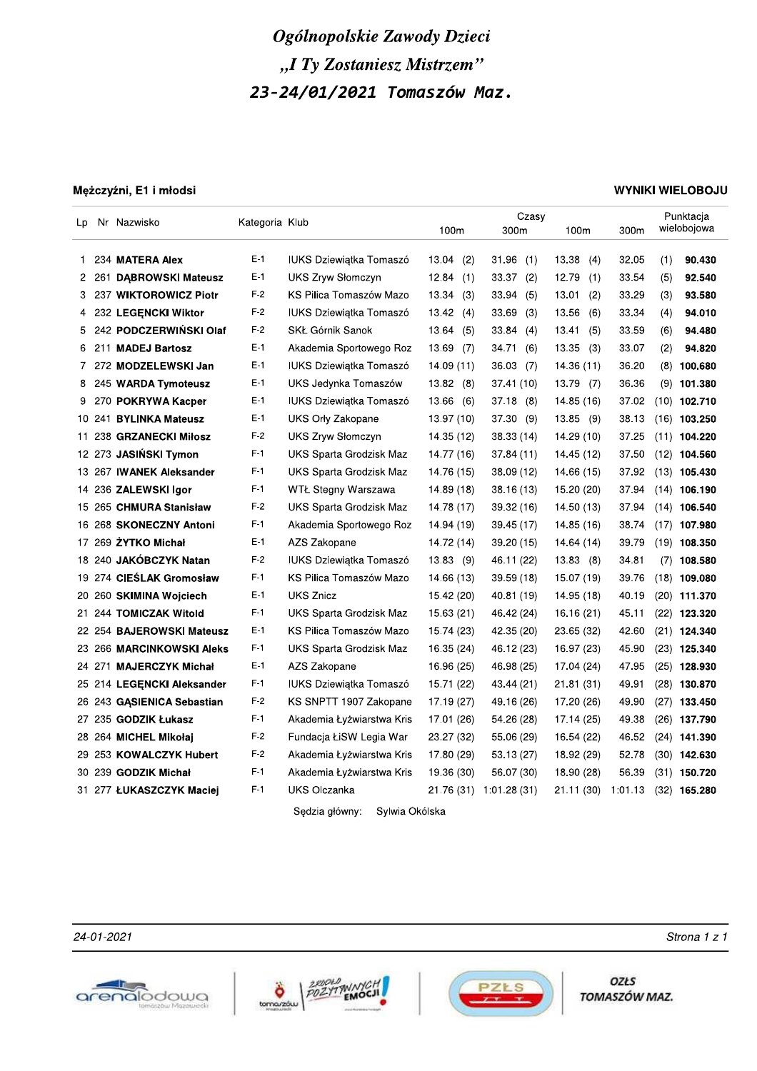# Ogólnopolskie Zawody Dzieci

## „I Ty Zostaniesz Mistrzem"

## 23-24/01/2021 Tomaszów Maz.

**Mężczyźni, E1 i młodsi** — **WYNIKI WIELOBOJU**

| Lp | Nr | Nazwisko | Kategoria | Klub | Czasy 100m | | 300m | | 100m | | 300m | | Punktacja wielobojowa |
|---|---|---|---|---|---|---|---|---|---|---|---|---|---|
| 1 | 234 | **MATERA Alex** | E-1 | IUKS Dziewiątka Tomaszó | 13.04 | (2) | 31.96 | (1) | 13.38 | (4) | 32.05 | (1) | **90.430** |
| 2 | 261 | **DĄBROWSKI Mateusz** | E-1 | UKS Zryw Słomczyn | 12.84 | (1) | 33.37 | (2) | 12.79 | (1) | 33.54 | (5) | **92.540** |
| 3 | 237 | **WIKTOROWICZ Piotr** | F-2 | KS Pilica Tomaszów Mazo | 13.34 | (3) | 33.94 | (5) | 13.01 | (2) | 33.29 | (3) | **93.580** |
| 4 | 232 | **LEGĘNCKI Wiktor** | F-2 | IUKS Dziewiątka Tomaszó | 13.42 | (4) | 33.69 | (3) | 13.56 | (6) | 33.34 | (4) | **94.010** |
| 5 | 242 | **PODCZERWIŃSKI Olaf** | F-2 | SKŁ Górnik Sanok | 13.64 | (5) | 33.84 | (4) | 13.41 | (5) | 33.59 | (6) | **94.480** |
| 6 | 211 | **MADEJ Bartosz** | E-1 | Akademia Sportowego Roz | 13.69 | (7) | 34.71 | (6) | 13.35 | (3) | 33.07 | (2) | **94.820** |
| 7 | 272 | **MODZELEWSKI Jan** | E-1 | IUKS Dziewiątka Tomaszó | 14.09 | (11) | 36.03 | (7) | 14.36 | (11) | 36.20 | (8) | **100.680** |
| 8 | 245 | **WARDA Tymoteusz** | E-1 | UKS Jedynka Tomaszów | 13.82 | (8) | 37.41 | (10) | 13.79 | (7) | 36.36 | (9) | **101.380** |
| 9 | 270 | **POKRYWA Kacper** | E-1 | IUKS Dziewiątka Tomaszó | 13.66 | (6) | 37.18 | (8) | 14.85 | (16) | 37.02 | (10) | **102.710** |
| 10 | 241 | **BYLINKA Mateusz** | E-1 | UKS Orły Zakopane | 13.97 | (10) | 37.30 | (9) | 13.85 | (9) | 38.13 | (16) | **103.250** |
| 11 | 238 | **GRZANECKI Miłosz** | F-2 | UKS Zryw Słomczyn | 14.35 | (12) | 38.33 | (14) | 14.29 | (10) | 37.25 | (11) | **104.220** |
| 12 | 273 | **JASIŃSKI Tymon** | F-1 | UKS Sparta Grodzisk Maz | 14.77 | (16) | 37.84 | (11) | 14.45 | (12) | 37.50 | (12) | **104.560** |
| 13 | 267 | **IWANEK Aleksander** | F-1 | UKS Sparta Grodzisk Maz | 14.76 | (15) | 38.09 | (12) | 14.66 | (15) | 37.92 | (13) | **105.430** |
| 14 | 236 | **ZALEWSKI Igor** | F-1 | WTŁ Stegny Warszawa | 14.89 | (18) | 38.16 | (13) | 15.20 | (20) | 37.94 | (14) | **106.190** |
| 15 | 265 | **CHMURA Stanisław** | F-2 | UKS Sparta Grodzisk Maz | 14.78 | (17) | 39.32 | (16) | 14.50 | (13) | 37.94 | (14) | **106.540** |
| 16 | 268 | **SKONECZNY Antoni** | F-1 | Akademia Sportowego Roz | 14.94 | (19) | 39.45 | (17) | 14.85 | (16) | 38.74 | (17) | **107.980** |
| 17 | 269 | **ŻYTKO Michał** | E-1 | AZS Zakopane | 14.72 | (14) | 39.20 | (15) | 14.64 | (14) | 39.79 | (19) | **108.350** |
| 18 | 240 | **JAKÓBCZYK Natan** | F-2 | IUKS Dziewiątka Tomaszó | 13.83 | (9) | 46.11 | (22) | 13.83 | (8) | 34.81 | (7) | **108.580** |
| 19 | 274 | **CIEŚLAK Gromosław** | F-1 | KS Pilica Tomaszów Mazo | 14.66 | (13) | 39.59 | (18) | 15.07 | (19) | 39.76 | (18) | **109.080** |
| 20 | 260 | **SKIMINA Wojciech** | E-1 | UKS Znicz | 15.42 | (20) | 40.81 | (19) | 14.95 | (18) | 40.19 | (20) | **111.370** |
| 21 | 244 | **TOMICZAK Witold** | F-1 | UKS Sparta Grodzisk Maz | 15.63 | (21) | 46.42 | (24) | 16.16 | (21) | 45.11 | (22) | **123.320** |
| 22 | 254 | **BAJEROWSKI Mateusz** | E-1 | KS Pilica Tomaszów Mazo | 15.74 | (23) | 42.35 | (20) | 23.65 | (32) | 42.60 | (21) | **124.340** |
| 23 | 266 | **MARCINKOWSKI Aleks** | F-1 | UKS Sparta Grodzisk Maz | 16.35 | (24) | 46.12 | (23) | 16.97 | (23) | 45.90 | (23) | **125.340** |
| 24 | 271 | **MAJERCZYK Michał** | E-1 | AZS Zakopane | 16.96 | (25) | 46.98 | (25) | 17.04 | (24) | 47.95 | (25) | **128.930** |
| 25 | 214 | **LEGĘNCKI Aleksander** | F-1 | IUKS Dziewiątka Tomaszó | 15.71 | (22) | 43.44 | (21) | 21.81 | (31) | 49.91 | (28) | **130.870** |
| 26 | 243 | **GĄSIENICA Sebastian** | F-2 | KS SNPTT 1907 Zakopane | 17.19 | (27) | 49.16 | (26) | 17.20 | (26) | 49.90 | (27) | **133.450** |
| 27 | 235 | **GODZIK Łukasz** | F-1 | Akademia Łyżwiarstwa Kris | 17.01 | (26) | 54.26 | (28) | 17.14 | (25) | 49.38 | (26) | **137.790** |
| 28 | 264 | **MICHEL Mikołaj** | F-2 | Fundacja ŁiSW Legia War | 23.27 | (32) | 55.06 | (29) | 16.54 | (22) | 46.52 | (24) | **141.390** |
| 29 | 253 | **KOWALCZYK Hubert** | F-2 | Akademia Łyżwiarstwa Kris | 17.80 | (29) | 53.13 | (27) | 18.92 | (29) | 52.78 | (30) | **142.630** |
| 30 | 239 | **GODZIK Michał** | F-1 | Akademia Łyżwiarstwa Kris | 19.36 | (30) | 56.07 | (30) | 18.90 | (28) | 56.39 | (31) | **150.720** |
| 31 | 277 | **ŁUKASZCZYK Maciej** | F-1 | UKS Olczanka | 21.76 | (31) | 1:01.28 | (31) | 21.11 | (30) | 1:01.13 | (32) | **165.280** |

Sędzia główny: Sylwia Okólska

24-01-2021

OZŁS TOMASZÓW MAZ.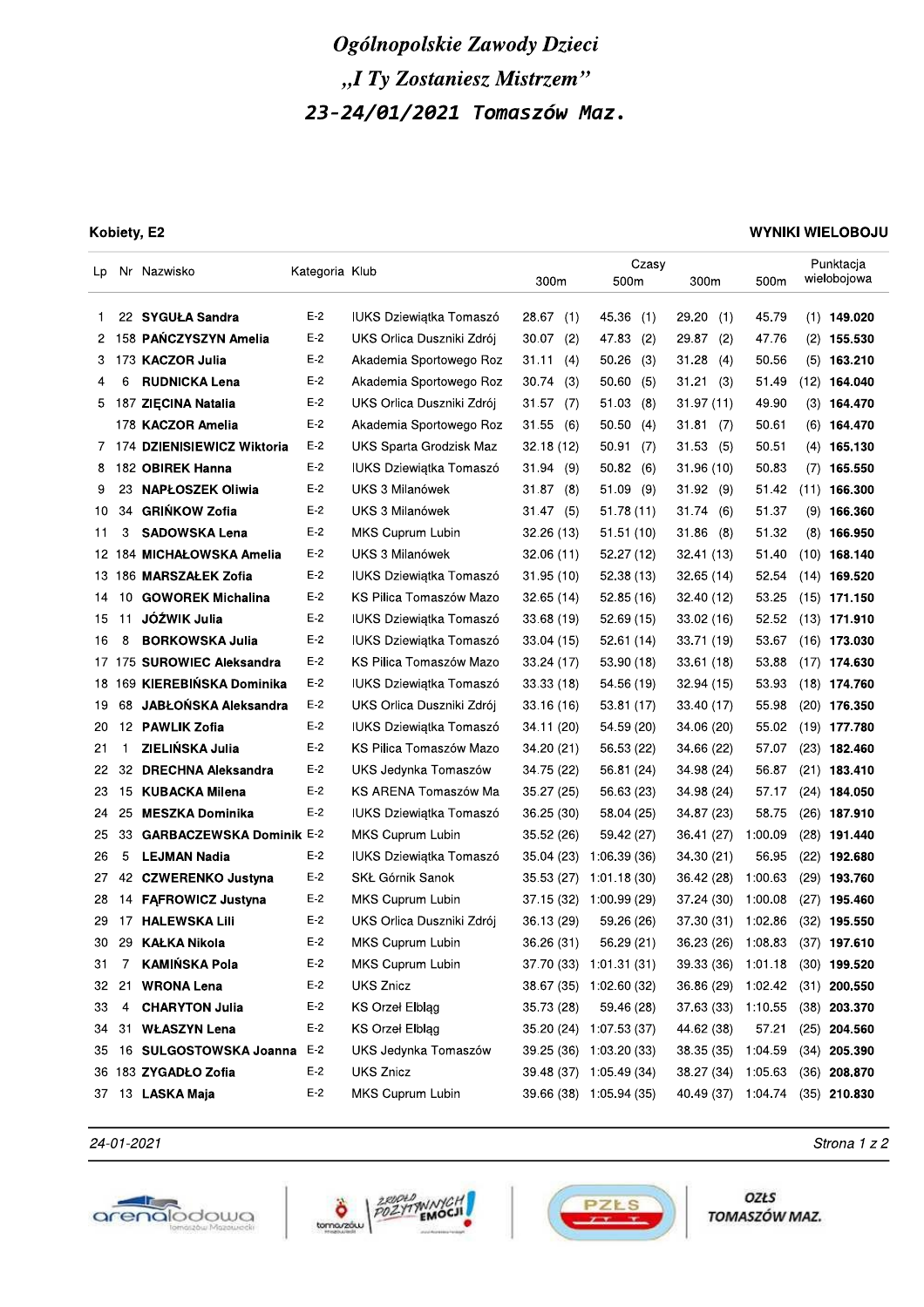# Ogólnopolskie Zawody Dzieci

## „I Ty Zostaniesz Mistrzem"

### 23-24/01/2021 Tomaszów Maz.

**Kobiety, E2** — **WYNIKI WIELOBOJU**

| Lp | Nr | Nazwisko | Kategoria | Klub | Czasy 300m | | Czasy 500m | | Czasy 300m | | Czasy 500m | | Punktacja wielobojowa |
|---|---|---|---|---|---|---|---|---|---|---|---|---|---|
| 1 | 22 | **SYGUŁA Sandra** | E-2 | IUKS Dziewiątka Tomaszó | 28.67 | (1) | 45.36 | (1) | 29.20 | (1) | 45.79 | (1) | **149.020** |
| 2 | 158 | **PAŃCZYSZYN Amelia** | E-2 | UKS Orlica Duszniki Zdrój | 30.07 | (2) | 47.83 | (2) | 29.87 | (2) | 47.76 | (2) | **155.530** |
| 3 | 173 | **KACZOR Julia** | E-2 | Akademia Sportowego Roz | 31.11 | (4) | 50.26 | (3) | 31.28 | (4) | 50.56 | (5) | **163.210** |
| 4 | 6 | **RUDNICKA Lena** | E-2 | Akademia Sportowego Roz | 30.74 | (3) | 50.60 | (5) | 31.21 | (3) | 51.49 | (12) | **164.040** |
| 5 | 187 | **ZIĘCINA Natalia** | E-2 | UKS Orlica Duszniki Zdrój | 31.57 | (7) | 51.03 | (8) | 31.97 | (11) | 49.90 | (3) | **164.470** |
| | 178 | **KACZOR Amelia** | E-2 | Akademia Sportowego Roz | 31.55 | (6) | 50.50 | (4) | 31.81 | (7) | 50.61 | (6) | **164.470** |
| 7 | 174 | **DZIENISIEWICZ Wiktoria** | E-2 | UKS Sparta Grodzisk Maz | 32.18 | (12) | 50.91 | (7) | 31.53 | (5) | 50.51 | (4) | **165.130** |
| 8 | 182 | **OBIREK Hanna** | E-2 | IUKS Dziewiątka Tomaszó | 31.94 | (9) | 50.82 | (6) | 31.96 | (10) | 50.83 | (7) | **165.550** |
| 9 | 23 | **NAPŁOSZEK Oliwia** | E-2 | UKS 3 Milanówek | 31.87 | (8) | 51.09 | (9) | 31.92 | (9) | 51.42 | (11) | **166.300** |
| 10 | 34 | **GRIŃKOW Zofia** | E-2 | UKS 3 Milanówek | 31.47 | (5) | 51.78 | (11) | 31.74 | (6) | 51.37 | (9) | **166.360** |
| 11 | 3 | **SADOWSKA Lena** | E-2 | MKS Cuprum Lubin | 32.26 | (13) | 51.51 | (10) | 31.86 | (8) | 51.32 | (8) | **166.950** |
| 12 | 184 | **MICHAŁOWSKA Amelia** | E-2 | UKS 3 Milanówek | 32.06 | (11) | 52.27 | (12) | 32.41 | (13) | 51.40 | (10) | **168.140** |
| 13 | 186 | **MARSZAŁEK Zofia** | E-2 | IUKS Dziewiątka Tomaszó | 31.95 | (10) | 52.38 | (13) | 32.65 | (14) | 52.54 | (14) | **169.520** |
| 14 | 10 | **GOWOREK Michalina** | E-2 | KS Pilica Tomaszów Mazo | 32.65 | (14) | 52.85 | (16) | 32.40 | (12) | 53.25 | (15) | **171.150** |
| 15 | 11 | **JÓŹWIK Julia** | E-2 | IUKS Dziewiątka Tomaszó | 33.68 | (19) | 52.69 | (15) | 33.02 | (16) | 52.52 | (13) | **171.910** |
| 16 | 8 | **BORKOWSKA Julia** | E-2 | IUKS Dziewiątka Tomaszó | 33.04 | (15) | 52.61 | (14) | 33.71 | (19) | 53.67 | (16) | **173.030** |
| 17 | 175 | **SUROWIEC Aleksandra** | E-2 | KS Pilica Tomaszów Mazo | 33.24 | (17) | 53.90 | (18) | 33.61 | (18) | 53.88 | (17) | **174.630** |
| 18 | 169 | **KIEREBIŃSKA Dominika** | E-2 | IUKS Dziewiątka Tomaszó | 33.33 | (18) | 54.56 | (19) | 32.94 | (15) | 53.93 | (18) | **174.760** |
| 19 | 68 | **JABŁOŃSKA Aleksandra** | E-2 | UKS Orlica Duszniki Zdrój | 33.16 | (16) | 53.81 | (17) | 33.40 | (17) | 55.98 | (20) | **176.350** |
| 20 | 12 | **PAWLIK Zofia** | E-2 | IUKS Dziewiątka Tomaszó | 34.11 | (20) | 54.59 | (20) | 34.06 | (20) | 55.02 | (19) | **177.780** |
| 21 | 1 | **ZIELIŃSKA Julia** | E-2 | KS Pilica Tomaszów Mazo | 34.20 | (21) | 56.53 | (22) | 34.66 | (22) | 57.07 | (23) | **182.460** |
| 22 | 32 | **DRECHNA Aleksandra** | E-2 | UKS Jedynka Tomaszów | 34.75 | (22) | 56.81 | (24) | 34.98 | (24) | 56.87 | (21) | **183.410** |
| 23 | 15 | **KUBACKA Milena** | E-2 | KS ARENA Tomaszów Ma | 35.27 | (25) | 56.63 | (23) | 34.98 | (24) | 57.17 | (24) | **184.050** |
| 24 | 25 | **MESZKA Dominika** | E-2 | IUKS Dziewiątka Tomaszó | 36.25 | (30) | 58.04 | (25) | 34.87 | (23) | 58.75 | (26) | **187.910** |
| 25 | 33 | **GARBACZEWSKA Dominik** | E-2 | MKS Cuprum Lubin | 35.52 | (26) | 59.42 | (27) | 36.41 | (27) | 1:00.09 | (28) | **191.440** |
| 26 | 5 | **LEJMAN Nadia** | E-2 | IUKS Dziewiątka Tomaszó | 35.04 | (23) | 1:06.39 | (36) | 34.30 | (21) | 56.95 | (22) | **192.680** |
| 27 | 42 | **CZWERENKO Justyna** | E-2 | SKŁ Górnik Sanok | 35.53 | (27) | 1:01.18 | (30) | 36.42 | (28) | 1:00.63 | (29) | **193.760** |
| 28 | 14 | **FĄFROWICZ Justyna** | E-2 | MKS Cuprum Lubin | 37.15 | (32) | 1:00.99 | (29) | 37.24 | (30) | 1:00.08 | (27) | **195.460** |
| 29 | 17 | **HALEWSKA Lili** | E-2 | UKS Orlica Duszniki Zdrój | 36.13 | (29) | 59.26 | (26) | 37.30 | (31) | 1:02.86 | (32) | **195.550** |
| 30 | 29 | **KAŁKA Nikola** | E-2 | MKS Cuprum Lubin | 36.26 | (31) | 56.29 | (21) | 36.23 | (26) | 1:08.83 | (37) | **197.610** |
| 31 | 7 | **KAMIŃSKA Pola** | E-2 | MKS Cuprum Lubin | 37.70 | (33) | 1:01.31 | (31) | 39.33 | (36) | 1:01.18 | (30) | **199.520** |
| 32 | 21 | **WRONA Lena** | E-2 | UKS Znicz | 38.67 | (35) | 1:02.60 | (32) | 36.86 | (29) | 1:02.42 | (31) | **200.550** |
| 33 | 4 | **CHARYTON Julia** | E-2 | KS Orzeł Elbląg | 35.73 | (28) | 59.46 | (28) | 37.63 | (33) | 1:10.55 | (38) | **203.370** |
| 34 | 31 | **WŁASZYN Lena** | E-2 | KS Orzeł Elbląg | 35.20 | (24) | 1:07.53 | (37) | 44.62 | (38) | 57.21 | (25) | **204.560** |
| 35 | 16 | **SULGOSTOWSKA Joanna** | E-2 | UKS Jedynka Tomaszów | 39.25 | (36) | 1:03.20 | (33) | 38.35 | (35) | 1:04.59 | (34) | **205.390** |
| 36 | 183 | **ZYGADŁO Zofia** | E-2 | UKS Znicz | 39.48 | (37) | 1:05.49 | (34) | 38.27 | (34) | 1:05.63 | (36) | **208.870** |
| 37 | 13 | **LASKA Maja** | E-2 | MKS Cuprum Lubin | 39.66 | (38) | 1:05.94 | (35) | 40.49 | (37) | 1:04.74 | (35) | **210.830** |

*24-01-2021*

OZŁS TOMASZÓW MAZ.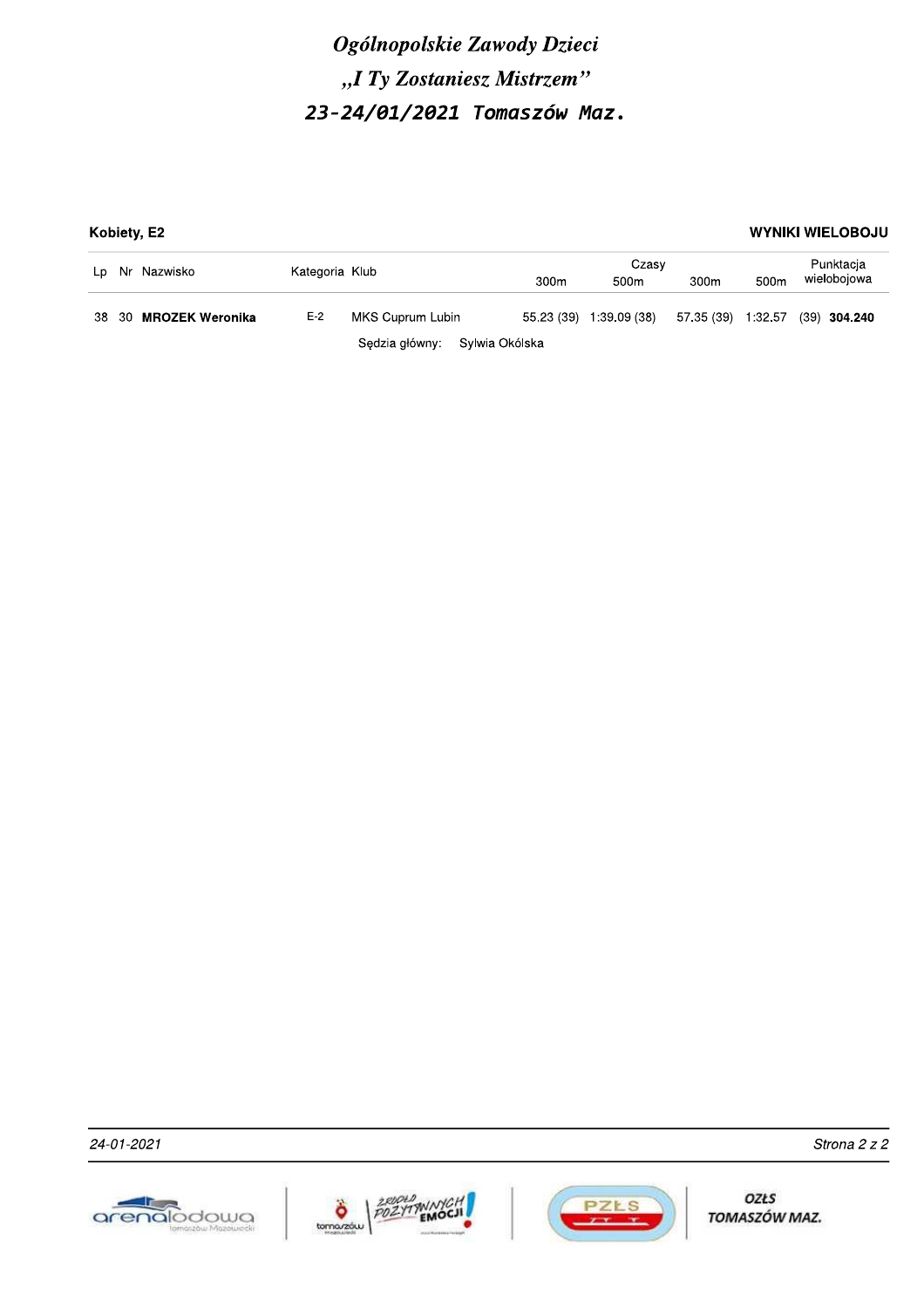# *Ogólnopolskie Zawody Dzieci*

# *„I Ty Zostaniesz Mistrzem"*

## *23-24/01/2021 Tomaszów Maz.*

**Kobiety, E2** — **WYNIKI WIELOBOJU**

| Lp | Nr | Nazwisko | Kategoria | Klub | Czasy 300m | 500m | 300m | 500m | Punktacja wielobojowa |
|---|---|---|---|---|---|---|---|---|---|
| 38 | 30 | **MROZEK Weronika** | E-2 | MKS Cuprum Lubin | 55.23 (39) | 1:39.09 (38) | 57.35 (39) | 1:32.57 (39) | **304.240** |

Sędzia główny: Sylwia Okólska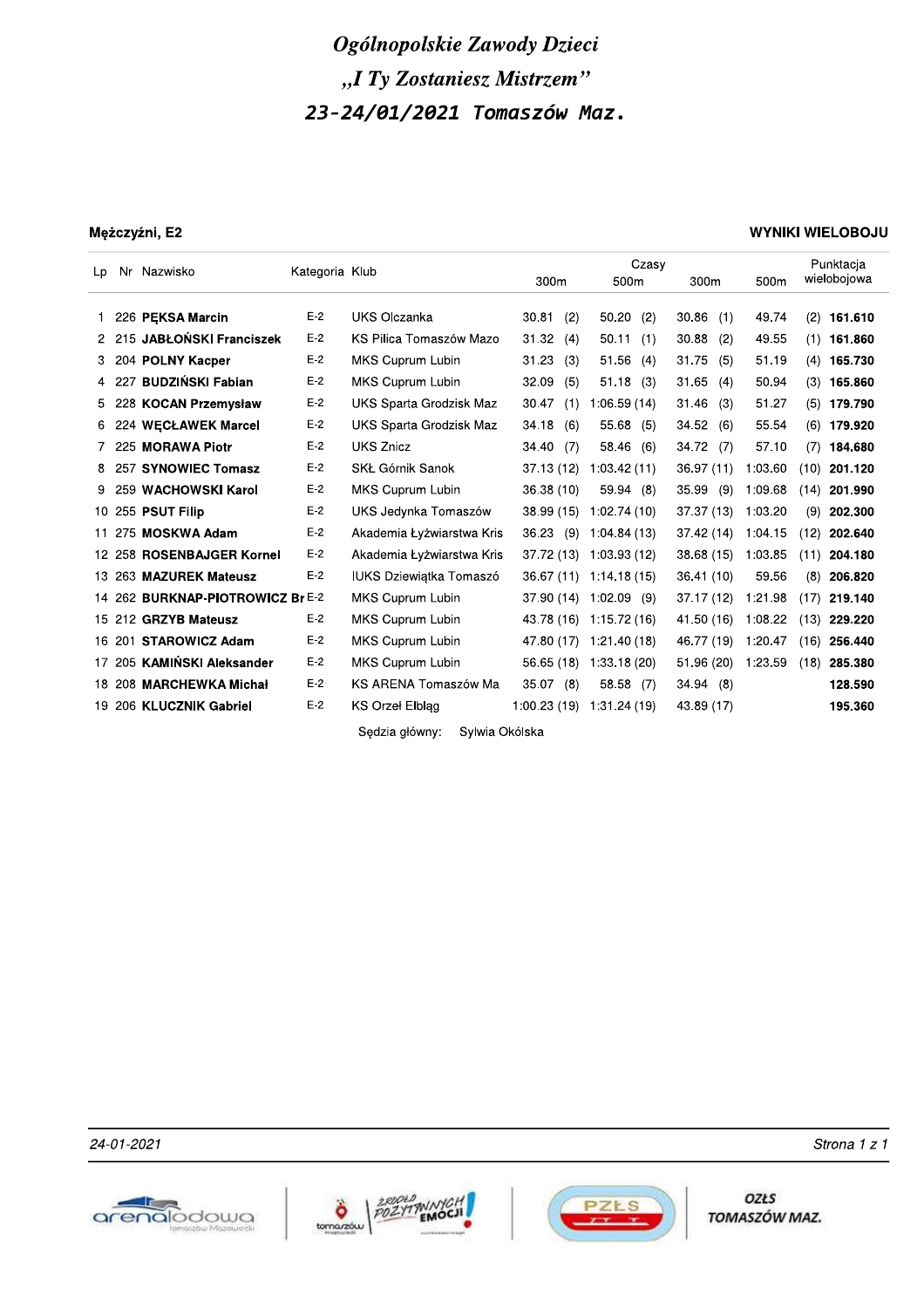# *Ogólnopolskie Zawody Dzieci*
# *„I Ty Zostaniesz Mistrzem"*
## *23-24/01/2021 Tomaszów Maz.*

**Mężczyźni, E2**

**WYNIKI WIELOBOJU**

| Lp | Nr | Nazwisko | Kategoria | Klub | Czasy 300m | | Czasy 500m | | Czasy 300m | | Czasy 500m | | Punktacja wielobojowa |
|---|---|---|---|---|---|---|---|---|---|---|---|---|---|
| 1 | 226 | **PĘKSA Marcin** | E-2 | UKS Olczanka | 30.81 | (2) | 50.20 | (2) | 30.86 | (1) | 49.74 | (2) | **161.610** |
| 2 | 215 | **JABŁOŃSKI Franciszek** | E-2 | KS Pilica Tomaszów Mazo | 31.32 | (4) | 50.11 | (1) | 30.88 | (2) | 49.55 | (1) | **161.860** |
| 3 | 204 | **POLNY Kacper** | E-2 | MKS Cuprum Lubin | 31.23 | (3) | 51.56 | (4) | 31.75 | (5) | 51.19 | (4) | **165.730** |
| 4 | 227 | **BUDZIŃSKI Fabian** | E-2 | MKS Cuprum Lubin | 32.09 | (5) | 51.18 | (3) | 31.65 | (4) | 50.94 | (3) | **165.860** |
| 5 | 228 | **KOCAN Przemysław** | E-2 | UKS Sparta Grodzisk Maz | 30.47 | (1) | 1:06.59 | (14) | 31.46 | (3) | 51.27 | (5) | **179.790** |
| 6 | 224 | **WĘCŁAWEK Marcel** | E-2 | UKS Sparta Grodzisk Maz | 34.18 | (6) | 55.68 | (5) | 34.52 | (6) | 55.54 | (6) | **179.920** |
| 7 | 225 | **MORAWA Piotr** | E-2 | UKS Znicz | 34.40 | (7) | 58.46 | (6) | 34.72 | (7) | 57.10 | (7) | **184.680** |
| 8 | 257 | **SYNOWIEC Tomasz** | E-2 | SKŁ Górnik Sanok | 37.13 | (12) | 1:03.42 | (11) | 36.97 | (11) | 1:03.60 | (10) | **201.120** |
| 9 | 259 | **WACHOWSKI Karol** | E-2 | MKS Cuprum Lubin | 36.38 | (10) | 59.94 | (8) | 35.99 | (9) | 1:09.68 | (14) | **201.990** |
| 10 | 255 | **PSUT Filip** | E-2 | UKS Jedynka Tomaszów | 38.99 | (15) | 1:02.74 | (10) | 37.37 | (13) | 1:03.20 | (9) | **202.300** |
| 11 | 275 | **MOSKWA Adam** | E-2 | Akademia Łyżwiarstwa Kris | 36.23 | (9) | 1:04.84 | (13) | 37.42 | (14) | 1:04.15 | (12) | **202.640** |
| 12 | 258 | **ROSENBAJGER Kornel** | E-2 | Akademia Łyżwiarstwa Kris | 37.72 | (13) | 1:03.93 | (12) | 38.68 | (15) | 1:03.85 | (11) | **204.180** |
| 13 | 263 | **MAZUREK Mateusz** | E-2 | IUKS Dziewiątka Tomaszó | 36.67 | (11) | 1:14.18 | (15) | 36.41 | (10) | 59.56 | (8) | **206.820** |
| 14 | 262 | **BURKNAP-PIOTROWICZ Br** | E-2 | MKS Cuprum Lubin | 37.90 | (14) | 1:02.09 | (9) | 37.17 | (12) | 1:21.98 | (17) | **219.140** |
| 15 | 212 | **GRZYB Mateusz** | E-2 | MKS Cuprum Lubin | 43.78 | (16) | 1:15.72 | (16) | 41.50 | (16) | 1:08.22 | (13) | **229.220** |
| 16 | 201 | **STAROWICZ Adam** | E-2 | MKS Cuprum Lubin | 47.80 | (17) | 1:21.40 | (18) | 46.77 | (19) | 1:20.47 | (16) | **256.440** |
| 17 | 205 | **KAMIŃSKI Aleksander** | E-2 | MKS Cuprum Lubin | 56.65 | (18) | 1:33.18 | (20) | 51.96 | (20) | 1:23.59 | (18) | **285.380** |
| 18 | 208 | **MARCHEWKA Michał** | E-2 | KS ARENA Tomaszów Ma | 35.07 | (8) | 58.58 | (7) | 34.94 | (8) | | | **128.590** |
| 19 | 206 | **KLUCZNIK Gabriel** | E-2 | KS Orzeł Elbląg | 1:00.23 | (19) | 1:31.24 | (19) | 43.89 | (17) | | | **195.360** |

Sędzia główny: Sylwia Okólska

*24-01-2021*

OZŁS TOMASZÓW MAZ.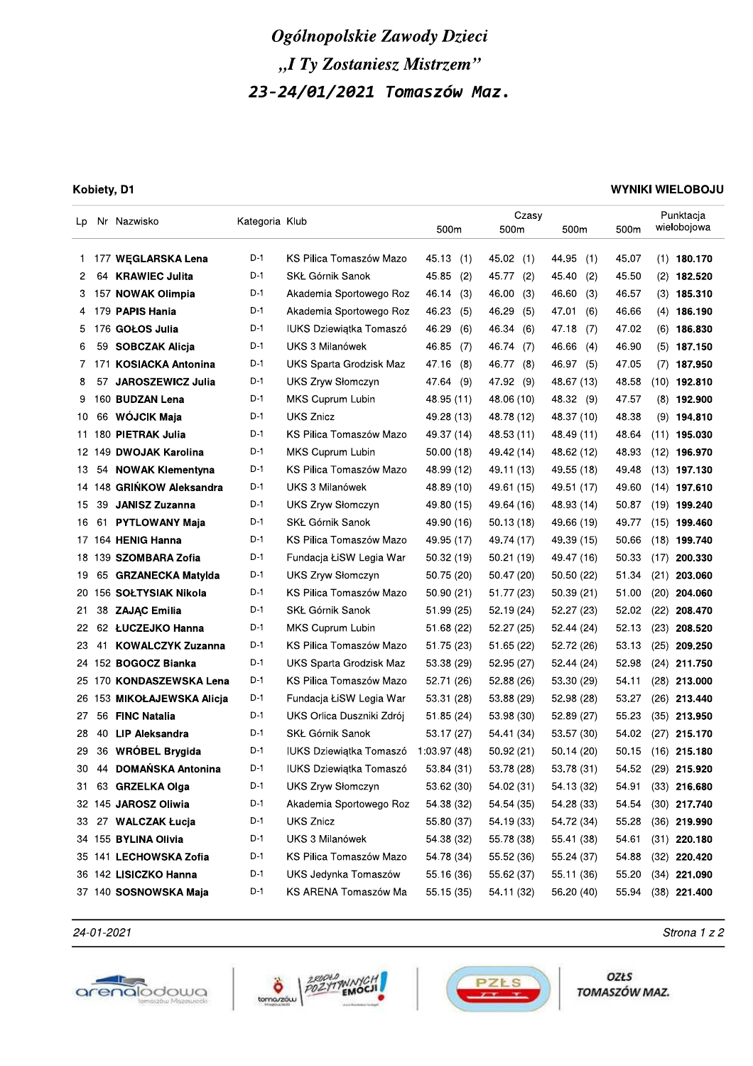# Ogólnopolskie Zawody Dzieci

## „I Ty Zostaniesz Mistrzem"

## 23-24/01/2021 Tomaszów Maz.

**Kobiety, D1**

**WYNIKI WIELOBOJU**

| Lp | Nr | Nazwisko | Kategoria | Klub | Czasy 500m | | 500m | | 500m | | 500m | | Punktacja wielobojowa |
|---|---|---|---|---|---|---|---|---|---|---|---|---|---|
| 1 | 177 | **WĘGLARSKA Lena** | D-1 | KS Pilica Tomaszów Mazo | 45.13 | (1) | 45.02 | (1) | 44.95 | (1) | 45.07 | (1) | **180.170** |
| 2 | 64 | **KRAWIEC Julita** | D-1 | SKŁ Górnik Sanok | 45.85 | (2) | 45.77 | (2) | 45.40 | (2) | 45.50 | (2) | **182.520** |
| 3 | 157 | **NOWAK Olimpia** | D-1 | Akademia Sportowego Roz | 46.14 | (3) | 46.00 | (3) | 46.60 | (3) | 46.57 | (3) | **185.310** |
| 4 | 179 | **PAPIS Hania** | D-1 | Akademia Sportowego Roz | 46.23 | (5) | 46.29 | (5) | 47.01 | (6) | 46.66 | (4) | **186.190** |
| 5 | 176 | **GOŁOS Julia** | D-1 | IUKS Dziewiątka Tomaszó | 46.29 | (6) | 46.34 | (6) | 47.18 | (7) | 47.02 | (6) | **186.830** |
| 6 | 59 | **SOBCZAK Alicja** | D-1 | UKS 3 Milanówek | 46.85 | (7) | 46.74 | (7) | 46.66 | (4) | 46.90 | (5) | **187.150** |
| 7 | 171 | **KOSIACKA Antonina** | D-1 | UKS Sparta Grodzisk Maz | 47.16 | (8) | 46.77 | (8) | 46.97 | (5) | 47.05 | (7) | **187.950** |
| 8 | 57 | **JAROSZEWICZ Julia** | D-1 | UKS Zryw Słomczyn | 47.64 | (9) | 47.92 | (9) | 48.67 | (13) | 48.58 | (10) | **192.810** |
| 9 | 160 | **BUDZAN Lena** | D-1 | MKS Cuprum Lubin | 48.95 | (11) | 48.06 | (10) | 48.32 | (9) | 47.57 | (8) | **192.900** |
| 10 | 66 | **WÓJCIK Maja** | D-1 | UKS Znicz | 49.28 | (13) | 48.78 | (12) | 48.37 | (10) | 48.38 | (9) | **194.810** |
| 11 | 180 | **PIETRAK Julia** | D-1 | KS Pilica Tomaszów Mazo | 49.37 | (14) | 48.53 | (11) | 48.49 | (11) | 48.64 | (11) | **195.030** |
| 12 | 149 | **DWOJAK Karolina** | D-1 | MKS Cuprum Lubin | 50.00 | (18) | 49.42 | (14) | 48.62 | (12) | 48.93 | (12) | **196.970** |
| 13 | 54 | **NOWAK Klementyna** | D-1 | KS Pilica Tomaszów Mazo | 48.99 | (12) | 49.11 | (13) | 49.55 | (18) | 49.48 | (13) | **197.130** |
| 14 | 148 | **GRIŃKOW Aleksandra** | D-1 | UKS 3 Milanówek | 48.89 | (10) | 49.61 | (15) | 49.51 | (17) | 49.60 | (14) | **197.610** |
| 15 | 39 | **JANISZ Zuzanna** | D-1 | UKS Zryw Słomczyn | 49.80 | (15) | 49.64 | (16) | 48.93 | (14) | 50.87 | (19) | **199.240** |
| 16 | 61 | **PYTLOWANY Maja** | D-1 | SKŁ Górnik Sanok | 49.90 | (16) | 50.13 | (18) | 49.66 | (19) | 49.77 | (15) | **199.460** |
| 17 | 164 | **HENIG Hanna** | D-1 | KS Pilica Tomaszów Mazo | 49.95 | (17) | 49.74 | (17) | 49.39 | (15) | 50.66 | (18) | **199.740** |
| 18 | 139 | **SZOMBARA Zofia** | D-1 | Fundacja ŁiSW Legia War | 50.32 | (19) | 50.21 | (19) | 49.47 | (16) | 50.33 | (17) | **200.330** |
| 19 | 65 | **GRZANECKA Matylda** | D-1 | UKS Zryw Słomczyn | 50.75 | (20) | 50.47 | (20) | 50.50 | (22) | 51.34 | (21) | **203.060** |
| 20 | 156 | **SOŁTYSIAK Nikola** | D-1 | KS Pilica Tomaszów Mazo | 50.90 | (21) | 51.77 | (23) | 50.39 | (21) | 51.00 | (20) | **204.060** |
| 21 | 38 | **ZAJĄC Emilia** | D-1 | SKŁ Górnik Sanok | 51.99 | (25) | 52.19 | (24) | 52.27 | (23) | 52.02 | (22) | **208.470** |
| 22 | 62 | **ŁUCZEJKO Hanna** | D-1 | MKS Cuprum Lubin | 51.68 | (22) | 52.27 | (25) | 52.44 | (24) | 52.13 | (23) | **208.520** |
| 23 | 41 | **KOWALCZYK Zuzanna** | D-1 | KS Pilica Tomaszów Mazo | 51.75 | (23) | 51.65 | (22) | 52.72 | (26) | 53.13 | (25) | **209.250** |
| 24 | 152 | **BOGOCZ Bianka** | D-1 | UKS Sparta Grodzisk Maz | 53.38 | (29) | 52.95 | (27) | 52.44 | (24) | 52.98 | (24) | **211.750** |
| 25 | 170 | **KONDASZEWSKA Lena** | D-1 | KS Pilica Tomaszów Mazo | 52.71 | (26) | 52.88 | (26) | 53.30 | (29) | 54.11 | (28) | **213.000** |
| 26 | 153 | **MIKOŁAJEWSKA Alicja** | D-1 | Fundacja ŁiSW Legia War | 53.31 | (28) | 53.88 | (29) | 52.98 | (28) | 53.27 | (26) | **213.440** |
| 27 | 56 | **FINC Natalia** | D-1 | UKS Orlica Duszniki Zdrój | 51.85 | (24) | 53.98 | (30) | 52.89 | (27) | 55.23 | (35) | **213.950** |
| 28 | 40 | **LIP Aleksandra** | D-1 | SKŁ Górnik Sanok | 53.17 | (27) | 54.41 | (34) | 53.57 | (30) | 54.02 | (27) | **215.170** |
| 29 | 36 | **WRÓBEL Brygida** | D-1 | IUKS Dziewiątka Tomaszó | 1:03.97 | (48) | 50.92 | (21) | 50.14 | (20) | 50.15 | (16) | **215.180** |
| 30 | 44 | **DOMAŃSKA Antonina** | D-1 | IUKS Dziewiątka Tomaszó | 53.84 | (31) | 53.78 | (28) | 53.78 | (31) | 54.52 | (29) | **215.920** |
| 31 | 63 | **GRZELKA Olga** | D-1 | UKS Zryw Słomczyn | 53.62 | (30) | 54.02 | (31) | 54.13 | (32) | 54.91 | (33) | **216.680** |
| 32 | 145 | **JAROSZ Oliwia** | D-1 | Akademia Sportowego Roz | 54.38 | (32) | 54.54 | (35) | 54.28 | (33) | 54.54 | (30) | **217.740** |
| 33 | 27 | **WALCZAK Łucja** | D-1 | UKS Znicz | 55.80 | (37) | 54.19 | (33) | 54.72 | (34) | 55.28 | (36) | **219.990** |
| 34 | 155 | **BYLINA Olivia** | D-1 | UKS 3 Milanówek | 54.38 | (32) | 55.78 | (38) | 55.41 | (38) | 54.61 | (31) | **220.180** |
| 35 | 141 | **LECHOWSKA Zofia** | D-1 | KS Pilica Tomaszów Mazo | 54.78 | (34) | 55.52 | (36) | 55.24 | (37) | 54.88 | (32) | **220.420** |
| 36 | 142 | **LISICZKO Hanna** | D-1 | UKS Jedynka Tomaszów | 55.16 | (36) | 55.62 | (37) | 55.11 | (36) | 55.20 | (34) | **221.090** |
| 37 | 140 | **SOSNOWSKA Maja** | D-1 | KS ARENA Tomaszów Ma | 55.15 | (35) | 54.11 | (32) | 56.20 | (40) | 55.94 | (38) | **221.400** |

*24-01-2021*

OZŁS TOMASZÓW MAZ.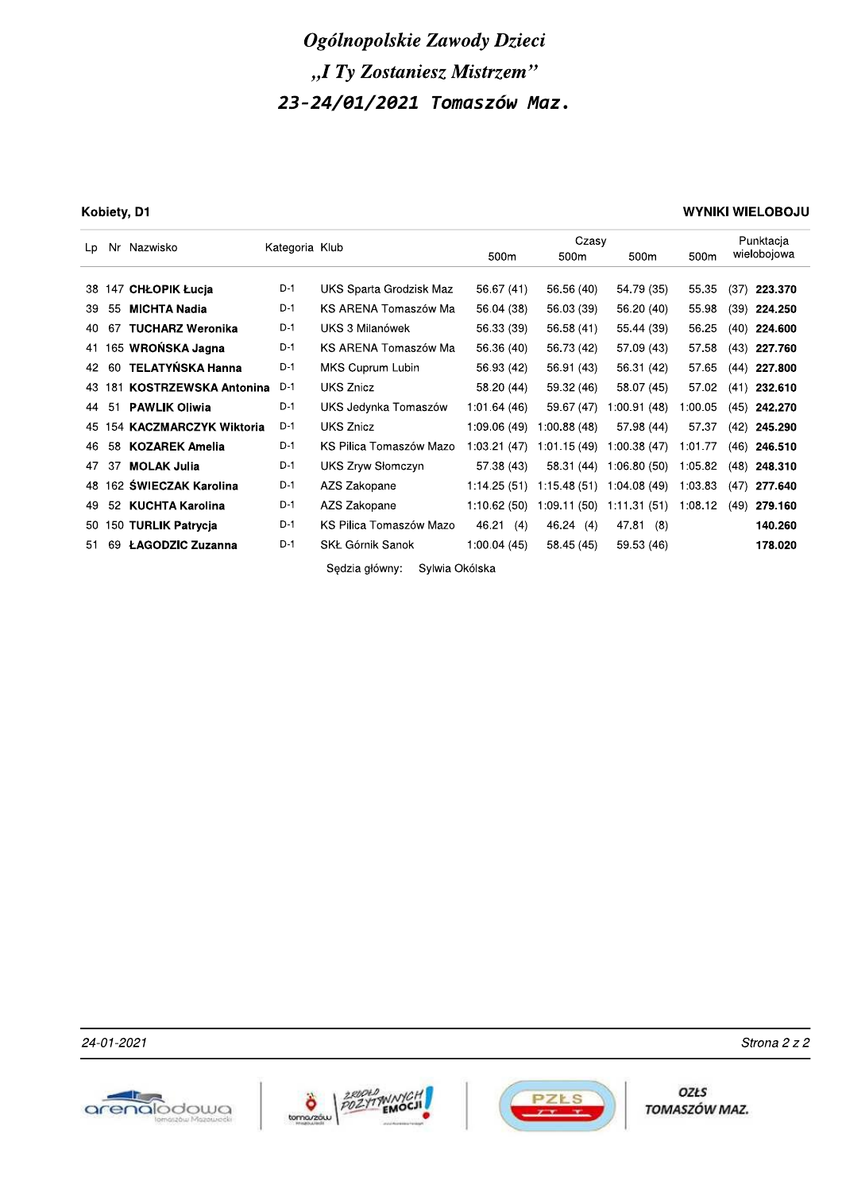# *Ogólnopolskie Zawody Dzieci*
# *„I Ty Zostaniesz Mistrzem"*
## *23-24/01/2021 Tomaszów Maz.*

**Kobiety, D1** — **WYNIKI WIELOBOJU**

| Lp | Nr | Nazwisko | Kategoria | Klub | Czasy 500m | 500m | 500m | 500m | Punktacja wielobojowa |
|---|---|---|---|---|---|---|---|---|---|
| 38 | 147 | **CHŁOPIK Łucja** | D-1 | UKS Sparta Grodzisk Maz | 56.67 (41) | 56.56 (40) | 54.79 (35) | 55.35 (37) | **223.370** |
| 39 | 55 | **MICHTA Nadia** | D-1 | KS ARENA Tomaszów Ma | 56.04 (38) | 56.03 (39) | 56.20 (40) | 55.98 (39) | **224.250** |
| 40 | 67 | **TUCHARZ Weronika** | D-1 | UKS 3 Milanówek | 56.33 (39) | 56.58 (41) | 55.44 (39) | 56.25 (40) | **224.600** |
| 41 | 165 | **WROŃSKA Jagna** | D-1 | KS ARENA Tomaszów Ma | 56.36 (40) | 56.73 (42) | 57.09 (43) | 57.58 (43) | **227.760** |
| 42 | 60 | **TELATYŃSKA Hanna** | D-1 | MKS Cuprum Lubin | 56.93 (42) | 56.91 (43) | 56.31 (42) | 57.65 (44) | **227.800** |
| 43 | 181 | **KOSTRZEWSKA Antonina** | D-1 | UKS Znicz | 58.20 (44) | 59.32 (46) | 58.07 (45) | 57.02 (41) | **232.610** |
| 44 | 51 | **PAWLIK Oliwia** | D-1 | UKS Jedynka Tomaszów | 1:01.64 (46) | 59.67 (47) | 1:00.91 (48) | 1:00.05 (45) | **242.270** |
| 45 | 154 | **KACZMARCZYK Wiktoria** | D-1 | UKS Znicz | 1:09.06 (49) | 1:00.88 (48) | 57.98 (44) | 57.37 (42) | **245.290** |
| 46 | 58 | **KOZAREK Amelia** | D-1 | KS Pilica Tomaszów Mazo | 1:03.21 (47) | 1:01.15 (49) | 1:00.38 (47) | 1:01.77 (46) | **246.510** |
| 47 | 37 | **MOLAK Julia** | D-1 | UKS Zryw Słomczyn | 57.38 (43) | 58.31 (44) | 1:06.80 (50) | 1:05.82 (48) | **248.310** |
| 48 | 162 | **ŚWIECZAK Karolina** | D-1 | AZS Zakopane | 1:14.25 (51) | 1:15.48 (51) | 1:04.08 (49) | 1:03.83 (47) | **277.640** |
| 49 | 52 | **KUCHTA Karolina** | D-1 | AZS Zakopane | 1:10.62 (50) | 1:09.11 (50) | 1:11.31 (51) | 1:08.12 (49) | **279.160** |
| 50 | 150 | **TURLIK Patrycja** | D-1 | KS Pilica Tomaszów Mazo | 46.21 (4) | 46.24 (4) | 47.81 (8) | | **140.260** |
| 51 | 69 | **ŁAGODZIC Zuzanna** | D-1 | SKŁ Górnik Sanok | 1:00.04 (45) | 58.45 (45) | 59.53 (46) | | **178.020** |

Sędzia główny: Sylwia Okólska

24-01-2021

OZŁS TOMASZÓW MAZ.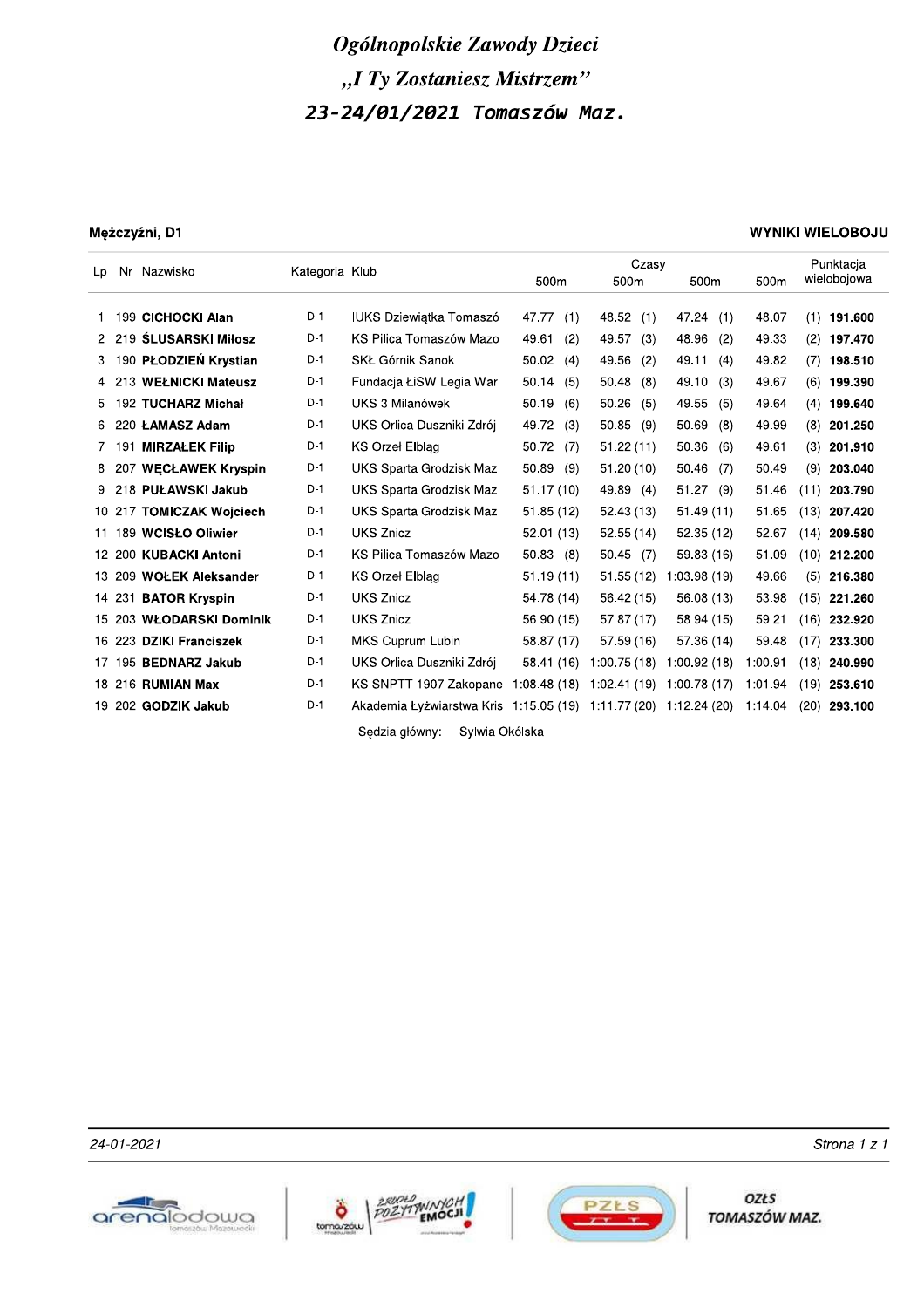# *Ogólnopolskie Zawody Dzieci*
# *„I Ty Zostaniesz Mistrzem"*
## *23-24/01/2021 Tomaszów Maz.*

**Mężczyźni, D1** | **WYNIKI WIELOBOJU**

| Lp | Nr | Nazwisko | Kategoria | Klub | Czasy 500m | | 500m | | 500m | | 500m | | Punktacja wielobojowa |
|---|---|---|---|---|---|---|---|---|---|---|---|---|---|
| 1 | 199 | **CICHOCKI Alan** | D-1 | IUKS Dziewiątka Tomaszó | 47.77 | (1) | 48.52 | (1) | 47.24 | (1) | 48.07 | (1) | **191.600** |
| 2 | 219 | **ŚLUSARSKI Miłosz** | D-1 | KS Pilica Tomaszów Mazo | 49.61 | (2) | 49.57 | (3) | 48.96 | (2) | 49.33 | (2) | **197.470** |
| 3 | 190 | **PŁODZIEŃ Krystian** | D-1 | SKŁ Górnik Sanok | 50.02 | (4) | 49.56 | (2) | 49.11 | (4) | 49.82 | (7) | **198.510** |
| 4 | 213 | **WEŁNICKI Mateusz** | D-1 | Fundacja ŁiSW Legia War | 50.14 | (5) | 50.48 | (8) | 49.10 | (3) | 49.67 | (6) | **199.390** |
| 5 | 192 | **TUCHARZ Michał** | D-1 | UKS 3 Milanówek | 50.19 | (6) | 50.26 | (5) | 49.55 | (5) | 49.64 | (4) | **199.640** |
| 6 | 220 | **ŁAMASZ Adam** | D-1 | UKS Orlica Duszniki Zdrój | 49.72 | (3) | 50.85 | (9) | 50.69 | (8) | 49.99 | (8) | **201.250** |
| 7 | 191 | **MIRZAŁEK Filip** | D-1 | KS Orzeł Elbląg | 50.72 | (7) | 51.22 | (11) | 50.36 | (6) | 49.61 | (3) | **201.910** |
| 8 | 207 | **WĘCŁAWEK Kryspin** | D-1 | UKS Sparta Grodzisk Maz | 50.89 | (9) | 51.20 | (10) | 50.46 | (7) | 50.49 | (9) | **203.040** |
| 9 | 218 | **PUŁAWSKI Jakub** | D-1 | UKS Sparta Grodzisk Maz | 51.17 | (10) | 49.89 | (4) | 51.27 | (9) | 51.46 | (11) | **203.790** |
| 10 | 217 | **TOMICZAK Wojciech** | D-1 | UKS Sparta Grodzisk Maz | 51.85 | (12) | 52.43 | (13) | 51.49 | (11) | 51.65 | (13) | **207.420** |
| 11 | 189 | **WCISŁO Oliwier** | D-1 | UKS Znicz | 52.01 | (13) | 52.55 | (14) | 52.35 | (12) | 52.67 | (14) | **209.580** |
| 12 | 200 | **KUBACKI Antoni** | D-1 | KS Pilica Tomaszów Mazo | 50.83 | (8) | 50.45 | (7) | 59.83 | (16) | 51.09 | (10) | **212.200** |
| 13 | 209 | **WOŁEK Aleksander** | D-1 | KS Orzeł Elbląg | 51.19 | (11) | 51.55 | (12) | 1:03.98 | (19) | 49.66 | (5) | **216.380** |
| 14 | 231 | **BATOR Kryspin** | D-1 | UKS Znicz | 54.78 | (14) | 56.42 | (15) | 56.08 | (13) | 53.98 | (15) | **221.260** |
| 15 | 203 | **WŁODARSKI Dominik** | D-1 | UKS Znicz | 56.90 | (15) | 57.87 | (17) | 58.94 | (15) | 59.21 | (16) | **232.920** |
| 16 | 223 | **DZIKI Franciszek** | D-1 | MKS Cuprum Lubin | 58.87 | (17) | 57.59 | (16) | 57.36 | (14) | 59.48 | (17) | **233.300** |
| 17 | 195 | **BEDNARZ Jakub** | D-1 | UKS Orlica Duszniki Zdrój | 58.41 | (16) | 1:00.75 | (18) | 1:00.92 | (18) | 1:00.91 | (18) | **240.990** |
| 18 | 216 | **RUMIAN Max** | D-1 | KS SNPTT 1907 Zakopane | 1:08.48 | (18) | 1:02.41 | (19) | 1:00.78 | (17) | 1:01.94 | (19) | **253.610** |
| 19 | 202 | **GODZIK Jakub** | D-1 | Akademia Łyżwiarstwa Kris | 1:15.05 | (19) | 1:11.77 | (20) | 1:12.24 | (20) | 1:14.04 | (20) | **293.100** |

Sędzia główny: Sylwia Okólska

*24-01-2021*

OZŁS TOMASZÓW MAZ.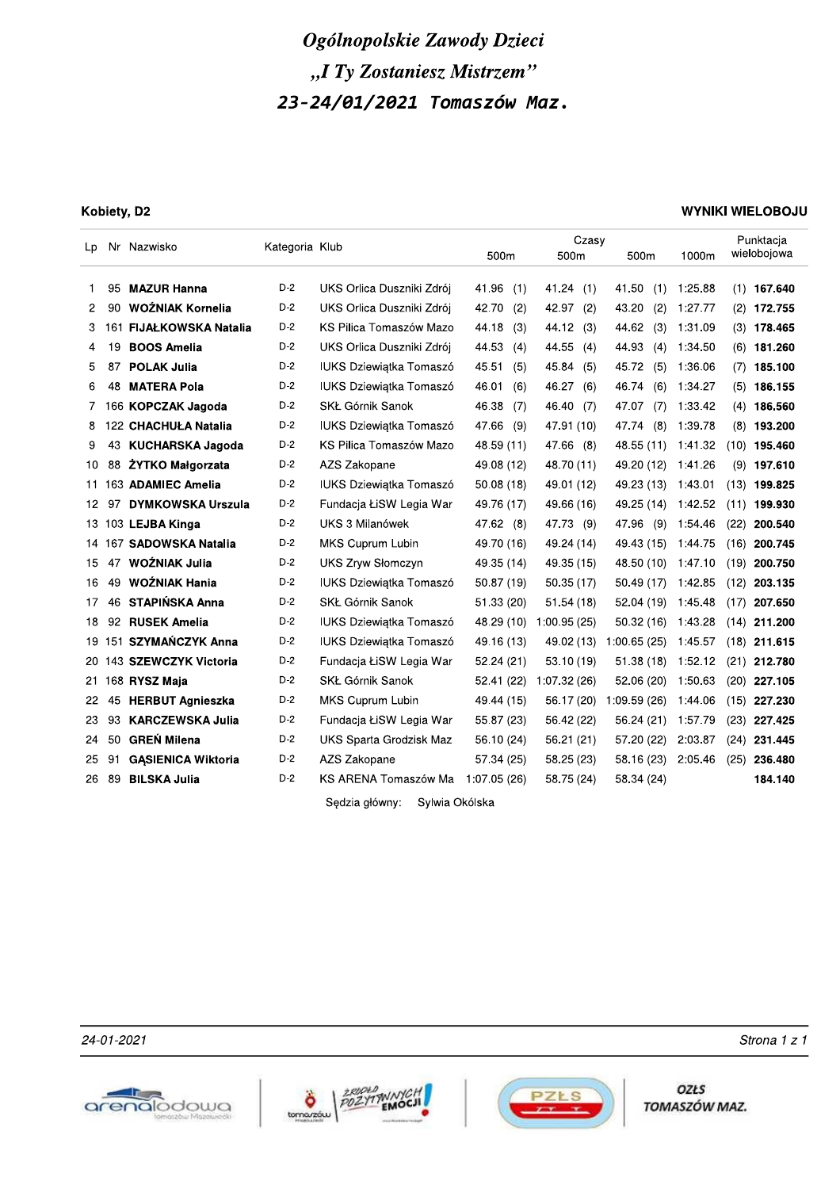# *Ogólnopolskie Zawody Dzieci*

## *„I Ty Zostaniesz Mistrzem"*

## *23-24/01/2021 Tomaszów Maz.*

**Kobiety, D2** | **WYNIKI WIELOBOJU**

| Lp | Nr | Nazwisko | Kategoria | Klub | Czasy 500m | Czasy 500m | Czasy 500m | Czasy 1000m | Punktacja wielobojowa |
|---|---|---|---|---|---|---|---|---|---|
| 1 | 95 | **MAZUR Hanna** | D-2 | UKS Orlica Duszniki Zdrój | 41.96 (1) | 41.24 (1) | 41.50 (1) | 1:25.88 (1) | **167.640** |
| 2 | 90 | **WOŹNIAK Kornelia** | D-2 | UKS Orlica Duszniki Zdrój | 42.70 (2) | 42.97 (2) | 43.20 (2) | 1:27.77 (2) | **172.755** |
| 3 | 161 | **FIJAŁKOWSKA Natalia** | D-2 | KS Pilica Tomaszów Mazo | 44.18 (3) | 44.12 (3) | 44.62 (3) | 1:31.09 (3) | **178.465** |
| 4 | 19 | **BOOS Amelia** | D-2 | UKS Orlica Duszniki Zdrój | 44.53 (4) | 44.55 (4) | 44.93 (4) | 1:34.50 (6) | **181.260** |
| 5 | 87 | **POLAK Julia** | D-2 | IUKS Dziewiątka Tomaszó | 45.51 (5) | 45.84 (5) | 45.72 (5) | 1:36.06 (7) | **185.100** |
| 6 | 48 | **MATERA Pola** | D-2 | IUKS Dziewiątka Tomaszó | 46.01 (6) | 46.27 (6) | 46.74 (6) | 1:34.27 (5) | **186.155** |
| 7 | 166 | **KOPCZAK Jagoda** | D-2 | SKŁ Górnik Sanok | 46.38 (7) | 46.40 (7) | 47.07 (7) | 1:33.42 (4) | **186.560** |
| 8 | 122 | **CHACHUŁA Natalia** | D-2 | IUKS Dziewiątka Tomaszó | 47.66 (9) | 47.91 (10) | 47.74 (8) | 1:39.78 (8) | **193.200** |
| 9 | 43 | **KUCHARSKA Jagoda** | D-2 | KS Pilica Tomaszów Mazo | 48.59 (11) | 47.66 (8) | 48.55 (11) | 1:41.32 (10) | **195.460** |
| 10 | 88 | **ŻYTKO Małgorzata** | D-2 | AZS Zakopane | 49.08 (12) | 48.70 (11) | 49.20 (12) | 1:41.26 (9) | **197.610** |
| 11 | 163 | **ADAMIEC Amelia** | D-2 | IUKS Dziewiątka Tomaszó | 50.08 (18) | 49.01 (12) | 49.23 (13) | 1:43.01 (13) | **199.825** |
| 12 | 97 | **DYMKOWSKA Urszula** | D-2 | Fundacja ŁiSW Legia War | 49.76 (17) | 49.66 (16) | 49.25 (14) | 1:42.52 (11) | **199.930** |
| 13 | 103 | **LEJBA Kinga** | D-2 | UKS 3 Milanówek | 47.62 (8) | 47.73 (9) | 47.96 (9) | 1:54.46 (22) | **200.540** |
| 14 | 167 | **SADOWSKA Natalia** | D-2 | MKS Cuprum Lubin | 49.70 (16) | 49.24 (14) | 49.43 (15) | 1:44.75 (16) | **200.745** |
| 15 | 47 | **WOŹNIAK Julia** | D-2 | UKS Zryw Słomczyn | 49.35 (14) | 49.35 (15) | 48.50 (10) | 1:47.10 (19) | **200.750** |
| 16 | 49 | **WOŹNIAK Hania** | D-2 | IUKS Dziewiątka Tomaszó | 50.87 (19) | 50.35 (17) | 50.49 (17) | 1:42.85 (12) | **203.135** |
| 17 | 46 | **STAPIŃSKA Anna** | D-2 | SKŁ Górnik Sanok | 51.33 (20) | 51.54 (18) | 52.04 (19) | 1:45.48 (17) | **207.650** |
| 18 | 92 | **RUSEK Amelia** | D-2 | IUKS Dziewiątka Tomaszó | 48.29 (10) | 1:00.95 (25) | 50.32 (16) | 1:43.28 (14) | **211.200** |
| 19 | 151 | **SZYMAŃCZYK Anna** | D-2 | IUKS Dziewiątka Tomaszó | 49.16 (13) | 49.02 (13) | 1:00.65 (25) | 1:45.57 (18) | **211.615** |
| 20 | 143 | **SZEWCZYK Victoria** | D-2 | Fundacja ŁiSW Legia War | 52.24 (21) | 53.10 (19) | 51.38 (18) | 1:52.12 (21) | **212.780** |
| 21 | 168 | **RYSZ Maja** | D-2 | SKŁ Górnik Sanok | 52.41 (22) | 1:07.32 (26) | 52.06 (20) | 1:50.63 (20) | **227.105** |
| 22 | 45 | **HERBUT Agnieszka** | D-2 | MKS Cuprum Lubin | 49.44 (15) | 56.17 (20) | 1:09.59 (26) | 1:44.06 (15) | **227.230** |
| 23 | 93 | **KARCZEWSKA Julia** | D-2 | Fundacja ŁiSW Legia War | 55.87 (23) | 56.42 (22) | 56.24 (21) | 1:57.79 (23) | **227.425** |
| 24 | 50 | **GREŃ Milena** | D-2 | UKS Sparta Grodzisk Maz | 56.10 (24) | 56.21 (21) | 57.20 (22) | 2:03.87 (24) | **231.445** |
| 25 | 91 | **GĄSIENICA Wiktoria** | D-2 | AZS Zakopane | 57.34 (25) | 58.25 (23) | 58.16 (23) | 2:05.46 (25) | **236.480** |
| 26 | 89 | **BILSKA Julia** | D-2 | KS ARENA Tomaszów Ma | 1:07.05 (26) | 58.75 (24) | 58.34 (24) | | **184.140** |

Sędzia główny: Sylwia Okólska

*24-01-2021*

OZŁS TOMASZÓW MAZ.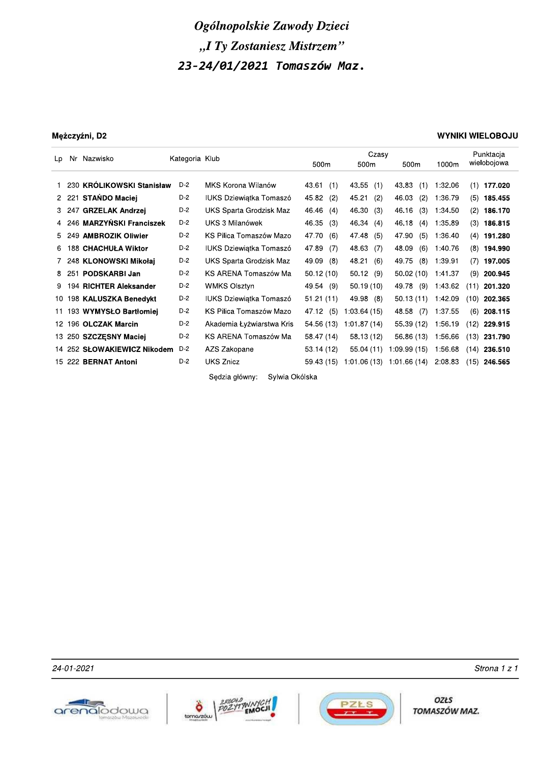# *Ogólnopolskie Zawody Dzieci*
# *„I Ty Zostaniesz Mistrzem"*
## *23-24/01/2021 Tomaszów Maz.*

**Mężczyźni, D2** **WYNIKI WIELOBOJU**

| Lp | Nr | Nazwisko | Kategoria | Klub | Czasy 500m | | Czasy 500m | | Czasy 500m | | Czasy 1000m | | Punktacja wielobojowa |
|---|---|---|---|---|---|---|---|---|---|---|---|---|---|
| 1 | 230 | **KRÓLIKOWSKI Stanisław** | D-2 | MKS Korona Wilanów | 43.61 | (1) | 43.55 | (1) | 43.83 | (1) | 1:32.06 | (1) | **177.020** |
| 2 | 221 | **STAŃDO Maciej** | D-2 | IUKS Dziewiątka Tomaszó | 45.82 | (2) | 45.21 | (2) | 46.03 | (2) | 1:36.79 | (5) | **185.455** |
| 3 | 247 | **GRZELAK Andrzej** | D-2 | UKS Sparta Grodzisk Maz | 46.46 | (4) | 46.30 | (3) | 46.16 | (3) | 1:34.50 | (2) | **186.170** |
| 4 | 246 | **MARZYŃSKI Franciszek** | D-2 | UKS 3 Milanówek | 46.35 | (3) | 46.34 | (4) | 46.18 | (4) | 1:35.89 | (3) | **186.815** |
| 5 | 249 | **AMBROZIK Oliwier** | D-2 | KS Pilica Tomaszów Mazo | 47.70 | (6) | 47.48 | (5) | 47.90 | (5) | 1:36.40 | (4) | **191.280** |
| 6 | 188 | **CHACHUŁA Wiktor** | D-2 | IUKS Dziewiątka Tomaszó | 47.89 | (7) | 48.63 | (7) | 48.09 | (6) | 1:40.76 | (8) | **194.990** |
| 7 | 248 | **KLONOWSKI Mikołaj** | D-2 | UKS Sparta Grodzisk Maz | 49.09 | (8) | 48.21 | (6) | 49.75 | (8) | 1:39.91 | (7) | **197.005** |
| 8 | 251 | **PODSKARBI Jan** | D-2 | KS ARENA Tomaszów Ma | 50.12 | (10) | 50.12 | (9) | 50.02 | (10) | 1:41.37 | (9) | **200.945** |
| 9 | 194 | **RICHTER Aleksander** | D-2 | WMKS Olsztyn | 49.54 | (9) | 50.19 | (10) | 49.78 | (9) | 1:43.62 | (11) | **201.320** |
| 10 | 198 | **KALUSZKA Benedykt** | D-2 | IUKS Dziewiątka Tomaszó | 51.21 | (11) | 49.98 | (8) | 50.13 | (11) | 1:42.09 | (10) | **202.365** |
| 11 | 193 | **WYMYSŁO Bartłomiej** | D-2 | KS Pilica Tomaszów Mazo | 47.12 | (5) | 1:03.64 | (15) | 48.58 | (7) | 1:37.55 | (6) | **208.115** |
| 12 | 196 | **OLCZAK Marcin** | D-2 | Akademia Łyżwiarstwa Kris | 54.56 | (13) | 1:01.87 | (14) | 55.39 | (12) | 1:56.19 | (12) | **229.915** |
| 13 | 250 | **SZCZĘSNY Maciej** | D-2 | KS ARENA Tomaszów Ma | 58.47 | (14) | 58.13 | (12) | 56.86 | (13) | 1:56.66 | (13) | **231.790** |
| 14 | 252 | **SŁOWAKIEWICZ Nikodem** | D-2 | AZS Zakopane | 53.14 | (12) | 55.04 | (11) | 1:09.99 | (15) | 1:56.68 | (14) | **236.510** |
| 15 | 222 | **BERNAT Antoni** | D-2 | UKS Znicz | 59.43 | (15) | 1:01.06 | (13) | 1:01.66 | (14) | 2:08.83 | (15) | **246.565** |

Sędzia główny: Sylwia Okólska

*24-01-2021*

OZŁS TOMASZÓW MAZ.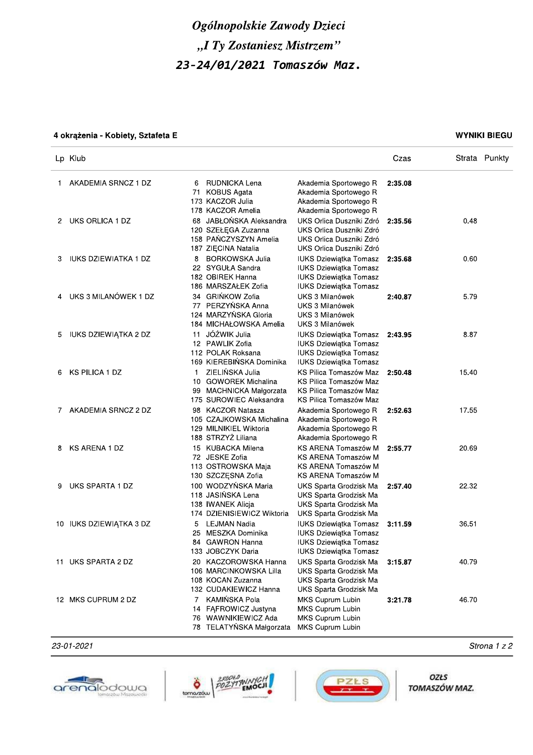# Ogólnopolskie Zawody Dzieci

## „I Ty Zostaniesz Mistrzem"

## 23-24/01/2021 Tomaszów Maz.

### 4 okrążenia - Kobiety, Sztafeta E

**WYNIKI BIEGU**

| Lp | Klub | Nr | Zawodnik | Klub zawodnika | Czas | Strata | Punkty |
|---|---|---|---|---|---|---|---|
| 1 | AKADEMIA SRNCZ 1 DZ | 6 | RUDNICKA Lena | Akademia Sportowego R | **2:35.08** | | |
| | | 71 | KOBUS Agata | Akademia Sportowego R | | | |
| | | 173 | KACZOR Julia | Akademia Sportowego R | | | |
| | | 178 | KACZOR Amelia | Akademia Sportowego R | | | |
| 2 | UKS ORLICA 1 DZ | 68 | JABŁOŃSKA Aleksandra | UKS Orlica Duszniki Zdró | **2:35.56** | 0.48 | |
| | | 120 | SZEŁĘGA Zuzanna | UKS Orlica Duszniki Zdró | | | |
| | | 158 | PAŃCZYSZYN Amelia | UKS Orlica Duszniki Zdró | | | |
| | | 187 | ZIĘCINA Natalia | UKS Orlica Duszniki Zdró | | | |
| 3 | IUKS DZIEWIATKA 1 DZ | 8 | BORKOWSKA Julia | IUKS Dziewiątka Tomasz | **2:35.68** | 0.60 | |
| | | 22 | SYGUŁA Sandra | IUKS Dziewiątka Tomasz | | | |
| | | 182 | OBIREK Hanna | IUKS Dziewiątka Tomasz | | | |
| | | 186 | MARSZAŁEK Zofia | IUKS Dziewiątka Tomasz | | | |
| 4 | UKS 3 MILANÓWEK 1 DZ | 34 | GRIŃKOW Zofia | UKS 3 Milanówek | **2:40.87** | 5.79 | |
| | | 77 | PERZYŃSKA Anna | UKS 3 Milanówek | | | |
| | | 124 | MARZYŃSKA Gloria | UKS 3 Milanówek | | | |
| | | 184 | MICHAŁOWSKA Amelia | UKS 3 Milanówek | | | |
| 5 | IUKS DZIEWIĄTKA 2 DZ | 11 | JÓŹWIK Julia | IUKS Dziewiątka Tomasz | **2:43.95** | 8.87 | |
| | | 12 | PAWLIK Zofia | IUKS Dziewiątka Tomasz | | | |
| | | 112 | POLAK Roksana | IUKS Dziewiątka Tomasz | | | |
| | | 169 | KIEREBIŃSKA Dominika | IUKS Dziewiątka Tomasz | | | |
| 6 | KS PILICA 1 DZ | 1 | ZIELIŃSKA Julia | KS Pilica Tomaszów Maz | **2:50.48** | 15.40 | |
| | | 10 | GOWOREK Michalina | KS Pilica Tomaszów Maz | | | |
| | | 99 | MACHNICKA Małgorzata | KS Pilica Tomaszów Maz | | | |
| | | 175 | SUROWIEC Aleksandra | KS Pilica Tomaszów Maz | | | |
| 7 | AKADEMIA SRNCZ 2 DZ | 98 | KACZOR Natasza | Akademia Sportowego R | **2:52.63** | 17.55 | |
| | | 105 | CZAJKOWSKA Michalina | Akademia Sportowego R | | | |
| | | 129 | MILNIKIEL Wiktoria | Akademia Sportowego R | | | |
| | | 188 | STRZYŻ Liliana | Akademia Sportowego R | | | |
| 8 | KS ARENA 1 DZ | 15 | KUBACKA Milena | KS ARENA Tomaszów M | **2:55.77** | 20.69 | |
| | | 72 | JESKE Zofia | KS ARENA Tomaszów M | | | |
| | | 113 | OSTROWSKA Maja | KS ARENA Tomaszów M | | | |
| | | 130 | SZCZĘSNA Zofia | KS ARENA Tomaszów M | | | |
| 9 | UKS SPARTA 1 DZ | 100 | WODZYŃSKA Maria | UKS Sparta Grodzisk Ma | **2:57.40** | 22.32 | |
| | | 118 | JASIŃSKA Lena | UKS Sparta Grodzisk Ma | | | |
| | | 138 | IWANEK Alicja | UKS Sparta Grodzisk Ma | | | |
| | | 174 | DZIENISIEWICZ Wiktoria | UKS Sparta Grodzisk Ma | | | |
| 10 | IUKS DZIEWIĄTKA 3 DZ | 5 | LEJMAN Nadia | IUKS Dziewiątka Tomasz | **3:11.59** | 36.51 | |
| | | 25 | MESZKA Dominika | IUKS Dziewiątka Tomasz | | | |
| | | 84 | GAWRON Hanna | IUKS Dziewiątka Tomasz | | | |
| | | 133 | JOBCZYK Daria | IUKS Dziewiątka Tomasz | | | |
| 11 | UKS SPARTA 2 DZ | 20 | KACZOROWSKA Hanna | UKS Sparta Grodzisk Ma | **3:15.87** | 40.79 | |
| | | 106 | MARCINKOWSKA Lilla | UKS Sparta Grodzisk Ma | | | |
| | | 108 | KOCAN Zuzanna | UKS Sparta Grodzisk Ma | | | |
| | | 132 | CUDAKIEWICZ Hanna | UKS Sparta Grodzisk Ma | | | |
| 12 | MKS CUPRUM 2 DZ | 7 | KAMIŃSKA Pola | MKS Cuprum Lubin | **3:21.78** | 46.70 | |
| | | 14 | FĄFROWICZ Justyna | MKS Cuprum Lubin | | | |
| | | 76 | WAWNIKIEWICZ Ada | MKS Cuprum Lubin | | | |
| | | 78 | TELATYŃSKA Małgorzata | MKS Cuprum Lubin | | | |

*23-01-2021*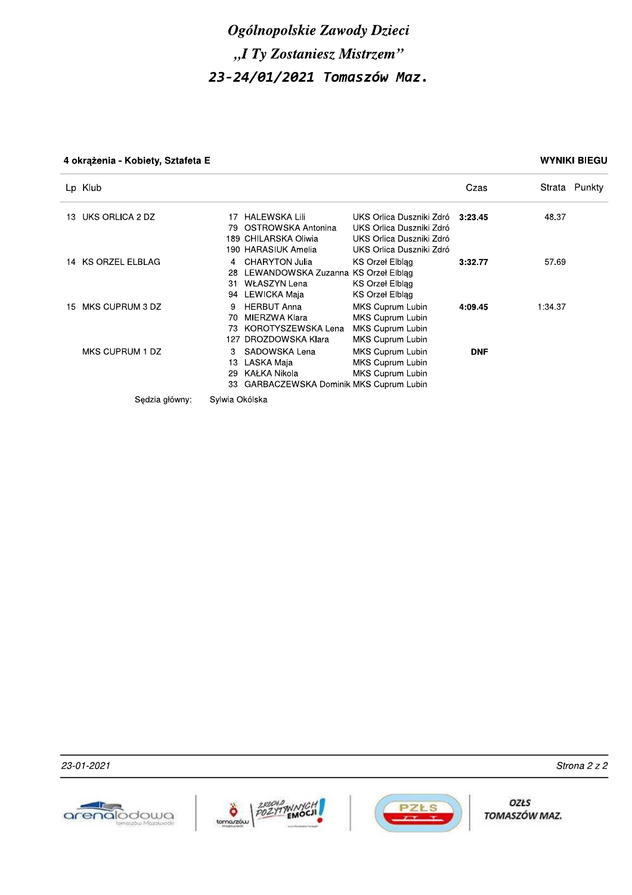# *Ogólnopolskie Zawody Dzieci*
# *„I Ty Zostaniesz Mistrzem"*
# *23-24/01/2021 Tomaszów Maz.*

**4 okrążenia - Kobiety, Sztafeta E** | **WYNIKI BIEGU**

| Lp | Klub | Nr | Zawodnik | Klub zawodnika | Czas | Strata | Punkty |
|---|---|---|---|---|---|---|---|
| 13 | UKS ORLICA 2 DZ | 17 | HALEWSKA Lili | UKS Orlica Duszniki Zdró | **3:23.45** | 48.37 | |
| | | 79 | OSTROWSKA Antonina | UKS Orlica Duszniki Zdró | | | |
| | | 189 | CHILARSKA Oliwia | UKS Orlica Duszniki Zdró | | | |
| | | 190 | HARASIUK Amelia | UKS Orlica Duszniki Zdró | | | |
| 14 | KS ORZEL ELBLAG | 4 | CHARYTON Julia | KS Orzeł Elbląg | **3:32.77** | 57.69 | |
| | | 28 | LEWANDOWSKA Zuzanna | KS Orzeł Elbląg | | | |
| | | 31 | WŁASZYN Lena | KS Orzeł Elbląg | | | |
| | | 94 | LEWICKA Maja | KS Orzeł Elbląg | | | |
| 15 | MKS CUPRUM 3 DZ | 9 | HERBUT Anna | MKS Cuprum Lubin | **4:09.45** | 1:34.37 | |
| | | 70 | MIERZWA Klara | MKS Cuprum Lubin | | | |
| | | 73 | KOROTYSZEWSKA Lena | MKS Cuprum Lubin | | | |
| | | 127 | DROZDOWSKA Klara | MKS Cuprum Lubin | | | |
| | MKS CUPRUM 1 DZ | 3 | SADOWSKA Lena | MKS Cuprum Lubin | **DNF** | | |
| | | 13 | LASKA Maja | MKS Cuprum Lubin | | | |
| | | 29 | KAŁKA Nikola | MKS Cuprum Lubin | | | |
| | | 33 | GARBACZEWSKA Dominik | MKS Cuprum Lubin | | | |

Sędzia główny: Sylwia Okólska

*23-01-2021*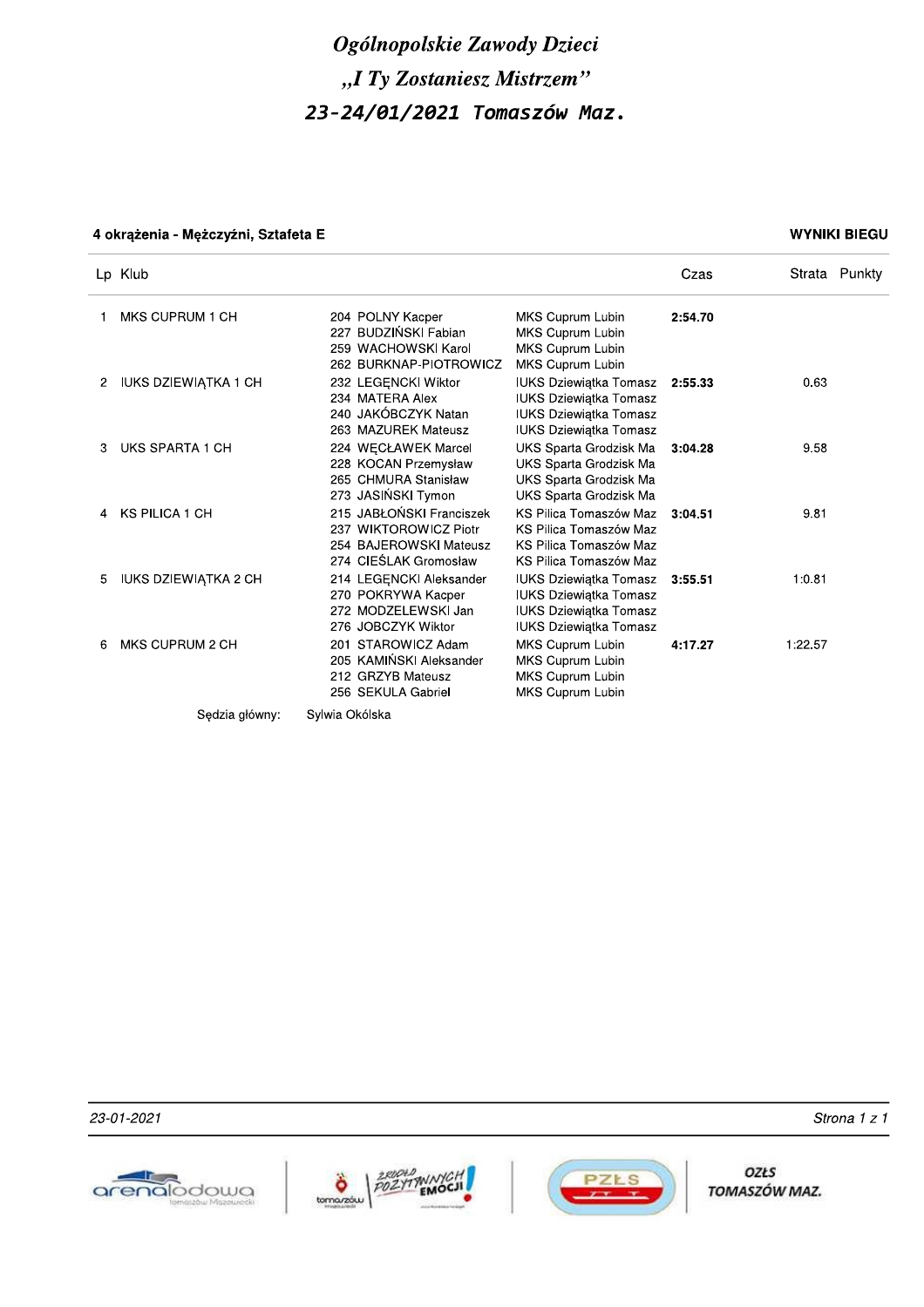# *Ogólnopolskie Zawody Dzieci*

## *„I Ty Zostaniesz Mistrzem"*

## *23-24/01/2021 Tomaszów Maz.*

**4 okrążenia - Mężczyźni, Sztafeta E** — **WYNIKI BIEGU**

| Lp | Klub | Zawodnik | Klub zawodnika | Czas | Strata | Punkty |
|---|---|---|---|---|---|---|
| 1 | MKS CUPRUM 1 CH | 204 POLNY Kacper | MKS Cuprum Lubin | **2:54.70** | | |
| | | 227 BUDZIŃSKI Fabian | MKS Cuprum Lubin | | | |
| | | 259 WACHOWSKI Karol | MKS Cuprum Lubin | | | |
| | | 262 BURKNAP-PIOTROWICZ | MKS Cuprum Lubin | | | |
| 2 | IUKS DZIEWIĄTKA 1 CH | 232 LEGĘNCKI Wiktor | IUKS Dziewiątka Tomasz | **2:55.33** | 0.63 | |
| | | 234 MATERA Alex | IUKS Dziewiątka Tomasz | | | |
| | | 240 JAKÓBCZYK Natan | IUKS Dziewiątka Tomasz | | | |
| | | 263 MAZUREK Mateusz | IUKS Dziewiątka Tomasz | | | |
| 3 | UKS SPARTA 1 CH | 224 WĘCŁAWEK Marcel | UKS Sparta Grodzisk Ma | **3:04.28** | 9.58 | |
| | | 228 KOCAN Przemysław | UKS Sparta Grodzisk Ma | | | |
| | | 265 CHMURA Stanisław | UKS Sparta Grodzisk Ma | | | |
| | | 273 JASIŃSKI Tymon | UKS Sparta Grodzisk Ma | | | |
| 4 | KS PILICA 1 CH | 215 JABŁOŃSKI Franciszek | KS Pilica Tomaszów Maz | **3:04.51** | 9.81 | |
| | | 237 WIKTOROWICZ Piotr | KS Pilica Tomaszów Maz | | | |
| | | 254 BAJEROWSKI Mateusz | KS Pilica Tomaszów Maz | | | |
| | | 274 CIEŚLAK Gromosław | KS Pilica Tomaszów Maz | | | |
| 5 | IUKS DZIEWIĄTKA 2 CH | 214 LEGĘNCKI Aleksander | IUKS Dziewiątka Tomasz | **3:55.51** | 1:0.81 | |
| | | 270 POKRYWA Kacper | IUKS Dziewiątka Tomasz | | | |
| | | 272 MODZELEWSKI Jan | IUKS Dziewiątka Tomasz | | | |
| | | 276 JOBCZYK Wiktor | IUKS Dziewiątka Tomasz | | | |
| 6 | MKS CUPRUM 2 CH | 201 STAROWICZ Adam | MKS Cuprum Lubin | **4:17.27** | 1:22.57 | |
| | | 205 KAMIŃSKI Aleksander | MKS Cuprum Lubin | | | |
| | | 212 GRZYB Mateusz | MKS Cuprum Lubin | | | |
| | | 256 SEKULA Gabriel | MKS Cuprum Lubin | | | |

Sędzia główny: Sylwia Okólska

*23-01-2021*

OZŁS TOMASZÓW MAZ.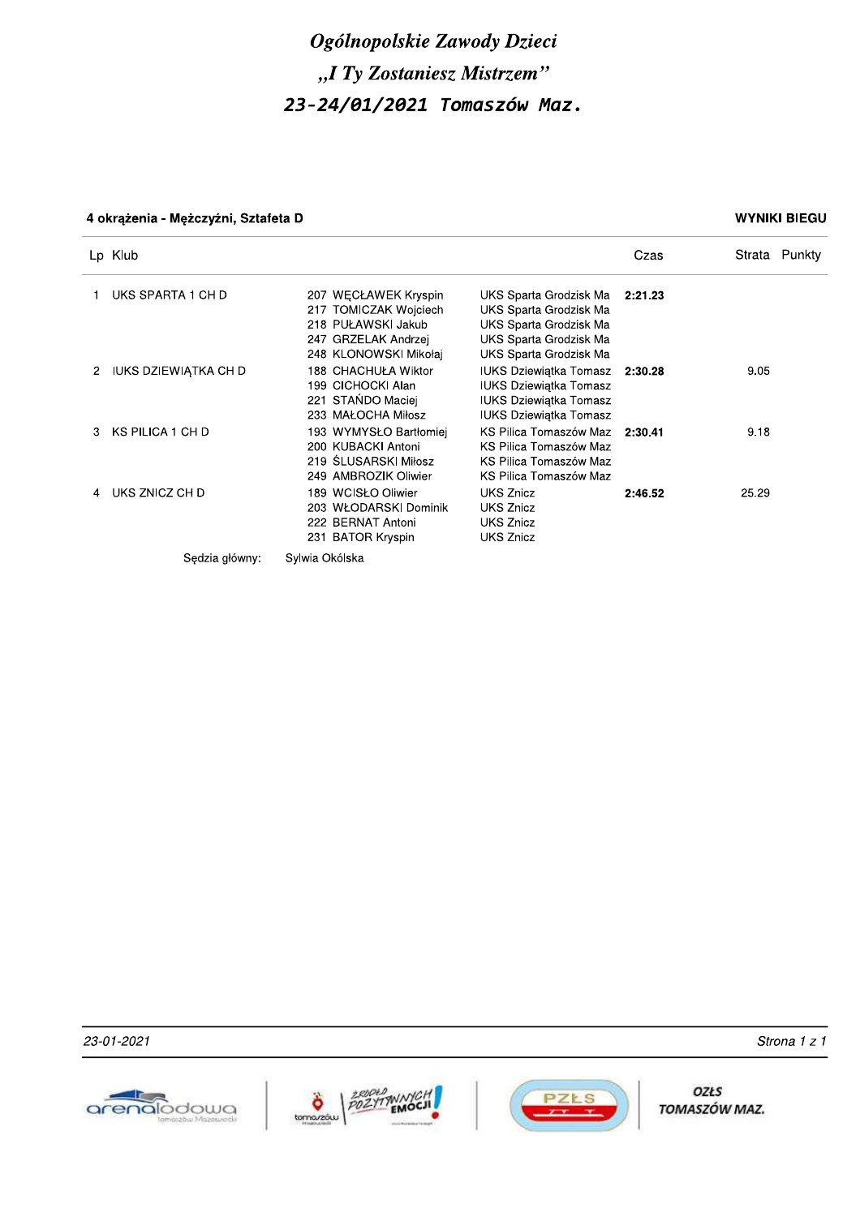# *Ogólnopolskie Zawody Dzieci*

## *„I Ty Zostaniesz Mistrzem"*

## 23-24/01/2021 Tomaszów Maz.

**4 okrążenia - Mężczyźni, Sztafeta D** — **WYNIKI BIEGU**

| Lp | Klub | Zawodnicy | | Czas | Strata | Punkty |
|---|---|---|---|---|---|---|
| 1 | UKS SPARTA 1 CH D | 207 WĘCŁAWEK Kryspin | UKS Sparta Grodzisk Ma | **2:21.23** | | |
| | | 217 TOMICZAK Wojciech | UKS Sparta Grodzisk Ma | | | |
| | | 218 PUŁAWSKI Jakub | UKS Sparta Grodzisk Ma | | | |
| | | 247 GRZELAK Andrzej | UKS Sparta Grodzisk Ma | | | |
| | | 248 KLONOWSKI Mikołaj | UKS Sparta Grodzisk Ma | | | |
| 2 | IUKS DZIEWIĄTKA CH D | 188 CHACHUŁA Wiktor | IUKS Dziewiątka Tomasz | **2:30.28** | 9.05 | |
| | | 199 CICHOCKI Alan | IUKS Dziewiątka Tomasz | | | |
| | | 221 STAŃDO Maciej | IUKS Dziewiątka Tomasz | | | |
| | | 233 MAŁOCHA Miłosz | IUKS Dziewiątka Tomasz | | | |
| 3 | KS PILICA 1 CH D | 193 WYMYSŁO Bartłomiej | KS Pilica Tomaszów Maz | **2:30.41** | 9.18 | |
| | | 200 KUBACKI Antoni | KS Pilica Tomaszów Maz | | | |
| | | 219 ŚLUSARSKI Miłosz | KS Pilica Tomaszów Maz | | | |
| | | 249 AMBROZIK Oliwier | KS Pilica Tomaszów Maz | | | |
| 4 | UKS ZNICZ CH D | 189 WCISŁO Oliwier | UKS Znicz | **2:46.52** | 25.29 | |
| | | 203 WŁODARSKI Dominik | UKS Znicz | | | |
| | | 222 BERNAT Antoni | UKS Znicz | | | |
| | | 231 BATOR Kryspin | UKS Znicz | | | |

Sędzia główny: Sylwia Okólska

*23-01-2021*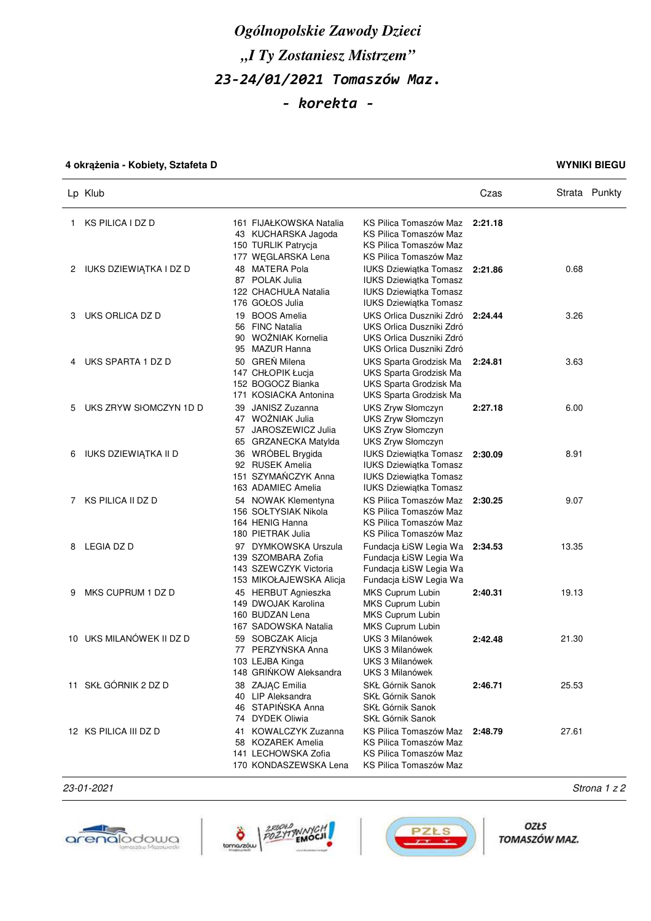*Ogólnopolskie Zawody Dzieci*

*„I Ty Zostaniesz Mistrzem"*

*23-24/01/2021 Tomaszów Maz.*

*- korekta -*

**4 okrążenia - Kobiety, Sztafeta D** **WYNIKI BIEGU**

| Lp | Klub | Zawodnik | Klub zawodnika | Czas | Strata | Punkty |
|---|---|---|---|---|---|---|
| 1 | KS PILICA I DZ D | 161 FIJAŁKOWSKA Natalia | KS Pilica Tomaszów Maz | 2:21.18 | | |
| | | 43 KUCHARSKA Jagoda | KS Pilica Tomaszów Maz | | | |
| | | 150 TURLIK Patrycja | KS Pilica Tomaszów Maz | | | |
| | | 177 WĘGLARSKA Lena | KS Pilica Tomaszów Maz | | | |
| 2 | IUKS DZIEWIĄTKA I DZ D | 48 MATERA Pola | IUKS Dziewiątka Tomasz | 2:21.86 | 0.68 | |
| | | 87 POLAK Julia | IUKS Dziewiątka Tomasz | | | |
| | | 122 CHACHUŁA Natalia | IUKS Dziewiątka Tomasz | | | |
| | | 176 GOŁOS Julia | IUKS Dziewiątka Tomasz | | | |
| 3 | UKS ORLICA DZ D | 19 BOOS Amelia | UKS Orlica Duszniki Zdró | 2:24.44 | 3.26 | |
| | | 56 FINC Natalia | UKS Orlica Duszniki Zdró | | | |
| | | 90 WOŹNIAK Kornelia | UKS Orlica Duszniki Zdró | | | |
| | | 95 MAZUR Hanna | UKS Orlica Duszniki Zdró | | | |
| 4 | UKS SPARTA 1 DZ D | 50 GREŃ Milena | UKS Sparta Grodzisk Ma | 2:24.81 | 3.63 | |
| | | 147 CHŁOPIK Łucja | UKS Sparta Grodzisk Ma | | | |
| | | 152 BOGOCZ Bianka | UKS Sparta Grodzisk Ma | | | |
| | | 171 KOSIACKA Antonina | UKS Sparta Grodzisk Ma | | | |
| 5 | UKS ZRYW SłOMCZYN 1D D | 39 JANISZ Zuzanna | UKS Zryw Słomczyn | 2:27.18 | 6.00 | |
| | | 47 WOŹNIAK Julia | UKS Zryw Słomczyn | | | |
| | | 57 JAROSZEWICZ Julia | UKS Zryw Słomczyn | | | |
| | | 65 GRZANECKA Matylda | UKS Zryw Słomczyn | | | |
| 6 | IUKS DZIEWIĄTKA II D | 36 WRÓBEL Brygida | IUKS Dziewiątka Tomasz | 2:30.09 | 8.91 | |
| | | 92 RUSEK Amelia | IUKS Dziewiątka Tomasz | | | |
| | | 151 SZYMAŃCZYK Anna | IUKS Dziewiątka Tomasz | | | |
| | | 163 ADAMIEC Amelia | IUKS Dziewiątka Tomasz | | | |
| 7 | KS PILICA II DZ D | 54 NOWAK Klementyna | KS Pilica Tomaszów Maz | 2:30.25 | 9.07 | |
| | | 156 SOŁTYSIAK Nikola | KS Pilica Tomaszów Maz | | | |
| | | 164 HENIG Hanna | KS Pilica Tomaszów Maz | | | |
| | | 180 PIETRAK Julia | KS Pilica Tomaszów Maz | | | |
| 8 | LEGIA DZ D | 97 DYMKOWSKA Urszula | Fundacja ŁiSW Legia Wa | 2:34.53 | 13.35 | |
| | | 139 SZOMBARA Zofia | Fundacja ŁiSW Legia Wa | | | |
| | | 143 SZEWCZYK Victoria | Fundacja ŁiSW Legia Wa | | | |
| | | 153 MIKOŁAJEWSKA Alicja | Fundacja ŁiSW Legia Wa | | | |
| 9 | MKS CUPRUM 1 DZ D | 45 HERBUT Agnieszka | MKS Cuprum Lubin | 2:40.31 | 19.13 | |
| | | 149 DWOJAK Karolina | MKS Cuprum Lubin | | | |
| | | 160 BUDZAN Lena | MKS Cuprum Lubin | | | |
| | | 167 SADOWSKA Natalia | MKS Cuprum Lubin | | | |
| 10 | UKS MILANÓWEK II DZ D | 59 SOBCZAK Alicja | UKS 3 Milanówek | 2:42.48 | 21.30 | |
| | | 77 PERZYŃSKA Anna | UKS 3 Milanówek | | | |
| | | 103 LEJBA Kinga | UKS 3 Milanówek | | | |
| | | 148 GRIŃKOW Aleksandra | UKS 3 Milanówek | | | |
| 11 | SKŁ GÓRNIK 2 DZ D | 38 ZAJĄC Emilia | SKŁ Górnik Sanok | 2:46.71 | 25.53 | |
| | | 40 LIP Aleksandra | SKŁ Górnik Sanok | | | |
| | | 46 STAPIŃSKA Anna | SKŁ Górnik Sanok | | | |
| | | 74 DYDEK Oliwia | SKŁ Górnik Sanok | | | |
| 12 | KS PILICA III DZ D | 41 KOWALCZYK Zuzanna | KS Pilica Tomaszów Maz | 2:48.79 | 27.61 | |
| | | 58 KOZAREK Amelia | KS Pilica Tomaszów Maz | | | |
| | | 141 LECHOWSKA Zofia | KS Pilica Tomaszów Maz | | | |
| | | 170 KONDASZEWSKA Lena | KS Pilica Tomaszów Maz | | | |

*23-01-2021*

OZŁS TOMASZÓW MAZ.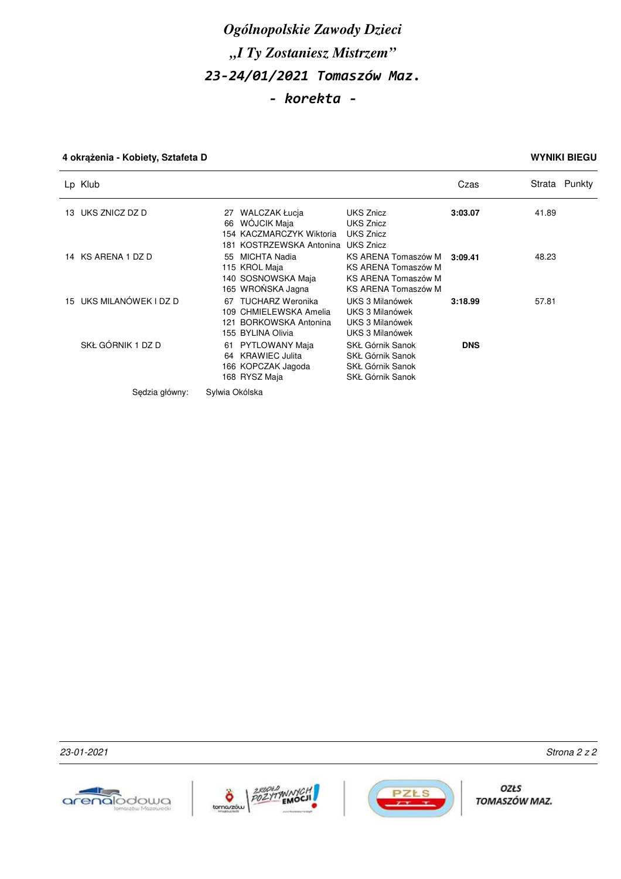# *Ogólnopolskie Zawody Dzieci*

# *„I Ty Zostaniesz Mistrzem"*

## *23-24/01/2021 Tomaszów Maz.*

## *- korekta -*

**4 okrążenia - Kobiety, Sztafeta D** **WYNIKI BIEGU**

| Lp | Klub | Zawodnik | Klub zawodnika | Czas | Strata | Punkty |
|---|---|---|---|---|---|---|
| 13 | UKS ZNICZ DZ D | 27 WALCZAK Łucja | UKS Znicz | **3:03.07** | 41.89 | |
| | | 66 WÓJCIK Maja | UKS Znicz | | | |
| | | 154 KACZMARCZYK Wiktoria | UKS Znicz | | | |
| | | 181 KOSTRZEWSKA Antonina | UKS Znicz | | | |
| 14 | KS ARENA 1 DZ D | 55 MICHTA Nadia | KS ARENA Tomaszów M | **3:09.41** | 48.23 | |
| | | 115 KROL Maja | KS ARENA Tomaszów M | | | |
| | | 140 SOSNOWSKA Maja | KS ARENA Tomaszów M | | | |
| | | 165 WROŃSKA Jagna | KS ARENA Tomaszów M | | | |
| 15 | UKS MILANÓWEK I DZ D | 67 TUCHARZ Weronika | UKS 3 Milanówek | **3:18.99** | 57.81 | |
| | | 109 CHMIELEWSKA Amelia | UKS 3 Milanówek | | | |
| | | 121 BORKOWSKA Antonina | UKS 3 Milanówek | | | |
| | | 155 BYLINA Olivia | UKS 3 Milanówek | | | |
| | SKŁ GÓRNIK 1 DZ D | 61 PYTLOWANY Maja | SKŁ Górnik Sanok | **DNS** | | |
| | | 64 KRAWIEC Julita | SKŁ Górnik Sanok | | | |
| | | 166 KOPCZAK Jagoda | SKŁ Górnik Sanok | | | |
| | | 168 RYSZ Maja | SKŁ Górnik Sanok | | | |

Sędzia główny: Sylwia Okólska

*23-01-2021*

OZŁS TOMASZÓW MAZ.